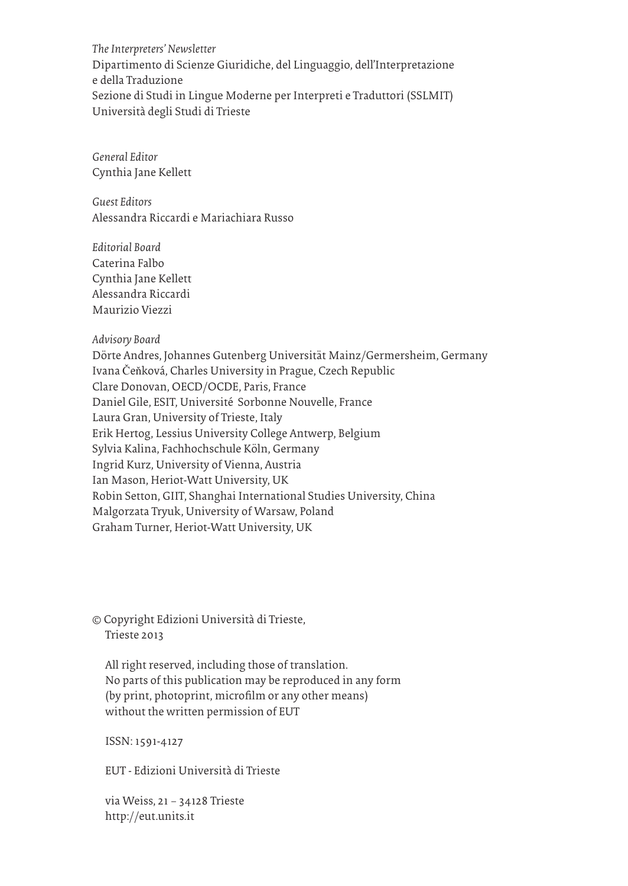*The Interpreters' Newsletter*
Dipartimento di Scienze Giuridiche, del Linguaggio, dell'Interpretazione e della Traduzione
Sezione di Studi in Lingue Moderne per Interpreti e Traduttori (SSLMIT)
Università degli Studi di Trieste

*General Editor*
Cynthia Jane Kellett

*Guest Editors*
Alessandra Riccardi e Mariachiara Russo

*Editorial Board*
Caterina Falbo
Cynthia Jane Kellett
Alessandra Riccardi
Maurizio Viezzi

*Advisory Board*
Dörte Andres, Johannes Gutenberg Universität Mainz/Germersheim, Germany
Ivana Čeňková, Charles University in Prague, Czech Republic
Clare Donovan, OECD/OCDE, Paris, France
Daniel Gile, ESIT, Université Sorbonne Nouvelle, France
Laura Gran, University of Trieste, Italy
Erik Hertog, Lessius University College Antwerp, Belgium
Sylvia Kalina, Fachhochschule Köln, Germany
Ingrid Kurz, University of Vienna, Austria
Ian Mason, Heriot-Watt University, UK
Robin Setton, GIIT, Shanghai International Studies University, China
Malgorzata Tryuk, University of Warsaw, Poland
Graham Turner, Heriot-Watt University, UK

© Copyright Edizioni Università di Trieste,
Trieste 2013

All right reserved, including those of translation.
No parts of this publication may be reproduced in any form
(by print, photoprint, microfilm or any other means)
without the written permission of EUT

ISSN: 1591-4127

EUT - Edizioni Università di Trieste

via Weiss, 21 – 34128 Trieste
http://eut.units.it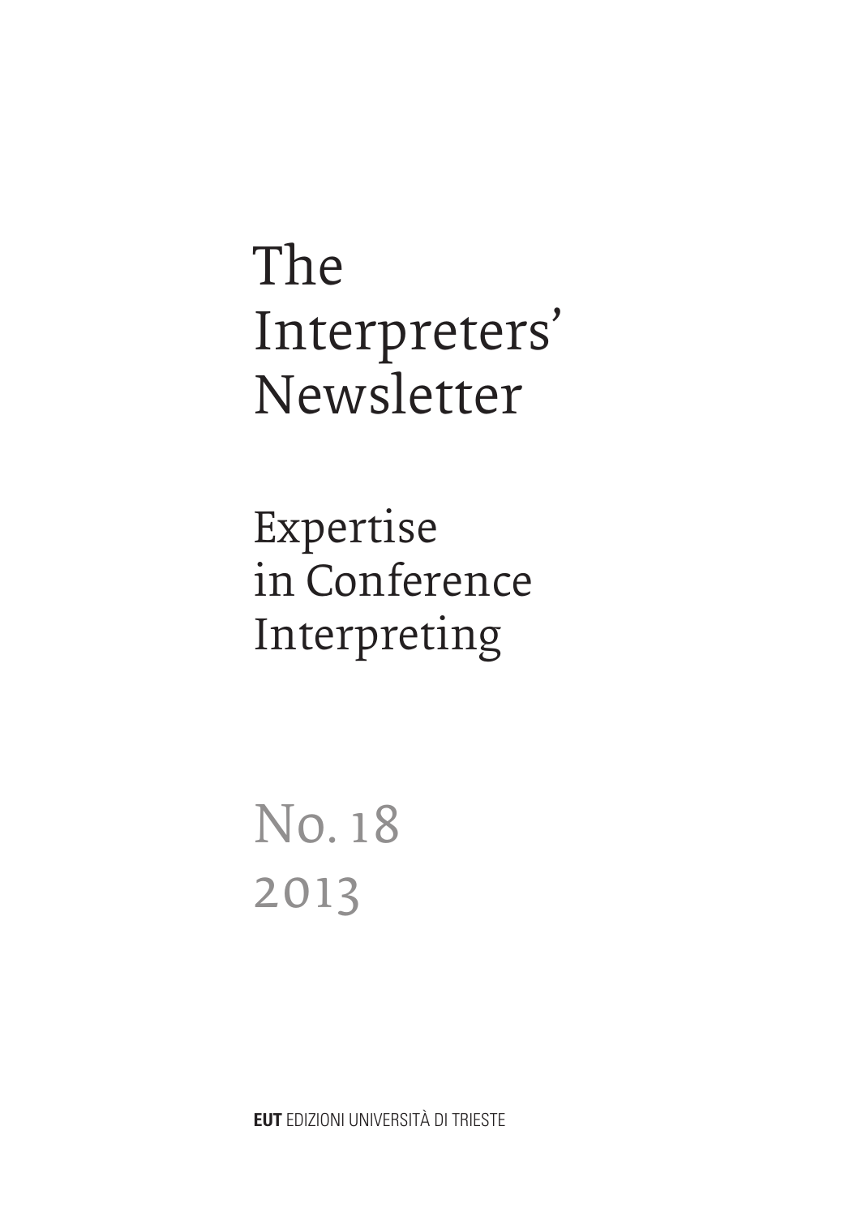# The Interpreters' Newsletter

## Expertise in Conference Interpreting

No. 18
2013

**EUT** EDIZIONI UNIVERSITÀ DI TRIESTE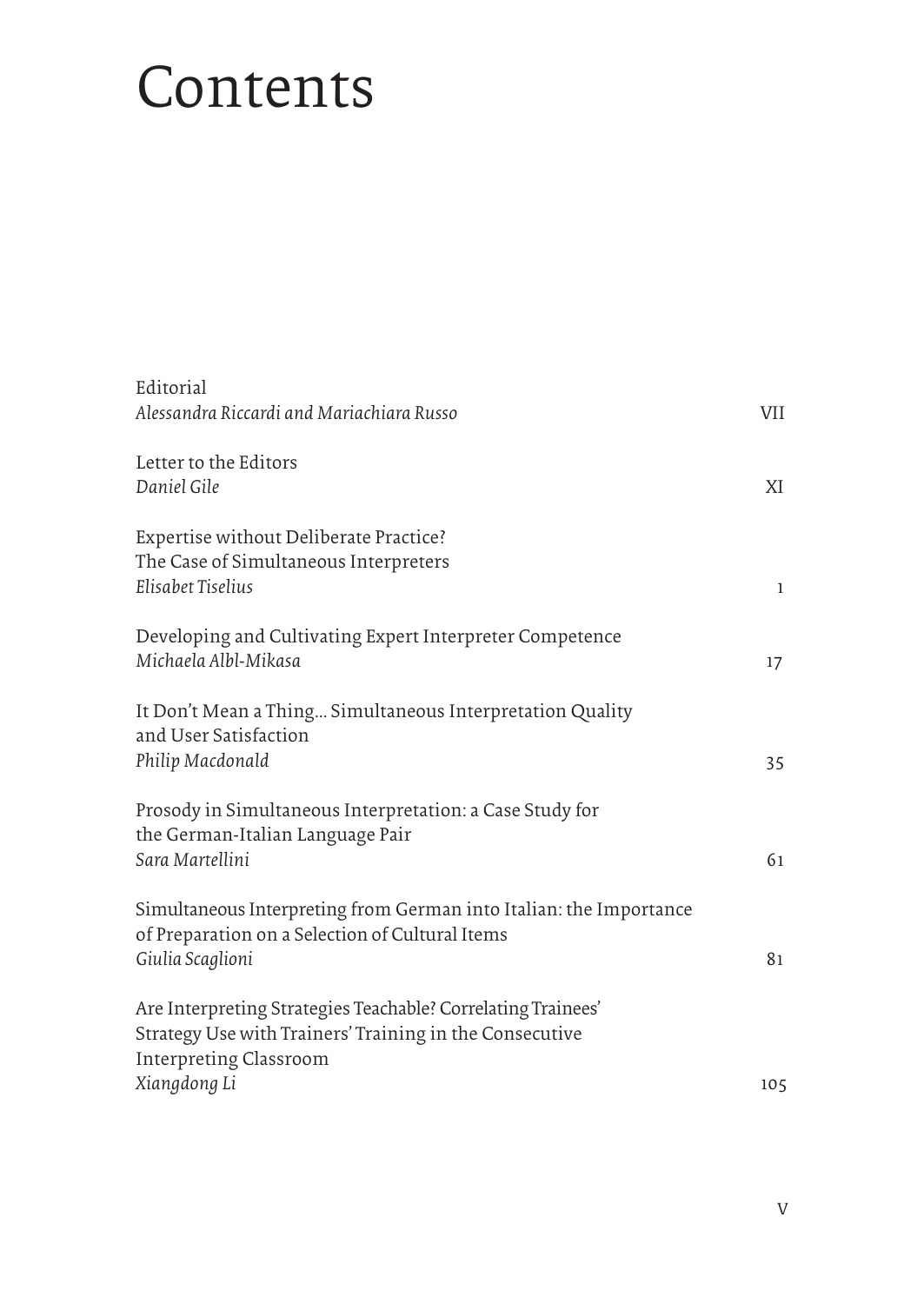# Contents

Editorial  
*Alessandra Riccardi and Mariachiara Russo* VII

Letter to the Editors  
*Daniel Gile* XI

Expertise without Deliberate Practice?  
The Case of Simultaneous Interpreters  
*Elisabet Tiselius* 1

Developing and Cultivating Expert Interpreter Competence  
*Michaela Albl-Mikasa* 17

It Don't Mean a Thing... Simultaneous Interpretation Quality and User Satisfaction  
*Philip Macdonald* 35

Prosody in Simultaneous Interpretation: a Case Study for the German-Italian Language Pair  
*Sara Martellini* 61

Simultaneous Interpreting from German into Italian: the Importance of Preparation on a Selection of Cultural Items  
*Giulia Scaglioni* 81

Are Interpreting Strategies Teachable? Correlating Trainees' Strategy Use with Trainers' Training in the Consecutive Interpreting Classroom  
*Xiangdong Li* 105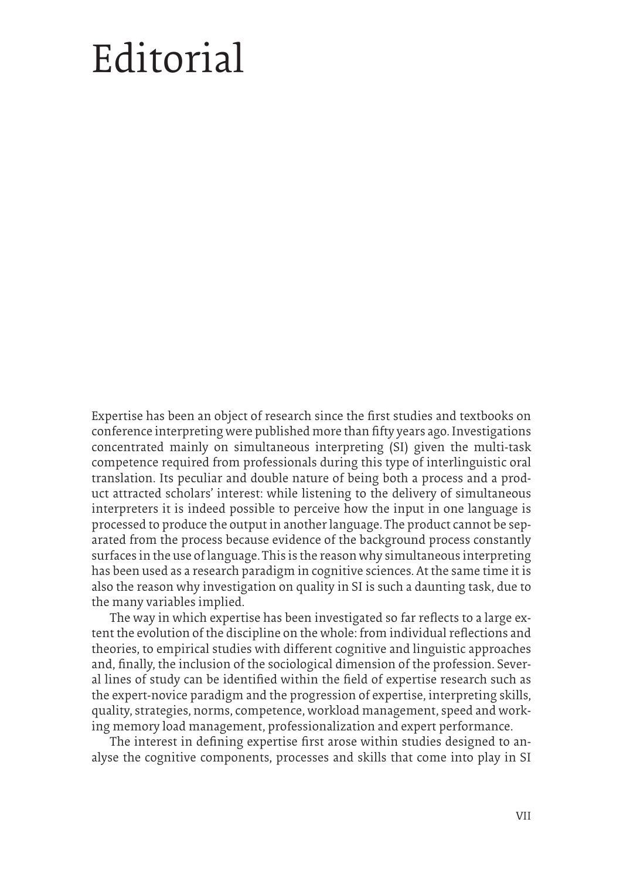# Editorial

Expertise has been an object of research since the first studies and textbooks on conference interpreting were published more than fifty years ago. Investigations concentrated mainly on simultaneous interpreting (SI) given the multi-task competence required from professionals during this type of interlinguistic oral translation. Its peculiar and double nature of being both a process and a product attracted scholars' interest: while listening to the delivery of simultaneous interpreters it is indeed possible to perceive how the input in one language is processed to produce the output in another language. The product cannot be separated from the process because evidence of the background process constantly surfaces in the use of language. This is the reason why simultaneous interpreting has been used as a research paradigm in cognitive sciences. At the same time it is also the reason why investigation on quality in SI is such a daunting task, due to the many variables implied.

The way in which expertise has been investigated so far reflects to a large extent the evolution of the discipline on the whole: from individual reflections and theories, to empirical studies with different cognitive and linguistic approaches and, finally, the inclusion of the sociological dimension of the profession. Several lines of study can be identified within the field of expertise research such as the expert-novice paradigm and the progression of expertise, interpreting skills, quality, strategies, norms, competence, workload management, speed and working memory load management, professionalization and expert performance.

The interest in defining expertise first arose within studies designed to analyse the cognitive components, processes and skills that come into play in SI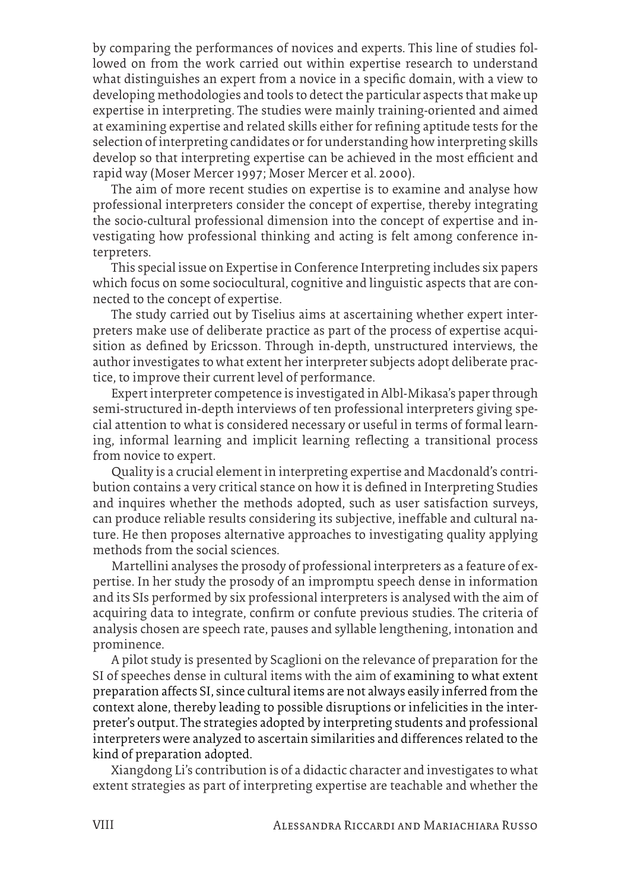by comparing the performances of novices and experts. This line of studies followed on from the work carried out within expertise research to understand what distinguishes an expert from a novice in a specific domain, with a view to developing methodologies and tools to detect the particular aspects that make up expertise in interpreting. The studies were mainly training-oriented and aimed at examining expertise and related skills either for refining aptitude tests for the selection of interpreting candidates or for understanding how interpreting skills develop so that interpreting expertise can be achieved in the most efficient and rapid way (Moser Mercer 1997; Moser Mercer et al. 2000).

The aim of more recent studies on expertise is to examine and analyse how professional interpreters consider the concept of expertise, thereby integrating the socio-cultural professional dimension into the concept of expertise and investigating how professional thinking and acting is felt among conference interpreters.

This special issue on Expertise in Conference Interpreting includes six papers which focus on some sociocultural, cognitive and linguistic aspects that are connected to the concept of expertise.

The study carried out by Tiselius aims at ascertaining whether expert interpreters make use of deliberate practice as part of the process of expertise acquisition as defined by Ericsson. Through in-depth, unstructured interviews, the author investigates to what extent her interpreter subjects adopt deliberate practice, to improve their current level of performance.

Expert interpreter competence is investigated in Albl-Mikasa's paper through semi-structured in-depth interviews of ten professional interpreters giving special attention to what is considered necessary or useful in terms of formal learning, informal learning and implicit learning reflecting a transitional process from novice to expert.

Quality is a crucial element in interpreting expertise and Macdonald's contribution contains a very critical stance on how it is defined in Interpreting Studies and inquires whether the methods adopted, such as user satisfaction surveys, can produce reliable results considering its subjective, ineffable and cultural nature. He then proposes alternative approaches to investigating quality applying methods from the social sciences.

Martellini analyses the prosody of professional interpreters as a feature of expertise. In her study the prosody of an impromptu speech dense in information and its SIs performed by six professional interpreters is analysed with the aim of acquiring data to integrate, confirm or confute previous studies. The criteria of analysis chosen are speech rate, pauses and syllable lengthening, intonation and prominence.

A pilot study is presented by Scaglioni on the relevance of preparation for the SI of speeches dense in cultural items with the aim of examining to what extent preparation affects SI, since cultural items are not always easily inferred from the context alone, thereby leading to possible disruptions or infelicities in the interpreter's output. The strategies adopted by interpreting students and professional interpreters were analyzed to ascertain similarities and differences related to the kind of preparation adopted.

Xiangdong Li's contribution is of a didactic character and investigates to what extent strategies as part of interpreting expertise are teachable and whether the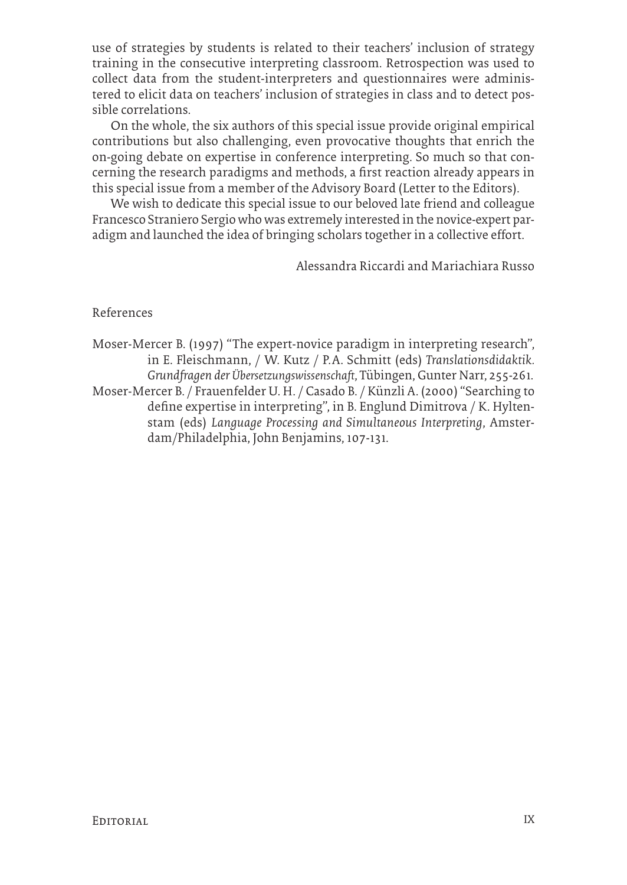use of strategies by students is related to their teachers' inclusion of strategy training in the consecutive interpreting classroom. Retrospection was used to collect data from the student-interpreters and questionnaires were administered to elicit data on teachers' inclusion of strategies in class and to detect possible correlations.

On the whole, the six authors of this special issue provide original empirical contributions but also challenging, even provocative thoughts that enrich the on-going debate on expertise in conference interpreting. So much so that concerning the research paradigms and methods, a first reaction already appears in this special issue from a member of the Advisory Board (Letter to the Editors).

We wish to dedicate this special issue to our beloved late friend and colleague Francesco Straniero Sergio who was extremely interested in the novice-expert paradigm and launched the idea of bringing scholars together in a collective effort.

Alessandra Riccardi and Mariachiara Russo

References

Moser-Mercer B. (1997) "The expert-novice paradigm in interpreting research", in E. Fleischmann, / W. Kutz / P.A. Schmitt (eds) *Translationsdidaktik. Grundfragen der Übersetzungswissenschaft*, Tübingen, Gunter Narr, 255-261.

Moser-Mercer B. / Frauenfelder U. H. / Casado B. / Künzli A. (2000) "Searching to define expertise in interpreting", in B. Englund Dimitrova / K. Hyltenstam (eds) *Language Processing and Simultaneous Interpreting*, Amsterdam/Philadelphia, John Benjamins, 107-131.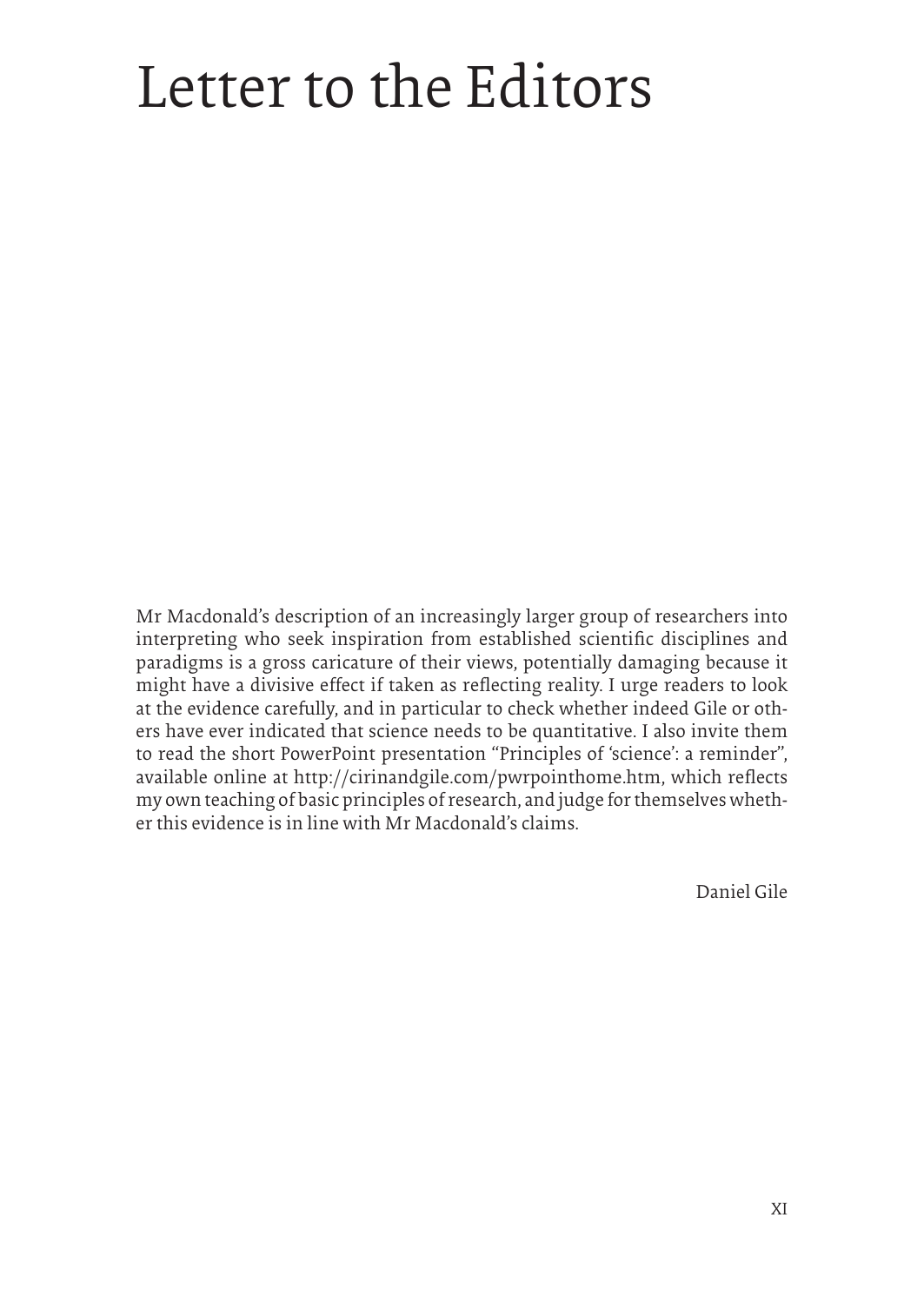# Letter to the Editors

Mr Macdonald's description of an increasingly larger group of researchers into interpreting who seek inspiration from established scientific disciplines and paradigms is a gross caricature of their views, potentially damaging because it might have a divisive effect if taken as reflecting reality. I urge readers to look at the evidence carefully, and in particular to check whether indeed Gile or others have ever indicated that science needs to be quantitative. I also invite them to read the short PowerPoint presentation "Principles of 'science': a reminder", available online at http://cirinandgile.com/pwrpointhome.htm, which reflects my own teaching of basic principles of research, and judge for themselves whether this evidence is in line with Mr Macdonald's claims.

Daniel Gile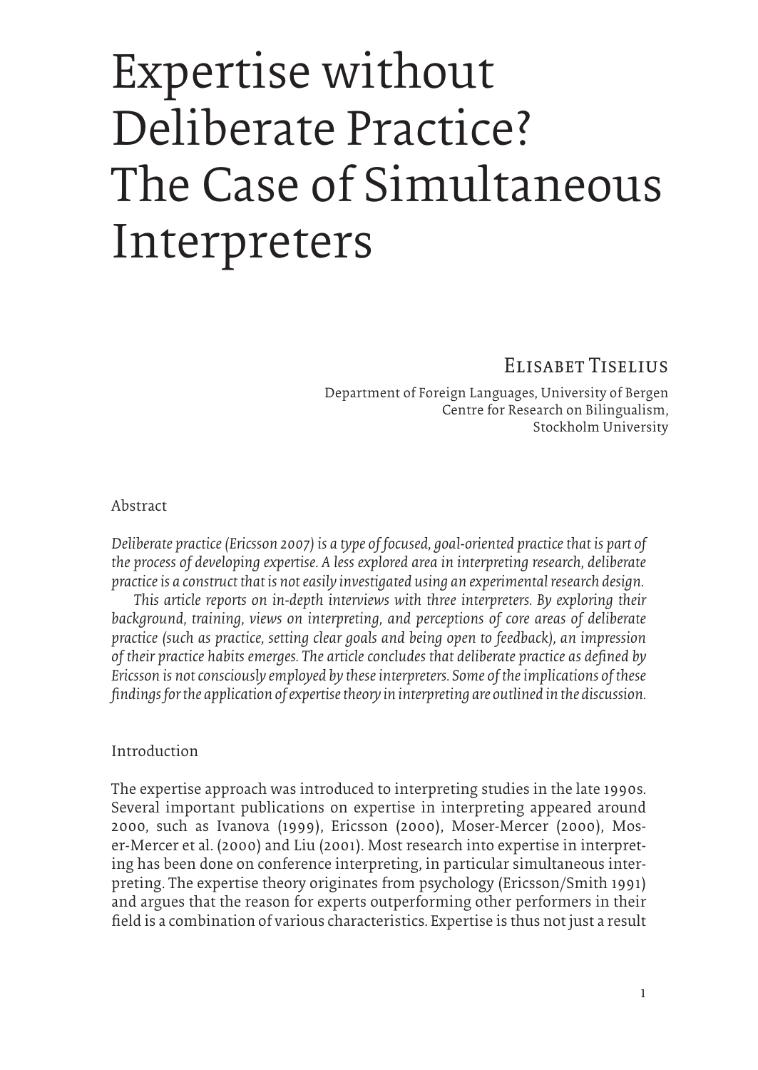# Expertise without Deliberate Practice? The Case of Simultaneous Interpreters

Elisabet Tiselius

Department of Foreign Languages, University of Bergen
Centre for Research on Bilingualism,
Stockholm University

## Abstract

*Deliberate practice (Ericsson 2007) is a type of focused, goal-oriented practice that is part of the process of developing expertise. A less explored area in interpreting research, deliberate practice is a construct that is not easily investigated using an experimental research design.*

*This article reports on in-depth interviews with three interpreters. By exploring their background, training, views on interpreting, and perceptions of core areas of deliberate practice (such as practice, setting clear goals and being open to feedback), an impression of their practice habits emerges. The article concludes that deliberate practice as defined by Ericsson is not consciously employed by these interpreters. Some of the implications of these findings for the application of expertise theory in interpreting are outlined in the discussion.*

## Introduction

The expertise approach was introduced to interpreting studies in the late 1990s. Several important publications on expertise in interpreting appeared around 2000, such as Ivanova (1999), Ericsson (2000), Moser-Mercer (2000), Moser-Mercer et al. (2000) and Liu (2001). Most research into expertise in interpreting has been done on conference interpreting, in particular simultaneous interpreting. The expertise theory originates from psychology (Ericsson/Smith 1991) and argues that the reason for experts outperforming other performers in their field is a combination of various characteristics. Expertise is thus not just a result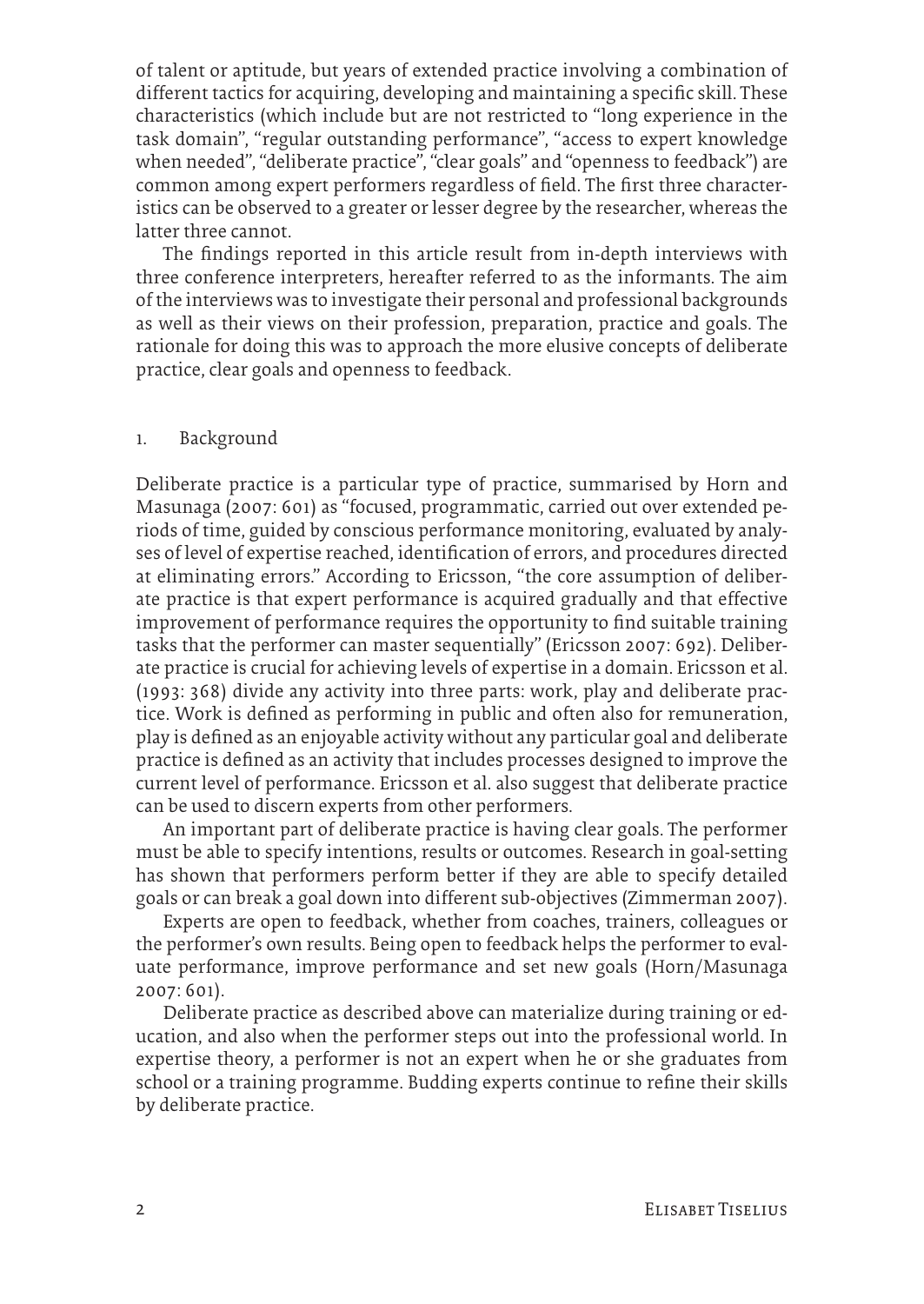of talent or aptitude, but years of extended practice involving a combination of different tactics for acquiring, developing and maintaining a specific skill. These characteristics (which include but are not restricted to "long experience in the task domain", "regular outstanding performance", "access to expert knowledge when needed", "deliberate practice", "clear goals" and "openness to feedback") are common among expert performers regardless of field. The first three characteristics can be observed to a greater or lesser degree by the researcher, whereas the latter three cannot.

The findings reported in this article result from in-depth interviews with three conference interpreters, hereafter referred to as the informants. The aim of the interviews was to investigate their personal and professional backgrounds as well as their views on their profession, preparation, practice and goals. The rationale for doing this was to approach the more elusive concepts of deliberate practice, clear goals and openness to feedback.

## 1. Background

Deliberate practice is a particular type of practice, summarised by Horn and Masunaga (2007: 601) as "focused, programmatic, carried out over extended periods of time, guided by conscious performance monitoring, evaluated by analyses of level of expertise reached, identification of errors, and procedures directed at eliminating errors." According to Ericsson, "the core assumption of deliberate practice is that expert performance is acquired gradually and that effective improvement of performance requires the opportunity to find suitable training tasks that the performer can master sequentially" (Ericsson 2007: 692). Deliberate practice is crucial for achieving levels of expertise in a domain. Ericsson et al. (1993: 368) divide any activity into three parts: work, play and deliberate practice. Work is defined as performing in public and often also for remuneration, play is defined as an enjoyable activity without any particular goal and deliberate practice is defined as an activity that includes processes designed to improve the current level of performance. Ericsson et al. also suggest that deliberate practice can be used to discern experts from other performers.

An important part of deliberate practice is having clear goals. The performer must be able to specify intentions, results or outcomes. Research in goal-setting has shown that performers perform better if they are able to specify detailed goals or can break a goal down into different sub-objectives (Zimmerman 2007).

Experts are open to feedback, whether from coaches, trainers, colleagues or the performer's own results. Being open to feedback helps the performer to evaluate performance, improve performance and set new goals (Horn/Masunaga 2007: 601).

Deliberate practice as described above can materialize during training or education, and also when the performer steps out into the professional world. In expertise theory, a performer is not an expert when he or she graduates from school or a training programme. Budding experts continue to refine their skills by deliberate practice.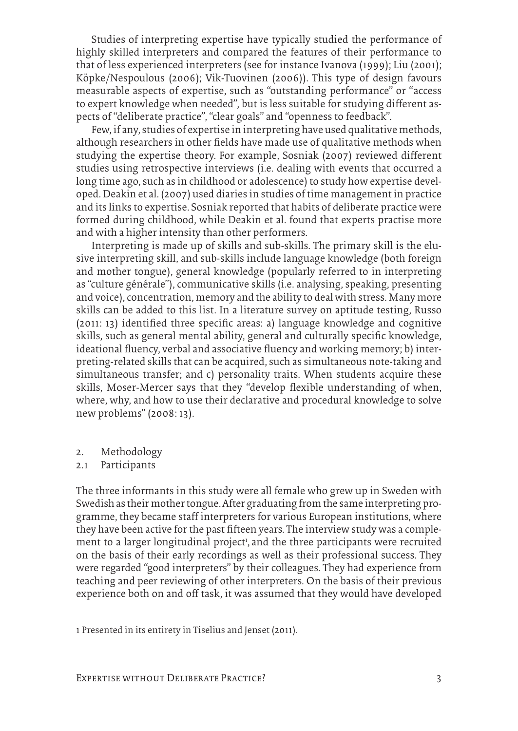Studies of interpreting expertise have typically studied the performance of highly skilled interpreters and compared the features of their performance to that of less experienced interpreters (see for instance Ivanova (1999); Liu (2001); Köpke/Nespoulous (2006); Vik-Tuovinen (2006)). This type of design favours measurable aspects of expertise, such as "outstanding performance" or "access to expert knowledge when needed", but is less suitable for studying different aspects of "deliberate practice", "clear goals" and "openness to feedback".

Few, if any, studies of expertise in interpreting have used qualitative methods, although researchers in other fields have made use of qualitative methods when studying the expertise theory. For example, Sosniak (2007) reviewed different studies using retrospective interviews (i.e. dealing with events that occurred a long time ago, such as in childhood or adolescence) to study how expertise developed. Deakin et al. (2007) used diaries in studies of time management in practice and its links to expertise. Sosniak reported that habits of deliberate practice were formed during childhood, while Deakin et al. found that experts practise more and with a higher intensity than other performers.

Interpreting is made up of skills and sub-skills. The primary skill is the elusive interpreting skill, and sub-skills include language knowledge (both foreign and mother tongue), general knowledge (popularly referred to in interpreting as "culture générale"), communicative skills (i.e. analysing, speaking, presenting and voice), concentration, memory and the ability to deal with stress. Many more skills can be added to this list. In a literature survey on aptitude testing, Russo (2011: 13) identified three specific areas: a) language knowledge and cognitive skills, such as general mental ability, general and culturally specific knowledge, ideational fluency, verbal and associative fluency and working memory; b) interpreting-related skills that can be acquired, such as simultaneous note-taking and simultaneous transfer; and c) personality traits. When students acquire these skills, Moser-Mercer says that they "develop flexible understanding of when, where, why, and how to use their declarative and procedural knowledge to solve new problems" (2008: 13).

## 2. Methodology

### 2.1 Participants

The three informants in this study were all female who grew up in Sweden with Swedish as their mother tongue. After graduating from the same interpreting programme, they became staff interpreters for various European institutions, where they have been active for the past fifteen years. The interview study was a complement to a larger longitudinal project[1], and the three participants were recruited on the basis of their early recordings as well as their professional success. They were regarded "good interpreters" by their colleagues. They had experience from teaching and peer reviewing of other interpreters. On the basis of their previous experience both on and off task, it was assumed that they would have developed

[1] Presented in its entirety in Tiselius and Jenset (2011).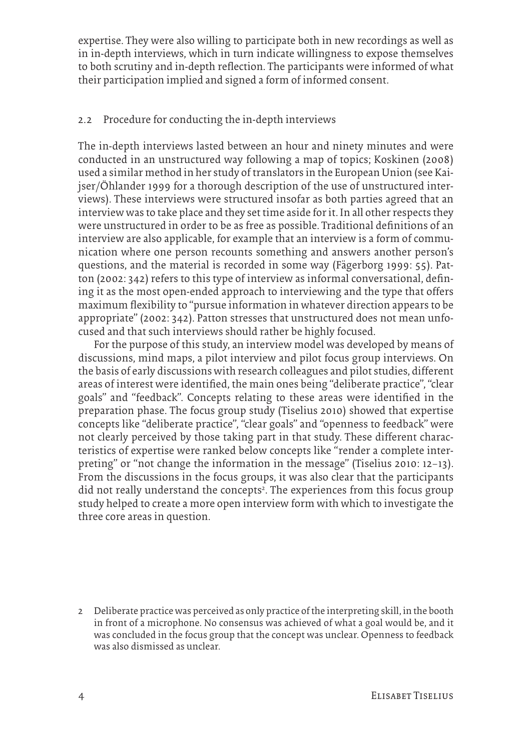expertise. They were also willing to participate both in new recordings as well as in in-depth interviews, which in turn indicate willingness to expose themselves to both scrutiny and in-depth reflection. The participants were informed of what their participation implied and signed a form of informed consent.

### 2.2 Procedure for conducting the in-depth interviews

The in-depth interviews lasted between an hour and ninety minutes and were conducted in an unstructured way following a map of topics; Koskinen (2008) used a similar method in her study of translators in the European Union (see Kaijser/Öhlander 1999 for a thorough description of the use of unstructured interviews). These interviews were structured insofar as both parties agreed that an interview was to take place and they set time aside for it. In all other respects they were unstructured in order to be as free as possible. Traditional definitions of an interview are also applicable, for example that an interview is a form of communication where one person recounts something and answers another person's questions, and the material is recorded in some way (Fägerborg 1999: 55). Patton (2002: 342) refers to this type of interview as informal conversational, defining it as the most open-ended approach to interviewing and the type that offers maximum flexibility to "pursue information in whatever direction appears to be appropriate" (2002: 342). Patton stresses that unstructured does not mean unfocused and that such interviews should rather be highly focused.

For the purpose of this study, an interview model was developed by means of discussions, mind maps, a pilot interview and pilot focus group interviews. On the basis of early discussions with research colleagues and pilot studies, different areas of interest were identified, the main ones being "deliberate practice", "clear goals" and "feedback". Concepts relating to these areas were identified in the preparation phase. The focus group study (Tiselius 2010) showed that expertise concepts like "deliberate practice", "clear goals" and "openness to feedback" were not clearly perceived by those taking part in that study. These different characteristics of expertise were ranked below concepts like "render a complete interpreting" or "not change the information in the message" (Tiselius 2010: 12–13). From the discussions in the focus groups, it was also clear that the participants did not really understand the concepts[2]. The experiences from this focus group study helped to create a more open interview form with which to investigate the three core areas in question.

2 Deliberate practice was perceived as only practice of the interpreting skill, in the booth in front of a microphone. No consensus was achieved of what a goal would be, and it was concluded in the focus group that the concept was unclear. Openness to feedback was also dismissed as unclear.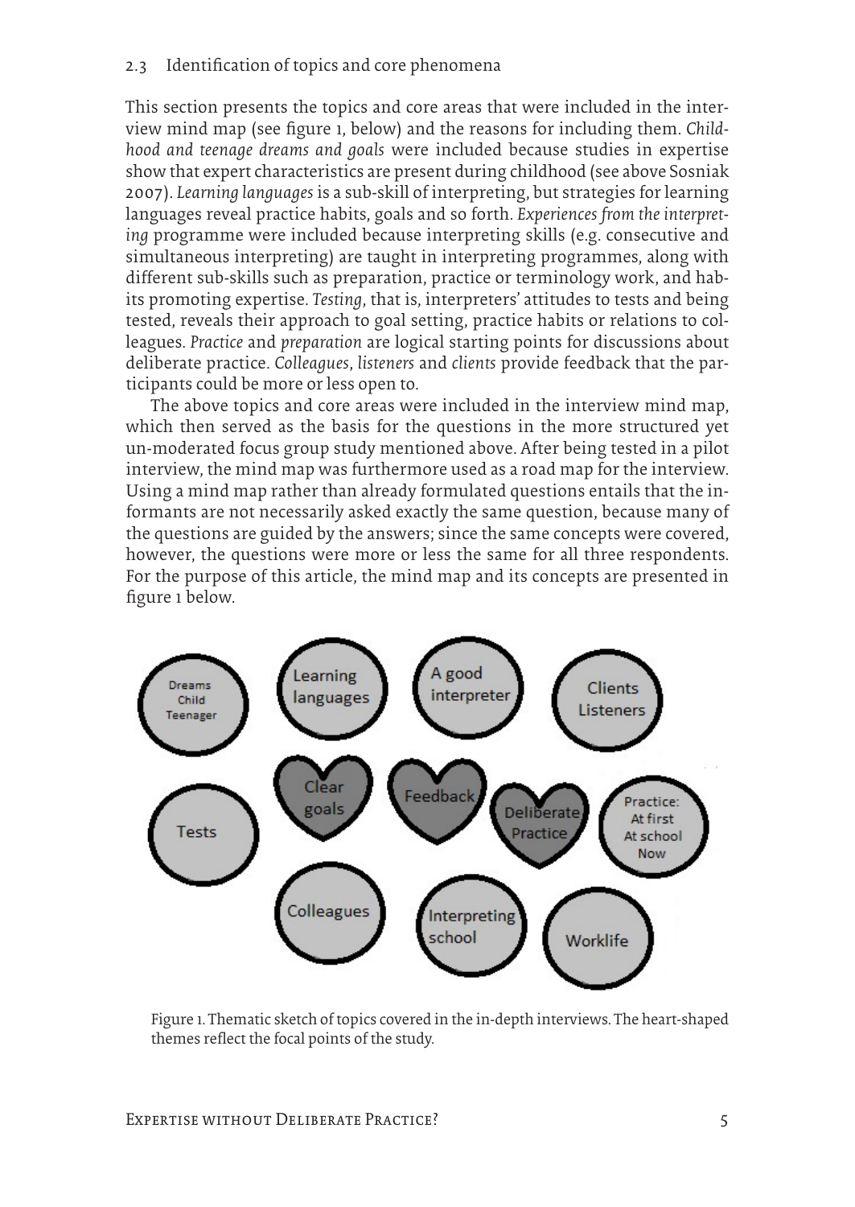### 2.3 Identification of topics and core phenomena

This section presents the topics and core areas that were included in the interview mind map (see figure 1, below) and the reasons for including them. *Childhood and teenage dreams and goals* were included because studies in expertise show that expert characteristics are present during childhood (see above Sosniak 2007). *Learning languages* is a sub-skill of interpreting, but strategies for learning languages reveal practice habits, goals and so forth. *Experiences from the interpreting* programme were included because interpreting skills (e.g. consecutive and simultaneous interpreting) are taught in interpreting programmes, along with different sub-skills such as preparation, practice or terminology work, and habits promoting expertise. *Testing*, that is, interpreters' attitudes to tests and being tested, reveals their approach to goal setting, practice habits or relations to colleagues. *Practice* and *preparation* are logical starting points for discussions about deliberate practice. *Colleagues*, *listeners* and *clients* provide feedback that the participants could be more or less open to.

The above topics and core areas were included in the interview mind map, which then served as the basis for the questions in the more structured yet un-moderated focus group study mentioned above. After being tested in a pilot interview, the mind map was furthermore used as a road map for the interview. Using a mind map rather than already formulated questions entails that the informants are not necessarily asked exactly the same question, because many of the questions are guided by the answers; since the same concepts were covered, however, the questions were more or less the same for all three respondents. For the purpose of this article, the mind map and its concepts are presented in figure 1 below.

Dreams Child Teenager | Learning languages | A good interpreter | Clients Listeners

Tests | Clear goals | Feedback | Deliberate Practice | Practice: At first At school Now

Colleagues | Interpreting school | Worklife

Figure 1. Thematic sketch of topics covered in the in-depth interviews. The heart-shaped themes reflect the focal points of the study.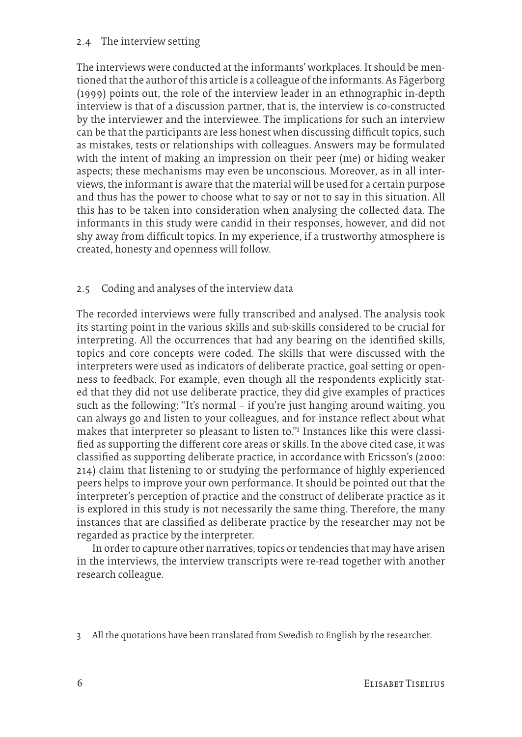### 2.4 The interview setting

The interviews were conducted at the informants' workplaces. It should be mentioned that the author of this article is a colleague of the informants. As Fägerborg (1999) points out, the role of the interview leader in an ethnographic in-depth interview is that of a discussion partner, that is, the interview is co-constructed by the interviewer and the interviewee. The implications for such an interview can be that the participants are less honest when discussing difficult topics, such as mistakes, tests or relationships with colleagues. Answers may be formulated with the intent of making an impression on their peer (me) or hiding weaker aspects; these mechanisms may even be unconscious. Moreover, as in all interviews, the informant is aware that the material will be used for a certain purpose and thus has the power to choose what to say or not to say in this situation. All this has to be taken into consideration when analysing the collected data. The informants in this study were candid in their responses, however, and did not shy away from difficult topics. In my experience, if a trustworthy atmosphere is created, honesty and openness will follow.

### 2.5 Coding and analyses of the interview data

The recorded interviews were fully transcribed and analysed. The analysis took its starting point in the various skills and sub-skills considered to be crucial for interpreting. All the occurrences that had any bearing on the identified skills, topics and core concepts were coded. The skills that were discussed with the interpreters were used as indicators of deliberate practice, goal setting or openness to feedback. For example, even though all the respondents explicitly stated that they did not use deliberate practice, they did give examples of practices such as the following: "It's normal – if you're just hanging around waiting, you can always go and listen to your colleagues, and for instance reflect about what makes that interpreter so pleasant to listen to."[3] Instances like this were classified as supporting the different core areas or skills. In the above cited case, it was classified as supporting deliberate practice, in accordance with Ericsson's (2000: 214) claim that listening to or studying the performance of highly experienced peers helps to improve your own performance. It should be pointed out that the interpreter's perception of practice and the construct of deliberate practice as it is explored in this study is not necessarily the same thing. Therefore, the many instances that are classified as deliberate practice by the researcher may not be regarded as practice by the interpreter.

In order to capture other narratives, topics or tendencies that may have arisen in the interviews, the interview transcripts were re-read together with another research colleague.

3 All the quotations have been translated from Swedish to English by the researcher.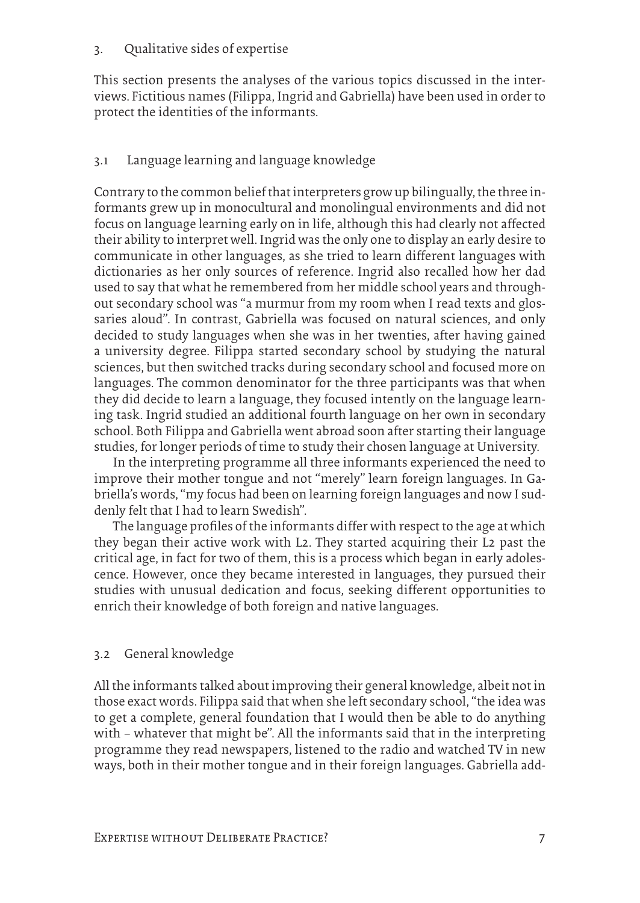## 3. Qualitative sides of expertise

This section presents the analyses of the various topics discussed in the interviews. Fictitious names (Filippa, Ingrid and Gabriella) have been used in order to protect the identities of the informants.

### 3.1 Language learning and language knowledge

Contrary to the common belief that interpreters grow up bilingually, the three informants grew up in monocultural and monolingual environments and did not focus on language learning early on in life, although this had clearly not affected their ability to interpret well. Ingrid was the only one to display an early desire to communicate in other languages, as she tried to learn different languages with dictionaries as her only sources of reference. Ingrid also recalled how her dad used to say that what he remembered from her middle school years and throughout secondary school was "a murmur from my room when I read texts and glossaries aloud". In contrast, Gabriella was focused on natural sciences, and only decided to study languages when she was in her twenties, after having gained a university degree. Filippa started secondary school by studying the natural sciences, but then switched tracks during secondary school and focused more on languages. The common denominator for the three participants was that when they did decide to learn a language, they focused intently on the language learning task. Ingrid studied an additional fourth language on her own in secondary school. Both Filippa and Gabriella went abroad soon after starting their language studies, for longer periods of time to study their chosen language at University.

In the interpreting programme all three informants experienced the need to improve their mother tongue and not "merely" learn foreign languages. In Gabriella's words, "my focus had been on learning foreign languages and now I suddenly felt that I had to learn Swedish".

The language profiles of the informants differ with respect to the age at which they began their active work with L2. They started acquiring their L2 past the critical age, in fact for two of them, this is a process which began in early adolescence. However, once they became interested in languages, they pursued their studies with unusual dedication and focus, seeking different opportunities to enrich their knowledge of both foreign and native languages.

### 3.2 General knowledge

All the informants talked about improving their general knowledge, albeit not in those exact words. Filippa said that when she left secondary school, "the idea was to get a complete, general foundation that I would then be able to do anything with – whatever that might be". All the informants said that in the interpreting programme they read newspapers, listened to the radio and watched TV in new ways, both in their mother tongue and in their foreign languages. Gabriella add-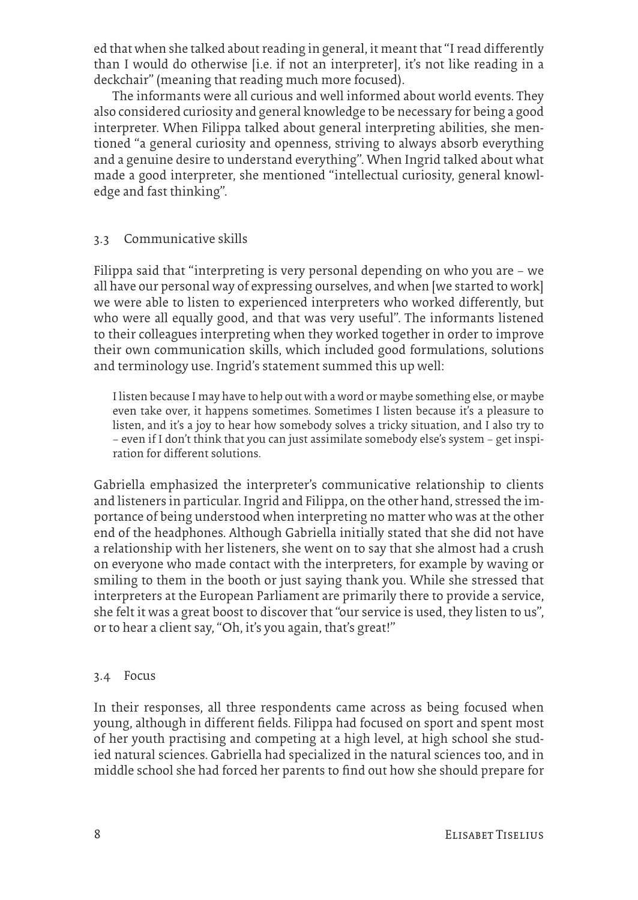ed that when she talked about reading in general, it meant that "I read differently than I would do otherwise [i.e. if not an interpreter], it's not like reading in a deckchair" (meaning that reading much more focused).

The informants were all curious and well informed about world events. They also considered curiosity and general knowledge to be necessary for being a good interpreter. When Filippa talked about general interpreting abilities, she mentioned "a general curiosity and openness, striving to always absorb everything and a genuine desire to understand everything". When Ingrid talked about what made a good interpreter, she mentioned "intellectual curiosity, general knowledge and fast thinking".

## 3.3 Communicative skills

Filippa said that "interpreting is very personal depending on who you are – we all have our personal way of expressing ourselves, and when [we started to work] we were able to listen to experienced interpreters who worked differently, but who were all equally good, and that was very useful". The informants listened to their colleagues interpreting when they worked together in order to improve their own communication skills, which included good formulations, solutions and terminology use. Ingrid's statement summed this up well:

> I listen because I may have to help out with a word or maybe something else, or maybe even take over, it happens sometimes. Sometimes I listen because it's a pleasure to listen, and it's a joy to hear how somebody solves a tricky situation, and I also try to – even if I don't think that you can just assimilate somebody else's system – get inspiration for different solutions.

Gabriella emphasized the interpreter's communicative relationship to clients and listeners in particular. Ingrid and Filippa, on the other hand, stressed the importance of being understood when interpreting no matter who was at the other end of the headphones. Although Gabriella initially stated that she did not have a relationship with her listeners, she went on to say that she almost had a crush on everyone who made contact with the interpreters, for example by waving or smiling to them in the booth or just saying thank you. While she stressed that interpreters at the European Parliament are primarily there to provide a service, she felt it was a great boost to discover that "our service is used, they listen to us", or to hear a client say, "Oh, it's you again, that's great!"

## 3.4 Focus

In their responses, all three respondents came across as being focused when young, although in different fields. Filippa had focused on sport and spent most of her youth practising and competing at a high level, at high school she studied natural sciences. Gabriella had specialized in the natural sciences too, and in middle school she had forced her parents to find out how she should prepare for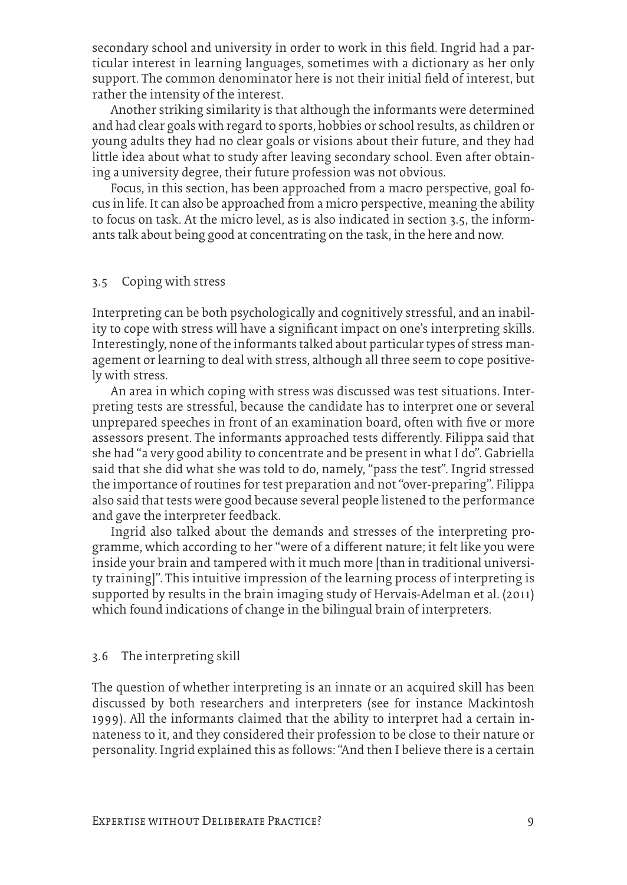secondary school and university in order to work in this field. Ingrid had a particular interest in learning languages, sometimes with a dictionary as her only support. The common denominator here is not their initial field of interest, but rather the intensity of the interest.

Another striking similarity is that although the informants were determined and had clear goals with regard to sports, hobbies or school results, as children or young adults they had no clear goals or visions about their future, and they had little idea about what to study after leaving secondary school. Even after obtaining a university degree, their future profession was not obvious.

Focus, in this section, has been approached from a macro perspective, goal focus in life. It can also be approached from a micro perspective, meaning the ability to focus on task. At the micro level, as is also indicated in section 3.5, the informants talk about being good at concentrating on the task, in the here and now.

## 3.5 Coping with stress

Interpreting can be both psychologically and cognitively stressful, and an inability to cope with stress will have a significant impact on one's interpreting skills. Interestingly, none of the informants talked about particular types of stress management or learning to deal with stress, although all three seem to cope positively with stress.

An area in which coping with stress was discussed was test situations. Interpreting tests are stressful, because the candidate has to interpret one or several unprepared speeches in front of an examination board, often with five or more assessors present. The informants approached tests differently. Filippa said that she had "a very good ability to concentrate and be present in what I do". Gabriella said that she did what she was told to do, namely, "pass the test". Ingrid stressed the importance of routines for test preparation and not "over-preparing". Filippa also said that tests were good because several people listened to the performance and gave the interpreter feedback.

Ingrid also talked about the demands and stresses of the interpreting programme, which according to her "were of a different nature; it felt like you were inside your brain and tampered with it much more [than in traditional university training]". This intuitive impression of the learning process of interpreting is supported by results in the brain imaging study of Hervais-Adelman et al. (2011) which found indications of change in the bilingual brain of interpreters.

## 3.6 The interpreting skill

The question of whether interpreting is an innate or an acquired skill has been discussed by both researchers and interpreters (see for instance Mackintosh 1999). All the informants claimed that the ability to interpret had a certain innateness to it, and they considered their profession to be close to their nature or personality. Ingrid explained this as follows: "And then I believe there is a certain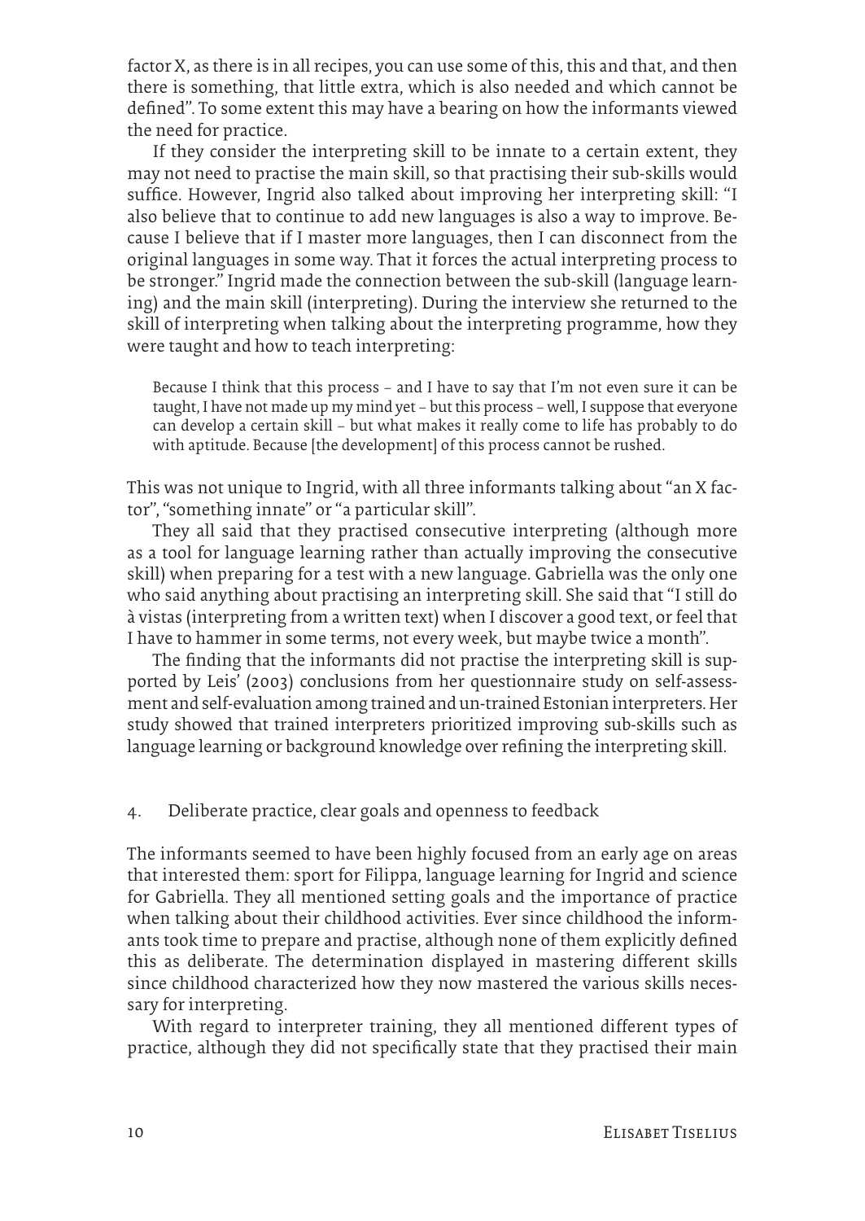factor X, as there is in all recipes, you can use some of this, this and that, and then there is something, that little extra, which is also needed and which cannot be defined". To some extent this may have a bearing on how the informants viewed the need for practice.

If they consider the interpreting skill to be innate to a certain extent, they may not need to practise the main skill, so that practising their sub-skills would suffice. However, Ingrid also talked about improving her interpreting skill: "I also believe that to continue to add new languages is also a way to improve. Because I believe that if I master more languages, then I can disconnect from the original languages in some way. That it forces the actual interpreting process to be stronger." Ingrid made the connection between the sub-skill (language learning) and the main skill (interpreting). During the interview she returned to the skill of interpreting when talking about the interpreting programme, how they were taught and how to teach interpreting:

> Because I think that this process – and I have to say that I'm not even sure it can be taught, I have not made up my mind yet – but this process – well, I suppose that everyone can develop a certain skill – but what makes it really come to life has probably to do with aptitude. Because [the development] of this process cannot be rushed.

This was not unique to Ingrid, with all three informants talking about "an X factor", "something innate" or "a particular skill".

They all said that they practised consecutive interpreting (although more as a tool for language learning rather than actually improving the consecutive skill) when preparing for a test with a new language. Gabriella was the only one who said anything about practising an interpreting skill. She said that "I still do à vistas (interpreting from a written text) when I discover a good text, or feel that I have to hammer in some terms, not every week, but maybe twice a month".

The finding that the informants did not practise the interpreting skill is supported by Leis' (2003) conclusions from her questionnaire study on self-assessment and self-evaluation among trained and un-trained Estonian interpreters. Her study showed that trained interpreters prioritized improving sub-skills such as language learning or background knowledge over refining the interpreting skill.

## 4. Deliberate practice, clear goals and openness to feedback

The informants seemed to have been highly focused from an early age on areas that interested them: sport for Filippa, language learning for Ingrid and science for Gabriella. They all mentioned setting goals and the importance of practice when talking about their childhood activities. Ever since childhood the informants took time to prepare and practise, although none of them explicitly defined this as deliberate. The determination displayed in mastering different skills since childhood characterized how they now mastered the various skills necessary for interpreting.

With regard to interpreter training, they all mentioned different types of practice, although they did not specifically state that they practised their main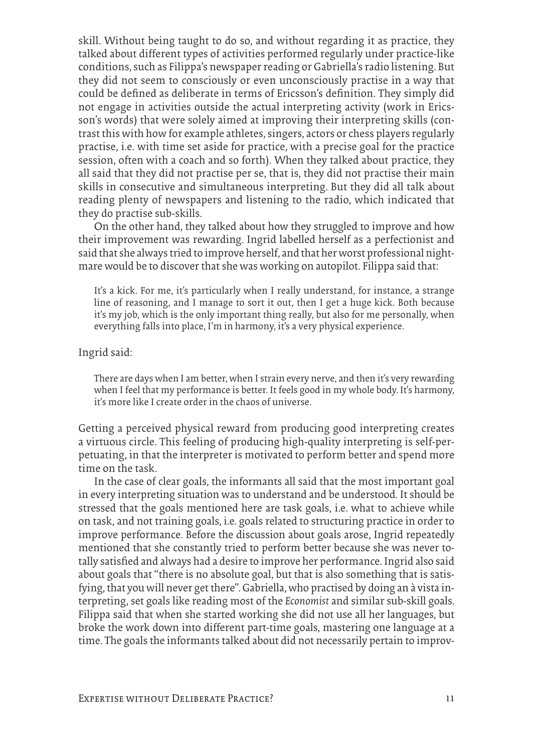skill. Without being taught to do so, and without regarding it as practice, they talked about different types of activities performed regularly under practice-like conditions, such as Filippa's newspaper reading or Gabriella's radio listening. But they did not seem to consciously or even unconsciously practise in a way that could be defined as deliberate in terms of Ericsson's definition. They simply did not engage in activities outside the actual interpreting activity (work in Ericsson's words) that were solely aimed at improving their interpreting skills (contrast this with how for example athletes, singers, actors or chess players regularly practise, i.e. with time set aside for practice, with a precise goal for the practice session, often with a coach and so forth). When they talked about practice, they all said that they did not practise per se, that is, they did not practise their main skills in consecutive and simultaneous interpreting. But they did all talk about reading plenty of newspapers and listening to the radio, which indicated that they do practise sub-skills.

On the other hand, they talked about how they struggled to improve and how their improvement was rewarding. Ingrid labelled herself as a perfectionist and said that she always tried to improve herself, and that her worst professional nightmare would be to discover that she was working on autopilot. Filippa said that:

> It's a kick. For me, it's particularly when I really understand, for instance, a strange line of reasoning, and I manage to sort it out, then I get a huge kick. Both because it's my job, which is the only important thing really, but also for me personally, when everything falls into place, I'm in harmony, it's a very physical experience.

Ingrid said:

> There are days when I am better, when I strain every nerve, and then it's very rewarding when I feel that my performance is better. It feels good in my whole body. It's harmony, it's more like I create order in the chaos of universe.

Getting a perceived physical reward from producing good interpreting creates a virtuous circle. This feeling of producing high-quality interpreting is self-perpetuating, in that the interpreter is motivated to perform better and spend more time on the task.

In the case of clear goals, the informants all said that the most important goal in every interpreting situation was to understand and be understood. It should be stressed that the goals mentioned here are task goals, i.e. what to achieve while on task, and not training goals, i.e. goals related to structuring practice in order to improve performance. Before the discussion about goals arose, Ingrid repeatedly mentioned that she constantly tried to perform better because she was never totally satisfied and always had a desire to improve her performance. Ingrid also said about goals that "there is no absolute goal, but that is also something that is satisfying, that you will never get there". Gabriella, who practised by doing an à vista interpreting, set goals like reading most of the *Economist* and similar sub-skill goals. Filippa said that when she started working she did not use all her languages, but broke the work down into different part-time goals, mastering one language at a time. The goals the informants talked about did not necessarily pertain to improv-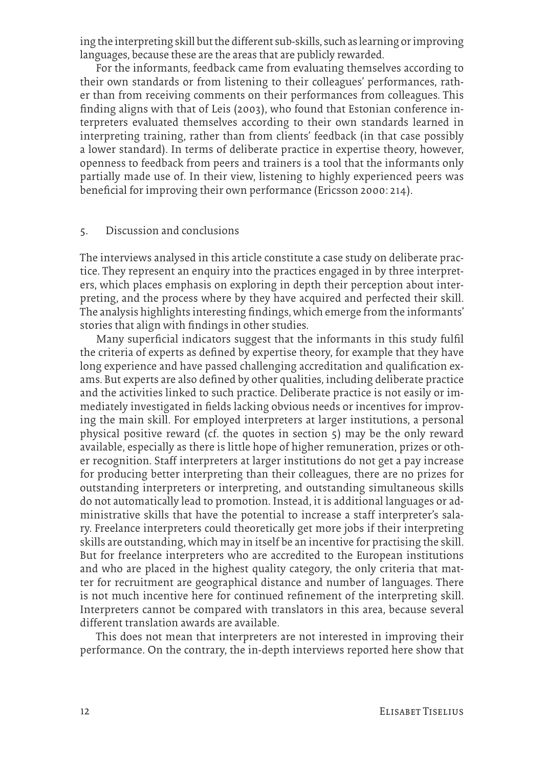ing the interpreting skill but the different sub-skills, such as learning or improving languages, because these are the areas that are publicly rewarded.

For the informants, feedback came from evaluating themselves according to their own standards or from listening to their colleagues' performances, rather than from receiving comments on their performances from colleagues. This finding aligns with that of Leis (2003), who found that Estonian conference interpreters evaluated themselves according to their own standards learned in interpreting training, rather than from clients' feedback (in that case possibly a lower standard). In terms of deliberate practice in expertise theory, however, openness to feedback from peers and trainers is a tool that the informants only partially made use of. In their view, listening to highly experienced peers was beneficial for improving their own performance (Ericsson 2000: 214).

## 5. Discussion and conclusions

The interviews analysed in this article constitute a case study on deliberate practice. They represent an enquiry into the practices engaged in by three interpreters, which places emphasis on exploring in depth their perception about interpreting, and the process where by they have acquired and perfected their skill. The analysis highlights interesting findings, which emerge from the informants' stories that align with findings in other studies.

Many superficial indicators suggest that the informants in this study fulfil the criteria of experts as defined by expertise theory, for example that they have long experience and have passed challenging accreditation and qualification exams. But experts are also defined by other qualities, including deliberate practice and the activities linked to such practice. Deliberate practice is not easily or immediately investigated in fields lacking obvious needs or incentives for improving the main skill. For employed interpreters at larger institutions, a personal physical positive reward (cf. the quotes in section 5) may be the only reward available, especially as there is little hope of higher remuneration, prizes or other recognition. Staff interpreters at larger institutions do not get a pay increase for producing better interpreting than their colleagues, there are no prizes for outstanding interpreters or interpreting, and outstanding simultaneous skills do not automatically lead to promotion. Instead, it is additional languages or administrative skills that have the potential to increase a staff interpreter's salary. Freelance interpreters could theoretically get more jobs if their interpreting skills are outstanding, which may in itself be an incentive for practising the skill. But for freelance interpreters who are accredited to the European institutions and who are placed in the highest quality category, the only criteria that matter for recruitment are geographical distance and number of languages. There is not much incentive here for continued refinement of the interpreting skill. Interpreters cannot be compared with translators in this area, because several different translation awards are available.

This does not mean that interpreters are not interested in improving their performance. On the contrary, the in-depth interviews reported here show that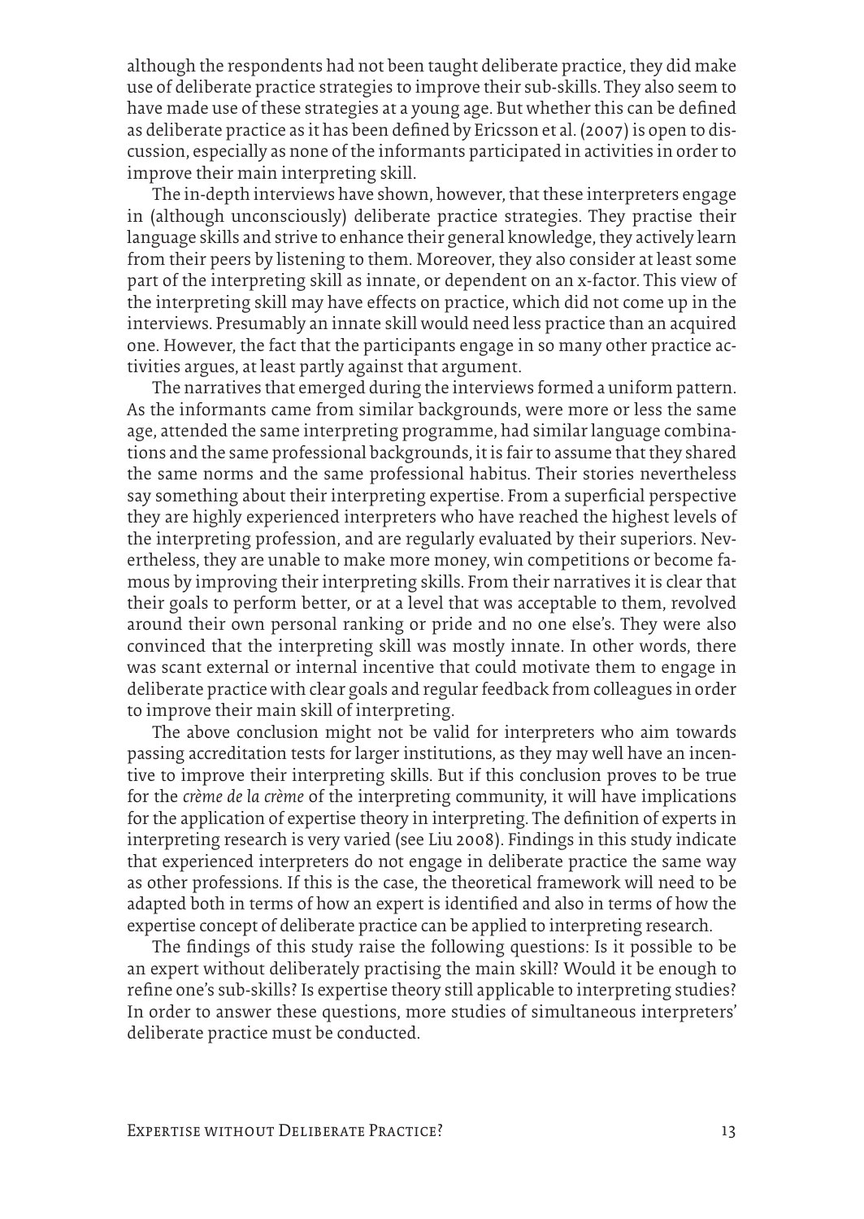although the respondents had not been taught deliberate practice, they did make use of deliberate practice strategies to improve their sub-skills. They also seem to have made use of these strategies at a young age. But whether this can be defined as deliberate practice as it has been defined by Ericsson et al. (2007) is open to discussion, especially as none of the informants participated in activities in order to improve their main interpreting skill.

The in-depth interviews have shown, however, that these interpreters engage in (although unconsciously) deliberate practice strategies. They practise their language skills and strive to enhance their general knowledge, they actively learn from their peers by listening to them. Moreover, they also consider at least some part of the interpreting skill as innate, or dependent on an x-factor. This view of the interpreting skill may have effects on practice, which did not come up in the interviews. Presumably an innate skill would need less practice than an acquired one. However, the fact that the participants engage in so many other practice activities argues, at least partly against that argument.

The narratives that emerged during the interviews formed a uniform pattern. As the informants came from similar backgrounds, were more or less the same age, attended the same interpreting programme, had similar language combinations and the same professional backgrounds, it is fair to assume that they shared the same norms and the same professional habitus. Their stories nevertheless say something about their interpreting expertise. From a superficial perspective they are highly experienced interpreters who have reached the highest levels of the interpreting profession, and are regularly evaluated by their superiors. Nevertheless, they are unable to make more money, win competitions or become famous by improving their interpreting skills. From their narratives it is clear that their goals to perform better, or at a level that was acceptable to them, revolved around their own personal ranking or pride and no one else's. They were also convinced that the interpreting skill was mostly innate. In other words, there was scant external or internal incentive that could motivate them to engage in deliberate practice with clear goals and regular feedback from colleagues in order to improve their main skill of interpreting.

The above conclusion might not be valid for interpreters who aim towards passing accreditation tests for larger institutions, as they may well have an incentive to improve their interpreting skills. But if this conclusion proves to be true for the *crème de la crème* of the interpreting community, it will have implications for the application of expertise theory in interpreting. The definition of experts in interpreting research is very varied (see Liu 2008). Findings in this study indicate that experienced interpreters do not engage in deliberate practice the same way as other professions. If this is the case, the theoretical framework will need to be adapted both in terms of how an expert is identified and also in terms of how the expertise concept of deliberate practice can be applied to interpreting research.

The findings of this study raise the following questions: Is it possible to be an expert without deliberately practising the main skill? Would it be enough to refine one's sub-skills? Is expertise theory still applicable to interpreting studies? In order to answer these questions, more studies of simultaneous interpreters' deliberate practice must be conducted.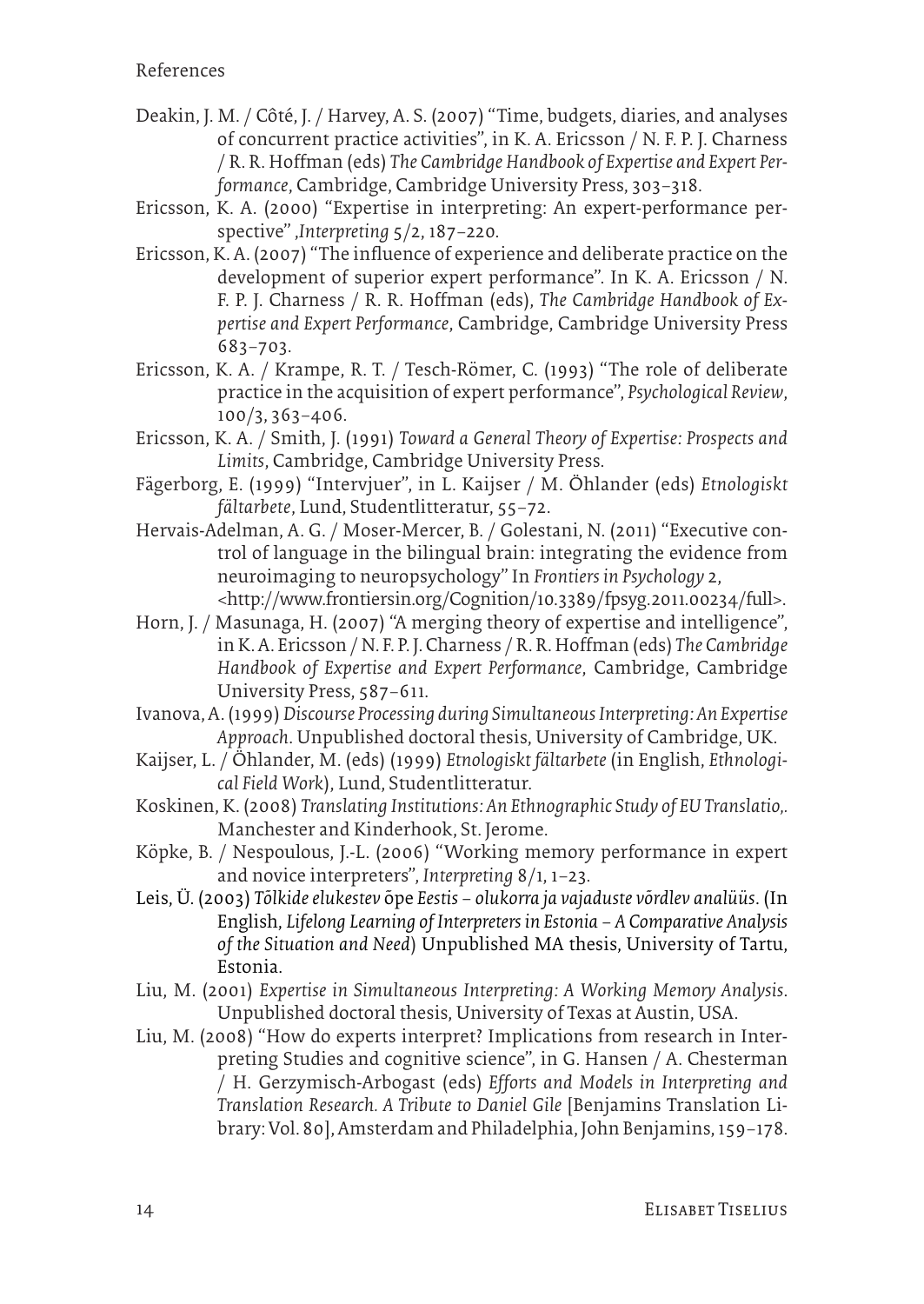References

Deakin, J. M. / Côté, J. / Harvey, A. S. (2007) "Time, budgets, diaries, and analyses of concurrent practice activities", in K. A. Ericsson / N. F. P. J. Charness / R. R. Hoffman (eds) *The Cambridge Handbook of Expertise and Expert Performance*, Cambridge, Cambridge University Press, 303–318.

Ericsson, K. A. (2000) "Expertise in interpreting: An expert-performance perspective" ,*Interpreting* 5/2, 187–220.

Ericsson, K. A. (2007) "The influence of experience and deliberate practice on the development of superior expert performance". In K. A. Ericsson / N. F. P. J. Charness / R. R. Hoffman (eds), *The Cambridge Handbook of Expertise and Expert Performance*, Cambridge, Cambridge University Press 683–703.

Ericsson, K. A. / Krampe, R. T. / Tesch-Römer, C. (1993) "The role of deliberate practice in the acquisition of expert performance", *Psychological Review*, 100/3, 363–406.

Ericsson, K. A. / Smith, J. (1991) *Toward a General Theory of Expertise: Prospects and Limits*, Cambridge, Cambridge University Press.

Fägerborg, E. (1999) "Intervjuer", in L. Kaijser / M. Öhlander (eds) *Etnologiskt fältarbete*, Lund, Studentlitteratur, 55–72.

Hervais-Adelman, A. G. / Moser-Mercer, B. / Golestani, N. (2011) "Executive control of language in the bilingual brain: integrating the evidence from neuroimaging to neuropsychology" In *Frontiers in Psychology* 2, <http://www.frontiersin.org/Cognition/10.3389/fpsyg.2011.00234/full>.

Horn, J. / Masunaga, H. (2007) "A merging theory of expertise and intelligence", in K. A. Ericsson / N. F. P. J. Charness / R. R. Hoffman (eds) *The Cambridge Handbook of Expertise and Expert Performance*, Cambridge, Cambridge University Press, 587–611.

Ivanova, A. (1999) *Discourse Processing during Simultaneous Interpreting: An Expertise Approach*. Unpublished doctoral thesis, University of Cambridge, UK.

Kaijser, L. / Öhlander, M. (eds) (1999) *Etnologiskt fältarbete* (in English, *Ethnological Field Work*), Lund, Studentlitteratur.

Koskinen, K. (2008) *Translating Institutions: An Ethnographic Study of EU Translatio,.* Manchester and Kinderhook, St. Jerome.

Köpke, B. / Nespoulous, J.-L. (2006) "Working memory performance in expert and novice interpreters", *Interpreting* 8/1, 1–23.

Leis, Ü. (2003) *Tõlkide elukestev* õpe *Eestis – olukorra ja vajaduste võrdlev analüüs*. (In English, *Lifelong Learning of Interpreters in Estonia – A Comparative Analysis of the Situation and Need*) Unpublished MA thesis, University of Tartu, Estonia.

Liu, M. (2001) *Expertise in Simultaneous Interpreting: A Working Memory Analysis*. Unpublished doctoral thesis, University of Texas at Austin, USA.

Liu, M. (2008) "How do experts interpret? Implications from research in Interpreting Studies and cognitive science", in G. Hansen / A. Chesterman / H. Gerzymisch-Arbogast (eds) *Efforts and Models in Interpreting and Translation Research. A Tribute to Daniel Gile* [Benjamins Translation Library: Vol. 80], Amsterdam and Philadelphia, John Benjamins, 159–178.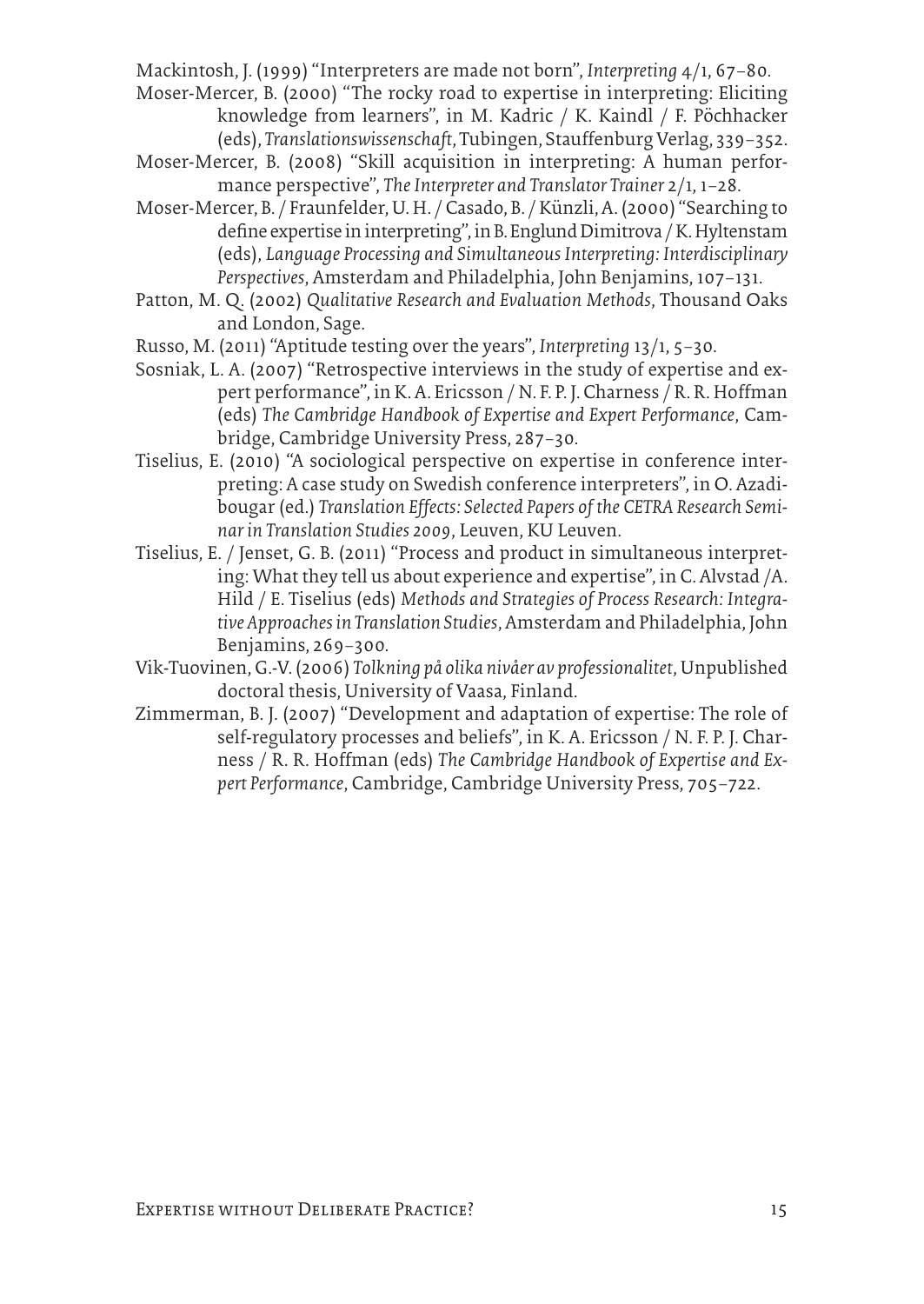Mackintosh, J. (1999) "Interpreters are made not born", *Interpreting* 4/1, 67–80.

Moser-Mercer, B. (2000) "The rocky road to expertise in interpreting: Eliciting knowledge from learners", in M. Kadric / K. Kaindl / F. Pöchhacker (eds), *Translationswissenschaft*, Tubingen, Stauffenburg Verlag, 339–352.

Moser-Mercer, B. (2008) "Skill acquisition in interpreting: A human performance perspective", *The Interpreter and Translator Trainer* 2/1, 1–28.

Moser-Mercer, B. / Fraunfelder, U. H. / Casado, B. / Künzli, A. (2000) "Searching to define expertise in interpreting", in B. Englund Dimitrova / K. Hyltenstam (eds), *Language Processing and Simultaneous Interpreting: Interdisciplinary Perspectives*, Amsterdam and Philadelphia, John Benjamins, 107–131.

Patton, M. Q. (2002) *Qualitative Research and Evaluation Methods*, Thousand Oaks and London, Sage.

Russo, M. (2011) "Aptitude testing over the years", *Interpreting* 13/1, 5–30.

Sosniak, L. A. (2007) "Retrospective interviews in the study of expertise and expert performance", in K. A. Ericsson / N. F. P. J. Charness / R. R. Hoffman (eds) *The Cambridge Handbook of Expertise and Expert Performance*, Cambridge, Cambridge University Press, 287–30.

Tiselius, E. (2010) "A sociological perspective on expertise in conference interpreting: A case study on Swedish conference interpreters", in O. Azadibougar (ed.) *Translation Effects: Selected Papers of the CETRA Research Seminar in Translation Studies 2009*, Leuven, KU Leuven.

Tiselius, E. / Jenset, G. B. (2011) "Process and product in simultaneous interpreting: What they tell us about experience and expertise", in C. Alvstad /A. Hild / E. Tiselius (eds) *Methods and Strategies of Process Research: Integrative Approaches in Translation Studies*, Amsterdam and Philadelphia, John Benjamins, 269–300.

Vik-Tuovinen, G.-V. (2006) *Tolkning på olika nivåer av professionalitet*, Unpublished doctoral thesis, University of Vaasa, Finland.

Zimmerman, B. J. (2007) "Development and adaptation of expertise: The role of self-regulatory processes and beliefs", in K. A. Ericsson / N. F. P. J. Charness / R. R. Hoffman (eds) *The Cambridge Handbook of Expertise and Expert Performance*, Cambridge, Cambridge University Press, 705–722.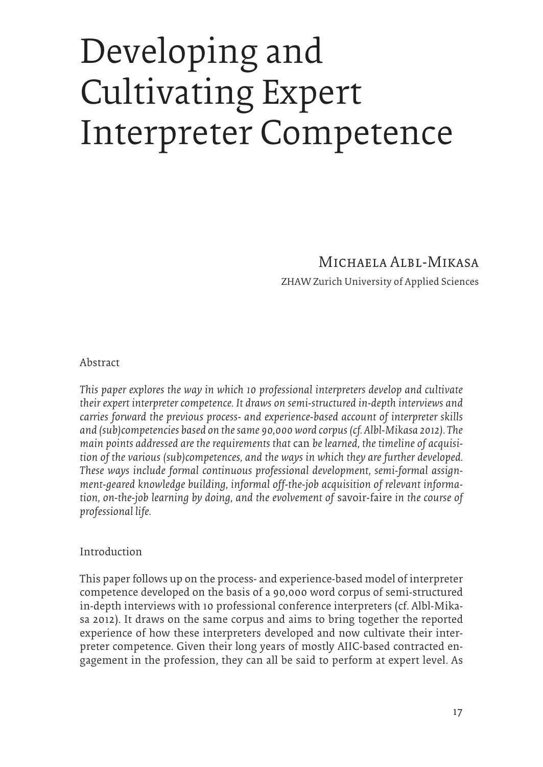# Developing and Cultivating Expert Interpreter Competence

Michaela Albl-Mikasa
ZHAW Zurich University of Applied Sciences

Abstract

*This paper explores the way in which 10 professional interpreters develop and cultivate their expert interpreter competence. It draws on semi-structured in-depth interviews and carries forward the previous process- and experience-based account of interpreter skills and (sub)competencies based on the same 90,000 word corpus (cf. Albl-Mikasa 2012). The main points addressed are the requirements that* can *be learned, the timeline of acquisition of the various (sub)competences, and the ways in which they are further developed. These ways include formal continuous professional development, semi-formal assignment-geared knowledge building, informal off-the-job acquisition of relevant information, on-the-job learning by doing, and the evolvement of* savoir-faire *in the course of professional life.*

## Introduction

This paper follows up on the process- and experience-based model of interpreter competence developed on the basis of a 90,000 word corpus of semi-structured in-depth interviews with 10 professional conference interpreters (cf. Albl-Mikasa 2012). It draws on the same corpus and aims to bring together the reported experience of how these interpreters developed and now cultivate their interpreter competence. Given their long years of mostly AIIC-based contracted engagement in the profession, they can all be said to perform at expert level. As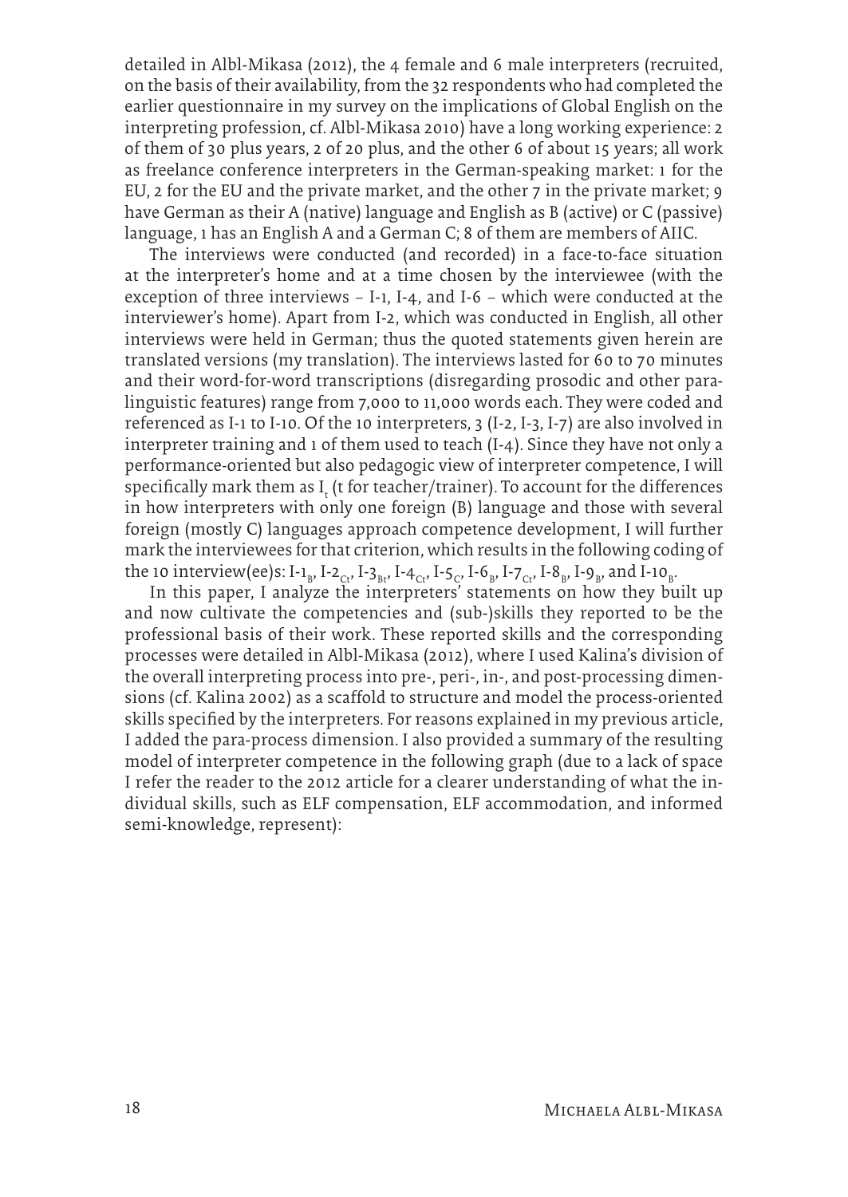detailed in Albl-Mikasa (2012), the 4 female and 6 male interpreters (recruited, on the basis of their availability, from the 32 respondents who had completed the earlier questionnaire in my survey on the implications of Global English on the interpreting profession, cf. Albl-Mikasa 2010) have a long working experience: 2 of them of 30 plus years, 2 of 20 plus, and the other 6 of about 15 years; all work as freelance conference interpreters in the German-speaking market: 1 for the EU, 2 for the EU and the private market, and the other 7 in the private market; 9 have German as their A (native) language and English as B (active) or C (passive) language, 1 has an English A and a German C; 8 of them are members of AIIC.

The interviews were conducted (and recorded) in a face-to-face situation at the interpreter's home and at a time chosen by the interviewee (with the exception of three interviews – I-1, I-4, and I-6 – which were conducted at the interviewer's home). Apart from I-2, which was conducted in English, all other interviews were held in German; thus the quoted statements given herein are translated versions (my translation). The interviews lasted for 60 to 70 minutes and their word-for-word transcriptions (disregarding prosodic and other paralinguistic features) range from 7,000 to 11,000 words each. They were coded and referenced as I-1 to I-10. Of the 10 interpreters, 3 (I-2, I-3, I-7) are also involved in interpreter training and 1 of them used to teach (I-4). Since they have not only a performance-oriented but also pedagogic view of interpreter competence, I will specifically mark them as $I_t$ (t for teacher/trainer). To account for the differences in how interpreters with only one foreign (B) language and those with several foreign (mostly C) languages approach competence development, I will further mark the interviewees for that criterion, which results in the following coding of the 10 interview(ee)s: I-$1_B$, I-$2_{Ct}$, I-$3_{Bt}$, I-$4_{Ct}$, I-$5_C$, I-$6_B$, I-$7_{Ct}$, I-$8_B$, I-$9_B$, and I-$10_B$.

In this paper, I analyze the interpreters' statements on how they built up and now cultivate the competencies and (sub-)skills they reported to be the professional basis of their work. These reported skills and the corresponding processes were detailed in Albl-Mikasa (2012), where I used Kalina's division of the overall interpreting process into pre-, peri-, in-, and post-processing dimensions (cf. Kalina 2002) as a scaffold to structure and model the process-oriented skills specified by the interpreters. For reasons explained in my previous article, I added the para-process dimension. I also provided a summary of the resulting model of interpreter competence in the following graph (due to a lack of space I refer the reader to the 2012 article for a clearer understanding of what the individual skills, such as ELF compensation, ELF accommodation, and informed semi-knowledge, represent):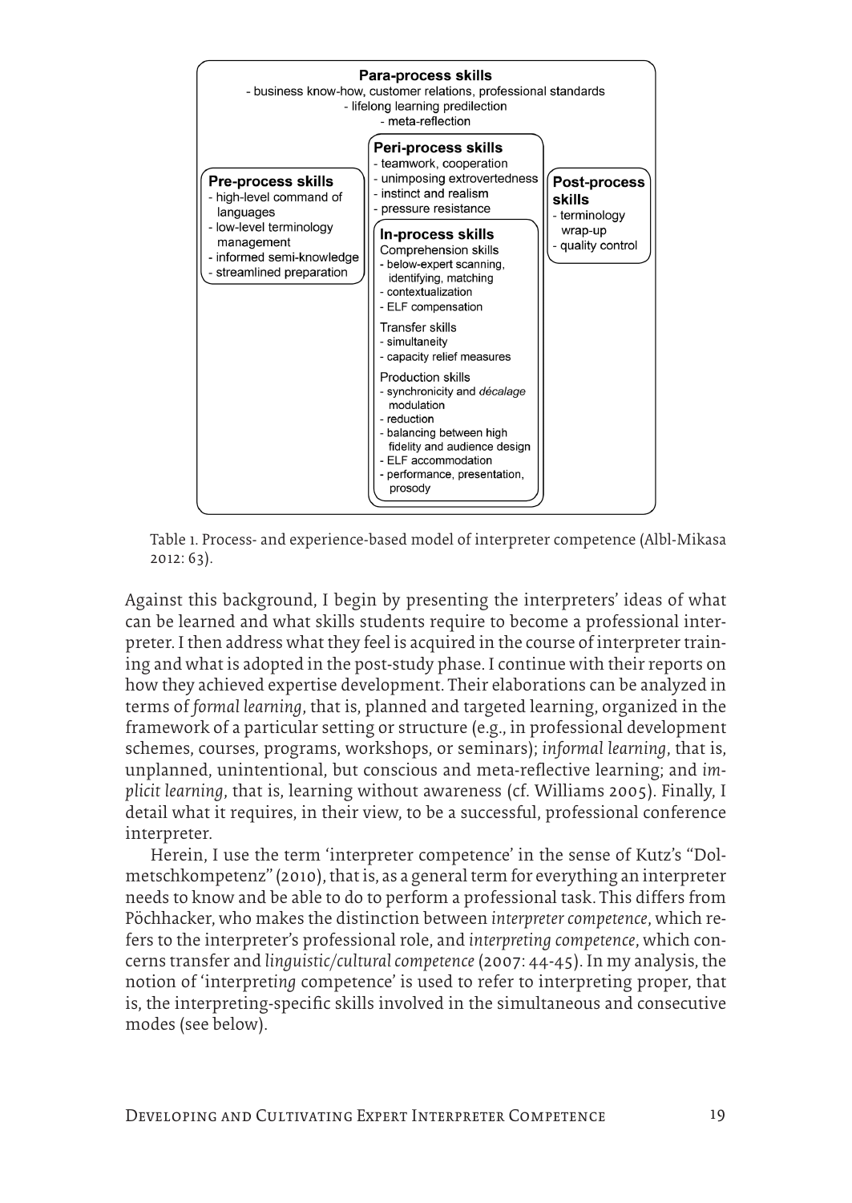**Para-process skills**
- business know-how, customer relations, professional standards
- lifelong learning predilection
- meta-reflection

**Pre-process skills**
- high-level command of languages
- low-level terminology management
- informed semi-knowledge
- streamlined preparation

**Peri-process skills**
- teamwork, cooperation
- unimposing extrovertedness
- instinct and realism
- pressure resistance

**In-process skills**

Comprehension skills
- below-expert scanning, identifying, matching
- contextualization
- ELF compensation

Transfer skills
- simultaneity
- capacity relief measures

Production skills
- synchronicity and *décalage* modulation
- reduction
- balancing between high fidelity and audience design
- ELF accommodation
- performance, presentation, prosody

**Post-process skills**
- terminology wrap-up
- quality control

Table 1. Process- and experience-based model of interpreter competence (Albl-Mikasa 2012: 63).

Against this background, I begin by presenting the interpreters' ideas of what can be learned and what skills students require to become a professional interpreter. I then address what they feel is acquired in the course of interpreter training and what is adopted in the post-study phase. I continue with their reports on how they achieved expertise development. Their elaborations can be analyzed in terms of *formal learning*, that is, planned and targeted learning, organized in the framework of a particular setting or structure (e.g., in professional development schemes, courses, programs, workshops, or seminars); *informal learning*, that is, unplanned, unintentional, but conscious and meta-reflective learning; and *implicit learning*, that is, learning without awareness (cf. Williams 2005). Finally, I detail what it requires, in their view, to be a successful, professional conference interpreter.

Herein, I use the term 'interpreter competence' in the sense of Kutz's "Dolmetschkompetenz" (2010), that is, as a general term for everything an interpreter needs to know and be able to do to perform a professional task. This differs from Pöchhacker, who makes the distinction between *interpreter competence*, which refers to the interpreter's professional role, and *interpreting competence*, which concerns transfer and *linguistic/cultural competence* (2007: 44-45). In my analysis, the notion of 'interpret*ing* competence' is used to refer to interpreting proper, that is, the interpreting-specific skills involved in the simultaneous and consecutive modes (see below).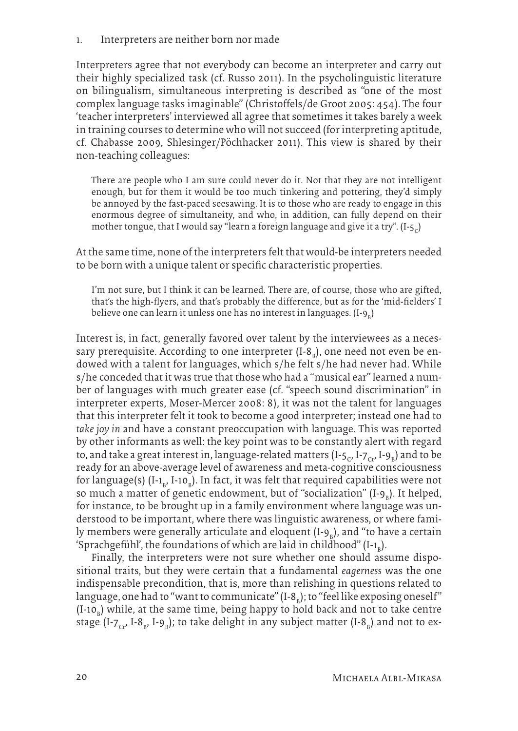## 1. Interpreters are neither born nor made

Interpreters agree that not everybody can become an interpreter and carry out their highly specialized task (cf. Russo 2011). In the psycholinguistic literature on bilingualism, simultaneous interpreting is described as "one of the most complex language tasks imaginable" (Christoffels/de Groot 2005: 454). The four 'teacher interpreters' interviewed all agree that sometimes it takes barely a week in training courses to determine who will not succeed (for interpreting aptitude, cf. Chabasse 2009, Shlesinger/Pöchhacker 2011). This view is shared by their non-teaching colleagues:

> There are people who I am sure could never do it. Not that they are not intelligent enough, but for them it would be too much tinkering and pottering, they'd simply be annoyed by the fast-paced seesawing. It is to those who are ready to engage in this enormous degree of simultaneity, and who, in addition, can fully depend on their mother tongue, that I would say "learn a foreign language and give it a try". (I-$5_C$)

At the same time, none of the interpreters felt that would-be interpreters needed to be born with a unique talent or specific characteristic properties.

> I'm not sure, but I think it can be learned. There are, of course, those who are gifted, that's the high-flyers, and that's probably the difference, but as for the 'mid-fielders' I believe one can learn it unless one has no interest in languages. (I-$9_B$)

Interest is, in fact, generally favored over talent by the interviewees as a necessary prerequisite. According to one interpreter (I-$8_B$), one need not even be endowed with a talent for languages, which s/he felt s/he had never had. While s/he conceded that it was true that those who had a "musical ear" learned a number of languages with much greater ease (cf. "speech sound discrimination" in interpreter experts, Moser-Mercer 2008: 8), it was not the talent for languages that this interpreter felt it took to become a good interpreter; instead one had to *take joy in* and have a constant preoccupation with language. This was reported by other informants as well: the key point was to be constantly alert with regard to, and take a great interest in, language-related matters (I-$5_C$, I-$7_{Ct}$, I-$9_B$) and to be ready for an above-average level of awareness and meta-cognitive consciousness for language(s) (I-$1_B$, I-$10_B$). In fact, it was felt that required capabilities were not so much a matter of genetic endowment, but of "socialization" (I-$9_B$). It helped, for instance, to be brought up in a family environment where language was understood to be important, where there was linguistic awareness, or where family members were generally articulate and eloquent (I-$9_B$), and "to have a certain 'Sprachgefühl', the foundations of which are laid in childhood" (I-$1_B$).

Finally, the interpreters were not sure whether one should assume dispositional traits, but they were certain that a fundamental *eagerness* was the one indispensable precondition, that is, more than relishing in questions related to language, one had to "want to communicate" (I-$8_B$); to "feel like exposing oneself" (I-$10_B$) while, at the same time, being happy to hold back and not to take centre stage (I-$7_{Ct}$, I-$8_B$, I-$9_B$); to take delight in any subject matter (I-$8_B$) and not to ex-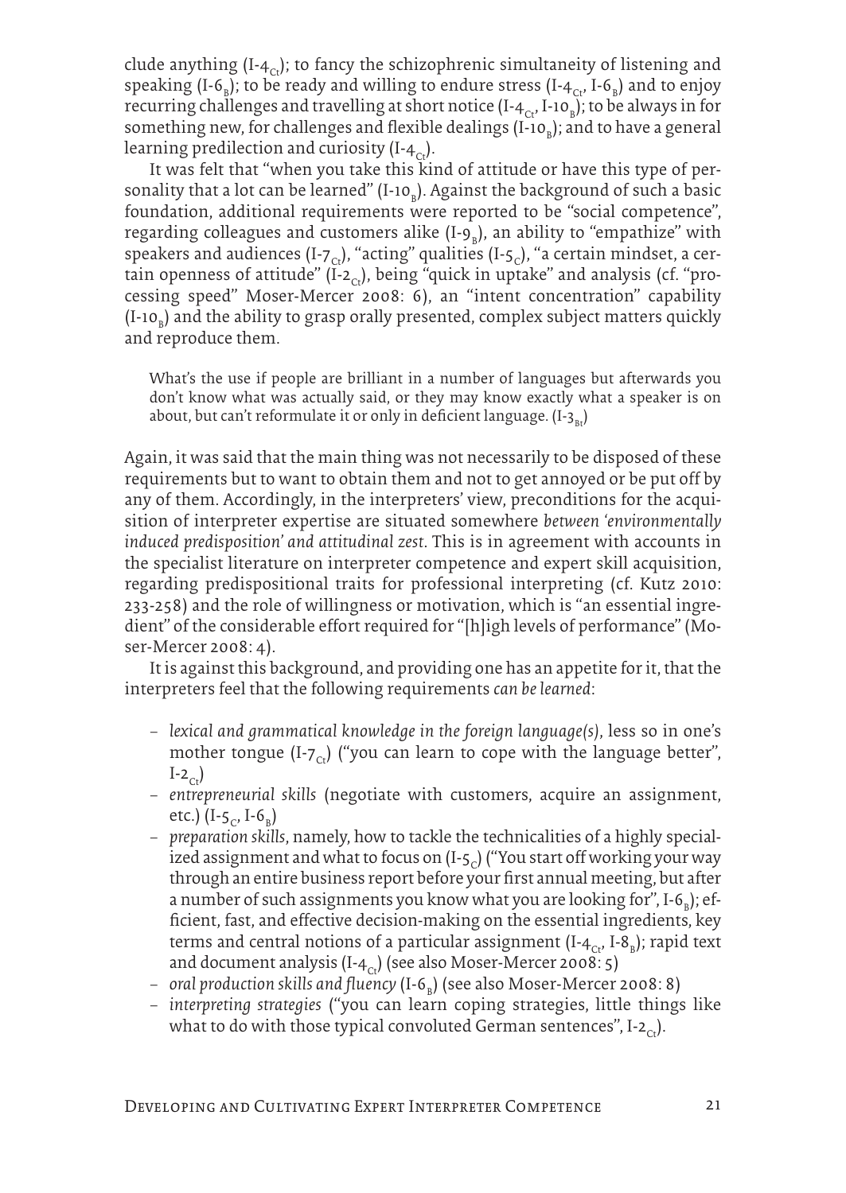clude anything (I-$4_{Ct}$); to fancy the schizophrenic simultaneity of listening and speaking (I-$6_B$); to be ready and willing to endure stress (I-$4_{Ct}$, I-$6_B$) and to enjoy recurring challenges and travelling at short notice (I-$4_{Ct}$, I-$10_B$); to be always in for something new, for challenges and flexible dealings (I-$10_B$); and to have a general learning predilection and curiosity (I-$4_{Ct}$).

It was felt that "when you take this kind of attitude or have this type of personality that a lot can be learned" (I-$10_B$). Against the background of such a basic foundation, additional requirements were reported to be "social competence", regarding colleagues and customers alike (I-$9_B$), an ability to "empathize" with speakers and audiences (I-$7_{Ct}$), "acting" qualities (I-$5_C$), "a certain mindset, a certain openness of attitude" (I-$2_{Ct}$), being "quick in uptake" and analysis (cf. "processing speed" Moser-Mercer 2008: 6), an "intent concentration" capability (I-$10_B$) and the ability to grasp orally presented, complex subject matters quickly and reproduce them.

> What's the use if people are brilliant in a number of languages but afterwards you don't know what was actually said, or they may know exactly what a speaker is on about, but can't reformulate it or only in deficient language. (I-$3_{Bt}$)

Again, it was said that the main thing was not necessarily to be disposed of these requirements but to want to obtain them and not to get annoyed or be put off by any of them. Accordingly, in the interpreters' view, preconditions for the acquisition of interpreter expertise are situated somewhere *between 'environmentally induced predisposition' and attitudinal zest*. This is in agreement with accounts in the specialist literature on interpreter competence and expert skill acquisition, regarding predispositional traits for professional interpreting (cf. Kutz 2010: 233-258) and the role of willingness or motivation, which is "an essential ingredient" of the considerable effort required for "[h]igh levels of performance" (Moser-Mercer 2008: 4).

It is against this background, and providing one has an appetite for it, that the interpreters feel that the following requirements *can be learned*:

- *lexical and grammatical knowledge in the foreign language(s)*, less so in one's mother tongue (I-$7_{Ct}$) ("you can learn to cope with the language better", I-$2_{Ct}$)
- *entrepreneurial skills* (negotiate with customers, acquire an assignment, etc.) (I-$5_C$, I-$6_B$)
- *preparation skills*, namely, how to tackle the technicalities of a highly specialized assignment and what to focus on (I-$5_C$) ("You start off working your way through an entire business report before your first annual meeting, but after a number of such assignments you know what you are looking for", I-$6_B$); efficient, fast, and effective decision-making on the essential ingredients, key terms and central notions of a particular assignment (I-$4_{Ct}$, I-$8_B$); rapid text and document analysis (I-$4_{Ct}$) (see also Moser-Mercer 2008: 5)
- *oral production skills and fluency* (I-$6_B$) (see also Moser-Mercer 2008: 8)
- *interpreting strategies* ("you can learn coping strategies, little things like what to do with those typical convoluted German sentences", I-$2_{Ct}$).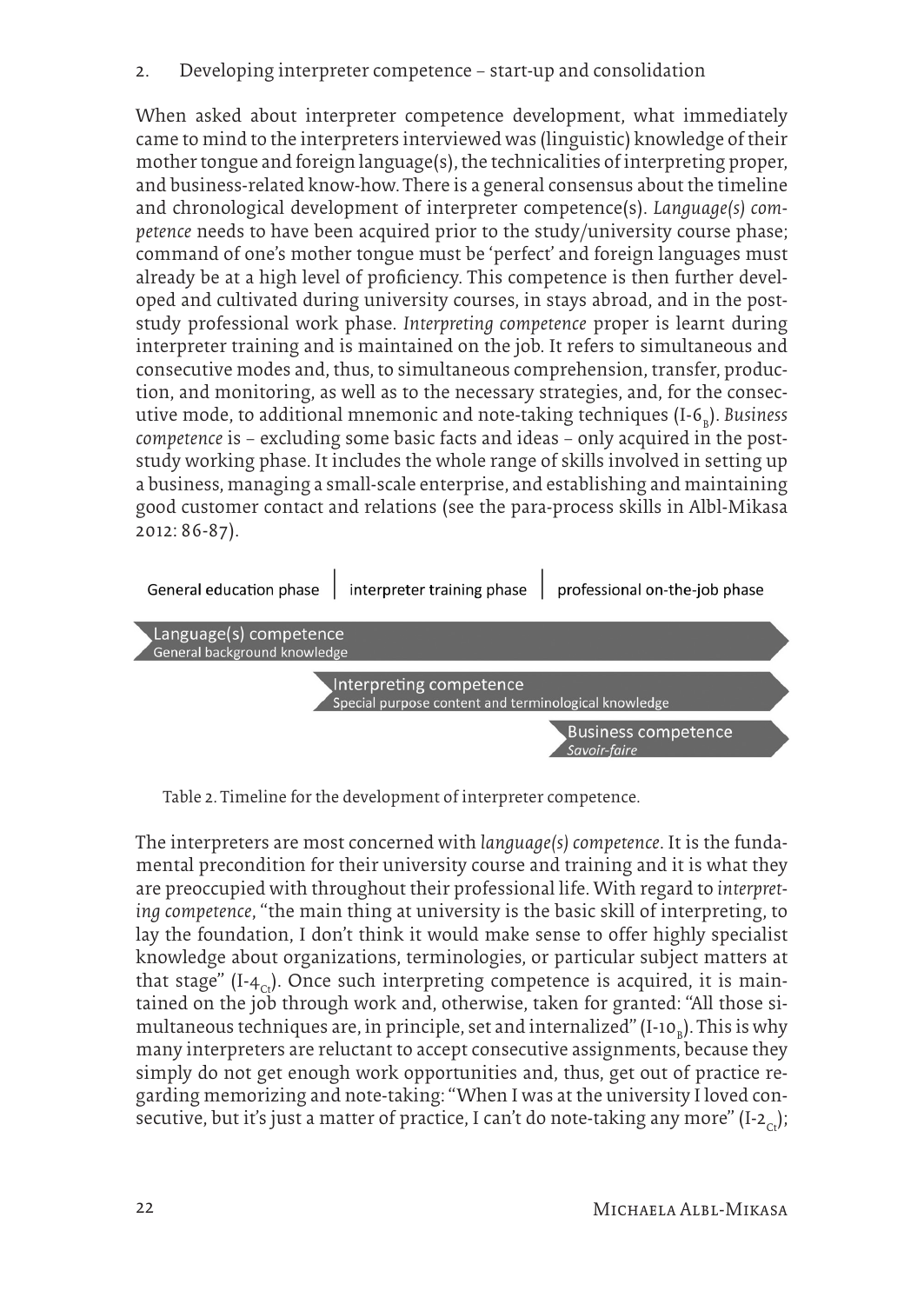## 2. Developing interpreter competence – start-up and consolidation

When asked about interpreter competence development, what immediately came to mind to the interpreters interviewed was (linguistic) knowledge of their mother tongue and foreign language(s), the technicalities of interpreting proper, and business-related know-how. There is a general consensus about the timeline and chronological development of interpreter competence(s). *Language(s) competence* needs to have been acquired prior to the study/university course phase; command of one's mother tongue must be 'perfect' and foreign languages must already be at a high level of proficiency. This competence is then further developed and cultivated during university courses, in stays abroad, and in the post-study professional work phase. *Interpreting competence* proper is learnt during interpreter training and is maintained on the job. It refers to simultaneous and consecutive modes and, thus, to simultaneous comprehension, transfer, production, and monitoring, as well as to the necessary strategies, and, for the consecutive mode, to additional mnemonic and note-taking techniques (I-$6_B$). *Business competence* is – excluding some basic facts and ideas – only acquired in the post-study working phase. It includes the whole range of skills involved in setting up a business, managing a small-scale enterprise, and establishing and maintaining good customer contact and relations (see the para-process skills in Albl-Mikasa 2012: 86-87).

| General education phase | interpreter training phase | professional on-the-job phase |
|---|---|---|
| Language(s) competence<br>General background knowledge → | → | → |
| | Interpreting competence<br>Special purpose content and terminological knowledge → | → |
| | | Business competence<br>*Savoir-faire* → |

Table 2. Timeline for the development of interpreter competence.

The interpreters are most concerned with *language(s) competence*. It is the fundamental precondition for their university course and training and it is what they are preoccupied with throughout their professional life. With regard to *interpreting competence*, "the main thing at university is the basic skill of interpreting, to lay the foundation, I don't think it would make sense to offer highly specialist knowledge about organizations, terminologies, or particular subject matters at that stage" (I-$4_{Ct}$). Once such interpreting competence is acquired, it is maintained on the job through work and, otherwise, taken for granted: "All those simultaneous techniques are, in principle, set and internalized" (I-$10_B$). This is why many interpreters are reluctant to accept consecutive assignments, because they simply do not get enough work opportunities and, thus, get out of practice regarding memorizing and note-taking: "When I was at the university I loved consecutive, but it's just a matter of practice, I can't do note-taking any more" (I-$2_{Ct}$);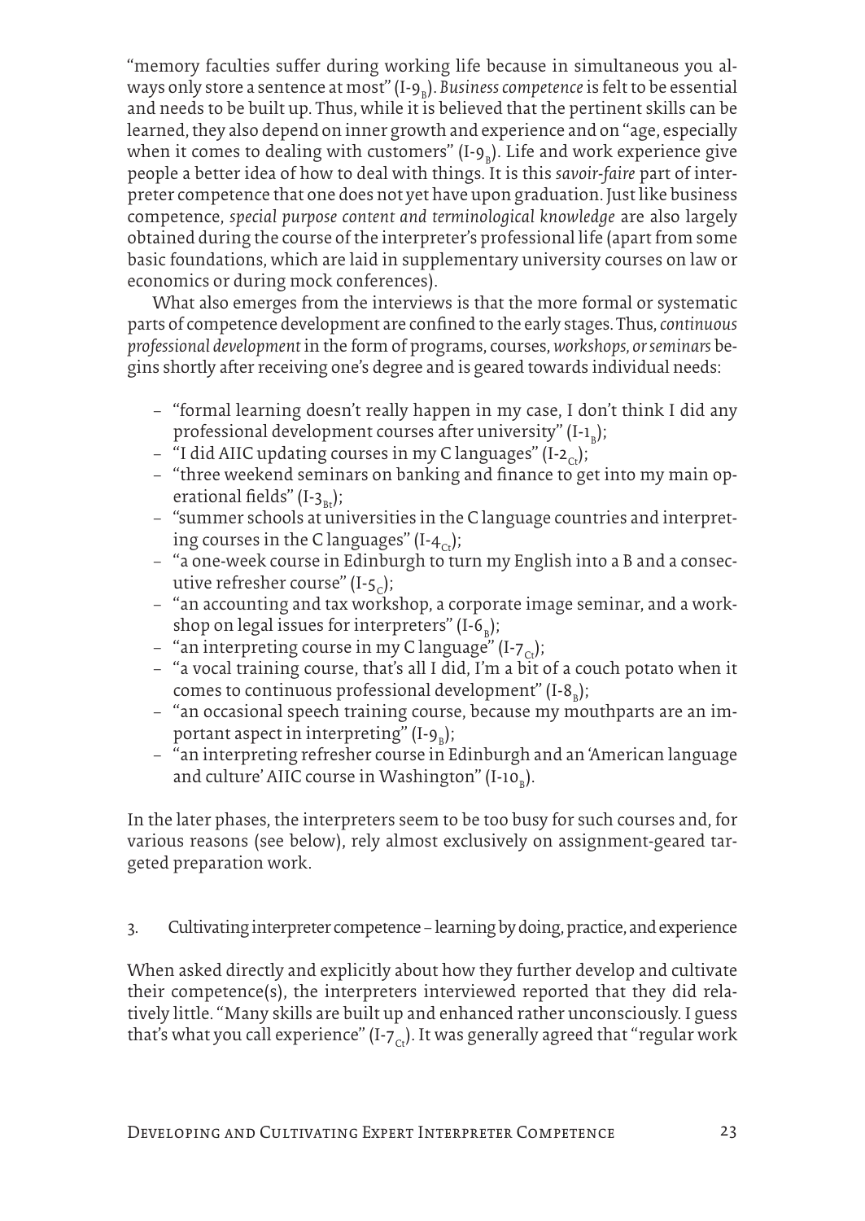"memory faculties suffer during working life because in simultaneous you always only store a sentence at most" (I-$9_B$). *Business competence* is felt to be essential and needs to be built up. Thus, while it is believed that the pertinent skills can be learned, they also depend on inner growth and experience and on "age, especially when it comes to dealing with customers" (I-$9_B$). Life and work experience give people a better idea of how to deal with things. It is this *savoir-faire* part of interpreter competence that one does not yet have upon graduation. Just like business competence, *special purpose content and terminological knowledge* are also largely obtained during the course of the interpreter's professional life (apart from some basic foundations, which are laid in supplementary university courses on law or economics or during mock conferences).

What also emerges from the interviews is that the more formal or systematic parts of competence development are confined to the early stages. Thus, *continuous professional development* in the form of programs, courses, *workshops, or seminars* begins shortly after receiving one's degree and is geared towards individual needs:

- "formal learning doesn't really happen in my case, I don't think I did any professional development courses after university" (I-$1_B$);
- "I did AIIC updating courses in my C languages" (I-$2_{Ct}$);
- "three weekend seminars on banking and finance to get into my main operational fields" (I-$3_{Bt}$);
- "summer schools at universities in the C language countries and interpreting courses in the C languages" (I-$4_{Ct}$);
- "a one-week course in Edinburgh to turn my English into a B and a consecutive refresher course" (I-$5_C$);
- "an accounting and tax workshop, a corporate image seminar, and a workshop on legal issues for interpreters" (I-$6_B$);
- "an interpreting course in my C language" (I-$7_{Ct}$);
- "a vocal training course, that's all I did, I'm a bit of a couch potato when it comes to continuous professional development" (I-$8_B$);
- "an occasional speech training course, because my mouthparts are an important aspect in interpreting" (I-$9_B$);
- "an interpreting refresher course in Edinburgh and an 'American language and culture' AIIC course in Washington" (I-$10_B$).

In the later phases, the interpreters seem to be too busy for such courses and, for various reasons (see below), rely almost exclusively on assignment-geared targeted preparation work.

## 3. Cultivating interpreter competence – learning by doing, practice, and experience

When asked directly and explicitly about how they further develop and cultivate their competence(s), the interpreters interviewed reported that they did relatively little. "Many skills are built up and enhanced rather unconsciously. I guess that's what you call experience" (I-$7_{Ct}$). It was generally agreed that "regular work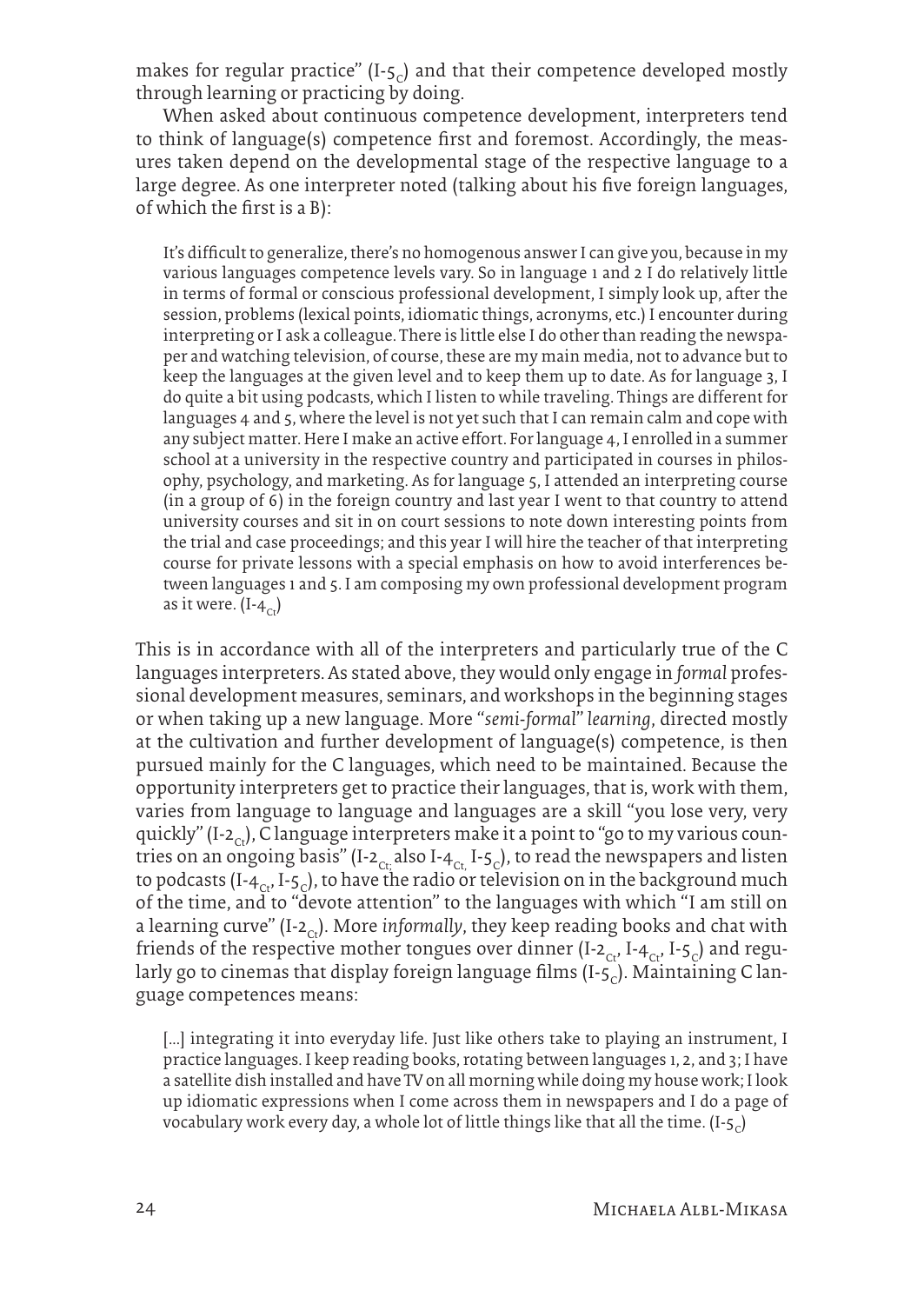makes for regular practice" ($I\text{-}5_C$) and that their competence developed mostly through learning or practicing by doing.

When asked about continuous competence development, interpreters tend to think of language(s) competence first and foremost. Accordingly, the measures taken depend on the developmental stage of the respective language to a large degree. As one interpreter noted (talking about his five foreign languages, of which the first is a B):

> It's difficult to generalize, there's no homogenous answer I can give you, because in my various languages competence levels vary. So in language 1 and 2 I do relatively little in terms of formal or conscious professional development, I simply look up, after the session, problems (lexical points, idiomatic things, acronyms, etc.) I encounter during interpreting or I ask a colleague. There is little else I do other than reading the newspaper and watching television, of course, these are my main media, not to advance but to keep the languages at the given level and to keep them up to date. As for language 3, I do quite a bit using podcasts, which I listen to while traveling. Things are different for languages 4 and 5, where the level is not yet such that I can remain calm and cope with any subject matter. Here I make an active effort. For language 4, I enrolled in a summer school at a university in the respective country and participated in courses in philosophy, psychology, and marketing. As for language 5, I attended an interpreting course (in a group of 6) in the foreign country and last year I went to that country to attend university courses and sit in on court sessions to note down interesting points from the trial and case proceedings; and this year I will hire the teacher of that interpreting course for private lessons with a special emphasis on how to avoid interferences between languages 1 and 5. I am composing my own professional development program as it were. ($I\text{-}4_{Ct}$)

This is in accordance with all of the interpreters and particularly true of the C languages interpreters. As stated above, they would only engage in *formal* professional development measures, seminars, and workshops in the beginning stages or when taking up a new language. More "*semi-formal*" *learning*, directed mostly at the cultivation and further development of language(s) competence, is then pursued mainly for the C languages, which need to be maintained. Because the opportunity interpreters get to practice their languages, that is, work with them, varies from language to language and languages are a skill "you lose very, very quickly" ($I\text{-}2_{Ct}$), C language interpreters make it a point to "go to my various countries on an ongoing basis" ($I\text{-}2_{Ct}$ also $I\text{-}4_{Ct}$, $I\text{-}5_C$), to read the newspapers and listen to podcasts ($I\text{-}4_{Ct}$, $I\text{-}5_C$), to have the radio or television on in the background much of the time, and to "devote attention" to the languages with which "I am still on a learning curve" ($I\text{-}2_{Ct}$). More *informally*, they keep reading books and chat with friends of the respective mother tongues over dinner ($I\text{-}2_{Ct}$, $I\text{-}4_{Ct}$, $I\text{-}5_C$) and regularly go to cinemas that display foreign language films ($I\text{-}5_C$). Maintaining C language competences means:

> […] integrating it into everyday life. Just like others take to playing an instrument, I practice languages. I keep reading books, rotating between languages 1, 2, and 3; I have a satellite dish installed and have TV on all morning while doing my house work; I look up idiomatic expressions when I come across them in newspapers and I do a page of vocabulary work every day, a whole lot of little things like that all the time. ($I\text{-}5_C$)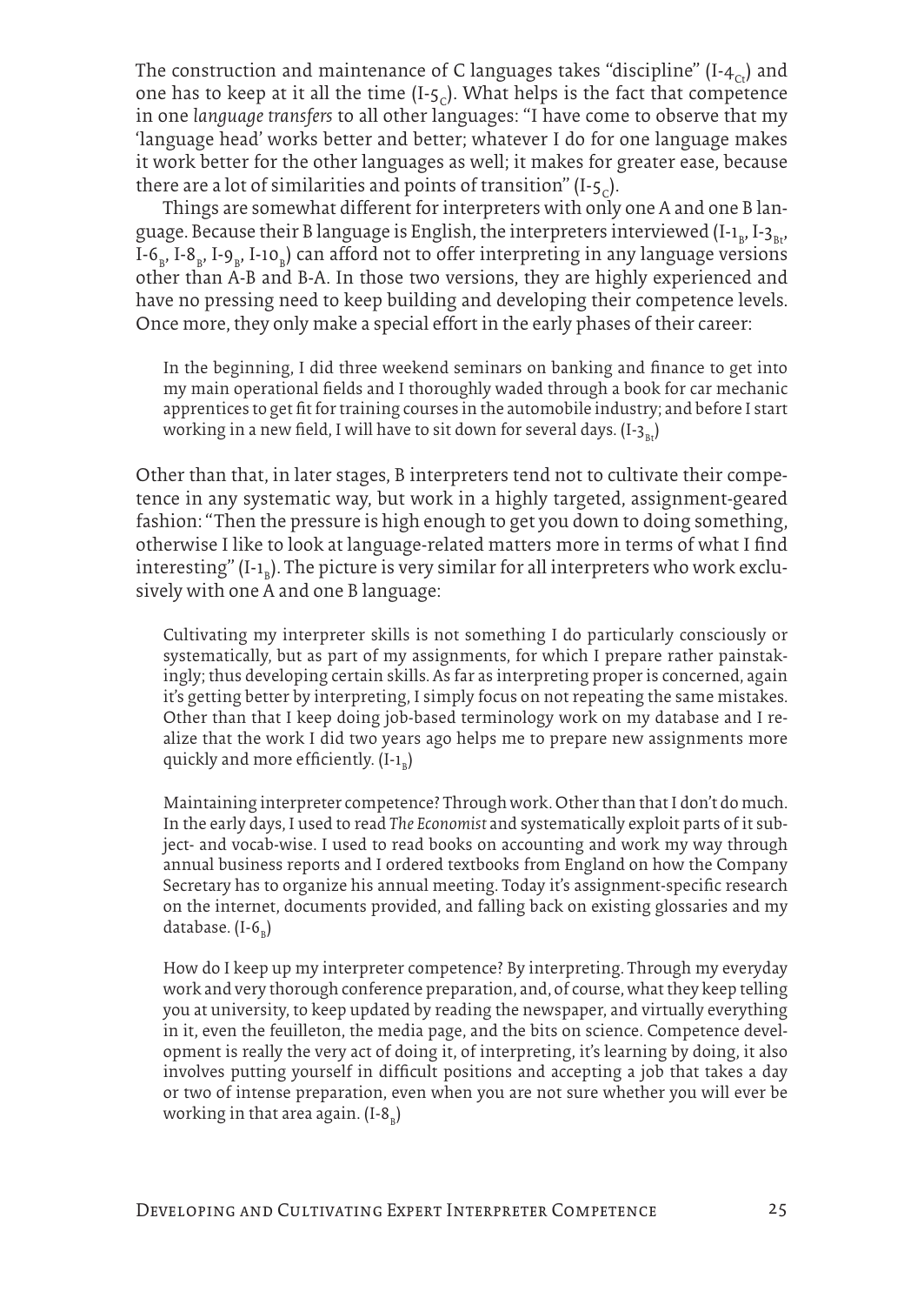The construction and maintenance of C languages takes "discipline" (I-$4_{Ct}$) and one has to keep at it all the time (I-$5_{C}$). What helps is the fact that competence in one *language transfers* to all other languages: "I have come to observe that my 'language head' works better and better; whatever I do for one language makes it work better for the other languages as well; it makes for greater ease, because there are a lot of similarities and points of transition" (I-$5_{C}$).

Things are somewhat different for interpreters with only one A and one B language. Because their B language is English, the interpreters interviewed (I-$1_{B}$, I-$3_{Bt}$, I-$6_{B}$, I-$8_{B}$, I-$9_{B}$, I-$10_{B}$) can afford not to offer interpreting in any language versions other than A-B and B-A. In those two versions, they are highly experienced and have no pressing need to keep building and developing their competence levels. Once more, they only make a special effort in the early phases of their career:

> In the beginning, I did three weekend seminars on banking and finance to get into my main operational fields and I thoroughly waded through a book for car mechanic apprentices to get fit for training courses in the automobile industry; and before I start working in a new field, I will have to sit down for several days. (I-$3_{Bt}$)

Other than that, in later stages, B interpreters tend not to cultivate their competence in any systematic way, but work in a highly targeted, assignment-geared fashion: "Then the pressure is high enough to get you down to doing something, otherwise I like to look at language-related matters more in terms of what I find interesting" (I-$1_{B}$). The picture is very similar for all interpreters who work exclusively with one A and one B language:

> Cultivating my interpreter skills is not something I do particularly consciously or systematically, but as part of my assignments, for which I prepare rather painstakingly; thus developing certain skills. As far as interpreting proper is concerned, again it's getting better by interpreting, I simply focus on not repeating the same mistakes. Other than that I keep doing job-based terminology work on my database and I realize that the work I did two years ago helps me to prepare new assignments more quickly and more efficiently. (I-$1_{B}$)

> Maintaining interpreter competence? Through work. Other than that I don't do much. In the early days, I used to read *The Economist* and systematically exploit parts of it subject- and vocab-wise. I used to read books on accounting and work my way through annual business reports and I ordered textbooks from England on how the Company Secretary has to organize his annual meeting. Today it's assignment-specific research on the internet, documents provided, and falling back on existing glossaries and my database. (I-$6_{B}$)

> How do I keep up my interpreter competence? By interpreting. Through my everyday work and very thorough conference preparation, and, of course, what they keep telling you at university, to keep updated by reading the newspaper, and virtually everything in it, even the feuilleton, the media page, and the bits on science. Competence development is really the very act of doing it, of interpreting, it's learning by doing, it also involves putting yourself in difficult positions and accepting a job that takes a day or two of intense preparation, even when you are not sure whether you will ever be working in that area again. (I-$8_{B}$)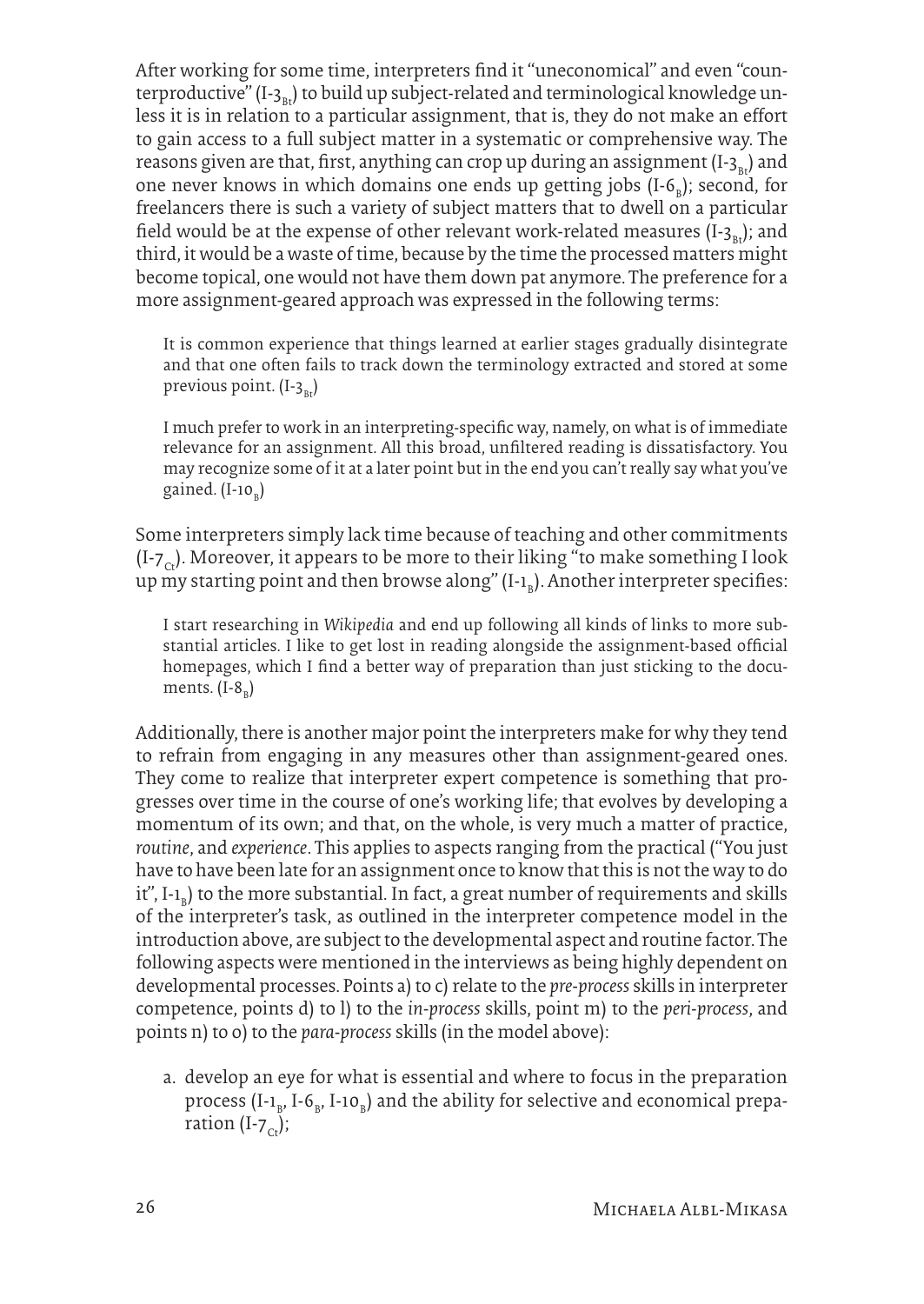After working for some time, interpreters find it "uneconomical" and even "counterproductive" (I-$3_{Bt}$) to build up subject-related and terminological knowledge unless it is in relation to a particular assignment, that is, they do not make an effort to gain access to a full subject matter in a systematic or comprehensive way. The reasons given are that, first, anything can crop up during an assignment (I-$3_{Bt}$) and one never knows in which domains one ends up getting jobs (I-$6_{B}$); second, for freelancers there is such a variety of subject matters that to dwell on a particular field would be at the expense of other relevant work-related measures (I-$3_{Bt}$); and third, it would be a waste of time, because by the time the processed matters might become topical, one would not have them down pat anymore. The preference for a more assignment-geared approach was expressed in the following terms:

> It is common experience that things learned at earlier stages gradually disintegrate and that one often fails to track down the terminology extracted and stored at some previous point. (I-$3_{Bt}$)

> I much prefer to work in an interpreting-specific way, namely, on what is of immediate relevance for an assignment. All this broad, unfiltered reading is dissatisfactory. You may recognize some of it at a later point but in the end you can't really say what you've gained. (I-$10_{B}$)

Some interpreters simply lack time because of teaching and other commitments (I-$7_{Ct}$). Moreover, it appears to be more to their liking "to make something I look up my starting point and then browse along" (I-$1_{B}$). Another interpreter specifies:

> I start researching in *Wikipedia* and end up following all kinds of links to more substantial articles. I like to get lost in reading alongside the assignment-based official homepages, which I find a better way of preparation than just sticking to the documents. (I-$8_{B}$)

Additionally, there is another major point the interpreters make for why they tend to refrain from engaging in any measures other than assignment-geared ones. They come to realize that interpreter expert competence is something that progresses over time in the course of one's working life; that evolves by developing a momentum of its own; and that, on the whole, is very much a matter of practice, *routine*, and *experience*. This applies to aspects ranging from the practical ("You just have to have been late for an assignment once to know that this is not the way to do it", I-$1_{B}$) to the more substantial. In fact, a great number of requirements and skills of the interpreter's task, as outlined in the interpreter competence model in the introduction above, are subject to the developmental aspect and routine factor. The following aspects were mentioned in the interviews as being highly dependent on developmental processes. Points a) to c) relate to the *pre-process* skills in interpreter competence, points d) to l) to the *in-process* skills, point m) to the *peri-process*, and points n) to o) to the *para-process* skills (in the model above):

a. develop an eye for what is essential and where to focus in the preparation process (I-$1_{B}$, I-$6_{B}$, I-$10_{B}$) and the ability for selective and economical preparation (I-$7_{Ct}$);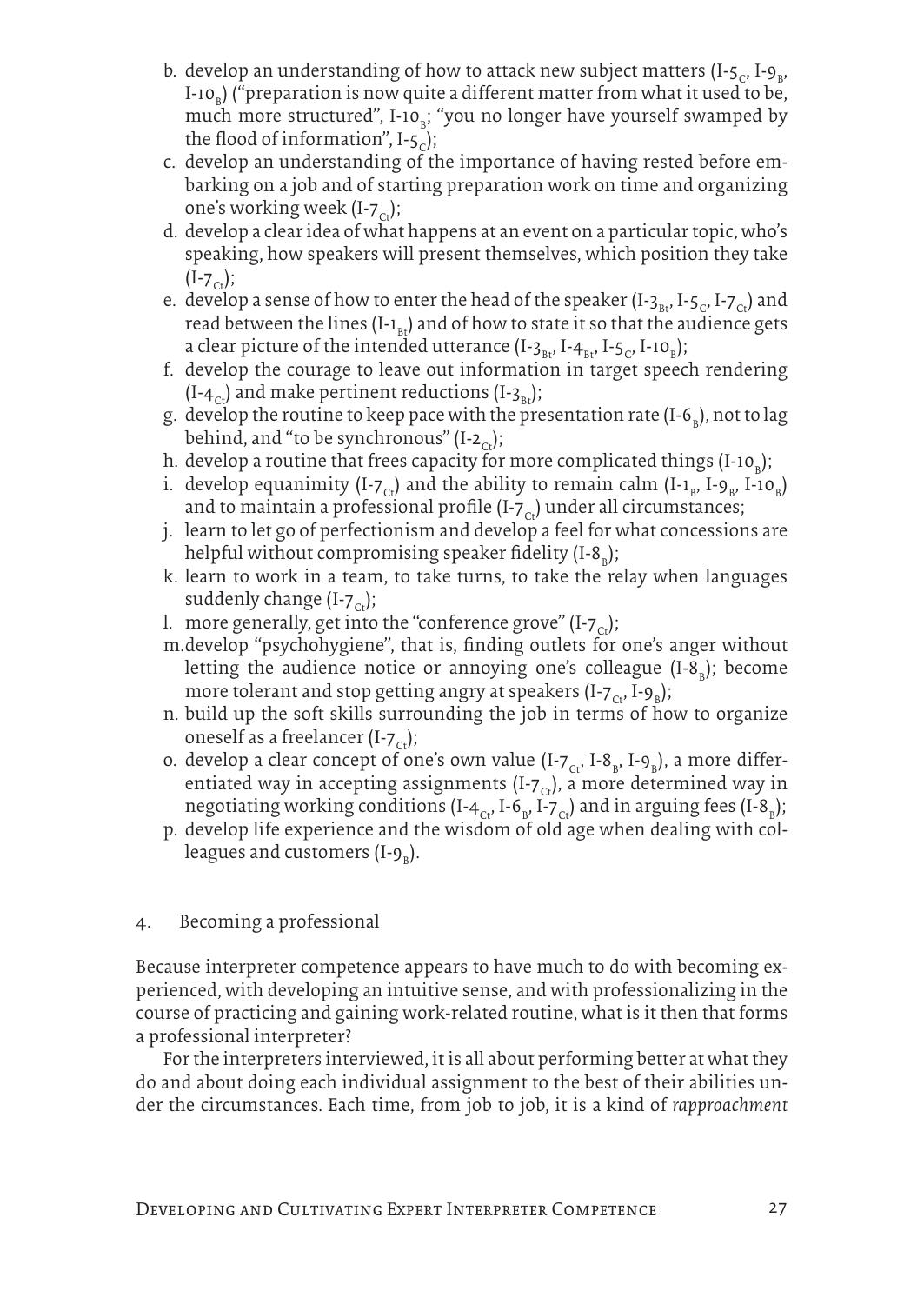b. develop an understanding of how to attack new subject matters (I-$5_C$, I-$9_B$, I-$10_B$) ("preparation is now quite a different matter from what it used to be, much more structured", I-$10_B$; "you no longer have yourself swamped by the flood of information", I-$5_C$);
c. develop an understanding of the importance of having rested before embarking on a job and of starting preparation work on time and organizing one's working week (I-$7_{Ct}$);
d. develop a clear idea of what happens at an event on a particular topic, who's speaking, how speakers will present themselves, which position they take (I-$7_{Ct}$);
e. develop a sense of how to enter the head of the speaker (I-$3_{Bt}$, I-$5_C$, I-$7_{Ct}$) and read between the lines (I-$1_{Bt}$) and of how to state it so that the audience gets a clear picture of the intended utterance (I-$3_{Bt}$, I-$4_{Bt}$, I-$5_C$, I-$10_B$);
f. develop the courage to leave out information in target speech rendering (I-$4_{Ct}$) and make pertinent reductions (I-$3_{Bt}$);
g. develop the routine to keep pace with the presentation rate (I-$6_B$), not to lag behind, and "to be synchronous" (I-$2_{Ct}$);
h. develop a routine that frees capacity for more complicated things (I-$10_B$);
i. develop equanimity (I-$7_{Ct}$) and the ability to remain calm (I-$1_B$, I-$9_B$, I-$10_B$) and to maintain a professional profile (I-$7_{Ct}$) under all circumstances;
j. learn to let go of perfectionism and develop a feel for what concessions are helpful without compromising speaker fidelity (I-$8_B$);
k. learn to work in a team, to take turns, to take the relay when languages suddenly change (I-$7_{Ct}$);
l. more generally, get into the "conference grove" (I-$7_{Ct}$);
m. develop "psychohygiene", that is, finding outlets for one's anger without letting the audience notice or annoying one's colleague (I-$8_B$); become more tolerant and stop getting angry at speakers (I-$7_{Ct}$, I-$9_B$);
n. build up the soft skills surrounding the job in terms of how to organize oneself as a freelancer (I-$7_{Ct}$);
o. develop a clear concept of one's own value (I-$7_{Ct}$, I-$8_B$, I-$9_B$), a more differentiated way in accepting assignments (I-$7_{Ct}$), a more determined way in negotiating working conditions (I-$4_{Ct}$, I-$6_B$, I-$7_{Ct}$) and in arguing fees (I-$8_B$);
p. develop life experience and the wisdom of old age when dealing with colleagues and customers (I-$9_B$).

## 4. Becoming a professional

Because interpreter competence appears to have much to do with becoming experienced, with developing an intuitive sense, and with professionalizing in the course of practicing and gaining work-related routine, what is it then that forms a professional interpreter?

For the interpreters interviewed, it is all about performing better at what they do and about doing each individual assignment to the best of their abilities under the circumstances. Each time, from job to job, it is a kind of *rapproachment*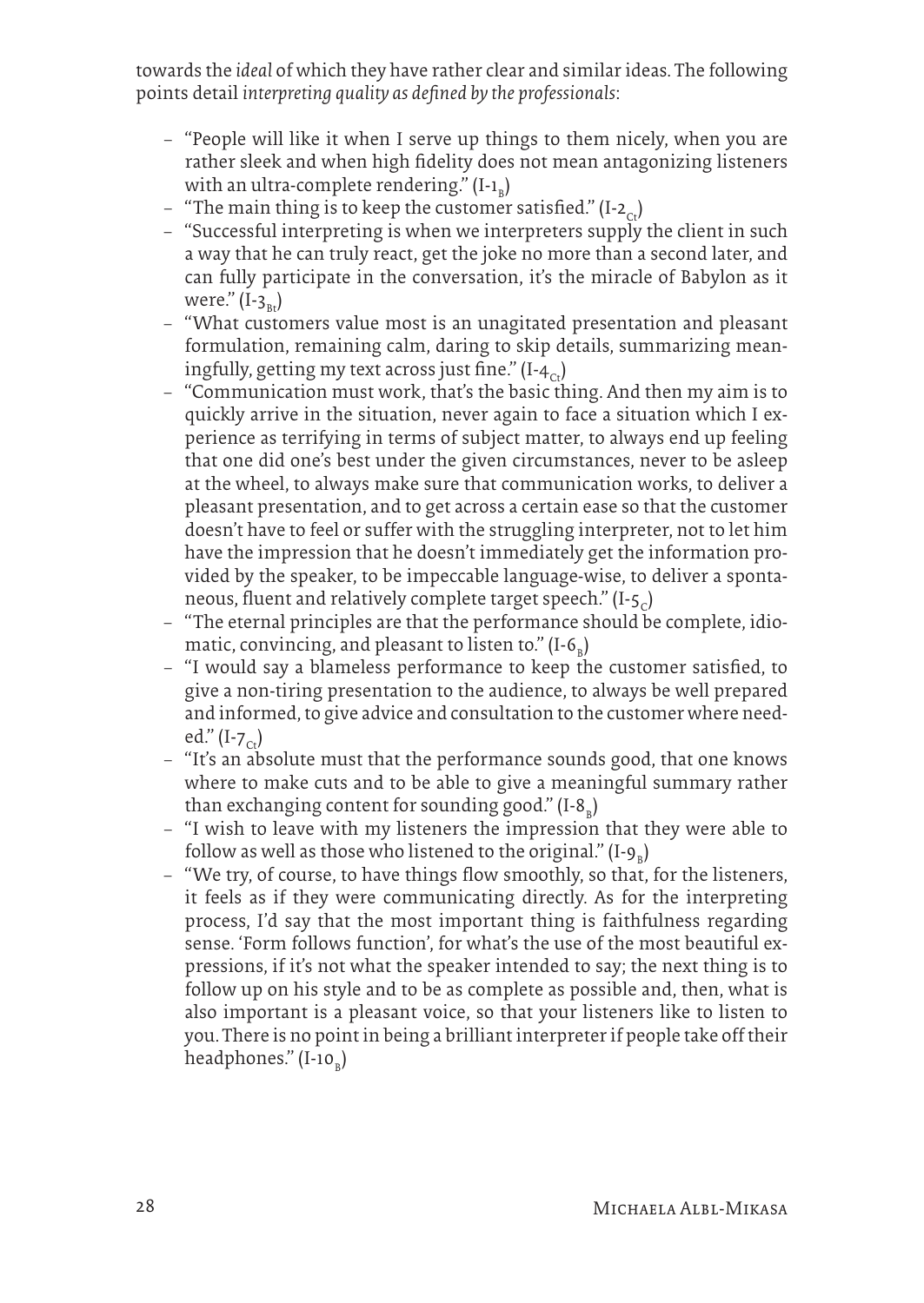towards the *ideal* of which they have rather clear and similar ideas. The following points detail *interpreting quality as defined by the professionals*:

- "People will like it when I serve up things to them nicely, when you are rather sleek and when high fidelity does not mean antagonizing listeners with an ultra-complete rendering." ($I\text{-}1_B$)
- "The main thing is to keep the customer satisfied." ($I\text{-}2_{Ct}$)
- "Successful interpreting is when we interpreters supply the client in such a way that he can truly react, get the joke no more than a second later, and can fully participate in the conversation, it's the miracle of Babylon as it were." ($I\text{-}3_{Bt}$)
- "What customers value most is an unagitated presentation and pleasant formulation, remaining calm, daring to skip details, summarizing meaningfully, getting my text across just fine." ($I\text{-}4_{Ct}$)
- "Communication must work, that's the basic thing. And then my aim is to quickly arrive in the situation, never again to face a situation which I experience as terrifying in terms of subject matter, to always end up feeling that one did one's best under the given circumstances, never to be asleep at the wheel, to always make sure that communication works, to deliver a pleasant presentation, and to get across a certain ease so that the customer doesn't have to feel or suffer with the struggling interpreter, not to let him have the impression that he doesn't immediately get the information provided by the speaker, to be impeccable language-wise, to deliver a spontaneous, fluent and relatively complete target speech." ($I\text{-}5_C$)
- "The eternal principles are that the performance should be complete, idiomatic, convincing, and pleasant to listen to." ($I\text{-}6_B$)
- "I would say a blameless performance to keep the customer satisfied, to give a non-tiring presentation to the audience, to always be well prepared and informed, to give advice and consultation to the customer where needed." ($I\text{-}7_{Ct}$)
- "It's an absolute must that the performance sounds good, that one knows where to make cuts and to be able to give a meaningful summary rather than exchanging content for sounding good." ($I\text{-}8_B$)
- "I wish to leave with my listeners the impression that they were able to follow as well as those who listened to the original." ($I\text{-}9_B$)
- "We try, of course, to have things flow smoothly, so that, for the listeners, it feels as if they were communicating directly. As for the interpreting process, I'd say that the most important thing is faithfulness regarding sense. 'Form follows function', for what's the use of the most beautiful expressions, if it's not what the speaker intended to say; the next thing is to follow up on his style and to be as complete as possible and, then, what is also important is a pleasant voice, so that your listeners like to listen to you. There is no point in being a brilliant interpreter if people take off their headphones." ($I\text{-}10_B$)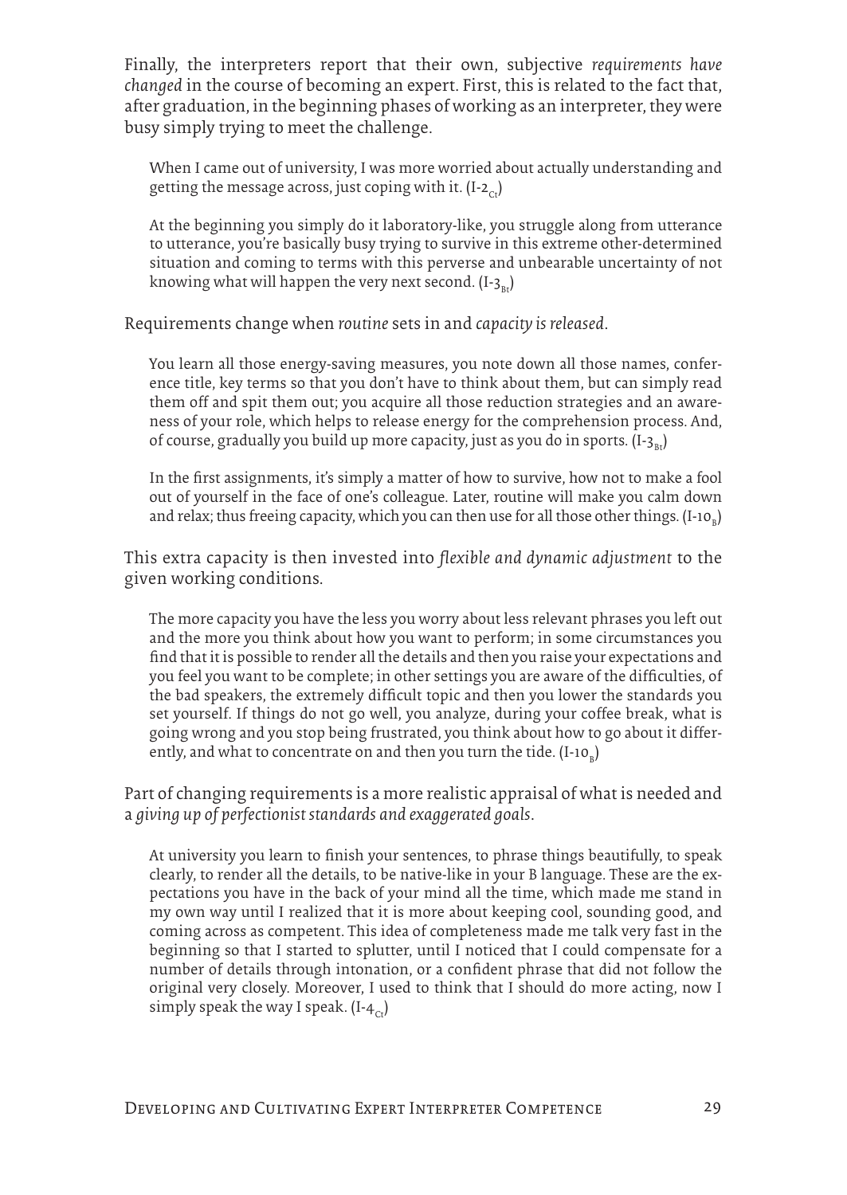Finally, the interpreters report that their own, subjective *requirements have changed* in the course of becoming an expert. First, this is related to the fact that, after graduation, in the beginning phases of working as an interpreter, they were busy simply trying to meet the challenge.

> When I came out of university, I was more worried about actually understanding and getting the message across, just coping with it. (I-$2_{Ct}$)

> At the beginning you simply do it laboratory-like, you struggle along from utterance to utterance, you're basically busy trying to survive in this extreme other-determined situation and coming to terms with this perverse and unbearable uncertainty of not knowing what will happen the very next second. (I-$3_{Bt}$)

Requirements change when *routine* sets in and *capacity is released*.

> You learn all those energy-saving measures, you note down all those names, conference title, key terms so that you don't have to think about them, but can simply read them off and spit them out; you acquire all those reduction strategies and an awareness of your role, which helps to release energy for the comprehension process. And, of course, gradually you build up more capacity, just as you do in sports. (I-$3_{Bt}$)

> In the first assignments, it's simply a matter of how to survive, how not to make a fool out of yourself in the face of one's colleague. Later, routine will make you calm down and relax; thus freeing capacity, which you can then use for all those other things. (I-$10_{B}$)

This extra capacity is then invested into *flexible and dynamic adjustment* to the given working conditions.

> The more capacity you have the less you worry about less relevant phrases you left out and the more you think about how you want to perform; in some circumstances you find that it is possible to render all the details and then you raise your expectations and you feel you want to be complete; in other settings you are aware of the difficulties, of the bad speakers, the extremely difficult topic and then you lower the standards you set yourself. If things do not go well, you analyze, during your coffee break, what is going wrong and you stop being frustrated, you think about how to go about it differently, and what to concentrate on and then you turn the tide. (I-$10_{B}$)

Part of changing requirements is a more realistic appraisal of what is needed and a *giving up of perfectionist standards and exaggerated goals*.

> At university you learn to finish your sentences, to phrase things beautifully, to speak clearly, to render all the details, to be native-like in your B language. These are the expectations you have in the back of your mind all the time, which made me stand in my own way until I realized that it is more about keeping cool, sounding good, and coming across as competent. This idea of completeness made me talk very fast in the beginning so that I started to splutter, until I noticed that I could compensate for a number of details through intonation, or a confident phrase that did not follow the original very closely. Moreover, I used to think that I should do more acting, now I simply speak the way I speak. (I-$4_{Ct}$)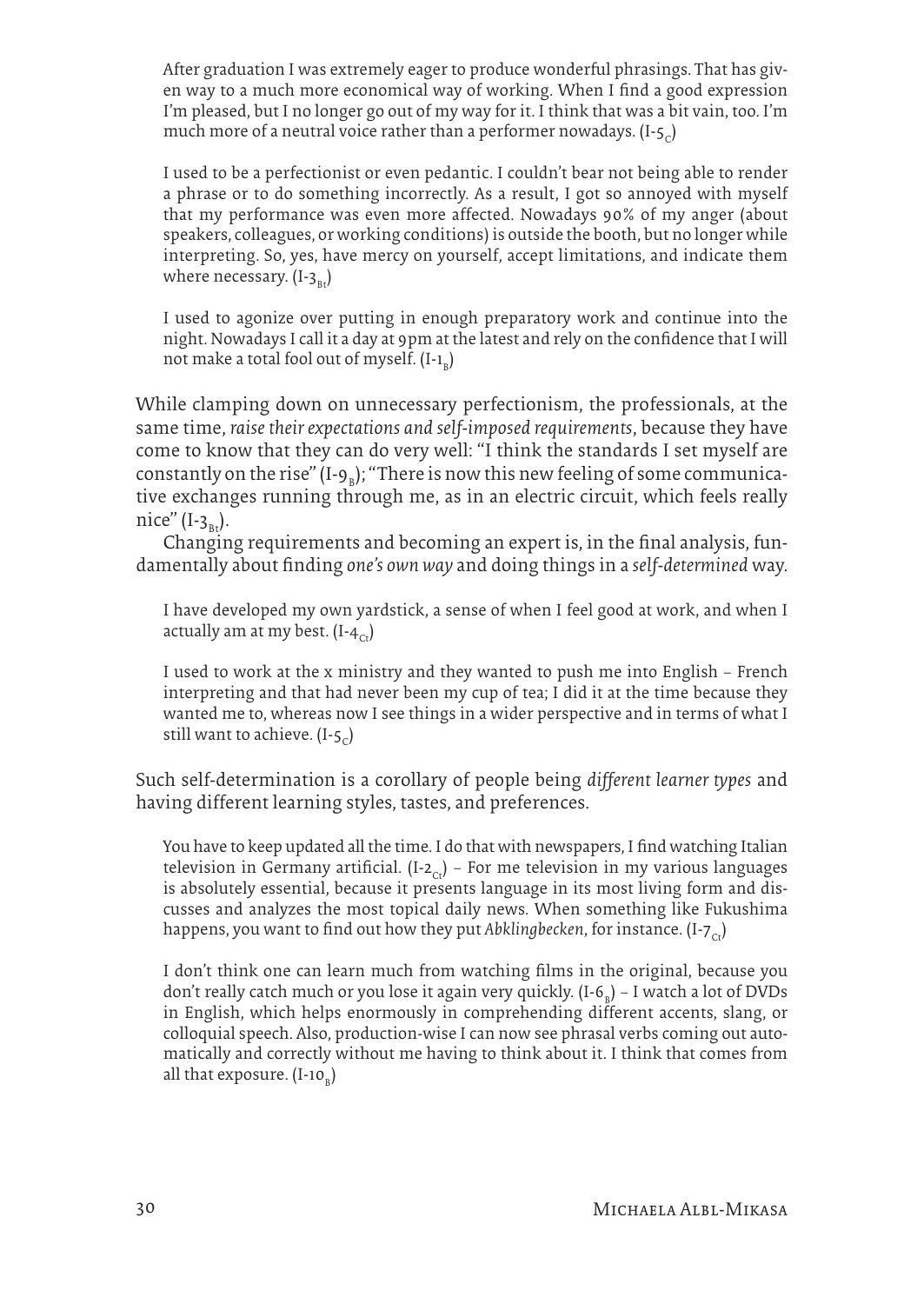> After graduation I was extremely eager to produce wonderful phrasings. That has given way to a much more economical way of working. When I find a good expression I'm pleased, but I no longer go out of my way for it. I think that was a bit vain, too. I'm much more of a neutral voice rather than a performer nowadays. (I-$5_{C}$)

> I used to be a perfectionist or even pedantic. I couldn't bear not being able to render a phrase or to do something incorrectly. As a result, I got so annoyed with myself that my performance was even more affected. Nowadays 90% of my anger (about speakers, colleagues, or working conditions) is outside the booth, but no longer while interpreting. So, yes, have mercy on yourself, accept limitations, and indicate them where necessary. (I-$3_{Bt}$)

> I used to agonize over putting in enough preparatory work and continue into the night. Nowadays I call it a day at 9pm at the latest and rely on the confidence that I will not make a total fool out of myself. (I-$1_{B}$)

While clamping down on unnecessary perfectionism, the professionals, at the same time, *raise their expectations and self-imposed requirements*, because they have come to know that they can do very well: "I think the standards I set myself are constantly on the rise" (I-$9_{B}$); "There is now this new feeling of some communicative exchanges running through me, as in an electric circuit, which feels really nice" (I-$3_{Bt}$).

Changing requirements and becoming an expert is, in the final analysis, fundamentally about finding *one's own way* and doing things in a *self-determined* way.

> I have developed my own yardstick, a sense of when I feel good at work, and when I actually am at my best. (I-$4_{Ct}$)

> I used to work at the x ministry and they wanted to push me into English – French interpreting and that had never been my cup of tea; I did it at the time because they wanted me to, whereas now I see things in a wider perspective and in terms of what I still want to achieve. (I-$5_{C}$)

Such self-determination is a corollary of people being *different learner types* and having different learning styles, tastes, and preferences.

> You have to keep updated all the time. I do that with newspapers, I find watching Italian television in Germany artificial. (I-$2_{Ct}$) – For me television in my various languages is absolutely essential, because it presents language in its most living form and discusses and analyzes the most topical daily news. When something like Fukushima happens, you want to find out how they put *Abklingbecken*, for instance. (I-$7_{Ct}$)

> I don't think one can learn much from watching films in the original, because you don't really catch much or you lose it again very quickly. (I-$6_{B}$) – I watch a lot of DVDs in English, which helps enormously in comprehending different accents, slang, or colloquial speech. Also, production-wise I can now see phrasal verbs coming out automatically and correctly without me having to think about it. I think that comes from all that exposure. (I-$10_{B}$)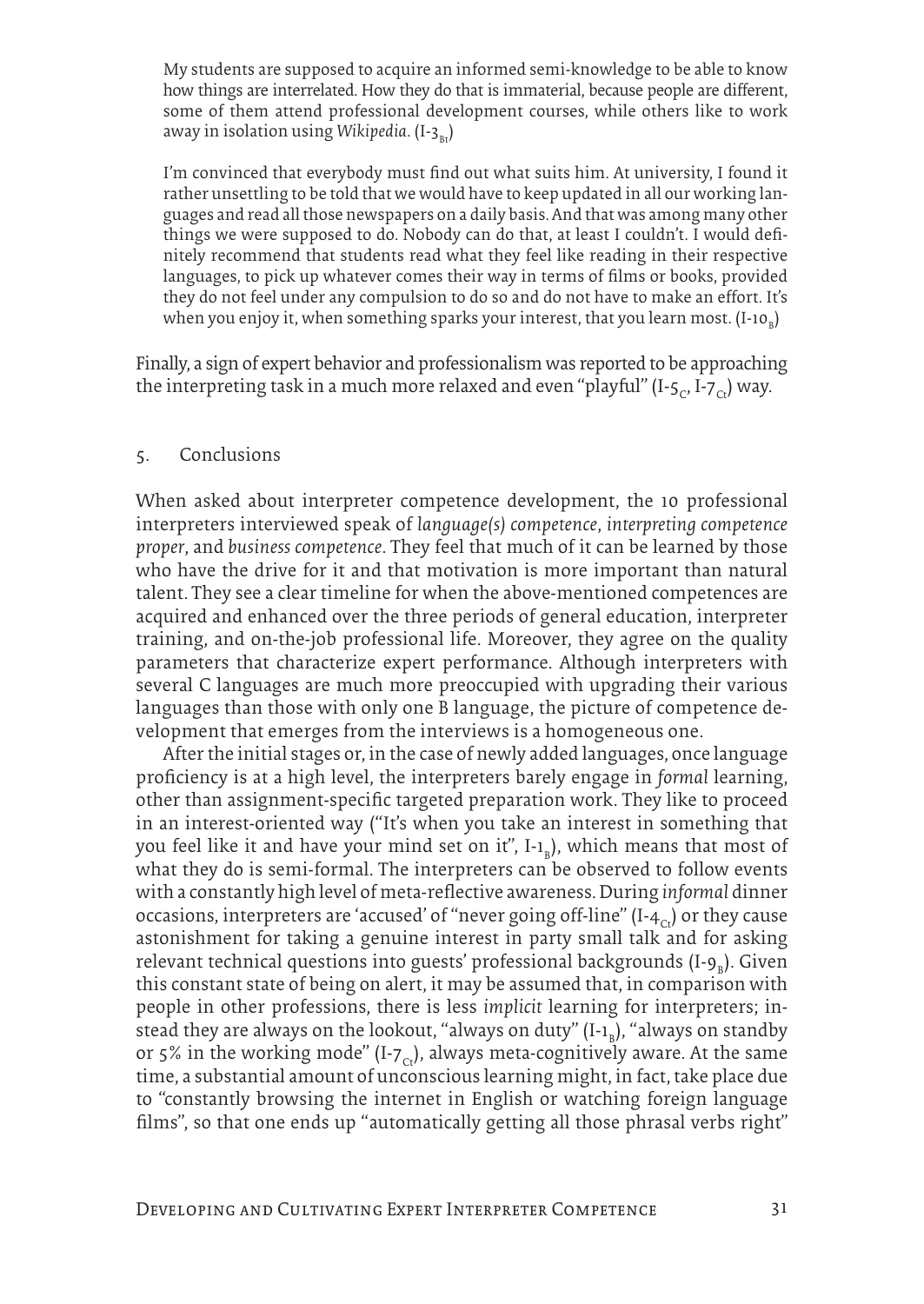> My students are supposed to acquire an informed semi-knowledge to be able to know how things are interrelated. How they do that is immaterial, because people are different, some of them attend professional development courses, while others like to work away in isolation using *Wikipedia*. (I-$3_{Bt}$)

> I'm convinced that everybody must find out what suits him. At university, I found it rather unsettling to be told that we would have to keep updated in all our working languages and read all those newspapers on a daily basis. And that was among many other things we were supposed to do. Nobody can do that, at least I couldn't. I would definitely recommend that students read what they feel like reading in their respective languages, to pick up whatever comes their way in terms of films or books, provided they do not feel under any compulsion to do so and do not have to make an effort. It's when you enjoy it, when something sparks your interest, that you learn most. (I-$10_{B}$)

Finally, a sign of expert behavior and professionalism was reported to be approaching the interpreting task in a much more relaxed and even "playful" (I-$5_{C}$, I-$7_{Ct}$) way.

## 5. Conclusions

When asked about interpreter competence development, the 10 professional interpreters interviewed speak of *language(s) competence*, *interpreting competence proper*, and *business competence*. They feel that much of it can be learned by those who have the drive for it and that motivation is more important than natural talent. They see a clear timeline for when the above-mentioned competences are acquired and enhanced over the three periods of general education, interpreter training, and on-the-job professional life. Moreover, they agree on the quality parameters that characterize expert performance. Although interpreters with several C languages are much more preoccupied with upgrading their various languages than those with only one B language, the picture of competence development that emerges from the interviews is a homogeneous one.

After the initial stages or, in the case of newly added languages, once language proficiency is at a high level, the interpreters barely engage in *formal* learning, other than assignment-specific targeted preparation work. They like to proceed in an interest-oriented way ("It's when you take an interest in something that you feel like it and have your mind set on it", I-$1_{B}$), which means that most of what they do is semi-formal. The interpreters can be observed to follow events with a constantly high level of meta-reflective awareness. During *informal* dinner occasions, interpreters are 'accused' of "never going off-line" (I-$4_{Ct}$) or they cause astonishment for taking a genuine interest in party small talk and for asking relevant technical questions into guests' professional backgrounds (I-$9_{B}$). Given this constant state of being on alert, it may be assumed that, in comparison with people in other professions, there is less *implicit* learning for interpreters; instead they are always on the lookout, "always on duty" (I-$1_{B}$), "always on standby or 5% in the working mode" (I-$7_{Ct}$), always meta-cognitively aware. At the same time, a substantial amount of unconscious learning might, in fact, take place due to "constantly browsing the internet in English or watching foreign language films", so that one ends up "automatically getting all those phrasal verbs right"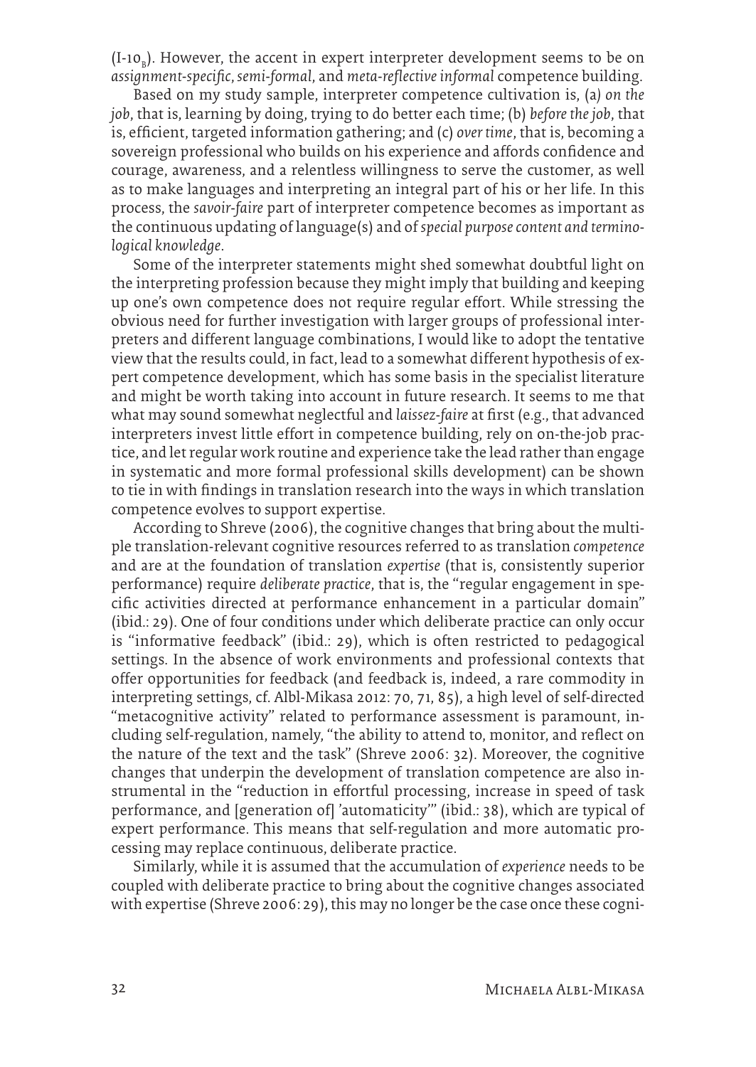(I-10$_B$). However, the accent in expert interpreter development seems to be on *assignment-specific*, *semi-formal*, and *meta-reflective informal* competence building.

Based on my study sample, interpreter competence cultivation is, (a) *on the job*, that is, learning by doing, trying to do better each time; (b) *before the job*, that is, efficient, targeted information gathering; and (c) *over time*, that is, becoming a sovereign professional who builds on his experience and affords confidence and courage, awareness, and a relentless willingness to serve the customer, as well as to make languages and interpreting an integral part of his or her life. In this process, the *savoir-faire* part of interpreter competence becomes as important as the continuous updating of language(s) and of *special purpose content and terminological knowledge*.

Some of the interpreter statements might shed somewhat doubtful light on the interpreting profession because they might imply that building and keeping up one's own competence does not require regular effort. While stressing the obvious need for further investigation with larger groups of professional interpreters and different language combinations, I would like to adopt the tentative view that the results could, in fact, lead to a somewhat different hypothesis of expert competence development, which has some basis in the specialist literature and might be worth taking into account in future research. It seems to me that what may sound somewhat neglectful and *laissez-faire* at first (e.g., that advanced interpreters invest little effort in competence building, rely on on-the-job practice, and let regular work routine and experience take the lead rather than engage in systematic and more formal professional skills development) can be shown to tie in with findings in translation research into the ways in which translation competence evolves to support expertise.

According to Shreve (2006), the cognitive changes that bring about the multiple translation-relevant cognitive resources referred to as translation *competence* and are at the foundation of translation *expertise* (that is, consistently superior performance) require *deliberate practice*, that is, the "regular engagement in specific activities directed at performance enhancement in a particular domain" (ibid.: 29). One of four conditions under which deliberate practice can only occur is "informative feedback" (ibid.: 29), which is often restricted to pedagogical settings. In the absence of work environments and professional contexts that offer opportunities for feedback (and feedback is, indeed, a rare commodity in interpreting settings, cf. Albl-Mikasa 2012: 70, 71, 85), a high level of self-directed "metacognitive activity" related to performance assessment is paramount, including self-regulation, namely, "the ability to attend to, monitor, and reflect on the nature of the text and the task" (Shreve 2006: 32). Moreover, the cognitive changes that underpin the development of translation competence are also instrumental in the "reduction in effortful processing, increase in speed of task performance, and [generation of] 'automaticity'" (ibid.: 38), which are typical of expert performance. This means that self-regulation and more automatic processing may replace continuous, deliberate practice.

Similarly, while it is assumed that the accumulation of *experience* needs to be coupled with deliberate practice to bring about the cognitive changes associated with expertise (Shreve 2006: 29), this may no longer be the case once these cogni-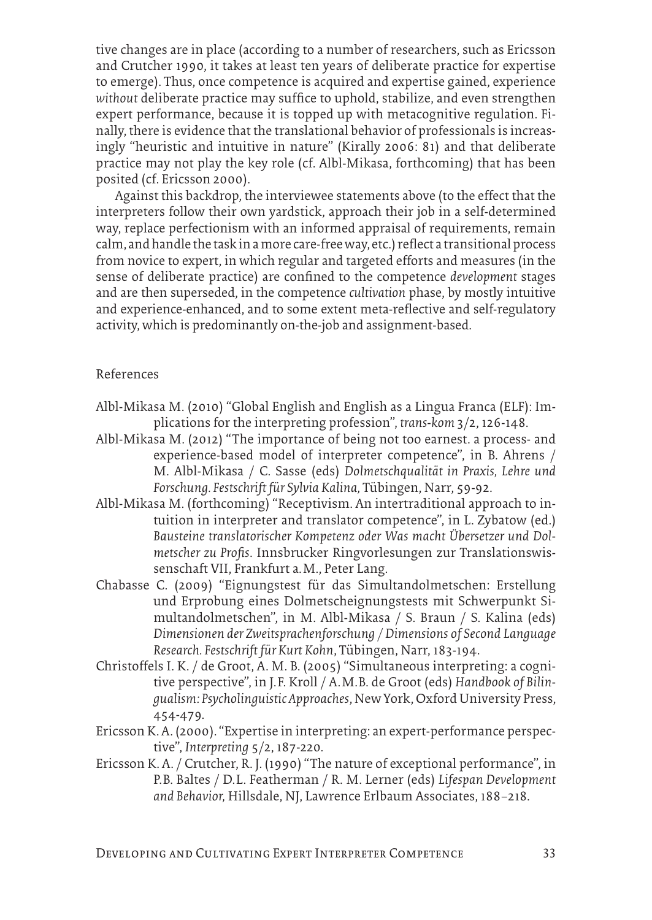tive changes are in place (according to a number of researchers, such as Ericsson and Crutcher 1990, it takes at least ten years of deliberate practice for expertise to emerge). Thus, once competence is acquired and expertise gained, experience *without* deliberate practice may suffice to uphold, stabilize, and even strengthen expert performance, because it is topped up with metacognitive regulation. Finally, there is evidence that the translational behavior of professionals is increasingly "heuristic and intuitive in nature" (Kiraly 2006: 81) and that deliberate practice may not play the key role (cf. Albl-Mikasa, forthcoming) that has been posited (cf. Ericsson 2000).

Against this backdrop, the interviewee statements above (to the effect that the interpreters follow their own yardstick, approach their job in a self-determined way, replace perfectionism with an informed appraisal of requirements, remain calm, and handle the task in a more care-free way, etc.) reflect a transitional process from novice to expert, in which regular and targeted efforts and measures (in the sense of deliberate practice) are confined to the competence *development* stages and are then superseded, in the competence *cultivation* phase, by mostly intuitive and experience-enhanced, and to some extent meta-reflective and self-regulatory activity, which is predominantly on-the-job and assignment-based.

## References

Albl-Mikasa M. (2010) "Global English and English as a Lingua Franca (ELF): Implications for the interpreting profession", *trans-kom* 3/2, 126-148.

Albl-Mikasa M. (2012) "The importance of being not too earnest. a process- and experience-based model of interpreter competence", in B. Ahrens / M. Albl-Mikasa / C. Sasse (eds) *Dolmetschqualität in Praxis, Lehre und Forschung. Festschrift für Sylvia Kalina*, Tübingen, Narr, 59-92.

Albl-Mikasa M. (forthcoming) "Receptivism. An intertraditional approach to intuition in interpreter and translator competence", in L. Zybatow (ed.) *Bausteine translatorischer Kompetenz oder Was macht Übersetzer und Dolmetscher zu Profis*. Innsbrucker Ringvorlesungen zur Translationswissenschaft VII, Frankfurt a.M., Peter Lang.

Chabasse C. (2009) "Eignungstest für das Simultandolmetschen: Erstellung und Erprobung eines Dolmetscheignungstests mit Schwerpunkt Simultandolmetschen", in M. Albl-Mikasa / S. Braun / S. Kalina (eds) *Dimensionen der Zweitsprachenforschung / Dimensions of Second Language Research. Festschrift für Kurt Kohn*, Tübingen, Narr, 183-194.

Christoffels I. K. / de Groot, A. M. B. (2005) "Simultaneous interpreting: a cognitive perspective", in J.F. Kroll / A.M.B. de Groot (eds) *Handbook of Bilingualism: Psycholinguistic Approaches*, New York, Oxford University Press, 454-479.

Ericsson K. A. (2000). "Expertise in interpreting: an expert-performance perspective", *Interpreting* 5/2, 187-220.

Ericsson K. A. / Crutcher, R. J. (1990) "The nature of exceptional performance", in P.B. Baltes / D.L. Featherman / R. M. Lerner (eds) *Lifespan Development and Behavior*, Hillsdale, NJ, Lawrence Erlbaum Associates, 188–218.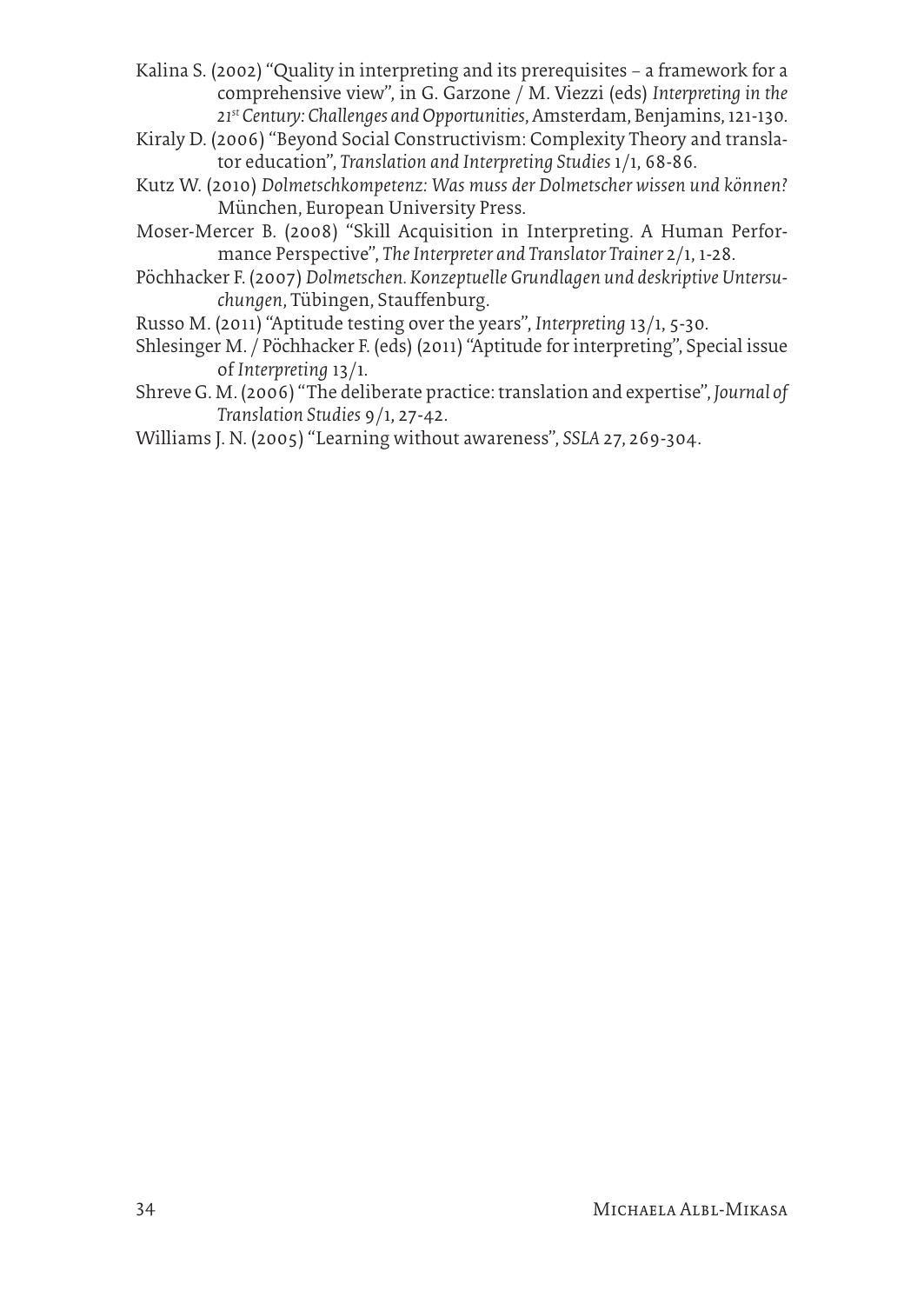Kalina S. (2002) "Quality in interpreting and its prerequisites – a framework for a comprehensive view", in G. Garzone / M. Viezzi (eds) *Interpreting in the 21st Century: Challenges and Opportunities*, Amsterdam, Benjamins, 121-130.

Kiraly D. (2006) "Beyond Social Constructivism: Complexity Theory and translator education", *Translation and Interpreting Studies* 1/1, 68-86.

Kutz W. (2010) *Dolmetschkompetenz: Was muss der Dolmetscher wissen und können?* München, European University Press.

Moser-Mercer B. (2008) "Skill Acquisition in Interpreting. A Human Performance Perspective", *The Interpreter and Translator Trainer* 2/1, 1-28.

Pöchhacker F. (2007) *Dolmetschen. Konzeptuelle Grundlagen und deskriptive Untersuchungen*, Tübingen, Stauffenburg.

Russo M. (2011) "Aptitude testing over the years", *Interpreting* 13/1, 5-30.

Shlesinger M. / Pöchhacker F. (eds) (2011) "Aptitude for interpreting", Special issue of *Interpreting* 13/1.

Shreve G. M. (2006) "The deliberate practice: translation and expertise", *Journal of Translation Studies* 9/1, 27-42.

Williams J. N. (2005) "Learning without awareness", *SSLA* 27, 269-304.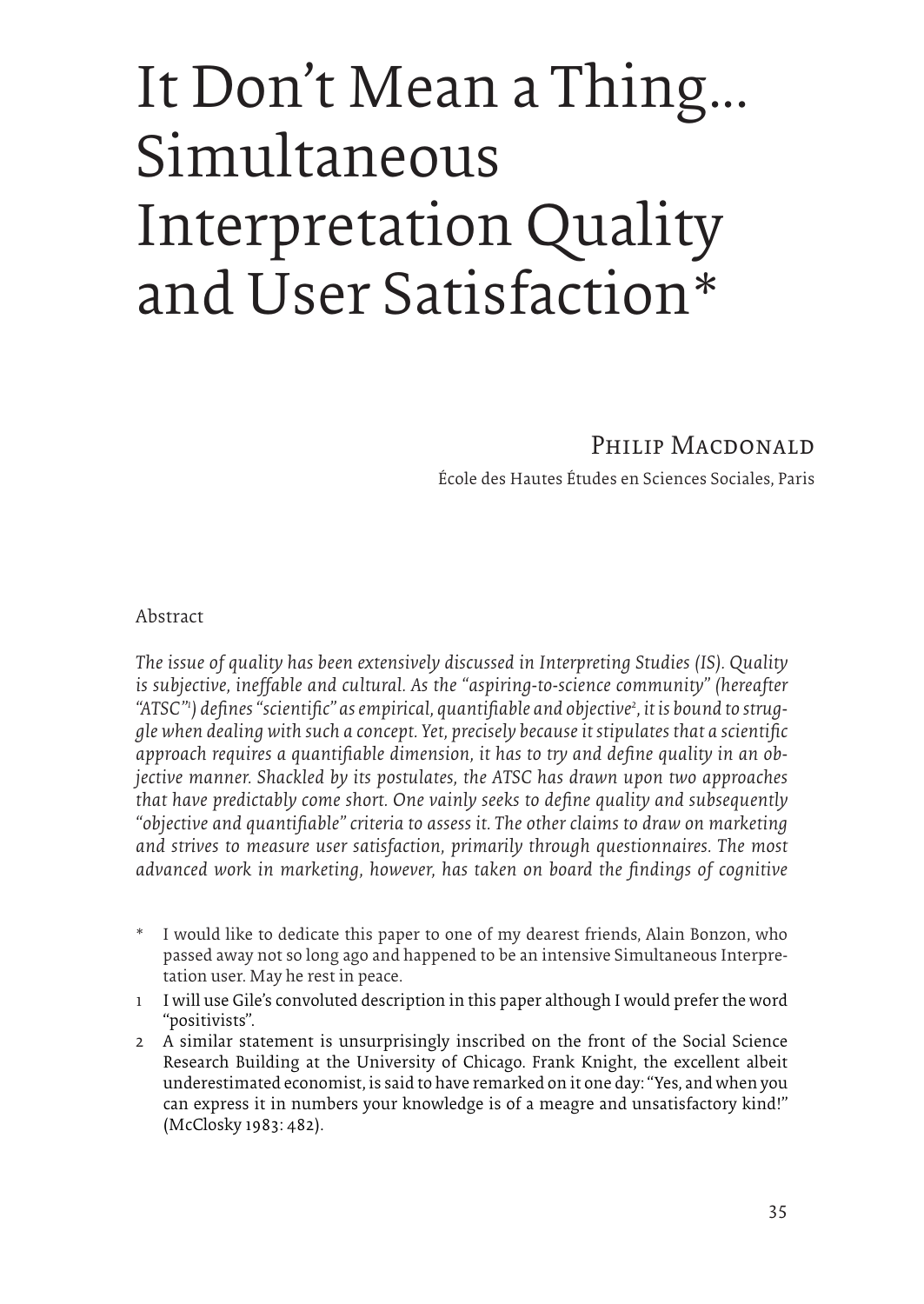# It Don't Mean a Thing... Simultaneous Interpretation Quality and User Satisfaction*

Philip Macdonald

École des Hautes Études en Sciences Sociales, Paris

Abstract

*The issue of quality has been extensively discussed in Interpreting Studies (IS). Quality is subjective, ineffable and cultural. As the "aspiring-to-science community" (hereafter "ATSC"[1]) defines "scientific" as empirical, quantifiable and objective[2], it is bound to struggle when dealing with such a concept. Yet, precisely because it stipulates that a scientific approach requires a quantifiable dimension, it has to try and define quality in an objective manner. Shackled by its postulates, the ATSC has drawn upon two approaches that have predictably come short. One vainly seeks to define quality and subsequently "objective and quantifiable" criteria to assess it. The other claims to draw on marketing and strives to measure user satisfaction, primarily through questionnaires. The most advanced work in marketing, however, has taken on board the findings of cognitive*

\* I would like to dedicate this paper to one of my dearest friends, Alain Bonzon, who passed away not so long ago and happened to be an intensive Simultaneous Interpretation user. May he rest in peace.

1 I will use Gile's convoluted description in this paper although I would prefer the word "positivists".

2 A similar statement is unsurprisingly inscribed on the front of the Social Science Research Building at the University of Chicago. Frank Knight, the excellent albeit underestimated economist, is said to have remarked on it one day: "Yes, and when you can express it in numbers your knowledge is of a meagre and unsatisfactory kind!" (McClosky 1983: 482).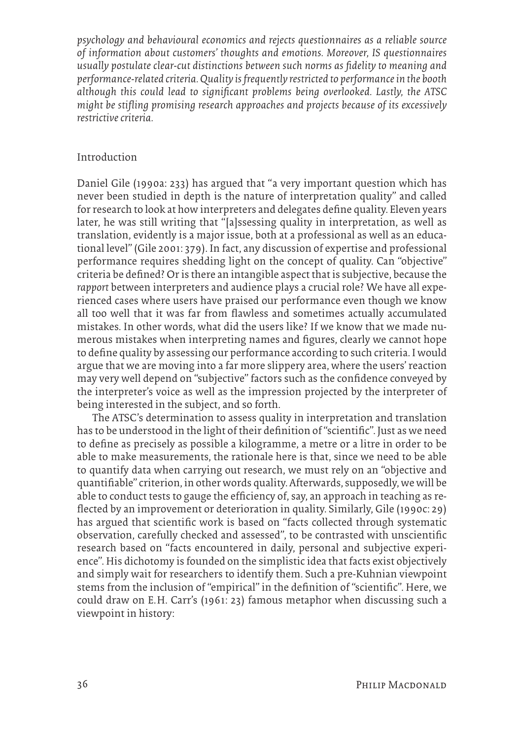*psychology and behavioural economics and rejects questionnaires as a reliable source of information about customers' thoughts and emotions. Moreover, IS questionnaires usually postulate clear-cut distinctions between such norms as fidelity to meaning and performance-related criteria. Quality is frequently restricted to performance in the booth although this could lead to significant problems being overlooked. Lastly, the ATSC might be stifling promising research approaches and projects because of its excessively restrictive criteria.*

## Introduction

Daniel Gile (1990a: 233) has argued that "a very important question which has never been studied in depth is the nature of interpretation quality" and called for research to look at how interpreters and delegates define quality. Eleven years later, he was still writing that "[a]ssessing quality in interpretation, as well as translation, evidently is a major issue, both at a professional as well as an educational level" (Gile 2001: 379). In fact, any discussion of expertise and professional performance requires shedding light on the concept of quality. Can "objective" criteria be defined? Or is there an intangible aspect that is subjective, because the *rapport* between interpreters and audience plays a crucial role? We have all experienced cases where users have praised our performance even though we know all too well that it was far from flawless and sometimes actually accumulated mistakes. In other words, what did the users like? If we know that we made numerous mistakes when interpreting names and figures, clearly we cannot hope to define quality by assessing our performance according to such criteria. I would argue that we are moving into a far more slippery area, where the users' reaction may very well depend on "subjective" factors such as the confidence conveyed by the interpreter's voice as well as the impression projected by the interpreter of being interested in the subject, and so forth.

The ATSC's determination to assess quality in interpretation and translation has to be understood in the light of their definition of "scientific". Just as we need to define as precisely as possible a kilogramme, a metre or a litre in order to be able to make measurements, the rationale here is that, since we need to be able to quantify data when carrying out research, we must rely on an "objective and quantifiable" criterion, in other words quality. Afterwards, supposedly, we will be able to conduct tests to gauge the efficiency of, say, an approach in teaching as reflected by an improvement or deterioration in quality. Similarly, Gile (1990c: 29) has argued that scientific work is based on "facts collected through systematic observation, carefully checked and assessed", to be contrasted with unscientific research based on "facts encountered in daily, personal and subjective experience". His dichotomy is founded on the simplistic idea that facts exist objectively and simply wait for researchers to identify them. Such a pre-Kuhnian viewpoint stems from the inclusion of "empirical" in the definition of "scientific". Here, we could draw on E.H. Carr's (1961: 23) famous metaphor when discussing such a viewpoint in history: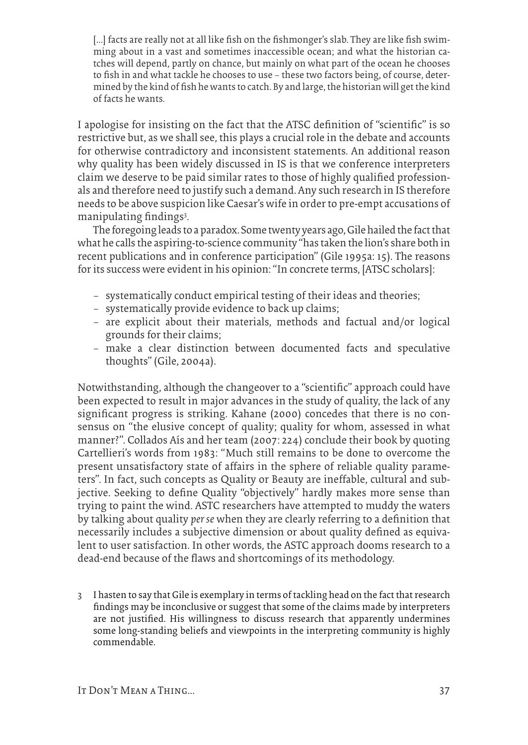> […] facts are really not at all like fish on the fishmonger's slab. They are like fish swimming about in a vast and sometimes inaccessible ocean; and what the historian catches will depend, partly on chance, but mainly on what part of the ocean he chooses to fish in and what tackle he chooses to use – these two factors being, of course, determined by the kind of fish he wants to catch. By and large, the historian will get the kind of facts he wants.

I apologise for insisting on the fact that the ATSC definition of "scientific" is so restrictive but, as we shall see, this plays a crucial role in the debate and accounts for otherwise contradictory and inconsistent statements. An additional reason why quality has been widely discussed in IS is that we conference interpreters claim we deserve to be paid similar rates to those of highly qualified professionals and therefore need to justify such a demand. Any such research in IS therefore needs to be above suspicion like Caesar's wife in order to pre-empt accusations of manipulating findings[3].

The foregoing leads to a paradox. Some twenty years ago, Gile hailed the fact that what he calls the aspiring-to-science community "has taken the lion's share both in recent publications and in conference participation" (Gile 1995a: 15). The reasons for its success were evident in his opinion: "In concrete terms, [ATSC scholars]:

- systematically conduct empirical testing of their ideas and theories;
- systematically provide evidence to back up claims;
- are explicit about their materials, methods and factual and/or logical grounds for their claims;
- make a clear distinction between documented facts and speculative thoughts" (Gile, 2004a).

Notwithstanding, although the changeover to a "scientific" approach could have been expected to result in major advances in the study of quality, the lack of any significant progress is striking. Kahane (2000) concedes that there is no consensus on "the elusive concept of quality; quality for whom, assessed in what manner?". Collados Aís and her team (2007: 224) conclude their book by quoting Cartellieri's words from 1983: "Much still remains to be done to overcome the present unsatisfactory state of affairs in the sphere of reliable quality parameters". In fact, such concepts as Quality or Beauty are ineffable, cultural and subjective. Seeking to define Quality "objectively" hardly makes more sense than trying to paint the wind. ASTC researchers have attempted to muddy the waters by talking about quality *per se* when they are clearly referring to a definition that necessarily includes a subjective dimension or about quality defined as equivalent to user satisfaction. In other words, the ASTC approach dooms research to a dead-end because of the flaws and shortcomings of its methodology.

3 I hasten to say that Gile is exemplary in terms of tackling head on the fact that research findings may be inconclusive or suggest that some of the claims made by interpreters are not justified. His willingness to discuss research that apparently undermines some long-standing beliefs and viewpoints in the interpreting community is highly commendable.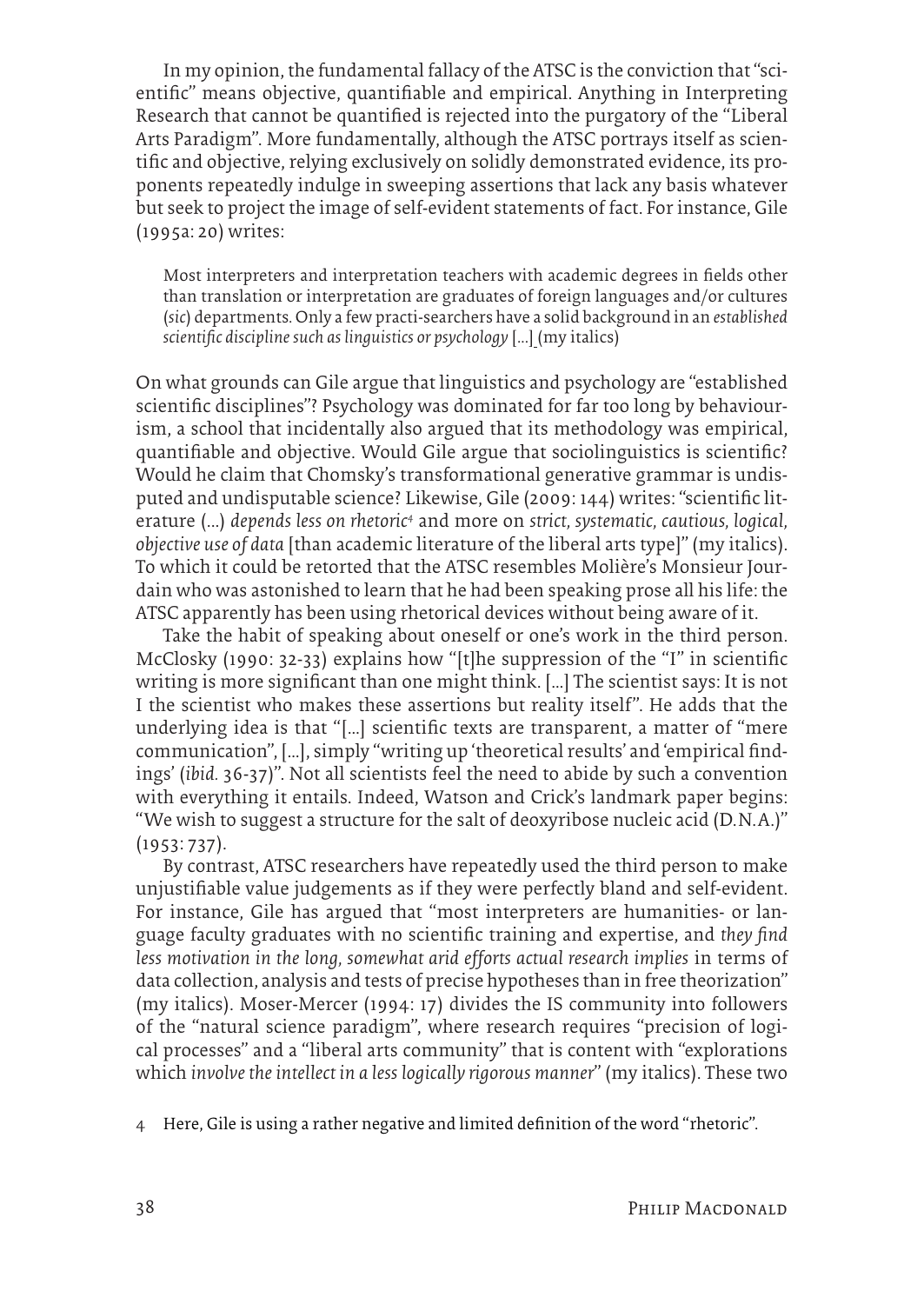In my opinion, the fundamental fallacy of the ATSC is the conviction that "scientific" means objective, quantifiable and empirical. Anything in Interpreting Research that cannot be quantified is rejected into the purgatory of the "Liberal Arts Paradigm". More fundamentally, although the ATSC portrays itself as scientific and objective, relying exclusively on solidly demonstrated evidence, its proponents repeatedly indulge in sweeping assertions that lack any basis whatever but seek to project the image of self-evident statements of fact. For instance, Gile (1995a: 20) writes:

> Most interpreters and interpretation teachers with academic degrees in fields other than translation or interpretation are graduates of foreign languages and/or cultures (*sic*) departments. Only a few practi-searchers have a solid background in an *established scientific discipline such as linguistics or psychology* [...] (my italics)

On what grounds can Gile argue that linguistics and psychology are "established scientific disciplines"? Psychology was dominated for far too long by behaviourism, a school that incidentally also argued that its methodology was empirical, quantifiable and objective. Would Gile argue that sociolinguistics is scientific? Would he claim that Chomsky's transformational generative grammar is undisputed and undisputable science? Likewise, Gile (2009: 144) writes: "scientific literature (...) *depends less on rhetoric*[4] and more on *strict, systematic, cautious, logical, objective use of data* [than academic literature of the liberal arts type]" (my italics). To which it could be retorted that the ATSC resembles Molière's Monsieur Jourdain who was astonished to learn that he had been speaking prose all his life: the ATSC apparently has been using rhetorical devices without being aware of it.

Take the habit of speaking about oneself or one's work in the third person. McClosky (1990: 32-33) explains how "[t]he suppression of the "I" in scientific writing is more significant than one might think. [...] The scientist says: It is not I the scientist who makes these assertions but reality itself". He adds that the underlying idea is that "[...] scientific texts are transparent, a matter of "mere communication", [...], simply "writing up 'theoretical results' and 'empirical findings' (*ibid.* 36-37)". Not all scientists feel the need to abide by such a convention with everything it entails. Indeed, Watson and Crick's landmark paper begins: "We wish to suggest a structure for the salt of deoxyribose nucleic acid (D.N.A.)" (1953: 737).

By contrast, ATSC researchers have repeatedly used the third person to make unjustifiable value judgements as if they were perfectly bland and self-evident. For instance, Gile has argued that "most interpreters are humanities- or language faculty graduates with no scientific training and expertise, and *they find less motivation in the long, somewhat arid efforts actual research implies* in terms of data collection, analysis and tests of precise hypotheses than in free theorization" (my italics). Moser-Mercer (1994: 17) divides the IS community into followers of the "natural science paradigm", where research requires "precision of logical processes" and a "liberal arts community" that is content with "explorations which *involve the intellect in a less logically rigorous manner*" (my italics). These two

[4] Here, Gile is using a rather negative and limited definition of the word "rhetoric".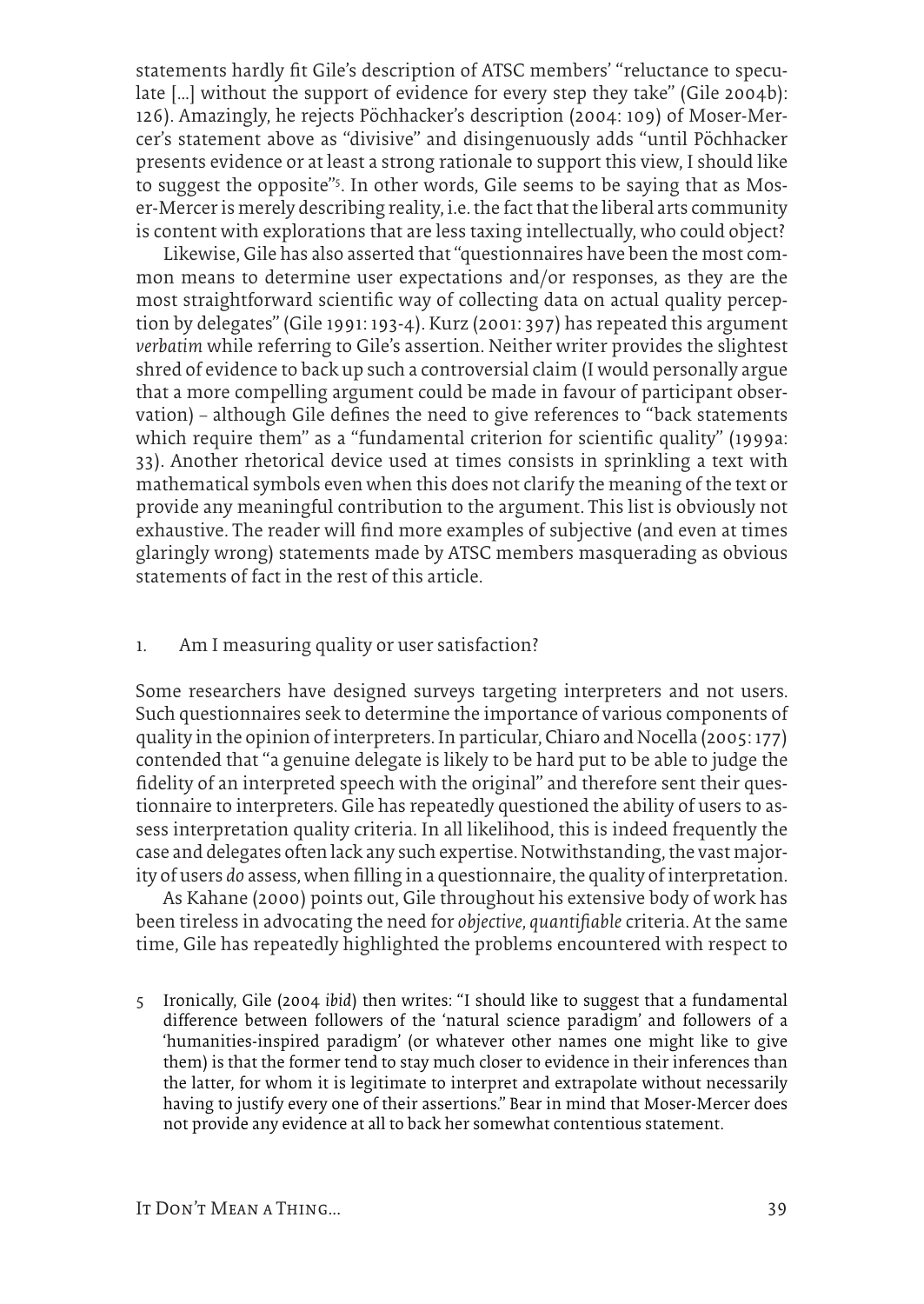statements hardly fit Gile's description of ATSC members' "reluctance to speculate [...] without the support of evidence for every step they take" (Gile 2004b): 126). Amazingly, he rejects Pöchhacker's description (2004: 109) of Moser-Mercer's statement above as "divisive" and disingenuously adds "until Pöchhacker presents evidence or at least a strong rationale to support this view, I should like to suggest the opposite"[5]. In other words, Gile seems to be saying that as Moser-Mercer is merely describing reality, i.e. the fact that the liberal arts community is content with explorations that are less taxing intellectually, who could object?

Likewise, Gile has also asserted that "questionnaires have been the most common means to determine user expectations and/or responses, as they are the most straightforward scientific way of collecting data on actual quality perception by delegates" (Gile 1991: 193-4). Kurz (2001: 397) has repeated this argument *verbatim* while referring to Gile's assertion. Neither writer provides the slightest shred of evidence to back up such a controversial claim (I would personally argue that a more compelling argument could be made in favour of participant observation) – although Gile defines the need to give references to "back statements which require them" as a "fundamental criterion for scientific quality" (1999a: 33). Another rhetorical device used at times consists in sprinkling a text with mathematical symbols even when this does not clarify the meaning of the text or provide any meaningful contribution to the argument. This list is obviously not exhaustive. The reader will find more examples of subjective (and even at times glaringly wrong) statements made by ATSC members masquerading as obvious statements of fact in the rest of this article.

## 1. Am I measuring quality or user satisfaction?

Some researchers have designed surveys targeting interpreters and not users. Such questionnaires seek to determine the importance of various components of quality in the opinion of interpreters. In particular, Chiaro and Nocella (2005: 177) contended that "a genuine delegate is likely to be hard put to be able to judge the fidelity of an interpreted speech with the original" and therefore sent their questionnaire to interpreters. Gile has repeatedly questioned the ability of users to assess interpretation quality criteria. In all likelihood, this is indeed frequently the case and delegates often lack any such expertise. Notwithstanding, the vast majority of users *do* assess, when filling in a questionnaire, the quality of interpretation.

As Kahane (2000) points out, Gile throughout his extensive body of work has been tireless in advocating the need for *objective, quantifiable* criteria. At the same time, Gile has repeatedly highlighted the problems encountered with respect to

5 Ironically, Gile (2004 *ibid*) then writes: "I should like to suggest that a fundamental difference between followers of the 'natural science paradigm' and followers of a 'humanities-inspired paradigm' (or whatever other names one might like to give them) is that the former tend to stay much closer to evidence in their inferences than the latter, for whom it is legitimate to interpret and extrapolate without necessarily having to justify every one of their assertions." Bear in mind that Moser-Mercer does not provide any evidence at all to back her somewhat contentious statement.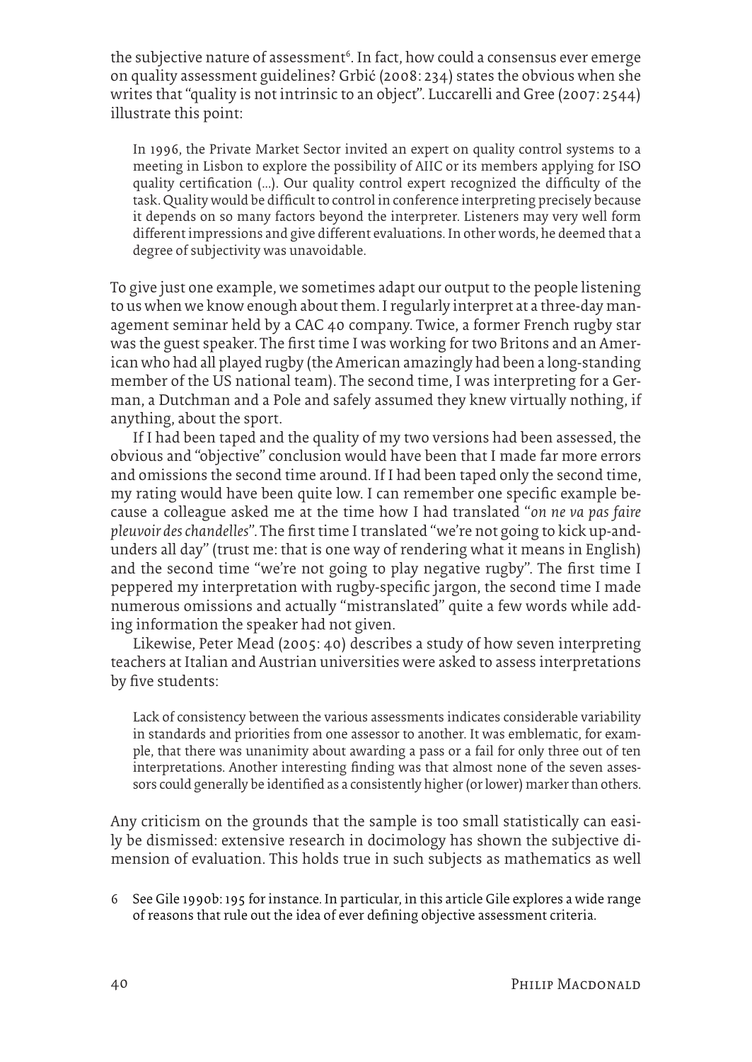the subjective nature of assessment[6]. In fact, how could a consensus ever emerge on quality assessment guidelines? Grbić (2008: 234) states the obvious when she writes that "quality is not intrinsic to an object". Luccarelli and Gree (2007: 2544) illustrate this point:

> In 1996, the Private Market Sector invited an expert on quality control systems to a meeting in Lisbon to explore the possibility of AIIC or its members applying for ISO quality certification (…). Our quality control expert recognized the difficulty of the task. Quality would be difficult to control in conference interpreting precisely because it depends on so many factors beyond the interpreter. Listeners may very well form different impressions and give different evaluations. In other words, he deemed that a degree of subjectivity was unavoidable.

To give just one example, we sometimes adapt our output to the people listening to us when we know enough about them. I regularly interpret at a three-day management seminar held by a CAC 40 company. Twice, a former French rugby star was the guest speaker. The first time I was working for two Britons and an American who had all played rugby (the American amazingly had been a long-standing member of the US national team). The second time, I was interpreting for a German, a Dutchman and a Pole and safely assumed they knew virtually nothing, if anything, about the sport.

If I had been taped and the quality of my two versions had been assessed, the obvious and "objective" conclusion would have been that I made far more errors and omissions the second time around. If I had been taped only the second time, my rating would have been quite low. I can remember one specific example because a colleague asked me at the time how I had translated "*on ne va pas faire pleuvoir des chandelles*". The first time I translated "we're not going to kick up-and-unders all day" (trust me: that is one way of rendering what it means in English) and the second time "we're not going to play negative rugby". The first time I peppered my interpretation with rugby-specific jargon, the second time I made numerous omissions and actually "mistranslated" quite a few words while adding information the speaker had not given.

Likewise, Peter Mead (2005: 40) describes a study of how seven interpreting teachers at Italian and Austrian universities were asked to assess interpretations by five students:

> Lack of consistency between the various assessments indicates considerable variability in standards and priorities from one assessor to another. It was emblematic, for example, that there was unanimity about awarding a pass or a fail for only three out of ten interpretations. Another interesting finding was that almost none of the seven assessors could generally be identified as a consistently higher (or lower) marker than others.

Any criticism on the grounds that the sample is too small statistically can easily be dismissed: extensive research in docimology has shown the subjective dimension of evaluation. This holds true in such subjects as mathematics as well

6 See Gile 1990b: 195 for instance. In particular, in this article Gile explores a wide range of reasons that rule out the idea of ever defining objective assessment criteria.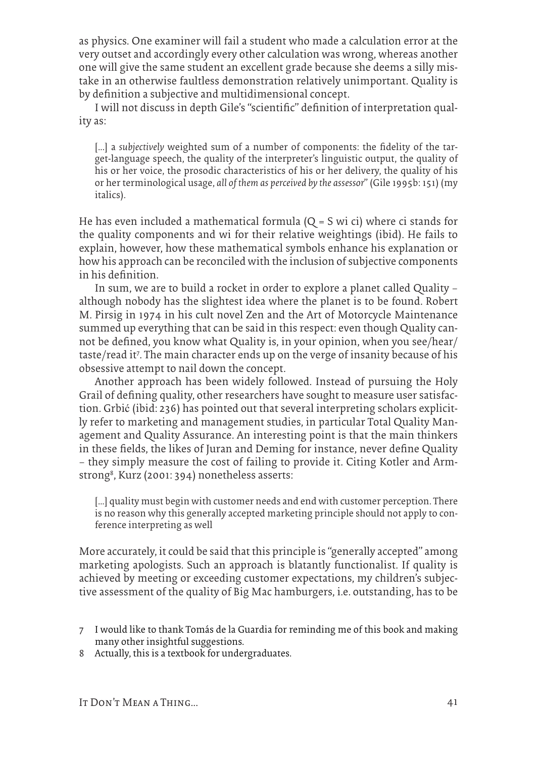as physics. One examiner will fail a student who made a calculation error at the very outset and accordingly every other calculation was wrong, whereas another one will give the same student an excellent grade because she deems a silly mistake in an otherwise faultless demonstration relatively unimportant. Quality is by definition a subjective and multidimensional concept.

I will not discuss in depth Gile's "scientific" definition of interpretation quality as:

> [...] a *subjectively* weighted sum of a number of components: the fidelity of the target-language speech, the quality of the interpreter's linguistic output, the quality of his or her voice, the prosodic characteristics of his or her delivery, the quality of his or her terminological usage, *all of them as perceived by the assessor*" (Gile 1995b: 151) (my italics).

He has even included a mathematical formula (Q = S wi ci) where ci stands for the quality components and wi for their relative weightings (ibid). He fails to explain, however, how these mathematical symbols enhance his explanation or how his approach can be reconciled with the inclusion of subjective components in his definition.

In sum, we are to build a rocket in order to explore a planet called Quality – although nobody has the slightest idea where the planet is to be found. Robert M. Pirsig in 1974 in his cult novel Zen and the Art of Motorcycle Maintenance summed up everything that can be said in this respect: even though Quality cannot be defined, you know what Quality is, in your opinion, when you see/hear/taste/read it[7]. The main character ends up on the verge of insanity because of his obsessive attempt to nail down the concept.

Another approach has been widely followed. Instead of pursuing the Holy Grail of defining quality, other researchers have sought to measure user satisfaction. Grbić (ibid: 236) has pointed out that several interpreting scholars explicitly refer to marketing and management studies, in particular Total Quality Management and Quality Assurance. An interesting point is that the main thinkers in these fields, the likes of Juran and Deming for instance, never define Quality – they simply measure the cost of failing to provide it. Citing Kotler and Armstrong[8], Kurz (2001: 394) nonetheless asserts:

> [...] quality must begin with customer needs and end with customer perception. There is no reason why this generally accepted marketing principle should not apply to conference interpreting as well

More accurately, it could be said that this principle is "generally accepted" among marketing apologists. Such an approach is blatantly functionalist. If quality is achieved by meeting or exceeding customer expectations, my children's subjective assessment of the quality of Big Mac hamburgers, i.e. outstanding, has to be

7 I would like to thank Tomás de la Guardia for reminding me of this book and making many other insightful suggestions.

8 Actually, this is a textbook for undergraduates.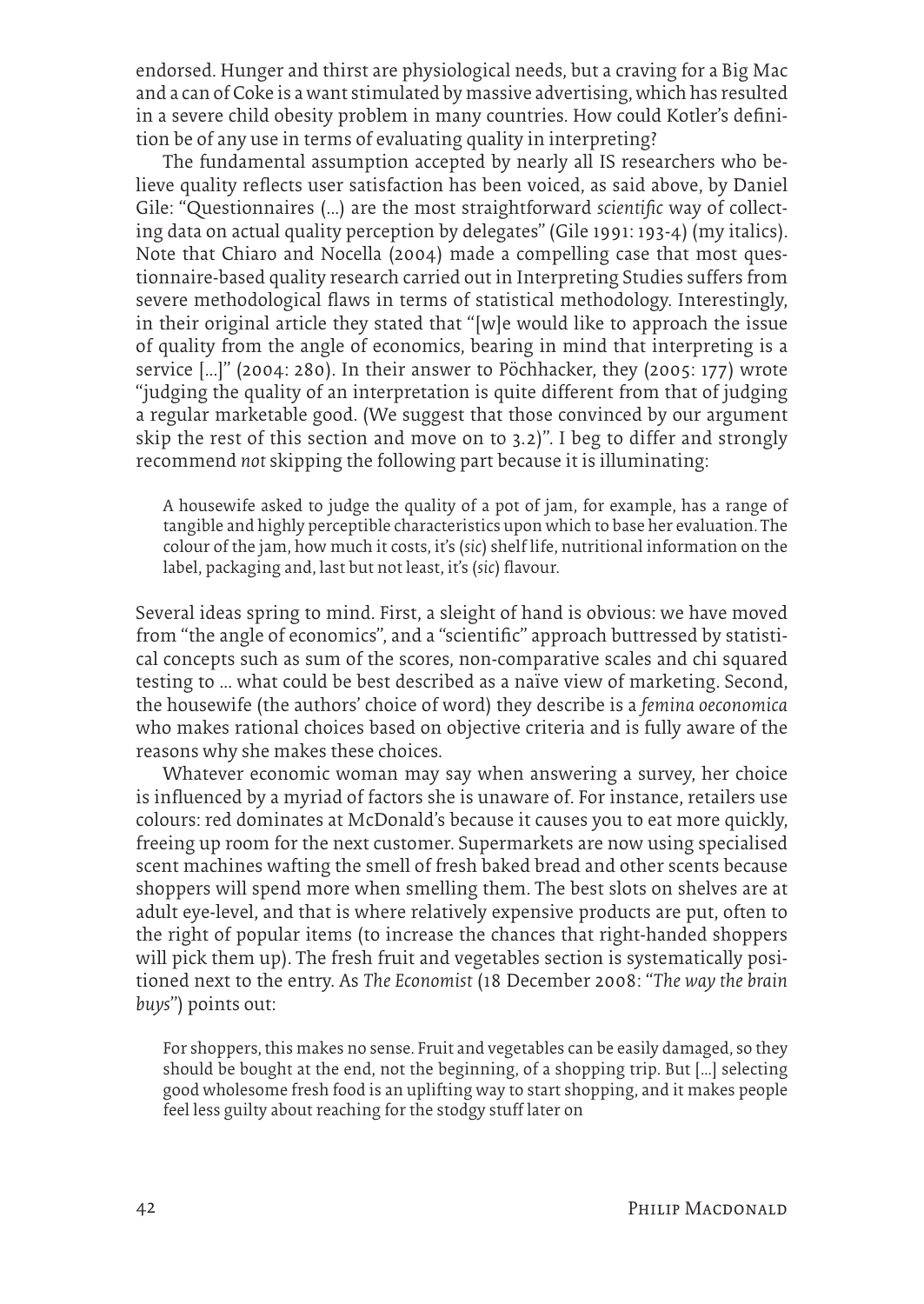endorsed. Hunger and thirst are physiological needs, but a craving for a Big Mac and a can of Coke is a want stimulated by massive advertising, which has resulted in a severe child obesity problem in many countries. How could Kotler's definition be of any use in terms of evaluating quality in interpreting?

The fundamental assumption accepted by nearly all IS researchers who believe quality reflects user satisfaction has been voiced, as said above, by Daniel Gile: "Questionnaires (...) are the most straightforward *scientific* way of collecting data on actual quality perception by delegates" (Gile 1991: 193-4) (my italics). Note that Chiaro and Nocella (2004) made a compelling case that most questionnaire-based quality research carried out in Interpreting Studies suffers from severe methodological flaws in terms of statistical methodology. Interestingly, in their original article they stated that "[w]e would like to approach the issue of quality from the angle of economics, bearing in mind that interpreting is a service [...]" (2004: 280). In their answer to Pöchhacker, they (2005: 177) wrote "judging the quality of an interpretation is quite different from that of judging a regular marketable good. (We suggest that those convinced by our argument skip the rest of this section and move on to 3.2)". I beg to differ and strongly recommend *not* skipping the following part because it is illuminating:

> A housewife asked to judge the quality of a pot of jam, for example, has a range of tangible and highly perceptible characteristics upon which to base her evaluation. The colour of the jam, how much it costs, it's (*sic*) shelf life, nutritional information on the label, packaging and, last but not least, it's (*sic*) flavour.

Several ideas spring to mind. First, a sleight of hand is obvious: we have moved from "the angle of economics", and a "scientific" approach buttressed by statistical concepts such as sum of the scores, non-comparative scales and chi squared testing to ... what could be best described as a naïve view of marketing. Second, the housewife (the authors' choice of word) they describe is a *femina oeconomica* who makes rational choices based on objective criteria and is fully aware of the reasons why she makes these choices.

Whatever economic woman may say when answering a survey, her choice is influenced by a myriad of factors she is unaware of. For instance, retailers use colours: red dominates at McDonald's because it causes you to eat more quickly, freeing up room for the next customer. Supermarkets are now using specialised scent machines wafting the smell of fresh baked bread and other scents because shoppers will spend more when smelling them. The best slots on shelves are at adult eye-level, and that is where relatively expensive products are put, often to the right of popular items (to increase the chances that right-handed shoppers will pick them up). The fresh fruit and vegetables section is systematically positioned next to the entry. As *The Economist* (18 December 2008: "*The way the brain buys*") points out:

> For shoppers, this makes no sense. Fruit and vegetables can be easily damaged, so they should be bought at the end, not the beginning, of a shopping trip. But [...] selecting good wholesome fresh food is an uplifting way to start shopping, and it makes people feel less guilty about reaching for the stodgy stuff later on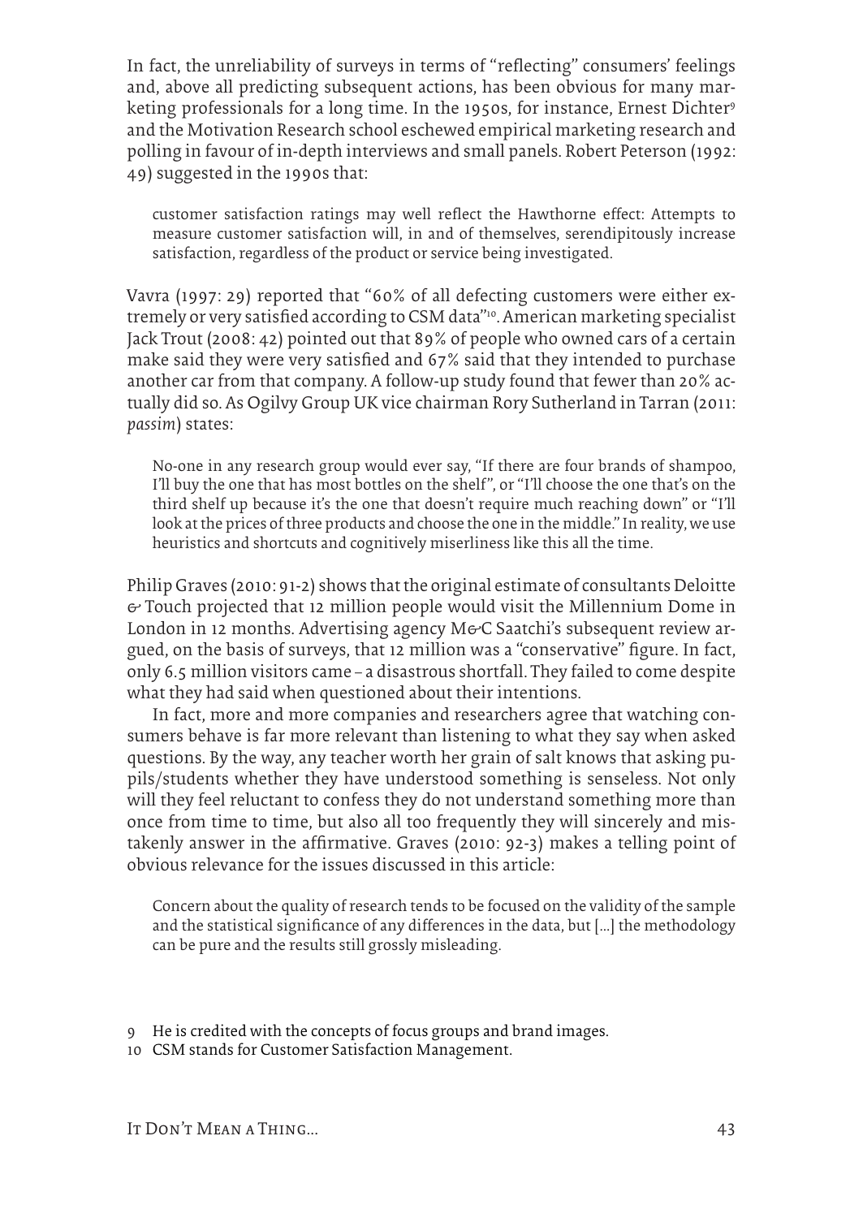In fact, the unreliability of surveys in terms of "reflecting" consumers' feelings and, above all predicting subsequent actions, has been obvious for many marketing professionals for a long time. In the 1950s, for instance, Ernest Dichter[9] and the Motivation Research school eschewed empirical marketing research and polling in favour of in-depth interviews and small panels. Robert Peterson (1992: 49) suggested in the 1990s that:

> customer satisfaction ratings may well reflect the Hawthorne effect: Attempts to measure customer satisfaction will, in and of themselves, serendipitously increase satisfaction, regardless of the product or service being investigated.

Vavra (1997: 29) reported that "60% of all defecting customers were either extremely or very satisfied according to CSM data"[10]. American marketing specialist Jack Trout (2008: 42) pointed out that 89% of people who owned cars of a certain make said they were very satisfied and 67% said that they intended to purchase another car from that company. A follow-up study found that fewer than 20% actually did so. As Ogilvy Group UK vice chairman Rory Sutherland in Tarran (2011: *passim*) states:

> No-one in any research group would ever say, "If there are four brands of shampoo, I'll buy the one that has most bottles on the shelf", or "I'll choose the one that's on the third shelf up because it's the one that doesn't require much reaching down" or "I'll look at the prices of three products and choose the one in the middle." In reality, we use heuristics and shortcuts and cognitively miserliness like this all the time.

Philip Graves (2010: 91-2) shows that the original estimate of consultants Deloitte & Touch projected that 12 million people would visit the Millennium Dome in London in 12 months. Advertising agency M&C Saatchi's subsequent review argued, on the basis of surveys, that 12 million was a "conservative" figure. In fact, only 6.5 million visitors came – a disastrous shortfall. They failed to come despite what they had said when questioned about their intentions.

In fact, more and more companies and researchers agree that watching consumers behave is far more relevant than listening to what they say when asked questions. By the way, any teacher worth her grain of salt knows that asking pupils/students whether they have understood something is senseless. Not only will they feel reluctant to confess they do not understand something more than once from time to time, but also all too frequently they will sincerely and mistakenly answer in the affirmative. Graves (2010: 92-3) makes a telling point of obvious relevance for the issues discussed in this article:

> Concern about the quality of research tends to be focused on the validity of the sample and the statistical significance of any differences in the data, but […] the methodology can be pure and the results still grossly misleading.

9 He is credited with the concepts of focus groups and brand images.

10 CSM stands for Customer Satisfaction Management.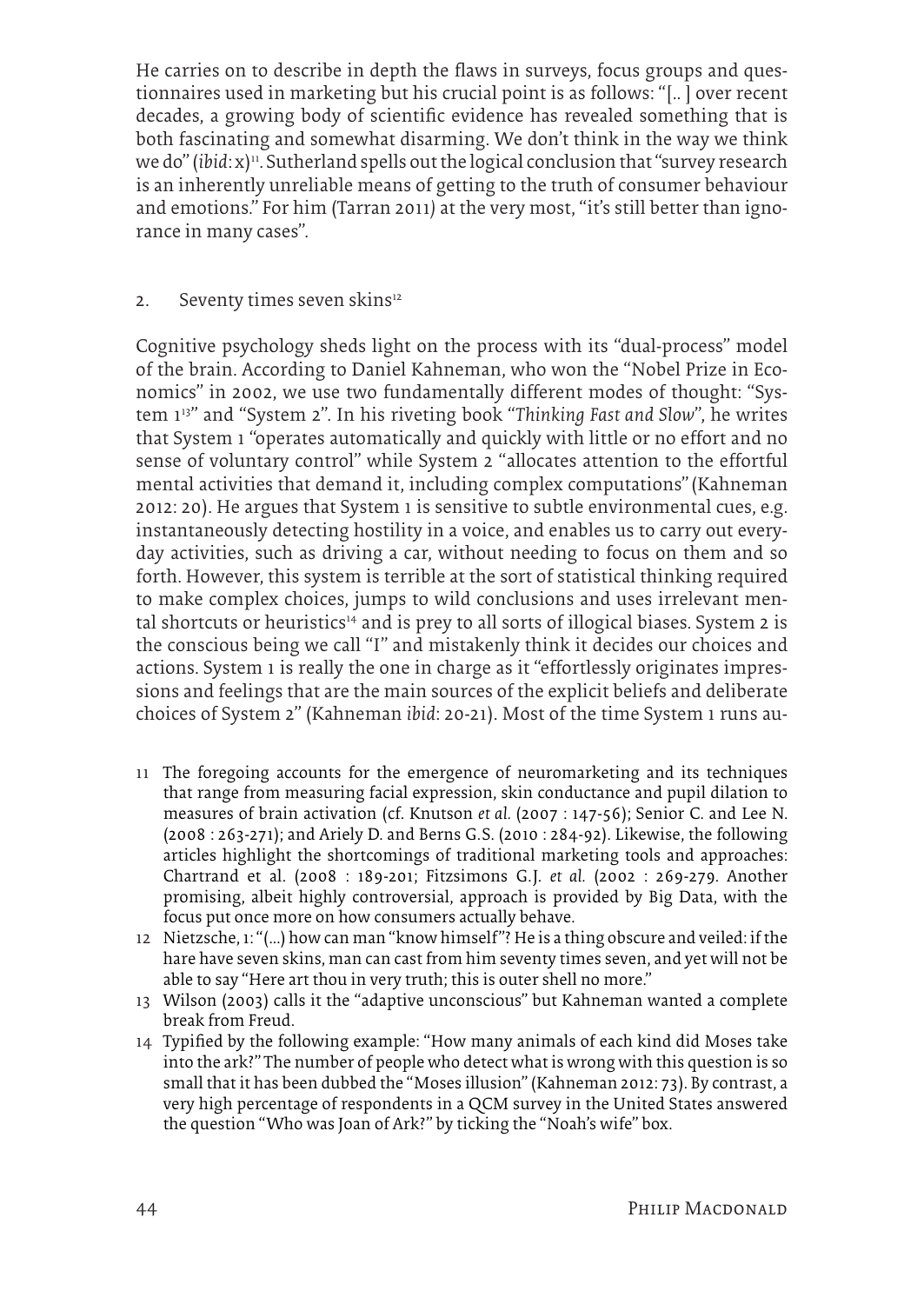He carries on to describe in depth the flaws in surveys, focus groups and questionnaires used in marketing but his crucial point is as follows: "[.. ] over recent decades, a growing body of scientific evidence has revealed something that is both fascinating and somewhat disarming. We don't think in the way we think we do" (*ibid*: x)[11]. Sutherland spells out the logical conclusion that "survey research is an inherently unreliable means of getting to the truth of consumer behaviour and emotions." For him (Tarran 2011) at the very most, "it's still better than ignorance in many cases".

## 2. Seventy times seven skins[12]

Cognitive psychology sheds light on the process with its "dual-process" model of the brain. According to Daniel Kahneman, who won the "Nobel Prize in Economics" in 2002, we use two fundamentally different modes of thought: "System 1[13]" and "System 2". In his riveting book "*Thinking Fast and Slow*", he writes that System 1 "operates automatically and quickly with little or no effort and no sense of voluntary control" while System 2 "allocates attention to the effortful mental activities that demand it, including complex computations" (Kahneman 2012: 20). He argues that System 1 is sensitive to subtle environmental cues, e.g. instantaneously detecting hostility in a voice, and enables us to carry out everyday activities, such as driving a car, without needing to focus on them and so forth. However, this system is terrible at the sort of statistical thinking required to make complex choices, jumps to wild conclusions and uses irrelevant mental shortcuts or heuristics[14] and is prey to all sorts of illogical biases. System 2 is the conscious being we call "I" and mistakenly think it decides our choices and actions. System 1 is really the one in charge as it "effortlessly originates impressions and feelings that are the main sources of the explicit beliefs and deliberate choices of System 2" (Kahneman *ibid*: 20-21). Most of the time System 1 runs au-

11 The foregoing accounts for the emergence of neuromarketing and its techniques that range from measuring facial expression, skin conductance and pupil dilation to measures of brain activation (cf. Knutson *et al.* (2007 : 147-56); Senior C. and Lee N. (2008 : 263-271); and Ariely D. and Berns G.S. (2010 : 284-92). Likewise, the following articles highlight the shortcomings of traditional marketing tools and approaches: Chartrand et al. (2008 : 189-201; Fitzsimons G.J. *et al.* (2002 : 269-279. Another promising, albeit highly controversial, approach is provided by Big Data, with the focus put once more on how consumers actually behave.

12 Nietzsche, 1: "(...) how can man "know himself"? He is a thing obscure and veiled: if the hare have seven skins, man can cast from him seventy times seven, and yet will not be able to say "Here art thou in very truth; this is outer shell no more."

13 Wilson (2003) calls it the "adaptive unconscious" but Kahneman wanted a complete break from Freud.

14 Typified by the following example: "How many animals of each kind did Moses take into the ark?" The number of people who detect what is wrong with this question is so small that it has been dubbed the "Moses illusion" (Kahneman 2012: 73). By contrast, a very high percentage of respondents in a QCM survey in the United States answered the question "Who was Joan of Ark?" by ticking the "Noah's wife" box.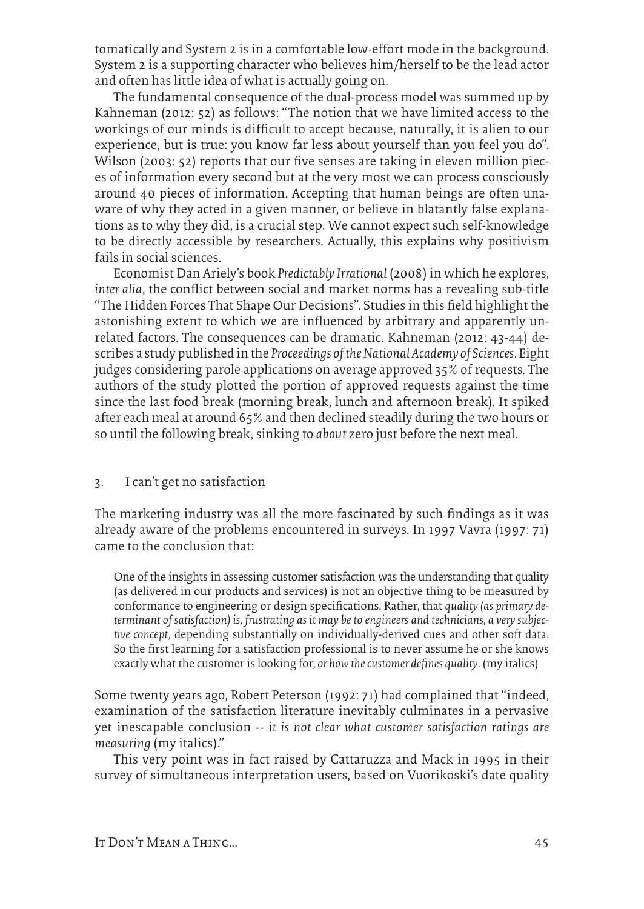tomatically and System 2 is in a comfortable low-effort mode in the background. System 2 is a supporting character who believes him/herself to be the lead actor and often has little idea of what is actually going on.

The fundamental consequence of the dual-process model was summed up by Kahneman (2012: 52) as follows: "The notion that we have limited access to the workings of our minds is difficult to accept because, naturally, it is alien to our experience, but is true: you know far less about yourself than you feel you do". Wilson (2003: 52) reports that our five senses are taking in eleven million pieces of information every second but at the very most we can process consciously around 40 pieces of information. Accepting that human beings are often unaware of why they acted in a given manner, or believe in blatantly false explanations as to why they did, is a crucial step. We cannot expect such self-knowledge to be directly accessible by researchers. Actually, this explains why positivism fails in social sciences.

Economist Dan Ariely's book *Predictably Irrational* (2008) in which he explores, *inter alia*, the conflict between social and market norms has a revealing sub-title "The Hidden Forces That Shape Our Decisions". Studies in this field highlight the astonishing extent to which we are influenced by arbitrary and apparently unrelated factors. The consequences can be dramatic. Kahneman (2012: 43-44) describes a study published in the *Proceedings of the National Academy of Sciences*. Eight judges considering parole applications on average approved 35% of requests. The authors of the study plotted the portion of approved requests against the time since the last food break (morning break, lunch and afternoon break). It spiked after each meal at around 65% and then declined steadily during the two hours or so until the following break, sinking to *about* zero just before the next meal.

## 3. I can't get no satisfaction

The marketing industry was all the more fascinated by such findings as it was already aware of the problems encountered in surveys. In 1997 Vavra (1997: 71) came to the conclusion that:

> One of the insights in assessing customer satisfaction was the understanding that quality (as delivered in our products and services) is not an objective thing to be measured by conformance to engineering or design specifications. Rather, that *quality (as primary determinant of satisfaction) is, frustrating as it may be to engineers and technicians, a very subjective concept*, depending substantially on individually-derived cues and other soft data. So the first learning for a satisfaction professional is to never assume he or she knows exactly what the customer is looking for, *or how the customer defines quality*. (my italics)

Some twenty years ago, Robert Peterson (1992: 71) had complained that "indeed, examination of the satisfaction literature inevitably culminates in a pervasive yet inescapable conclusion -- *it is not clear what customer satisfaction ratings are measuring* (my italics)."

This very point was in fact raised by Cattaruzza and Mack in 1995 in their survey of simultaneous interpretation users, based on Vuorikoski's date quality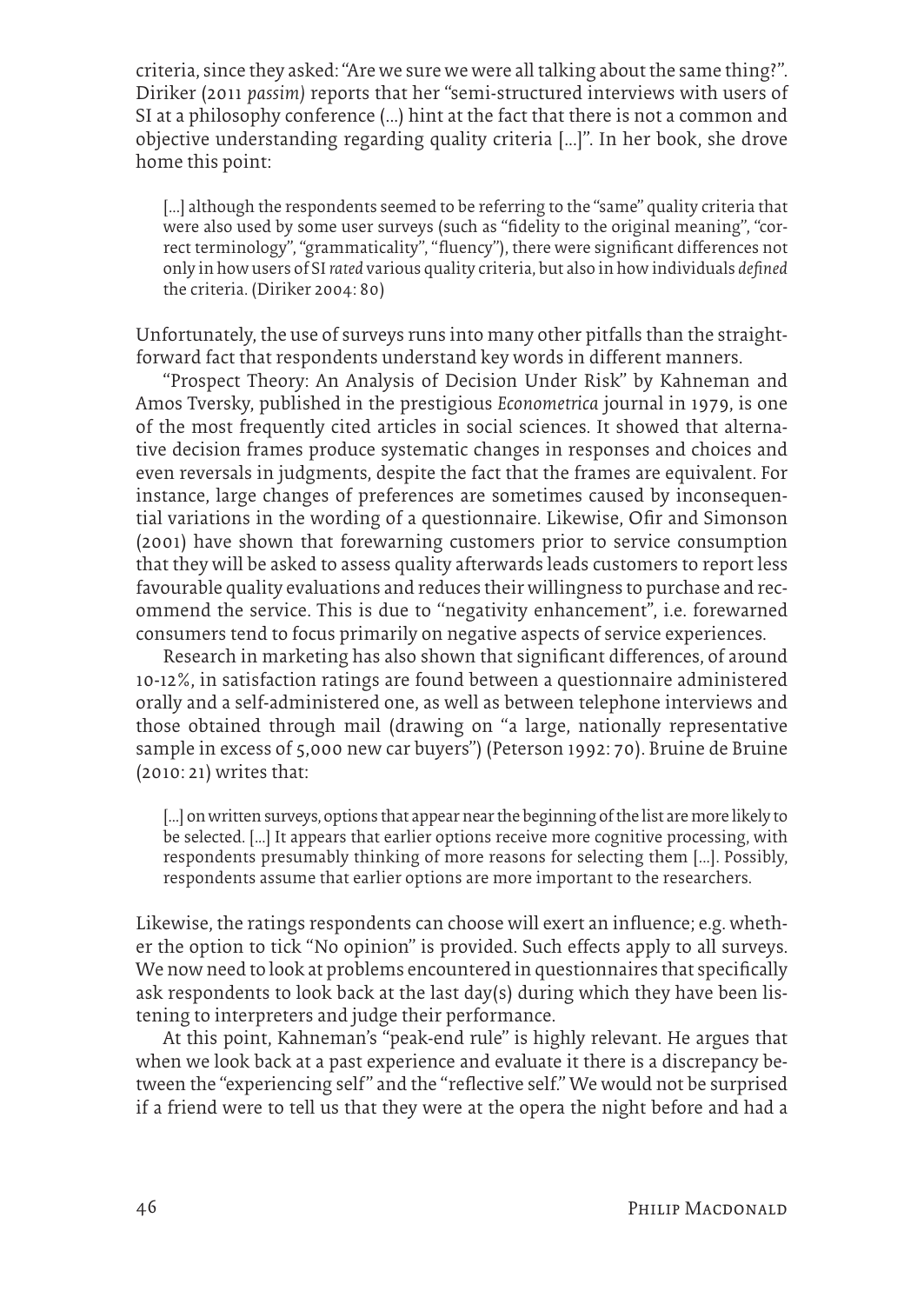criteria, since they asked: "Are we sure we were all talking about the same thing?". Diriker (2011 *passim*) reports that her "semi-structured interviews with users of SI at a philosophy conference (…) hint at the fact that there is not a common and objective understanding regarding quality criteria […]". In her book, she drove home this point:

> […] although the respondents seemed to be referring to the "same" quality criteria that were also used by some user surveys (such as "fidelity to the original meaning", "correct terminology", "grammaticality", "fluency"), there were significant differences not only in how users of SI *rated* various quality criteria, but also in how individuals *defined* the criteria. (Diriker 2004: 80)

Unfortunately, the use of surveys runs into many other pitfalls than the straightforward fact that respondents understand key words in different manners.

"Prospect Theory: An Analysis of Decision Under Risk" by Kahneman and Amos Tversky, published in the prestigious *Econometrica* journal in 1979, is one of the most frequently cited articles in social sciences. It showed that alternative decision frames produce systematic changes in responses and choices and even reversals in judgments, despite the fact that the frames are equivalent. For instance, large changes of preferences are sometimes caused by inconsequential variations in the wording of a questionnaire. Likewise, Ofir and Simonson (2001) have shown that forewarning customers prior to service consumption that they will be asked to assess quality afterwards leads customers to report less favourable quality evaluations and reduces their willingness to purchase and recommend the service. This is due to "negativity enhancement", i.e. forewarned consumers tend to focus primarily on negative aspects of service experiences.

Research in marketing has also shown that significant differences, of around 10-12%, in satisfaction ratings are found between a questionnaire administered orally and a self-administered one, as well as between telephone interviews and those obtained through mail (drawing on "a large, nationally representative sample in excess of 5,000 new car buyers") (Peterson 1992: 70). Bruine de Bruine (2010: 21) writes that:

> […] on written surveys, options that appear near the beginning of the list are more likely to be selected. […] It appears that earlier options receive more cognitive processing, with respondents presumably thinking of more reasons for selecting them […]. Possibly, respondents assume that earlier options are more important to the researchers.

Likewise, the ratings respondents can choose will exert an influence; e.g. whether the option to tick "No opinion" is provided. Such effects apply to all surveys. We now need to look at problems encountered in questionnaires that specifically ask respondents to look back at the last day(s) during which they have been listening to interpreters and judge their performance.

At this point, Kahneman's "peak-end rule" is highly relevant. He argues that when we look back at a past experience and evaluate it there is a discrepancy between the "experiencing self" and the "reflective self." We would not be surprised if a friend were to tell us that they were at the opera the night before and had a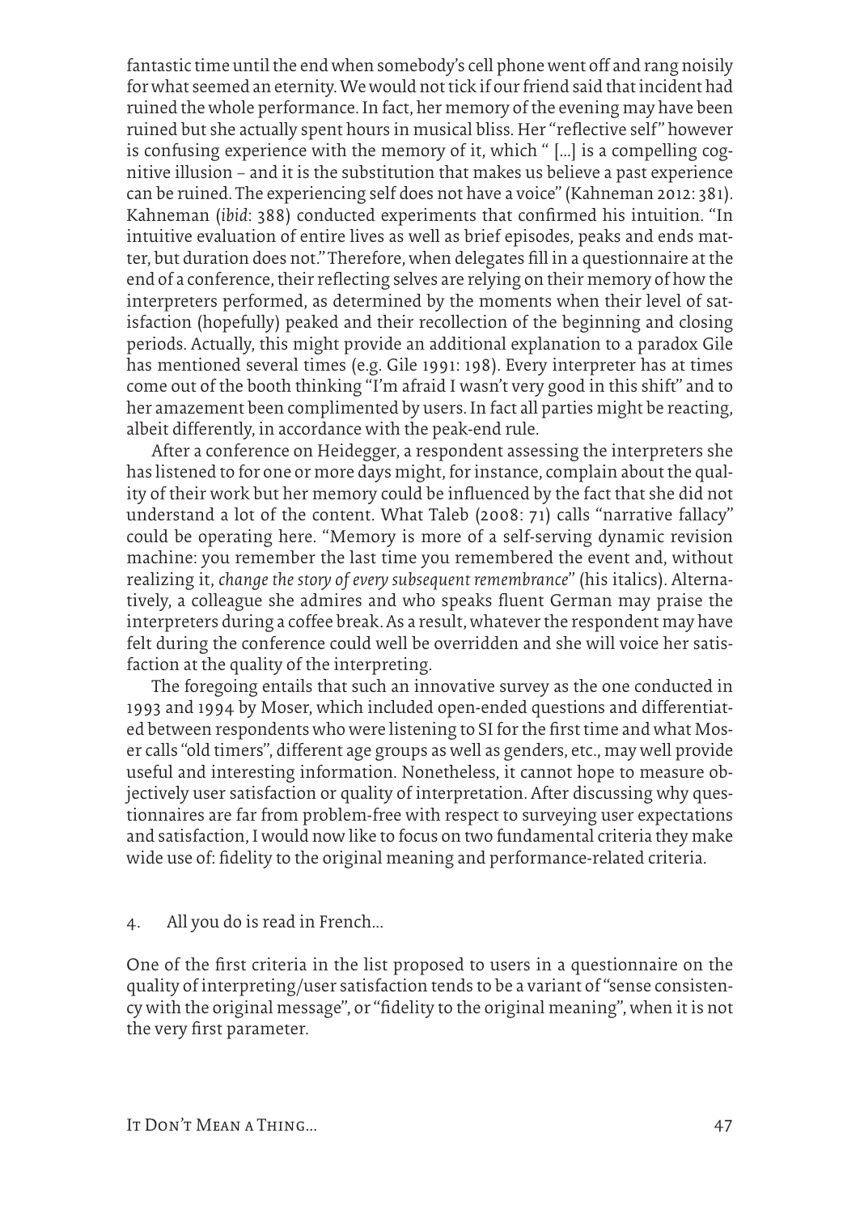fantastic time until the end when somebody's cell phone went off and rang noisily for what seemed an eternity. We would not tick if our friend said that incident had ruined the whole performance. In fact, her memory of the evening may have been ruined but she actually spent hours in musical bliss. Her "reflective self" however is confusing experience with the memory of it, which " [...] is a compelling cognitive illusion – and it is the substitution that makes us believe a past experience can be ruined. The experiencing self does not have a voice" (Kahneman 2012: 381). Kahneman (*ibid*: 388) conducted experiments that confirmed his intuition. "In intuitive evaluation of entire lives as well as brief episodes, peaks and ends matter, but duration does not." Therefore, when delegates fill in a questionnaire at the end of a conference, their reflecting selves are relying on their memory of how the interpreters performed, as determined by the moments when their level of satisfaction (hopefully) peaked and their recollection of the beginning and closing periods. Actually, this might provide an additional explanation to a paradox Gile has mentioned several times (e.g. Gile 1991: 198). Every interpreter has at times come out of the booth thinking "I'm afraid I wasn't very good in this shift" and to her amazement been complimented by users. In fact all parties might be reacting, albeit differently, in accordance with the peak-end rule.

After a conference on Heidegger, a respondent assessing the interpreters she has listened to for one or more days might, for instance, complain about the quality of their work but her memory could be influenced by the fact that she did not understand a lot of the content. What Taleb (2008: 71) calls "narrative fallacy" could be operating here. "Memory is more of a self-serving dynamic revision machine: you remember the last time you remembered the event and, without realizing it, *change the story of every subsequent remembrance*" (his italics). Alternatively, a colleague she admires and who speaks fluent German may praise the interpreters during a coffee break. As a result, whatever the respondent may have felt during the conference could well be overridden and she will voice her satisfaction at the quality of the interpreting.

The foregoing entails that such an innovative survey as the one conducted in 1993 and 1994 by Moser, which included open-ended questions and differentiated between respondents who were listening to SI for the first time and what Moser calls "old timers", different age groups as well as genders, etc., may well provide useful and interesting information. Nonetheless, it cannot hope to measure objectively user satisfaction or quality of interpretation. After discussing why questionnaires are far from problem-free with respect to surveying user expectations and satisfaction, I would now like to focus on two fundamental criteria they make wide use of: fidelity to the original meaning and performance-related criteria.

## 4. All you do is read in French...

One of the first criteria in the list proposed to users in a questionnaire on the quality of interpreting/user satisfaction tends to be a variant of "sense consistency with the original message", or "fidelity to the original meaning", when it is not the very first parameter.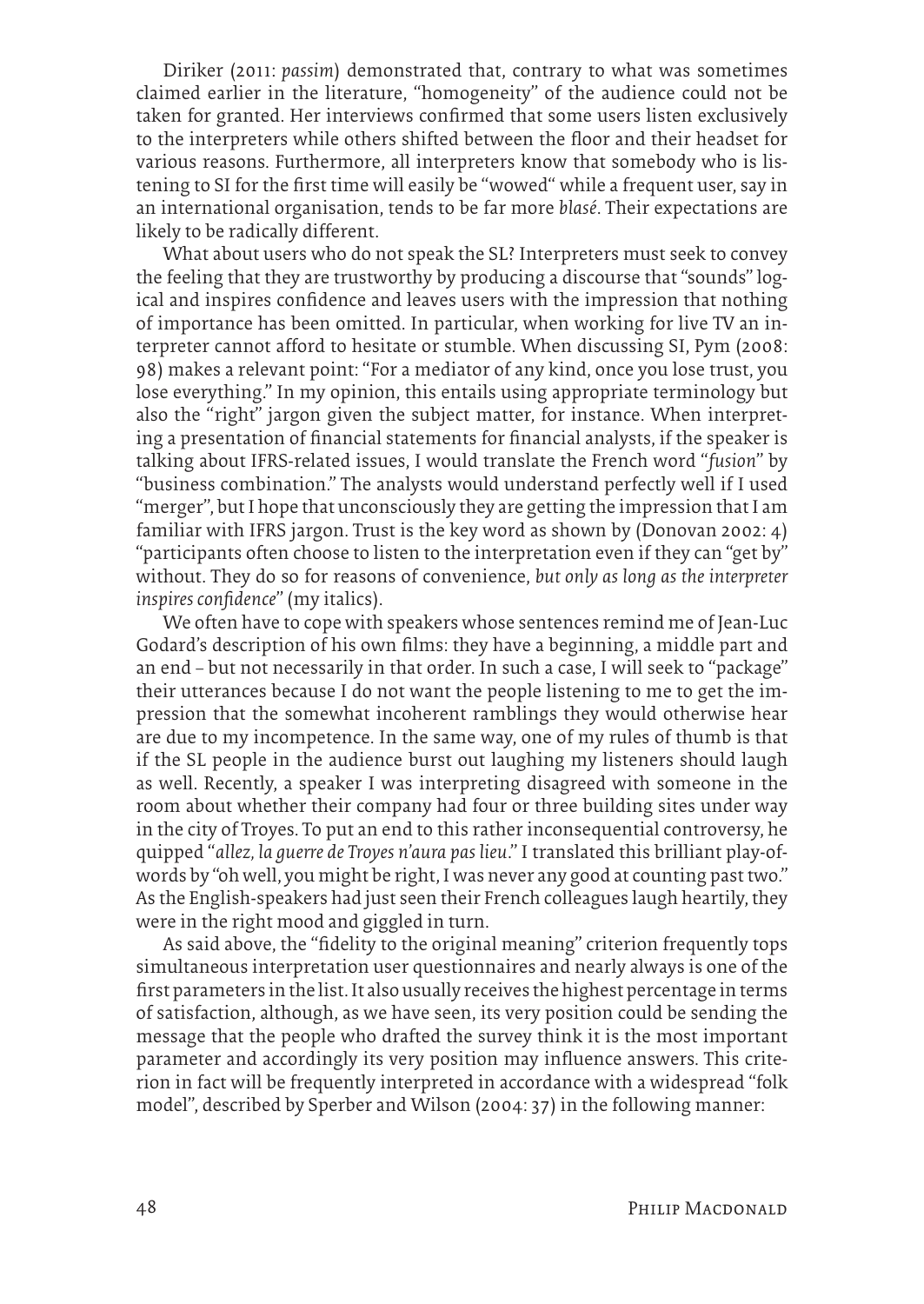Diriker (2011: *passim*) demonstrated that, contrary to what was sometimes claimed earlier in the literature, "homogeneity" of the audience could not be taken for granted. Her interviews confirmed that some users listen exclusively to the interpreters while others shifted between the floor and their headset for various reasons. Furthermore, all interpreters know that somebody who is listening to SI for the first time will easily be "wowed" while a frequent user, say in an international organisation, tends to be far more *blasé*. Their expectations are likely to be radically different.

What about users who do not speak the SL? Interpreters must seek to convey the feeling that they are trustworthy by producing a discourse that "sounds" logical and inspires confidence and leaves users with the impression that nothing of importance has been omitted. In particular, when working for live TV an interpreter cannot afford to hesitate or stumble. When discussing SI, Pym (2008: 98) makes a relevant point: "For a mediator of any kind, once you lose trust, you lose everything." In my opinion, this entails using appropriate terminology but also the "right" jargon given the subject matter, for instance. When interpreting a presentation of financial statements for financial analysts, if the speaker is talking about IFRS-related issues, I would translate the French word "*fusion*" by "business combination." The analysts would understand perfectly well if I used "merger", but I hope that unconsciously they are getting the impression that I am familiar with IFRS jargon. Trust is the key word as shown by (Donovan 2002: 4) "participants often choose to listen to the interpretation even if they can "get by" without. They do so for reasons of convenience, *but only as long as the interpreter inspires confidence*" (my italics).

We often have to cope with speakers whose sentences remind me of Jean-Luc Godard's description of his own films: they have a beginning, a middle part and an end – but not necessarily in that order. In such a case, I will seek to "package" their utterances because I do not want the people listening to me to get the impression that the somewhat incoherent ramblings they would otherwise hear are due to my incompetence. In the same way, one of my rules of thumb is that if the SL people in the audience burst out laughing my listeners should laugh as well. Recently, a speaker I was interpreting disagreed with someone in the room about whether their company had four or three building sites under way in the city of Troyes. To put an end to this rather inconsequential controversy, he quipped "*allez, la guerre de Troyes n'aura pas lieu*." I translated this brilliant play-of-words by "oh well, you might be right, I was never any good at counting past two." As the English-speakers had just seen their French colleagues laugh heartily, they were in the right mood and giggled in turn.

As said above, the "fidelity to the original meaning" criterion frequently tops simultaneous interpretation user questionnaires and nearly always is one of the first parameters in the list. It also usually receives the highest percentage in terms of satisfaction, although, as we have seen, its very position could be sending the message that the people who drafted the survey think it is the most important parameter and accordingly its very position may influence answers. This criterion in fact will be frequently interpreted in accordance with a widespread "folk model", described by Sperber and Wilson (2004: 37) in the following manner: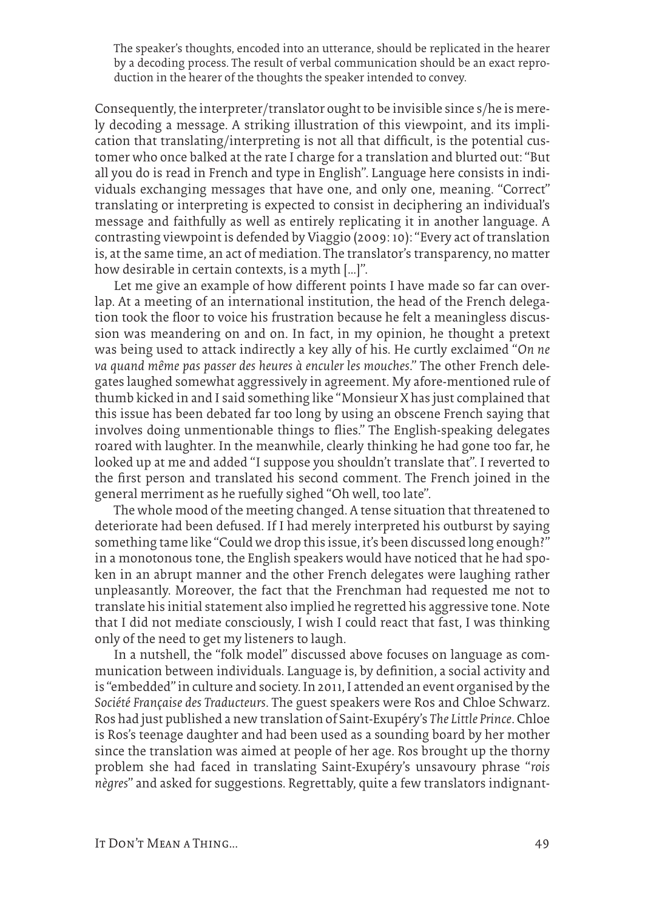> The speaker's thoughts, encoded into an utterance, should be replicated in the hearer by a decoding process. The result of verbal communication should be an exact reproduction in the hearer of the thoughts the speaker intended to convey.

Consequently, the interpreter/translator ought to be invisible since s/he is merely decoding a message. A striking illustration of this viewpoint, and its implication that translating/interpreting is not all that difficult, is the potential customer who once balked at the rate I charge for a translation and blurted out: "But all you do is read in French and type in English". Language here consists in individuals exchanging messages that have one, and only one, meaning. "Correct" translating or interpreting is expected to consist in deciphering an individual's message and faithfully as well as entirely replicating it in another language. A contrasting viewpoint is defended by Viaggio (2009: 10): "Every act of translation is, at the same time, an act of mediation. The translator's transparency, no matter how desirable in certain contexts, is a myth [...]".

Let me give an example of how different points I have made so far can overlap. At a meeting of an international institution, the head of the French delegation took the floor to voice his frustration because he felt a meaningless discussion was meandering on and on. In fact, in my opinion, he thought a pretext was being used to attack indirectly a key ally of his. He curtly exclaimed "*On ne va quand même pas passer des heures à enculer les mouches*." The other French delegates laughed somewhat aggressively in agreement. My afore-mentioned rule of thumb kicked in and I said something like "Monsieur X has just complained that this issue has been debated far too long by using an obscene French saying that involves doing unmentionable things to flies." The English-speaking delegates roared with laughter. In the meanwhile, clearly thinking he had gone too far, he looked up at me and added "I suppose you shouldn't translate that". I reverted to the first person and translated his second comment. The French joined in the general merriment as he ruefully sighed "Oh well, too late".

The whole mood of the meeting changed. A tense situation that threatened to deteriorate had been defused. If I had merely interpreted his outburst by saying something tame like "Could we drop this issue, it's been discussed long enough?" in a monotonous tone, the English speakers would have noticed that he had spoken in an abrupt manner and the other French delegates were laughing rather unpleasantly. Moreover, the fact that the Frenchman had requested me not to translate his initial statement also implied he regretted his aggressive tone. Note that I did not mediate consciously, I wish I could react that fast, I was thinking only of the need to get my listeners to laugh.

In a nutshell, the "folk model" discussed above focuses on language as communication between individuals. Language is, by definition, a social activity and is "embedded" in culture and society. In 2011, I attended an event organised by the *Société Française des Traducteurs*. The guest speakers were Ros and Chloe Schwarz. Ros had just published a new translation of Saint-Exupéry's *The Little Prince*. Chloe is Ros's teenage daughter and had been used as a sounding board by her mother since the translation was aimed at people of her age. Ros brought up the thorny problem she had faced in translating Saint-Exupéry's unsavoury phrase "*rois nègres*" and asked for suggestions. Regrettably, quite a few translators indignant-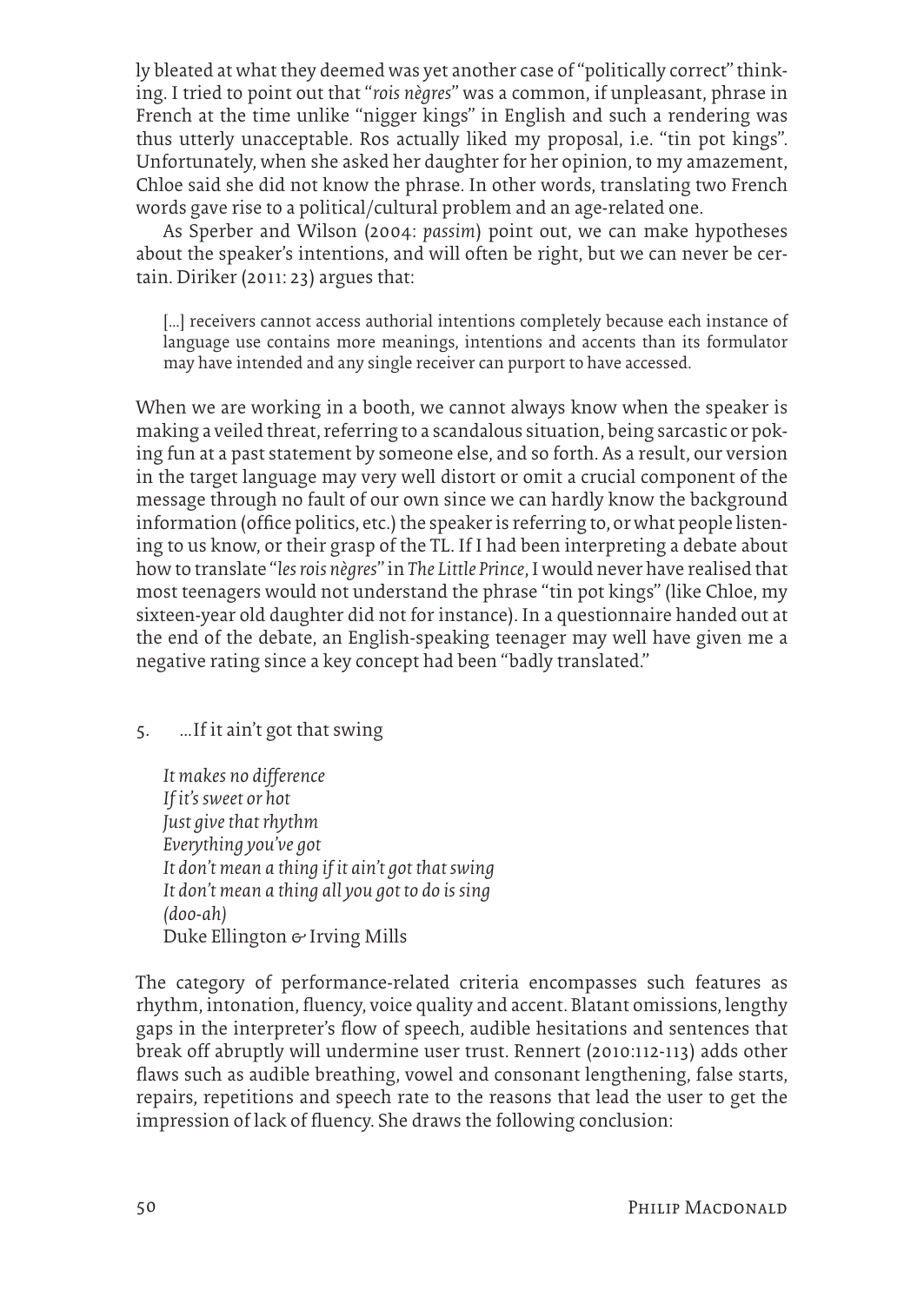ly bleated at what they deemed was yet another case of "politically correct" thinking. I tried to point out that "*rois nègres*" was a common, if unpleasant, phrase in French at the time unlike "nigger kings" in English and such a rendering was thus utterly unacceptable. Ros actually liked my proposal, i.e. "tin pot kings". Unfortunately, when she asked her daughter for her opinion, to my amazement, Chloe said she did not know the phrase. In other words, translating two French words gave rise to a political/cultural problem and an age-related one.

As Sperber and Wilson (2004: *passim*) point out, we can make hypotheses about the speaker's intentions, and will often be right, but we can never be certain. Diriker (2011: 23) argues that:

> […] receivers cannot access authorial intentions completely because each instance of language use contains more meanings, intentions and accents than its formulator may have intended and any single receiver can purport to have accessed.

When we are working in a booth, we cannot always know when the speaker is making a veiled threat, referring to a scandalous situation, being sarcastic or poking fun at a past statement by someone else, and so forth. As a result, our version in the target language may very well distort or omit a crucial component of the message through no fault of our own since we can hardly know the background information (office politics, etc.) the speaker is referring to, or what people listening to us know, or their grasp of the TL. If I had been interpreting a debate about how to translate "*les rois nègres*" in *The Little Prince*, I would never have realised that most teenagers would not understand the phrase "tin pot kings" (like Chloe, my sixteen-year old daughter did not for instance). In a questionnaire handed out at the end of the debate, an English-speaking teenager may well have given me a negative rating since a key concept had been "badly translated."

## 5. …If it ain't got that swing

> *It makes no difference*
> *If it's sweet or hot*
> *Just give that rhythm*
> *Everything you've got*
> *It don't mean a thing if it ain't got that swing*
> *It don't mean a thing all you got to do is sing*
> *(doo-ah)*
> Duke Ellington & Irving Mills

The category of performance-related criteria encompasses such features as rhythm, intonation, fluency, voice quality and accent. Blatant omissions, lengthy gaps in the interpreter's flow of speech, audible hesitations and sentences that break off abruptly will undermine user trust. Rennert (2010:112-113) adds other flaws such as audible breathing, vowel and consonant lengthening, false starts, repairs, repetitions and speech rate to the reasons that lead the user to get the impression of lack of fluency. She draws the following conclusion: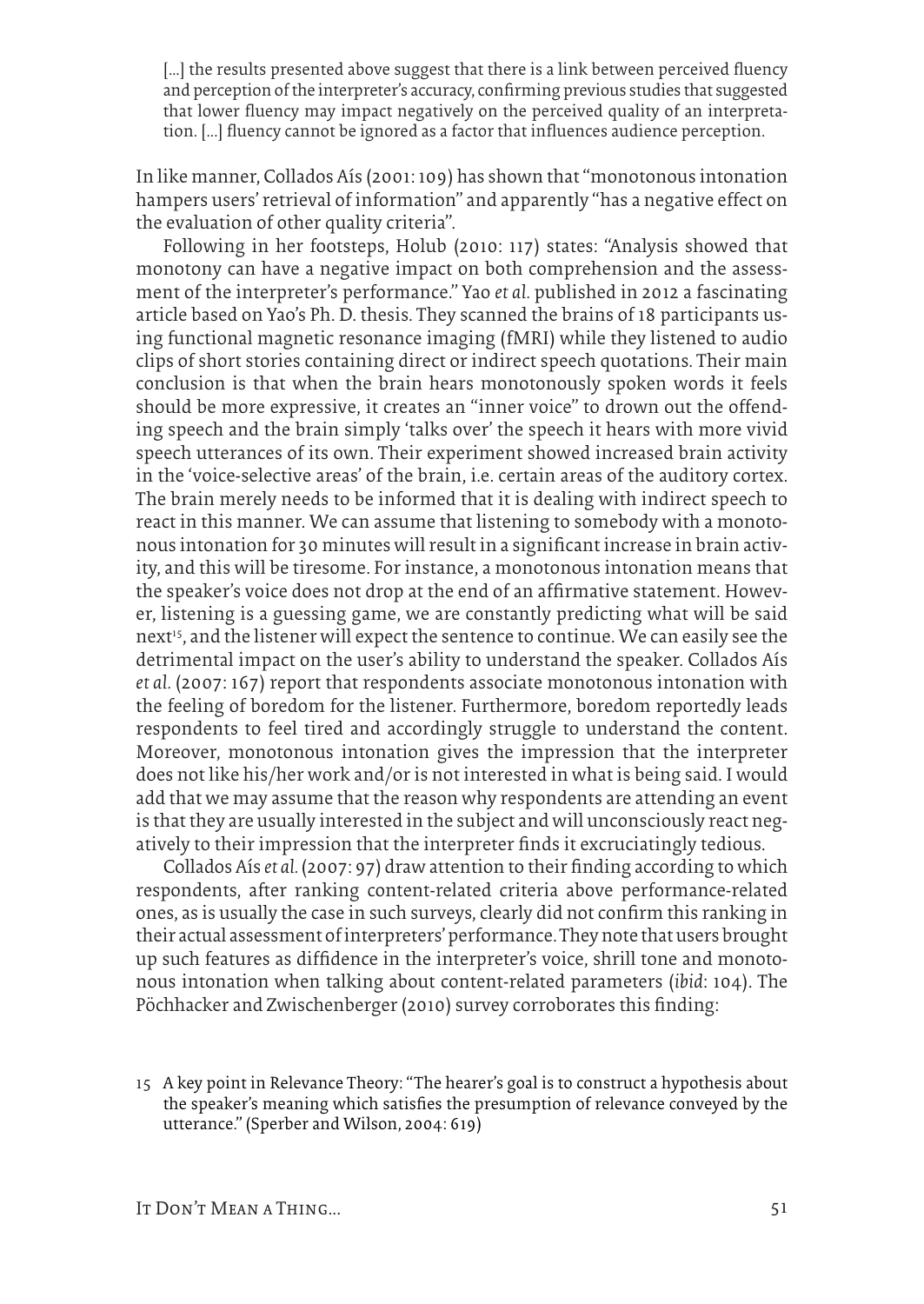> [...] the results presented above suggest that there is a link between perceived fluency and perception of the interpreter's accuracy, confirming previous studies that suggested that lower fluency may impact negatively on the perceived quality of an interpretation. [...] fluency cannot be ignored as a factor that influences audience perception.

In like manner, Collados Aís (2001: 109) has shown that "monotonous intonation hampers users' retrieval of information" and apparently "has a negative effect on the evaluation of other quality criteria".

Following in her footsteps, Holub (2010: 117) states: "Analysis showed that monotony can have a negative impact on both comprehension and the assessment of the interpreter's performance." Yao *et al.* published in 2012 a fascinating article based on Yao's Ph. D. thesis. They scanned the brains of 18 participants using functional magnetic resonance imaging (fMRI) while they listened to audio clips of short stories containing direct or indirect speech quotations. Their main conclusion is that when the brain hears monotonously spoken words it feels should be more expressive, it creates an "inner voice" to drown out the offending speech and the brain simply 'talks over' the speech it hears with more vivid speech utterances of its own. Their experiment showed increased brain activity in the 'voice-selective areas' of the brain, i.e. certain areas of the auditory cortex. The brain merely needs to be informed that it is dealing with indirect speech to react in this manner. We can assume that listening to somebody with a monotonous intonation for 30 minutes will result in a significant increase in brain activity, and this will be tiresome. For instance, a monotonous intonation means that the speaker's voice does not drop at the end of an affirmative statement. However, listening is a guessing game, we are constantly predicting what will be said next[15], and the listener will expect the sentence to continue. We can easily see the detrimental impact on the user's ability to understand the speaker. Collados Aís *et al.* (2007: 167) report that respondents associate monotonous intonation with the feeling of boredom for the listener. Furthermore, boredom reportedly leads respondents to feel tired and accordingly struggle to understand the content. Moreover, monotonous intonation gives the impression that the interpreter does not like his/her work and/or is not interested in what is being said. I would add that we may assume that the reason why respondents are attending an event is that they are usually interested in the subject and will unconsciously react negatively to their impression that the interpreter finds it excruciatingly tedious.

Collados Aís *et al.* (2007: 97) draw attention to their finding according to which respondents, after ranking content-related criteria above performance-related ones, as is usually the case in such surveys, clearly did not confirm this ranking in their actual assessment of interpreters' performance. They note that users brought up such features as diffidence in the interpreter's voice, shrill tone and monotonous intonation when talking about content-related parameters (*ibid*: 104). The Pöchhacker and Zwischenberger (2010) survey corroborates this finding:

15 A key point in Relevance Theory: "The hearer's goal is to construct a hypothesis about the speaker's meaning which satisfies the presumption of relevance conveyed by the utterance." (Sperber and Wilson, 2004: 619)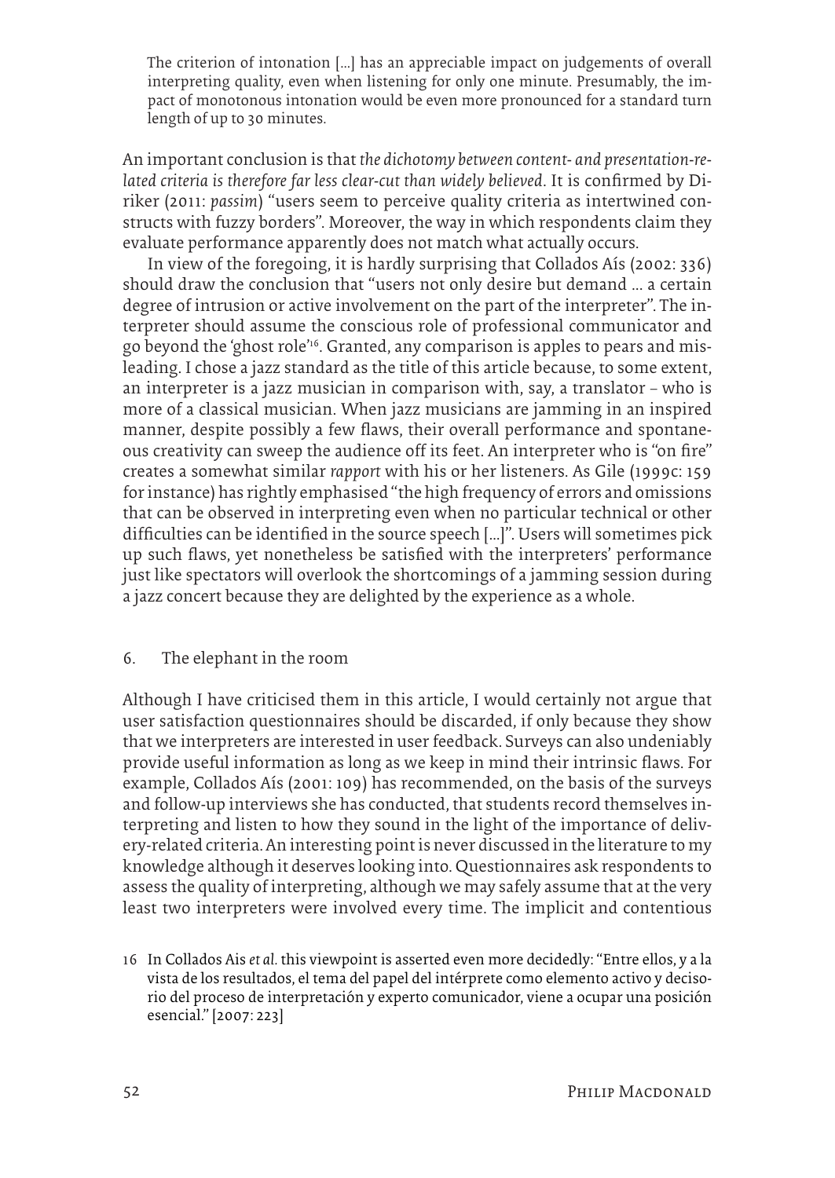> The criterion of intonation [...] has an appreciable impact on judgements of overall interpreting quality, even when listening for only one minute. Presumably, the impact of monotonous intonation would be even more pronounced for a standard turn length of up to 30 minutes.

An important conclusion is that *the dichotomy between content- and presentation-related criteria is therefore far less clear-cut than widely believed*. It is confirmed by Diriker (2011: *passim*) "users seem to perceive quality criteria as intertwined constructs with fuzzy borders". Moreover, the way in which respondents claim they evaluate performance apparently does not match what actually occurs.

In view of the foregoing, it is hardly surprising that Collados Aís (2002: 336) should draw the conclusion that "users not only desire but demand ... a certain degree of intrusion or active involvement on the part of the interpreter". The interpreter should assume the conscious role of professional communicator and go beyond the 'ghost role'[16]. Granted, any comparison is apples to pears and misleading. I chose a jazz standard as the title of this article because, to some extent, an interpreter is a jazz musician in comparison with, say, a translator – who is more of a classical musician. When jazz musicians are jamming in an inspired manner, despite possibly a few flaws, their overall performance and spontaneous creativity can sweep the audience off its feet. An interpreter who is "on fire" creates a somewhat similar *rapport* with his or her listeners. As Gile (1999c: 159 for instance) has rightly emphasised "the high frequency of errors and omissions that can be observed in interpreting even when no particular technical or other difficulties can be identified in the source speech [...]". Users will sometimes pick up such flaws, yet nonetheless be satisfied with the interpreters' performance just like spectators will overlook the shortcomings of a jamming session during a jazz concert because they are delighted by the experience as a whole.

## 6. The elephant in the room

Although I have criticised them in this article, I would certainly not argue that user satisfaction questionnaires should be discarded, if only because they show that we interpreters are interested in user feedback. Surveys can also undeniably provide useful information as long as we keep in mind their intrinsic flaws. For example, Collados Aís (2001: 109) has recommended, on the basis of the surveys and follow-up interviews she has conducted, that students record themselves interpreting and listen to how they sound in the light of the importance of delivery-related criteria. An interesting point is never discussed in the literature to my knowledge although it deserves looking into. Questionnaires ask respondents to assess the quality of interpreting, although we may safely assume that at the very least two interpreters were involved every time. The implicit and contentious

16 In Collados Ais *et al.* this viewpoint is asserted even more decidedly: "Entre ellos, y a la vista de los resultados, el tema del papel del intérprete como elemento activo y decisorio del proceso de interpretación y experto comunicador, viene a ocupar una posición esencial." [2007: 223]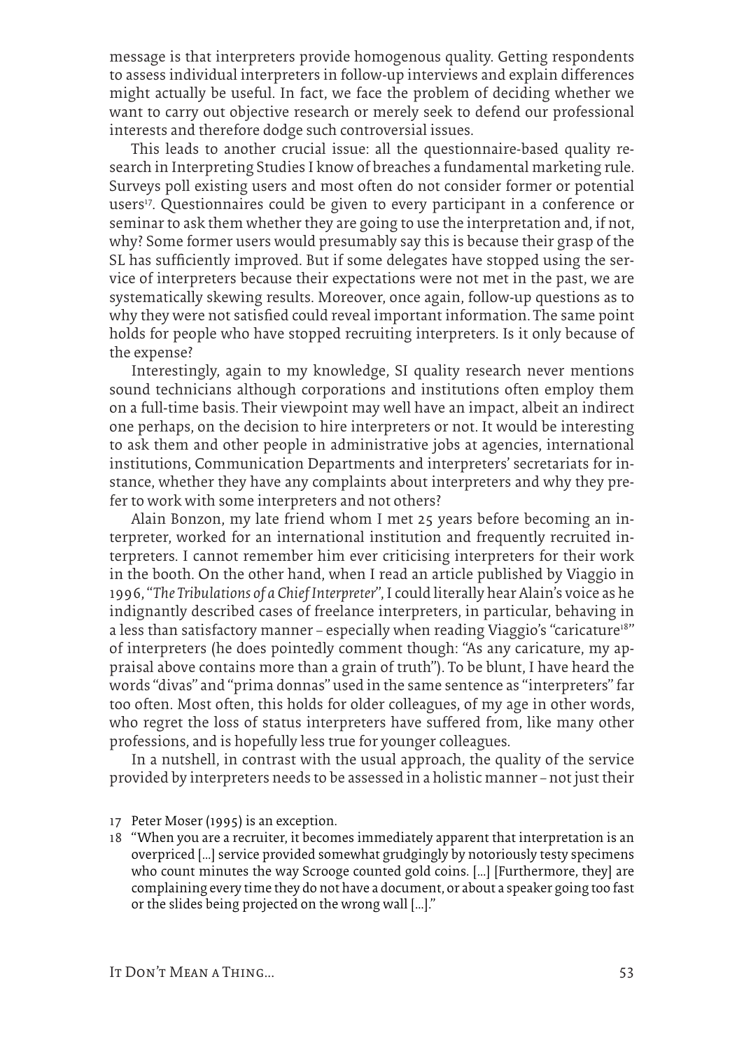message is that interpreters provide homogenous quality. Getting respondents to assess individual interpreters in follow-up interviews and explain differences might actually be useful. In fact, we face the problem of deciding whether we want to carry out objective research or merely seek to defend our professional interests and therefore dodge such controversial issues.

This leads to another crucial issue: all the questionnaire-based quality research in Interpreting Studies I know of breaches a fundamental marketing rule. Surveys poll existing users and most often do not consider former or potential users[17]. Questionnaires could be given to every participant in a conference or seminar to ask them whether they are going to use the interpretation and, if not, why? Some former users would presumably say this is because their grasp of the SL has sufficiently improved. But if some delegates have stopped using the service of interpreters because their expectations were not met in the past, we are systematically skewing results. Moreover, once again, follow-up questions as to why they were not satisfied could reveal important information. The same point holds for people who have stopped recruiting interpreters. Is it only because of the expense?

Interestingly, again to my knowledge, SI quality research never mentions sound technicians although corporations and institutions often employ them on a full-time basis. Their viewpoint may well have an impact, albeit an indirect one perhaps, on the decision to hire interpreters or not. It would be interesting to ask them and other people in administrative jobs at agencies, international institutions, Communication Departments and interpreters' secretariats for instance, whether they have any complaints about interpreters and why they prefer to work with some interpreters and not others?

Alain Bonzon, my late friend whom I met 25 years before becoming an interpreter, worked for an international institution and frequently recruited interpreters. I cannot remember him ever criticising interpreters for their work in the booth. On the other hand, when I read an article published by Viaggio in 1996, "*The Tribulations of a Chief Interpreter*", I could literally hear Alain's voice as he indignantly described cases of freelance interpreters, in particular, behaving in a less than satisfactory manner – especially when reading Viaggio's "caricature[18]" of interpreters (he does pointedly comment though: "As any caricature, my appraisal above contains more than a grain of truth"). To be blunt, I have heard the words "divas" and "prima donnas" used in the same sentence as "interpreters" far too often. Most often, this holds for older colleagues, of my age in other words, who regret the loss of status interpreters have suffered from, like many other professions, and is hopefully less true for younger colleagues.

In a nutshell, in contrast with the usual approach, the quality of the service provided by interpreters needs to be assessed in a holistic manner – not just their

---

17 Peter Moser (1995) is an exception.

18 "When you are a recruiter, it becomes immediately apparent that interpretation is an overpriced [...] service provided somewhat grudgingly by notoriously testy specimens who count minutes the way Scrooge counted gold coins. [...] [Furthermore, they] are complaining every time they do not have a document, or about a speaker going too fast or the slides being projected on the wrong wall [...]."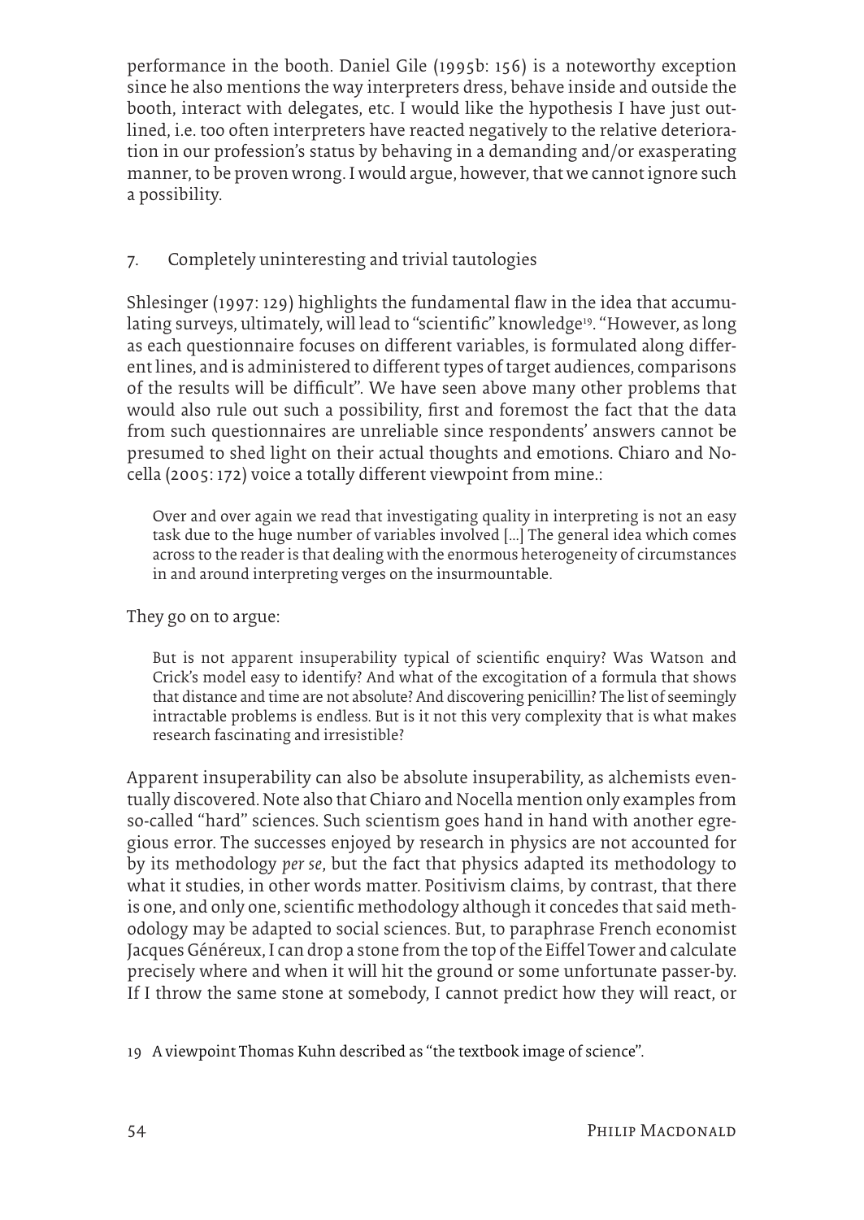performance in the booth. Daniel Gile (1995b: 156) is a noteworthy exception since he also mentions the way interpreters dress, behave inside and outside the booth, interact with delegates, etc. I would like the hypothesis I have just outlined, i.e. too often interpreters have reacted negatively to the relative deterioration in our profession's status by behaving in a demanding and/or exasperating manner, to be proven wrong. I would argue, however, that we cannot ignore such a possibility.

## 7. Completely uninteresting and trivial tautologies

Shlesinger (1997: 129) highlights the fundamental flaw in the idea that accumulating surveys, ultimately, will lead to "scientific" knowledge[19]. "However, as long as each questionnaire focuses on different variables, is formulated along different lines, and is administered to different types of target audiences, comparisons of the results will be difficult". We have seen above many other problems that would also rule out such a possibility, first and foremost the fact that the data from such questionnaires are unreliable since respondents' answers cannot be presumed to shed light on their actual thoughts and emotions. Chiaro and Nocella (2005: 172) voice a totally different viewpoint from mine.:

> Over and over again we read that investigating quality in interpreting is not an easy task due to the huge number of variables involved [...] The general idea which comes across to the reader is that dealing with the enormous heterogeneity of circumstances in and around interpreting verges on the insurmountable.

They go on to argue:

> But is not apparent insuperability typical of scientific enquiry? Was Watson and Crick's model easy to identify? And what of the excogitation of a formula that shows that distance and time are not absolute? And discovering penicillin? The list of seemingly intractable problems is endless. But is it not this very complexity that is what makes research fascinating and irresistible?

Apparent insuperability can also be absolute insuperability, as alchemists eventually discovered. Note also that Chiaro and Nocella mention only examples from so-called "hard" sciences. Such scientism goes hand in hand with another egregious error. The successes enjoyed by research in physics are not accounted for by its methodology *per se*, but the fact that physics adapted its methodology to what it studies, in other words matter. Positivism claims, by contrast, that there is one, and only one, scientific methodology although it concedes that said methodology may be adapted to social sciences. But, to paraphrase French economist Jacques Généreux, I can drop a stone from the top of the Eiffel Tower and calculate precisely where and when it will hit the ground or some unfortunate passer-by. If I throw the same stone at somebody, I cannot predict how they will react, or

19 A viewpoint Thomas Kuhn described as "the textbook image of science".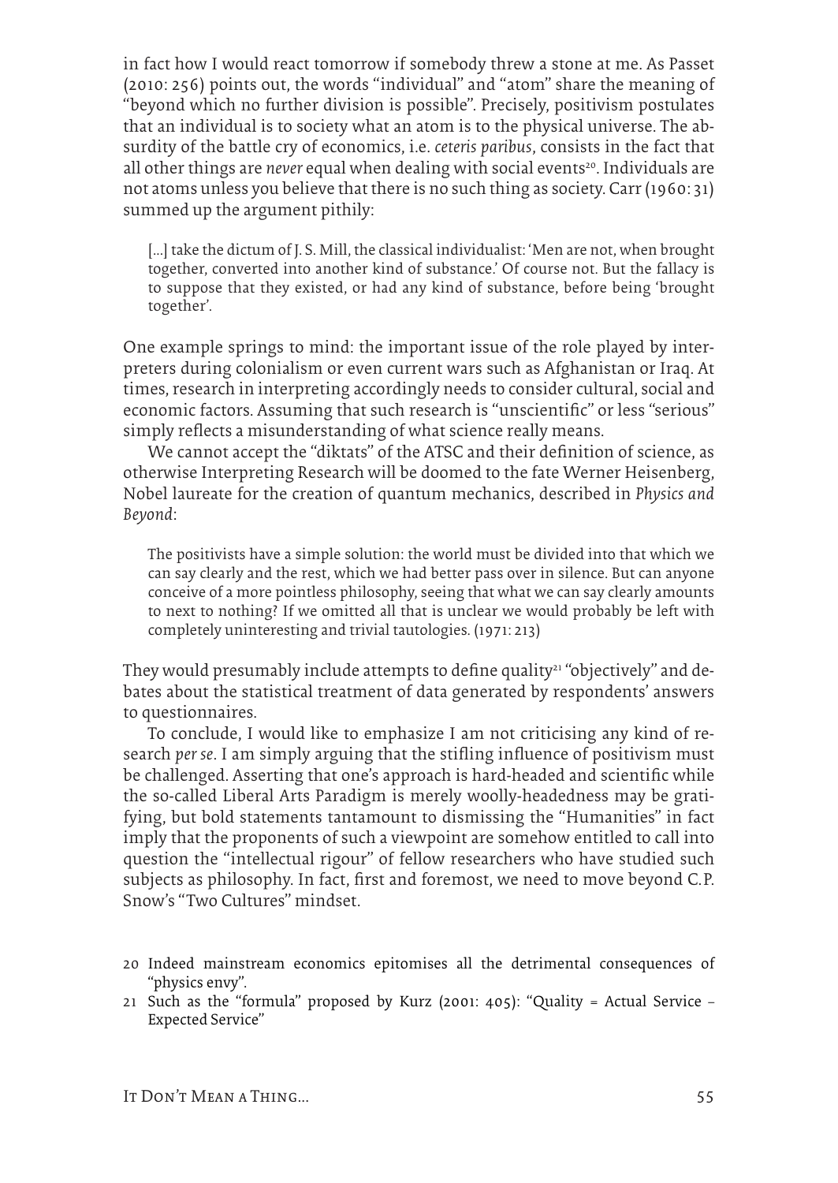in fact how I would react tomorrow if somebody threw a stone at me. As Passet (2010: 256) points out, the words "individual" and "atom" share the meaning of "beyond which no further division is possible". Precisely, positivism postulates that an individual is to society what an atom is to the physical universe. The absurdity of the battle cry of economics, i.e. *ceteris paribus*, consists in the fact that all other things are *never* equal when dealing with social events[20]. Individuals are not atoms unless you believe that there is no such thing as society. Carr (1960: 31) summed up the argument pithily:

> [...] take the dictum of J. S. Mill, the classical individualist: 'Men are not, when brought together, converted into another kind of substance.' Of course not. But the fallacy is to suppose that they existed, or had any kind of substance, before being 'brought together'.

One example springs to mind: the important issue of the role played by interpreters during colonialism or even current wars such as Afghanistan or Iraq. At times, research in interpreting accordingly needs to consider cultural, social and economic factors. Assuming that such research is "unscientific" or less "serious" simply reflects a misunderstanding of what science really means.

We cannot accept the "diktats" of the ATSC and their definition of science, as otherwise Interpreting Research will be doomed to the fate Werner Heisenberg, Nobel laureate for the creation of quantum mechanics, described in *Physics and Beyond*:

> The positivists have a simple solution: the world must be divided into that which we can say clearly and the rest, which we had better pass over in silence. But can anyone conceive of a more pointless philosophy, seeing that what we can say clearly amounts to next to nothing? If we omitted all that is unclear we would probably be left with completely uninteresting and trivial tautologies. (1971: 213)

They would presumably include attempts to define quality[21] "objectively" and debates about the statistical treatment of data generated by respondents' answers to questionnaires.

To conclude, I would like to emphasize I am not criticising any kind of research *per se*. I am simply arguing that the stifling influence of positivism must be challenged. Asserting that one's approach is hard-headed and scientific while the so-called Liberal Arts Paradigm is merely woolly-headedness may be gratifying, but bold statements tantamount to dismissing the "Humanities" in fact imply that the proponents of such a viewpoint are somehow entitled to call into question the "intellectual rigour" of fellow researchers who have studied such subjects as philosophy. In fact, first and foremost, we need to move beyond C.P. Snow's "Two Cultures" mindset.

---

20 Indeed mainstream economics epitomises all the detrimental consequences of "physics envy".

21 Such as the "formula" proposed by Kurz (2001: 405): "Quality = Actual Service – Expected Service"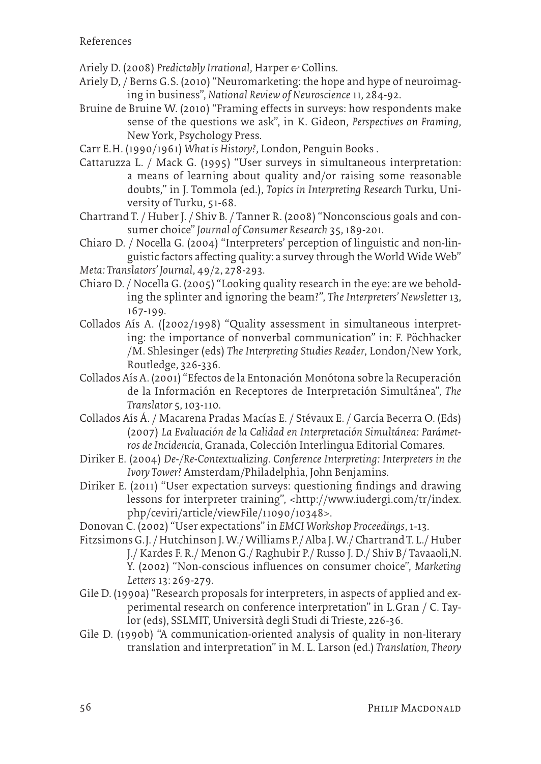References

Ariely D. (2008) *Predictably Irrational*, Harper & Collins.

Ariely D, / Berns G.S. (2010) "Neuromarketing: the hope and hype of neuroimaging in business", *National Review of Neuroscience* 11, 284-92.

Bruine de Bruine W. (2010) "Framing effects in surveys: how respondents make sense of the questions we ask", in K. Gideon, *Perspectives on Framing*, New York, Psychology Press.

Carr E.H. (1990/1961) *What is History?*, London, Penguin Books .

Cattaruzza L. / Mack G. (1995) "User surveys in simultaneous interpretation: a means of learning about quality and/or raising some reasonable doubts," in J. Tommola (ed.), *Topics in Interpreting Research* Turku, University of Turku, 51-68.

Chartrand T. / Huber J. / Shiv B. / Tanner R. (2008) "Nonconscious goals and consumer choice" *Journal of Consumer Research* 35, 189-201.

Chiaro D. / Nocella G. (2004) "Interpreters' perception of linguistic and non-linguistic factors affecting quality: a survey through the World Wide Web" *Meta: Translators' Journal*, 49/2, 278-293.

Chiaro D. / Nocella G. (2005) "Looking quality research in the eye: are we beholding the splinter and ignoring the beam?", *The Interpreters' Newsletter* 13, 167-199.

Collados Aís A. ([2002/1998) "Quality assessment in simultaneous interpreting: the importance of nonverbal communication" in: F. Pöchhacker /M. Shlesinger (eds) *The Interpreting Studies Reader*, London/New York, Routledge, 326-336.

Collados Aís A. (2001) "Efectos de la Entonación Monótona sobre la Recuperación de la Información en Receptores de Interpretación Simultánea", *The Translator* 5, 103-110.

Collados Aís Á. / Macarena Pradas Macías E. / Stévaux E. / García Becerra O. (Eds) (2007) *La Evaluación de la Calidad en Interpretación Simultánea: Parámetros de Incidencia*, Granada, Colección Interlingua Editorial Comares.

Diriker E. (2004) *De-/Re-Contextualizing. Conference Interpreting: Interpreters in the Ivory Tower?* Amsterdam/Philadelphia, John Benjamins.

Diriker E. (2011) "User expectation surveys: questioning findings and drawing lessons for interpreter training", <http://www.iudergi.com/tr/index.php/ceviri/article/viewFile/11090/10348>.

Donovan C. (2002) "User expectations" in *EMCI Workshop Proceedings*, 1-13.

Fitzsimons G.J. / Hutchinson J.W./ Williams P./ Alba J.W./ Chartrand T. L./ Huber J./ Kardes F. R./ Menon G./ Raghubir P./ Russo J. D./ Shiv B/ Tavaaoli,N. Y. (2002) "Non-conscious influences on consumer choice", *Marketing Letters* 13: 269-279.

Gile D. (1990a) "Research proposals for interpreters, in aspects of applied and experimental research on conference interpretation" in L.Gran / C. Taylor (eds), SSLMIT, Università degli Studi di Trieste, 226-36.

Gile D. (1990b) "A communication-oriented analysis of quality in non-literary translation and interpretation" in M. L. Larson (ed.) *Translation, Theory*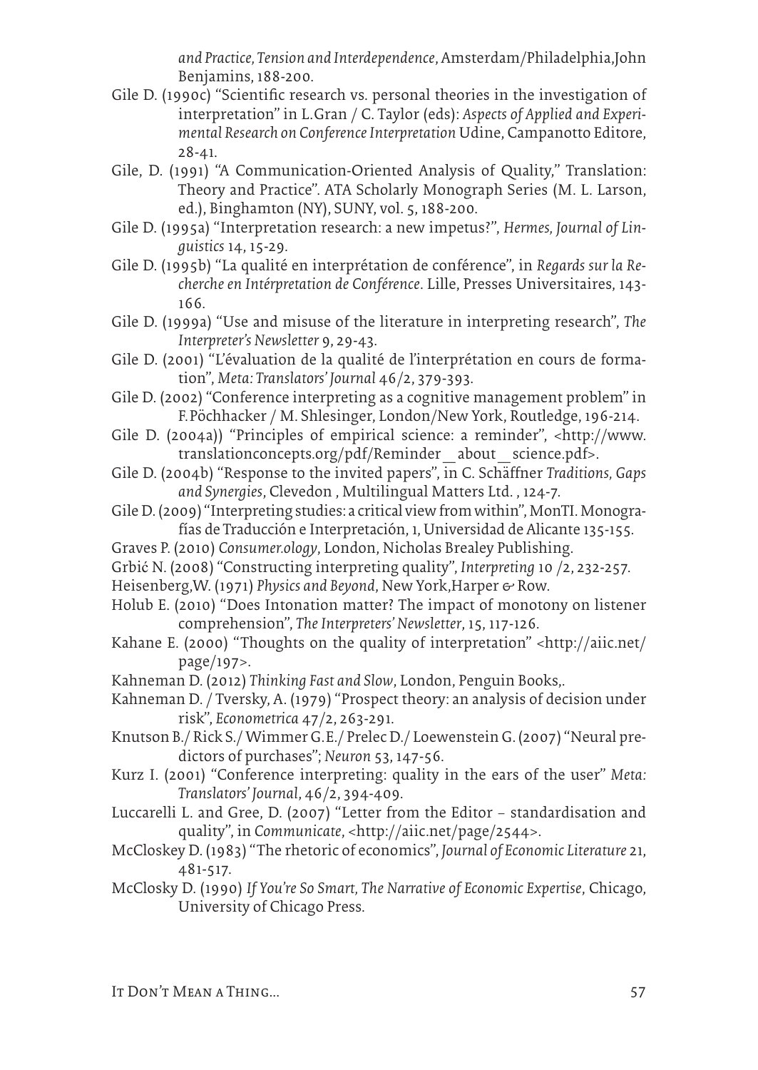*and Practice, Tension and Interdependence*, Amsterdam/Philadelphia,John Benjamins, 188-200.

Gile D. (1990c) "Scientific research vs. personal theories in the investigation of interpretation" in L.Gran / C. Taylor (eds): *Aspects of Applied and Experimental Research on Conference Interpretation* Udine, Campanotto Editore, 28-41.

Gile, D. (1991) "A Communication-Oriented Analysis of Quality," Translation: Theory and Practice". ATA Scholarly Monograph Series (M. L. Larson, ed.), Binghamton (NY), SUNY, vol. 5, 188-200.

Gile D. (1995a) "Interpretation research: a new impetus?", *Hermes, Journal of Linguistics* 14, 15-29.

Gile D. (1995b) "La qualité en interprétation de conférence", in *Regards sur la Recherche en Intérpretation de Conférence*. Lille, Presses Universitaires, 143-166.

Gile D. (1999a) "Use and misuse of the literature in interpreting research", *The Interpreter's Newsletter* 9, 29-43.

Gile D. (2001) "L'évaluation de la qualité de l'interprétation en cours de formation", *Meta: Translators' Journal* 46/2, 379-393.

Gile D. (2002) "Conference interpreting as a cognitive management problem" in F.Pöchhacker / M. Shlesinger, London/New York, Routledge, 196-214.

Gile D. (2004a)) "Principles of empirical science: a reminder", <http://www.translationconcepts.org/pdf/Reminder__about__science.pdf>.

Gile D. (2004b) "Response to the invited papers", in C. Schäffner *Traditions, Gaps and Synergies*, Clevedon , Multilingual Matters Ltd. , 124-7.

Gile D. (2009) "Interpreting studies: a critical view from within", MonTI. Monografías de Traducción e Interpretación, 1, Universidad de Alicante 135-155.

Graves P. (2010) *Consumer.ology*, London, Nicholas Brealey Publishing.

Grbić N. (2008) "Constructing interpreting quality", *Interpreting* 10 /2, 232-257.

Heisenberg,W. (1971) *Physics and Beyond*, New York,Harper & Row.

Holub E. (2010) "Does Intonation matter? The impact of monotony on listener comprehension", *The Interpreters' Newsletter*, 15, 117-126.

Kahane E. (2000) "Thoughts on the quality of interpretation" <http://aiic.net/page/197>.

Kahneman D. (2012) *Thinking Fast and Slow*, London, Penguin Books,.

Kahneman D. / Tversky, A. (1979) "Prospect theory: an analysis of decision under risk", *Econometrica* 47/2, 263-291.

Knutson B./ Rick S./ Wimmer G.E./ Prelec D./ Loewenstein G. (2007) "Neural predictors of purchases"; *Neuron* 53, 147-56.

Kurz I. (2001) "Conference interpreting: quality in the ears of the user" *Meta: Translators' Journal*, 46/2, 394-409.

Luccarelli L. and Gree, D. (2007) "Letter from the Editor – standardisation and quality", in *Communicate*, <http://aiic.net/page/2544>.

McCloskey D. (1983) "The rhetoric of economics", *Journal of Economic Literature* 21, 481-517.

McClosky D. (1990) *If You're So Smart, The Narrative of Economic Expertise*, Chicago, University of Chicago Press.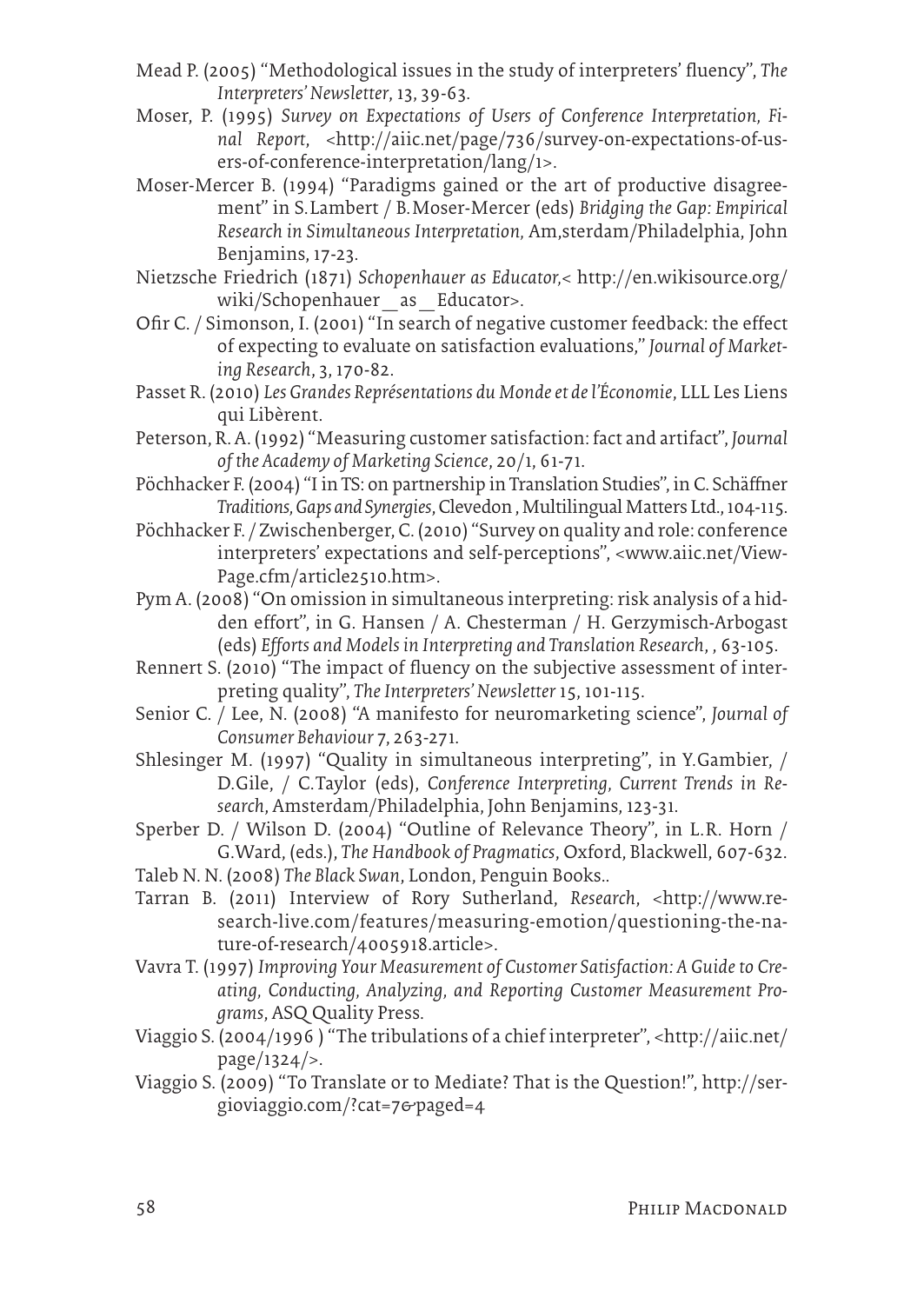Mead P. (2005) "Methodological issues in the study of interpreters' fluency", *The Interpreters' Newsletter*, 13, 39-63.

Moser, P. (1995) *Survey on Expectations of Users of Conference Interpretation, Final Report*, <http://aiic.net/page/736/survey-on-expectations-of-users-of-conference-interpretation/lang/1>.

Moser-Mercer B. (1994) "Paradigms gained or the art of productive disagreement" in S.Lambert / B.Moser-Mercer (eds) *Bridging the Gap: Empirical Research in Simultaneous Interpretation*, Am,sterdam/Philadelphia, John Benjamins, 17-23.

Nietzsche Friedrich (1871) *Schopenhauer as Educator*,< http://en.wikisource.org/wiki/Schopenhauer_as_Educator>.

Ofir C. / Simonson, I. (2001) "In search of negative customer feedback: the effect of expecting to evaluate on satisfaction evaluations," *Journal of Marketing Research*, 3, 170-82.

Passet R. (2010) *Les Grandes Représentations du Monde et de l'Économie*, LLL Les Liens qui Libèrent.

Peterson, R. A. (1992) "Measuring customer satisfaction: fact and artifact", *Journal of the Academy of Marketing Science*, 20/1, 61-71.

Pöchhacker F. (2004) "I in TS: on partnership in Translation Studies", in C. Schäffner *Traditions, Gaps and Synergies*, Clevedon , Multilingual Matters Ltd., 104-115.

Pöchhacker F. / Zwischenberger, C. (2010) "Survey on quality and role: conference interpreters' expectations and self-perceptions", <www.aiic.net/ViewPage.cfm/article2510.htm>.

Pym A. (2008) "On omission in simultaneous interpreting: risk analysis of a hidden effort", in G. Hansen / A. Chesterman / H. Gerzymisch-Arbogast (eds) *Efforts and Models in Interpreting and Translation Research*, , 63-105.

Rennert S. (2010) "The impact of fluency on the subjective assessment of interpreting quality", *The Interpreters' Newsletter* 15, 101-115.

Senior C. / Lee, N. (2008) "A manifesto for neuromarketing science", *Journal of Consumer Behaviour* 7, 263-271.

Shlesinger M. (1997) "Quality in simultaneous interpreting", in Y.Gambier, / D.Gile, / C.Taylor (eds), *Conference Interpreting, Current Trends in Research*, Amsterdam/Philadelphia, John Benjamins, 123-31.

Sperber D. / Wilson D. (2004) "Outline of Relevance Theory", in L.R. Horn / G.Ward, (eds.), *The Handbook of Pragmatics*, Oxford, Blackwell, 607-632.

Taleb N. N. (2008) *The Black Swan*, London, Penguin Books..

Tarran B. (2011) Interview of Rory Sutherland, *Research*, <http://www.research-live.com/features/measuring-emotion/questioning-the-nature-of-research/4005918.article>.

Vavra T. (1997) *Improving Your Measurement of Customer Satisfaction: A Guide to Creating, Conducting, Analyzing, and Reporting Customer Measurement Programs*, ASQ Quality Press.

Viaggio S. (2004/1996 ) "The tribulations of a chief interpreter", <http://aiic.net/page/1324/>.

Viaggio S. (2009) "To Translate or to Mediate? That is the Question!", http://sergioviaggio.com/?cat=7&paged=4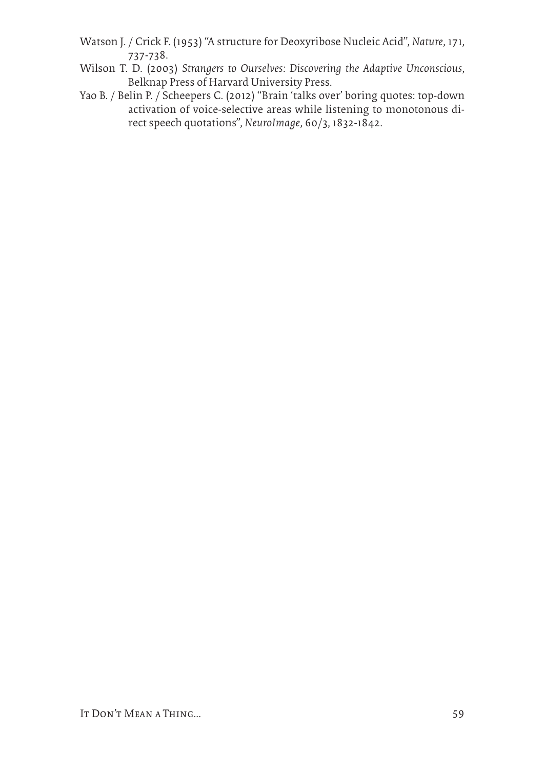Watson J. / Crick F. (1953) "A structure for Deoxyribose Nucleic Acid", *Nature*, 171, 737-738.

Wilson T. D. (2003) *Strangers to Ourselves: Discovering the Adaptive Unconscious*, Belknap Press of Harvard University Press.

Yao B. / Belin P. / Scheepers C. (2012) "Brain 'talks over' boring quotes: top-down activation of voice-selective areas while listening to monotonous direct speech quotations", *NeuroImage*, 60/3, 1832-1842.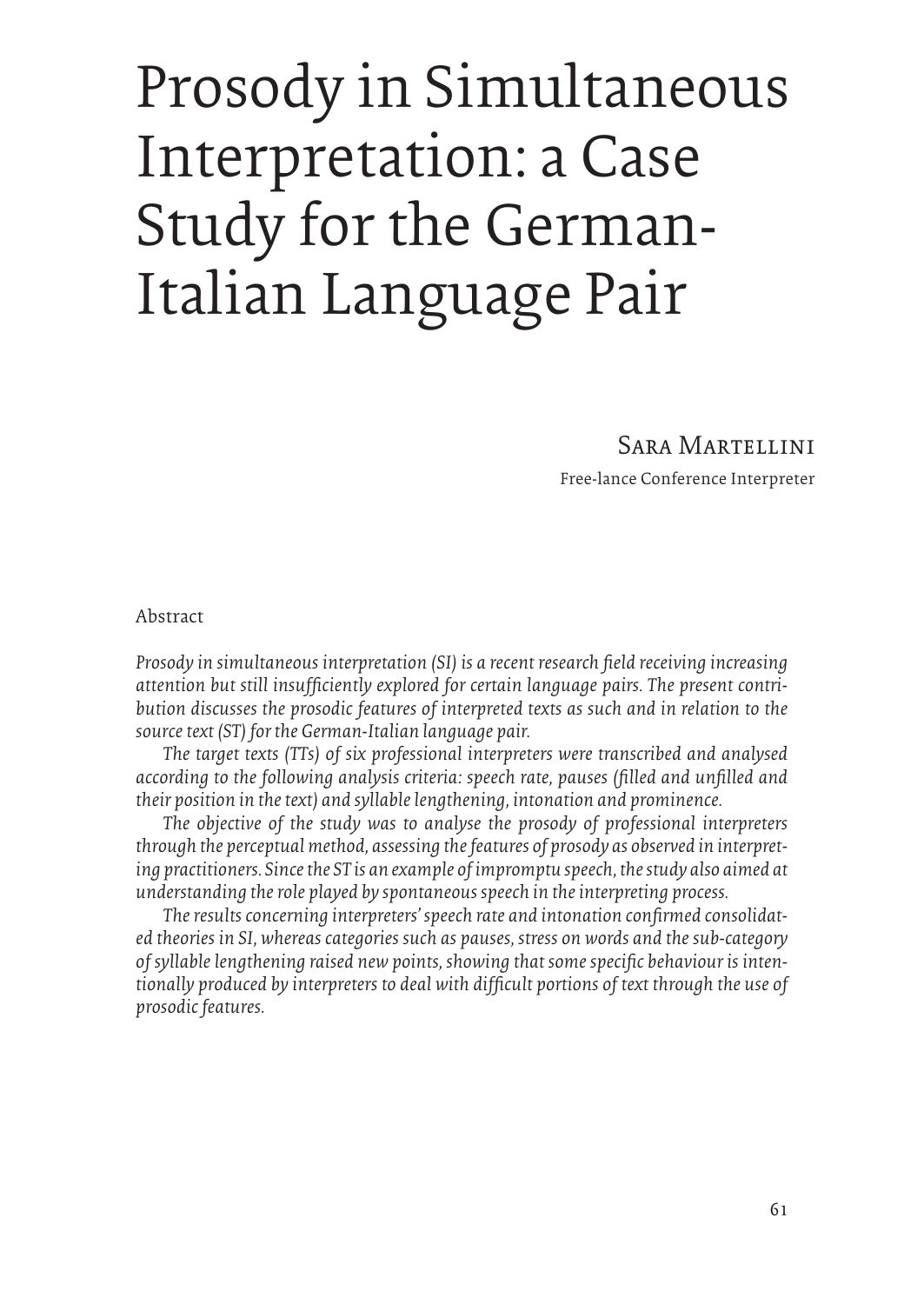# Prosody in Simultaneous Interpretation: a Case Study for the German-Italian Language Pair

Sara Martellini

Free-lance Conference Interpreter

Abstract

*Prosody in simultaneous interpretation (SI) is a recent research field receiving increasing attention but still insufficiently explored for certain language pairs. The present contribution discusses the prosodic features of interpreted texts as such and in relation to the source text (ST) for the German-Italian language pair.*

*The target texts (TTs) of six professional interpreters were transcribed and analysed according to the following analysis criteria: speech rate, pauses (filled and unfilled and their position in the text) and syllable lengthening, intonation and prominence.*

*The objective of the study was to analyse the prosody of professional interpreters through the perceptual method, assessing the features of prosody as observed in interpreting practitioners. Since the ST is an example of impromptu speech, the study also aimed at understanding the role played by spontaneous speech in the interpreting process.*

*The results concerning interpreters' speech rate and intonation confirmed consolidated theories in SI, whereas categories such as pauses, stress on words and the sub-category of syllable lengthening raised new points, showing that some specific behaviour is intentionally produced by interpreters to deal with difficult portions of text through the use of prosodic features.*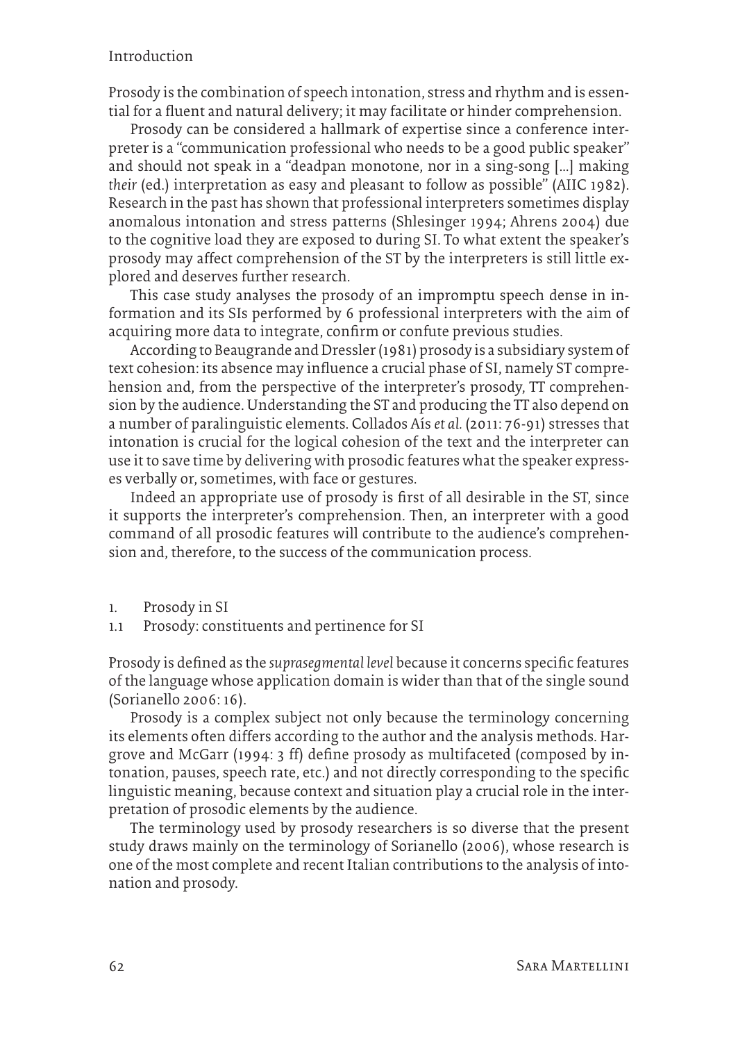## Introduction

Prosody is the combination of speech intonation, stress and rhythm and is essential for a fluent and natural delivery; it may facilitate or hinder comprehension.

Prosody can be considered a hallmark of expertise since a conference interpreter is a "communication professional who needs to be a good public speaker" and should not speak in a "deadpan monotone, nor in a sing-song […] making *their* (ed.) interpretation as easy and pleasant to follow as possible" (AIIC 1982). Research in the past has shown that professional interpreters sometimes display anomalous intonation and stress patterns (Shlesinger 1994; Ahrens 2004) due to the cognitive load they are exposed to during SI. To what extent the speaker's prosody may affect comprehension of the ST by the interpreters is still little explored and deserves further research.

This case study analyses the prosody of an impromptu speech dense in information and its SIs performed by 6 professional interpreters with the aim of acquiring more data to integrate, confirm or confute previous studies.

According to Beaugrande and Dressler (1981) prosody is a subsidiary system of text cohesion: its absence may influence a crucial phase of SI, namely ST comprehension and, from the perspective of the interpreter's prosody, TT comprehension by the audience. Understanding the ST and producing the TT also depend on a number of paralinguistic elements. Collados Aís *et al.* (2011: 76-91) stresses that intonation is crucial for the logical cohesion of the text and the interpreter can use it to save time by delivering with prosodic features what the speaker expresses verbally or, sometimes, with face or gestures.

Indeed an appropriate use of prosody is first of all desirable in the ST, since it supports the interpreter's comprehension. Then, an interpreter with a good command of all prosodic features will contribute to the audience's comprehension and, therefore, to the success of the communication process.

## 1. Prosody in SI

### 1.1 Prosody: constituents and pertinence for SI

Prosody is defined as the *suprasegmental level* because it concerns specific features of the language whose application domain is wider than that of the single sound (Sorianello 2006: 16).

Prosody is a complex subject not only because the terminology concerning its elements often differs according to the author and the analysis methods. Hargrove and McGarr (1994: 3 ff) define prosody as multifaceted (composed by intonation, pauses, speech rate, etc.) and not directly corresponding to the specific linguistic meaning, because context and situation play a crucial role in the interpretation of prosodic elements by the audience.

The terminology used by prosody researchers is so diverse that the present study draws mainly on the terminology of Sorianello (2006), whose research is one of the most complete and recent Italian contributions to the analysis of intonation and prosody.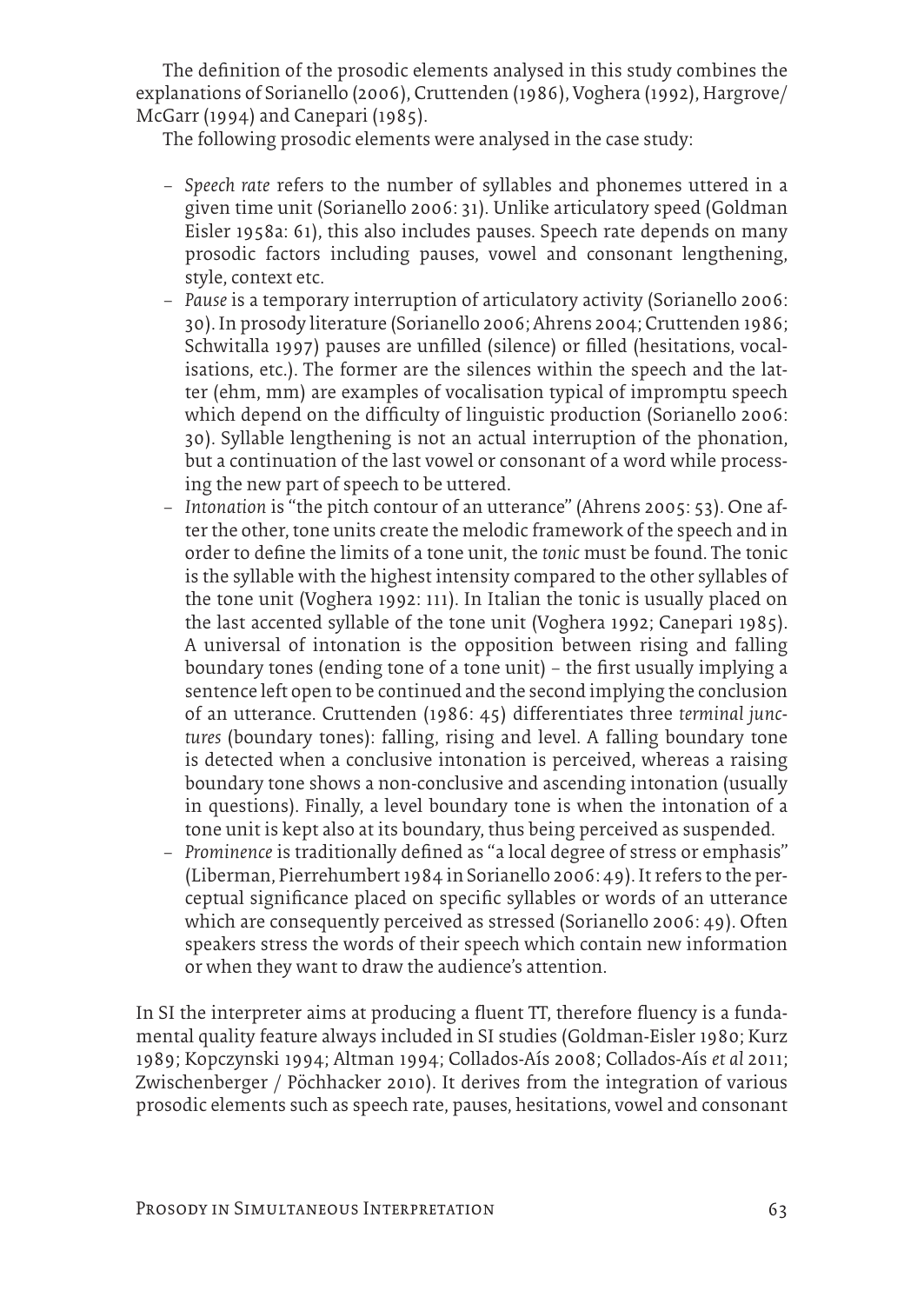The definition of the prosodic elements analysed in this study combines the explanations of Sorianello (2006), Cruttenden (1986), Voghera (1992), Hargrove/McGarr (1994) and Canepari (1985).

The following prosodic elements were analysed in the case study:

- *Speech rate* refers to the number of syllables and phonemes uttered in a given time unit (Sorianello 2006: 31). Unlike articulatory speed (Goldman Eisler 1958a: 61), this also includes pauses. Speech rate depends on many prosodic factors including pauses, vowel and consonant lengthening, style, context etc.
- *Pause* is a temporary interruption of articulatory activity (Sorianello 2006: 30). In prosody literature (Sorianello 2006; Ahrens 2004; Cruttenden 1986; Schwitalla 1997) pauses are unfilled (silence) or filled (hesitations, vocalisations, etc.). The former are the silences within the speech and the latter (ehm, mm) are examples of vocalisation typical of impromptu speech which depend on the difficulty of linguistic production (Sorianello 2006: 30). Syllable lengthening is not an actual interruption of the phonation, but a continuation of the last vowel or consonant of a word while processing the new part of speech to be uttered.
- *Intonation* is "the pitch contour of an utterance" (Ahrens 2005: 53). One after the other, tone units create the melodic framework of the speech and in order to define the limits of a tone unit, the *tonic* must be found. The tonic is the syllable with the highest intensity compared to the other syllables of the tone unit (Voghera 1992: 111). In Italian the tonic is usually placed on the last accented syllable of the tone unit (Voghera 1992; Canepari 1985). A universal of intonation is the opposition between rising and falling boundary tones (ending tone of a tone unit) – the first usually implying a sentence left open to be continued and the second implying the conclusion of an utterance. Cruttenden (1986: 45) differentiates three *terminal junctures* (boundary tones): falling, rising and level. A falling boundary tone is detected when a conclusive intonation is perceived, whereas a raising boundary tone shows a non-conclusive and ascending intonation (usually in questions). Finally, a level boundary tone is when the intonation of a tone unit is kept also at its boundary, thus being perceived as suspended.
- *Prominence* is traditionally defined as "a local degree of stress or emphasis" (Liberman, Pierrehumbert 1984 in Sorianello 2006: 49). It refers to the perceptual significance placed on specific syllables or words of an utterance which are consequently perceived as stressed (Sorianello 2006: 49). Often speakers stress the words of their speech which contain new information or when they want to draw the audience's attention.

In SI the interpreter aims at producing a fluent TT, therefore fluency is a fundamental quality feature always included in SI studies (Goldman-Eisler 1980; Kurz 1989; Kopczynski 1994; Altman 1994; Collados-Aís 2008; Collados-Aís *et al* 2011; Zwischenberger / Pöchhacker 2010). It derives from the integration of various prosodic elements such as speech rate, pauses, hesitations, vowel and consonant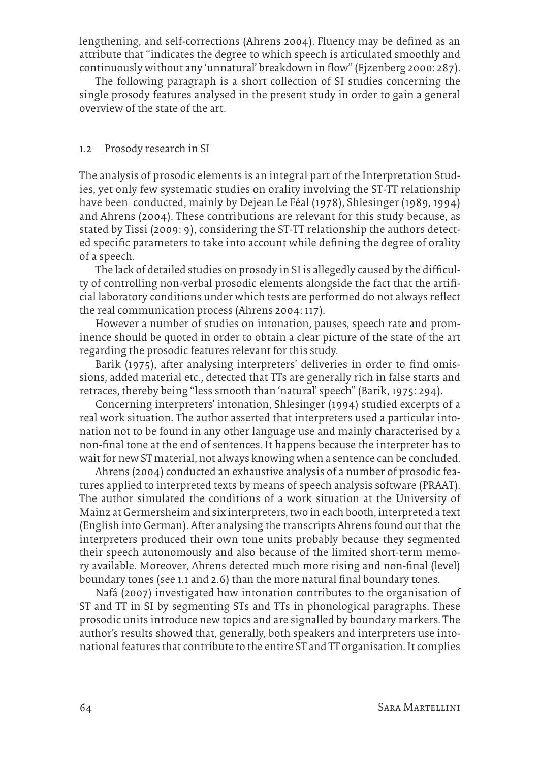lengthening, and self-corrections (Ahrens 2004). Fluency may be defined as an attribute that "indicates the degree to which speech is articulated smoothly and continuously without any 'unnatural' breakdown in flow" (Ejzenberg 2000: 287).

The following paragraph is a short collection of SI studies concerning the single prosody features analysed in the present study in order to gain a general overview of the state of the art.

## 1.2 Prosody research in SI

The analysis of prosodic elements is an integral part of the Interpretation Studies, yet only few systematic studies on orality involving the ST-TT relationship have been conducted, mainly by Dejean Le Féal (1978), Shlesinger (1989, 1994) and Ahrens (2004). These contributions are relevant for this study because, as stated by Tissi (2009: 9), considering the ST-TT relationship the authors detected specific parameters to take into account while defining the degree of orality of a speech.

The lack of detailed studies on prosody in SI is allegedly caused by the difficulty of controlling non-verbal prosodic elements alongside the fact that the artificial laboratory conditions under which tests are performed do not always reflect the real communication process (Ahrens 2004: 117).

However a number of studies on intonation, pauses, speech rate and prominence should be quoted in order to obtain a clear picture of the state of the art regarding the prosodic features relevant for this study.

Barik (1975), after analysing interpreters' deliveries in order to find omissions, added material etc., detected that TTs are generally rich in false starts and retraces, thereby being "less smooth than 'natural' speech" (Barik, 1975: 294).

Concerning interpreters' intonation, Shlesinger (1994) studied excerpts of a real work situation. The author asserted that interpreters used a particular intonation not to be found in any other language use and mainly characterised by a non-final tone at the end of sentences. It happens because the interpreter has to wait for new ST material, not always knowing when a sentence can be concluded.

Ahrens (2004) conducted an exhaustive analysis of a number of prosodic features applied to interpreted texts by means of speech analysis software (PRAAT). The author simulated the conditions of a work situation at the University of Mainz at Germersheim and six interpreters, two in each booth, interpreted a text (English into German). After analysing the transcripts Ahrens found out that the interpreters produced their own tone units probably because they segmented their speech autonomously and also because of the limited short-term memory available. Moreover, Ahrens detected much more rising and non-final (level) boundary tones (see 1.1 and 2.6) than the more natural final boundary tones.

Nafá (2007) investigated how intonation contributes to the organisation of ST and TT in SI by segmenting STs and TTs in phonological paragraphs. These prosodic units introduce new topics and are signalled by boundary markers. The author's results showed that, generally, both speakers and interpreters use intonational features that contribute to the entire ST and TT organisation. It complies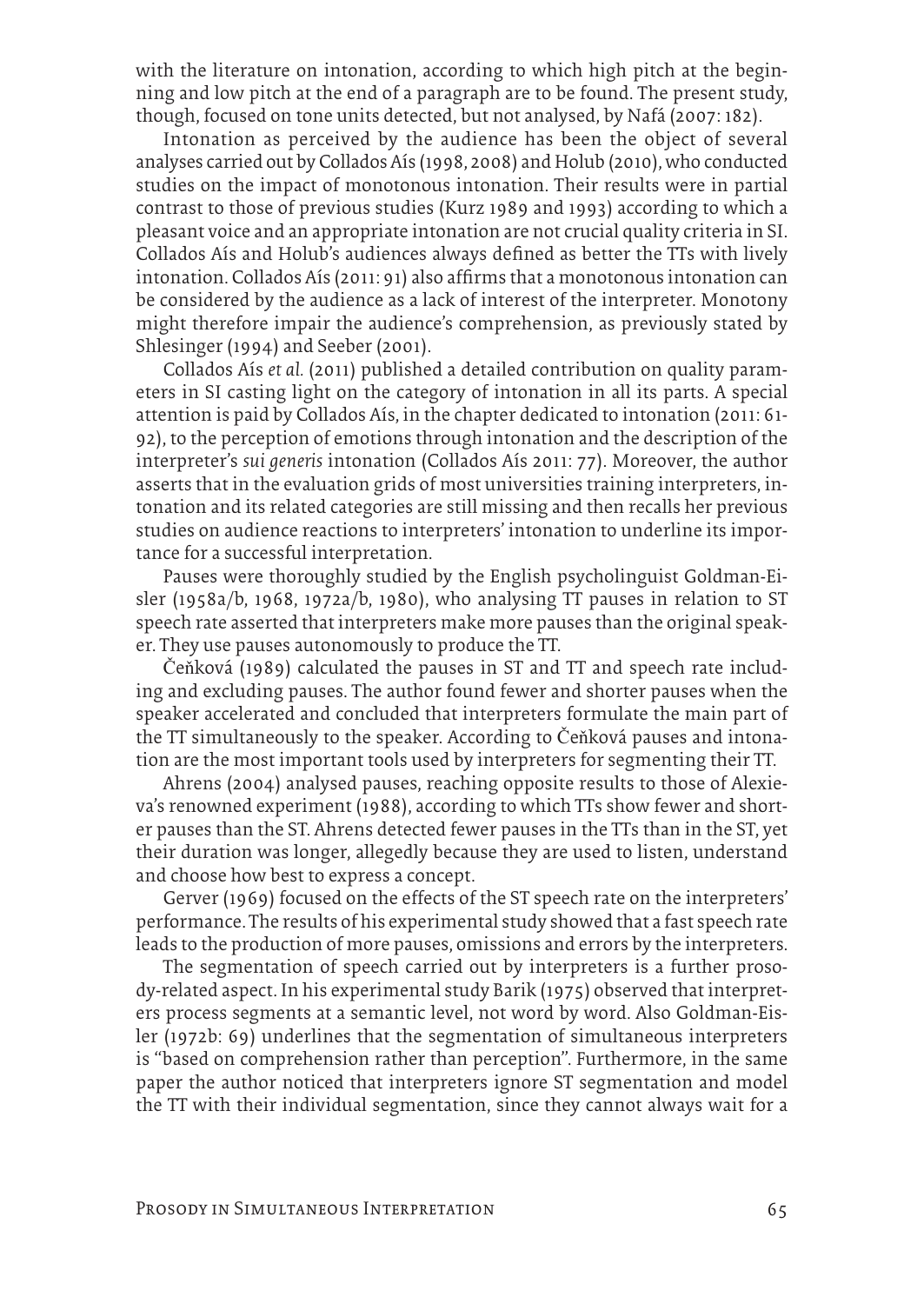with the literature on intonation, according to which high pitch at the beginning and low pitch at the end of a paragraph are to be found. The present study, though, focused on tone units detected, but not analysed, by Nafá (2007: 182).

Intonation as perceived by the audience has been the object of several analyses carried out by Collados Aís (1998, 2008) and Holub (2010), who conducted studies on the impact of monotonous intonation. Their results were in partial contrast to those of previous studies (Kurz 1989 and 1993) according to which a pleasant voice and an appropriate intonation are not crucial quality criteria in SI. Collados Aís and Holub's audiences always defined as better the TTs with lively intonation. Collados Aís (2011: 91) also affirms that a monotonous intonation can be considered by the audience as a lack of interest of the interpreter. Monotony might therefore impair the audience's comprehension, as previously stated by Shlesinger (1994) and Seeber (2001).

Collados Aís *et al.* (2011) published a detailed contribution on quality parameters in SI casting light on the category of intonation in all its parts. A special attention is paid by Collados Aís, in the chapter dedicated to intonation (2011: 61-92), to the perception of emotions through intonation and the description of the interpreter's *sui generis* intonation (Collados Aís 2011: 77). Moreover, the author asserts that in the evaluation grids of most universities training interpreters, intonation and its related categories are still missing and then recalls her previous studies on audience reactions to interpreters' intonation to underline its importance for a successful interpretation.

Pauses were thoroughly studied by the English psycholinguist Goldman-Eisler (1958a/b, 1968, 1972a/b, 1980), who analysing TT pauses in relation to ST speech rate asserted that interpreters make more pauses than the original speaker. They use pauses autonomously to produce the TT.

Čeňková (1989) calculated the pauses in ST and TT and speech rate including and excluding pauses. The author found fewer and shorter pauses when the speaker accelerated and concluded that interpreters formulate the main part of the TT simultaneously to the speaker. According to Čeňková pauses and intonation are the most important tools used by interpreters for segmenting their TT.

Ahrens (2004) analysed pauses, reaching opposite results to those of Alexieva's renowned experiment (1988), according to which TTs show fewer and shorter pauses than the ST. Ahrens detected fewer pauses in the TTs than in the ST, yet their duration was longer, allegedly because they are used to listen, understand and choose how best to express a concept.

Gerver (1969) focused on the effects of the ST speech rate on the interpreters' performance. The results of his experimental study showed that a fast speech rate leads to the production of more pauses, omissions and errors by the interpreters.

The segmentation of speech carried out by interpreters is a further prosody-related aspect. In his experimental study Barik (1975) observed that interpreters process segments at a semantic level, not word by word. Also Goldman-Eisler (1972b: 69) underlines that the segmentation of simultaneous interpreters is "based on comprehension rather than perception". Furthermore, in the same paper the author noticed that interpreters ignore ST segmentation and model the TT with their individual segmentation, since they cannot always wait for a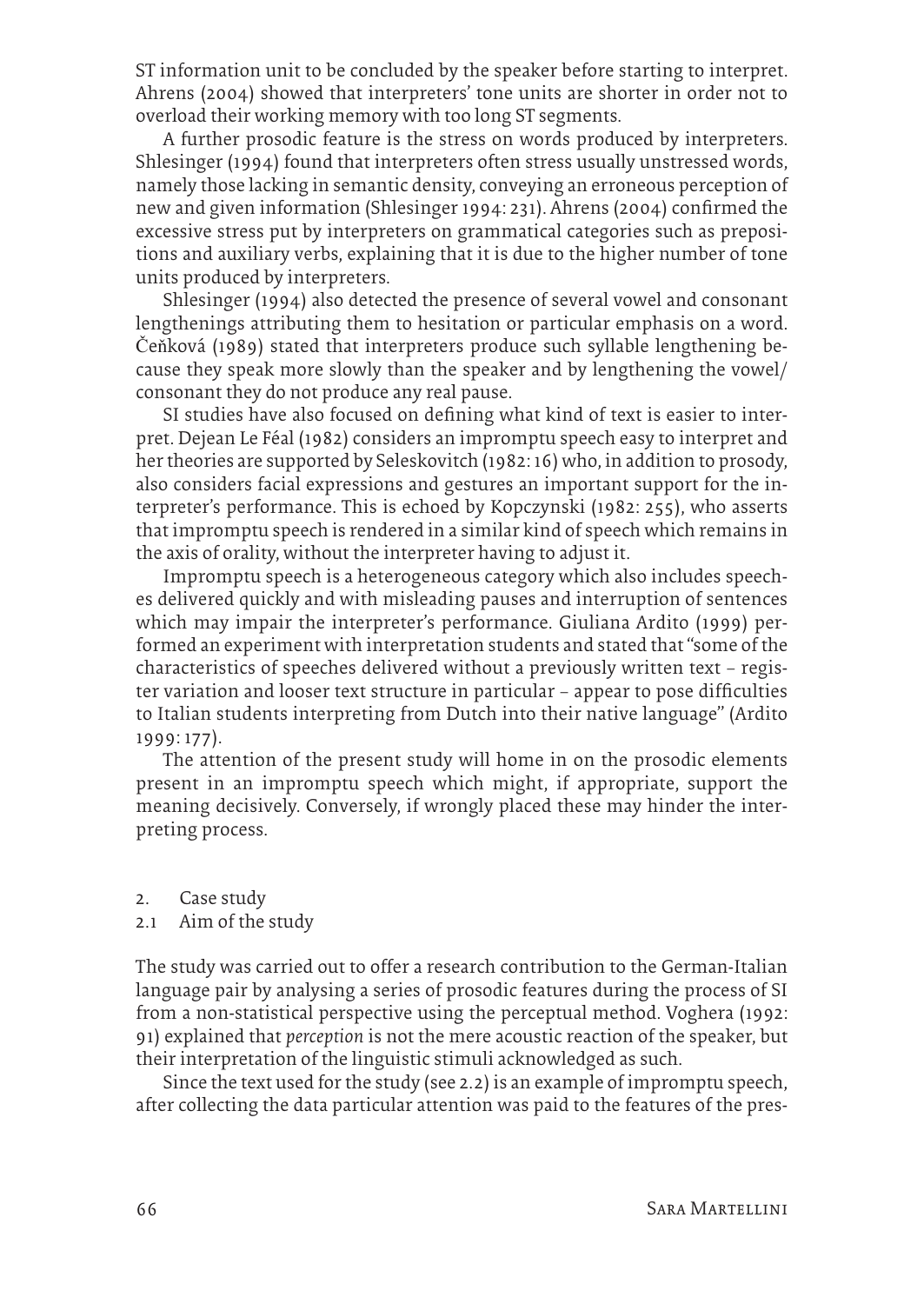ST information unit to be concluded by the speaker before starting to interpret. Ahrens (2004) showed that interpreters' tone units are shorter in order not to overload their working memory with too long ST segments.

A further prosodic feature is the stress on words produced by interpreters. Shlesinger (1994) found that interpreters often stress usually unstressed words, namely those lacking in semantic density, conveying an erroneous perception of new and given information (Shlesinger 1994: 231). Ahrens (2004) confirmed the excessive stress put by interpreters on grammatical categories such as prepositions and auxiliary verbs, explaining that it is due to the higher number of tone units produced by interpreters.

Shlesinger (1994) also detected the presence of several vowel and consonant lengthenings attributing them to hesitation or particular emphasis on a word. Čeňková (1989) stated that interpreters produce such syllable lengthening because they speak more slowly than the speaker and by lengthening the vowel/consonant they do not produce any real pause.

SI studies have also focused on defining what kind of text is easier to interpret. Dejean Le Féal (1982) considers an impromptu speech easy to interpret and her theories are supported by Seleskovitch (1982: 16) who, in addition to prosody, also considers facial expressions and gestures an important support for the interpreter's performance. This is echoed by Kopczynski (1982: 255), who asserts that impromptu speech is rendered in a similar kind of speech which remains in the axis of orality, without the interpreter having to adjust it.

Impromptu speech is a heterogeneous category which also includes speeches delivered quickly and with misleading pauses and interruption of sentences which may impair the interpreter's performance. Giuliana Ardito (1999) performed an experiment with interpretation students and stated that "some of the characteristics of speeches delivered without a previously written text – register variation and looser text structure in particular – appear to pose difficulties to Italian students interpreting from Dutch into their native language" (Ardito 1999: 177).

The attention of the present study will home in on the prosodic elements present in an impromptu speech which might, if appropriate, support the meaning decisively. Conversely, if wrongly placed these may hinder the interpreting process.

## 2. Case study

### 2.1 Aim of the study

The study was carried out to offer a research contribution to the German-Italian language pair by analysing a series of prosodic features during the process of SI from a non-statistical perspective using the perceptual method. Voghera (1992: 91) explained that *perception* is not the mere acoustic reaction of the speaker, but their interpretation of the linguistic stimuli acknowledged as such.

Since the text used for the study (see 2.2) is an example of impromptu speech, after collecting the data particular attention was paid to the features of the pres-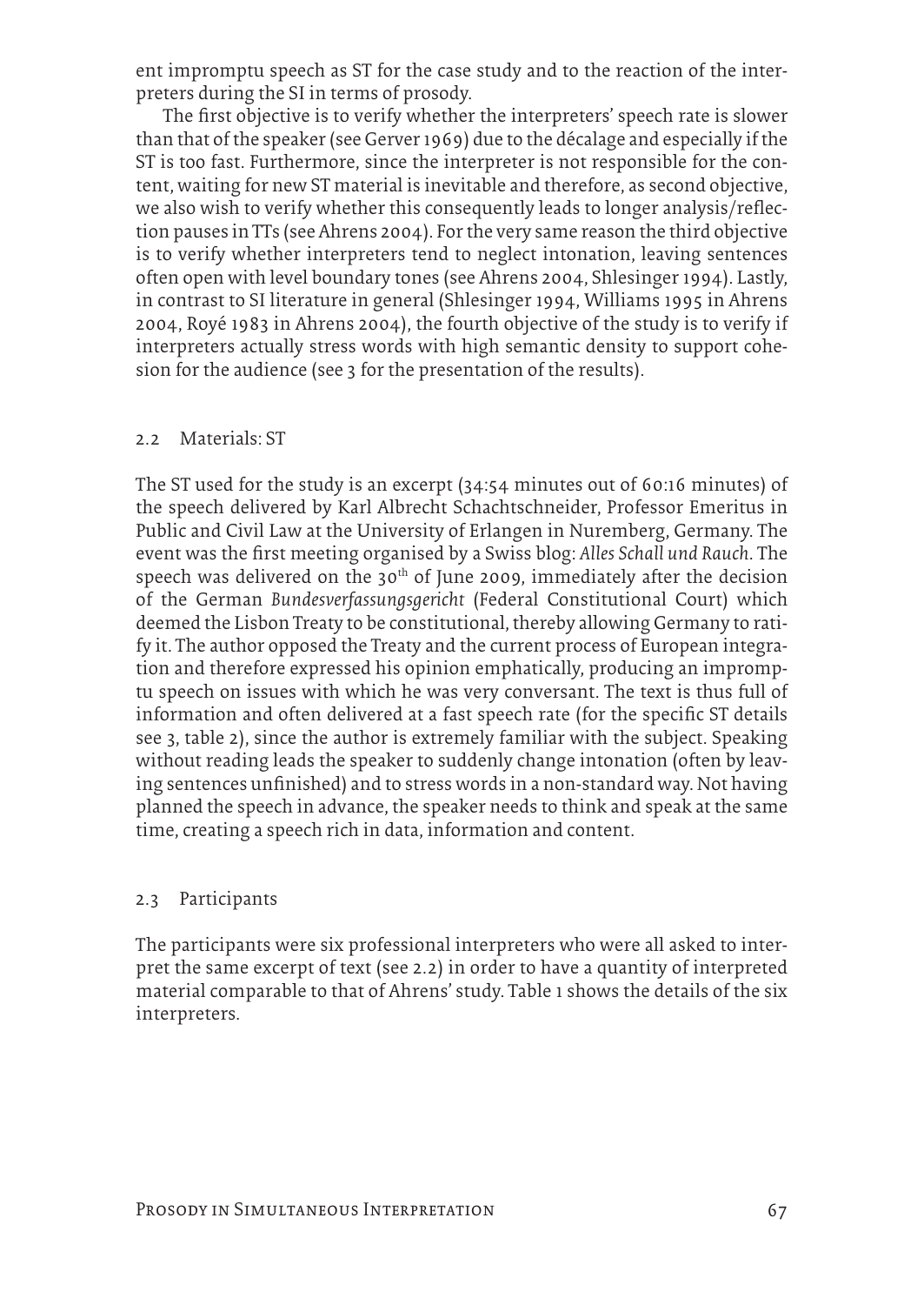ent impromptu speech as ST for the case study and to the reaction of the interpreters during the SI in terms of prosody.

The first objective is to verify whether the interpreters' speech rate is slower than that of the speaker (see Gerver 1969) due to the décalage and especially if the ST is too fast. Furthermore, since the interpreter is not responsible for the content, waiting for new ST material is inevitable and therefore, as second objective, we also wish to verify whether this consequently leads to longer analysis/reflection pauses in TTs (see Ahrens 2004). For the very same reason the third objective is to verify whether interpreters tend to neglect intonation, leaving sentences often open with level boundary tones (see Ahrens 2004, Shlesinger 1994). Lastly, in contrast to SI literature in general (Shlesinger 1994, Williams 1995 in Ahrens 2004, Royé 1983 in Ahrens 2004), the fourth objective of the study is to verify if interpreters actually stress words with high semantic density to support cohesion for the audience (see 3 for the presentation of the results).

## 2.2 Materials: ST

The ST used for the study is an excerpt (34:54 minutes out of 60:16 minutes) of the speech delivered by Karl Albrecht Schachtschneider, Professor Emeritus in Public and Civil Law at the University of Erlangen in Nuremberg, Germany. The event was the first meeting organised by a Swiss blog: *Alles Schall und Rauch*. The speech was delivered on the 30th of June 2009, immediately after the decision of the German *Bundesverfassungsgericht* (Federal Constitutional Court) which deemed the Lisbon Treaty to be constitutional, thereby allowing Germany to ratify it. The author opposed the Treaty and the current process of European integration and therefore expressed his opinion emphatically, producing an impromptu speech on issues with which he was very conversant. The text is thus full of information and often delivered at a fast speech rate (for the specific ST details see 3, table 2), since the author is extremely familiar with the subject. Speaking without reading leads the speaker to suddenly change intonation (often by leaving sentences unfinished) and to stress words in a non-standard way. Not having planned the speech in advance, the speaker needs to think and speak at the same time, creating a speech rich in data, information and content.

## 2.3 Participants

The participants were six professional interpreters who were all asked to interpret the same excerpt of text (see 2.2) in order to have a quantity of interpreted material comparable to that of Ahrens' study. Table 1 shows the details of the six interpreters.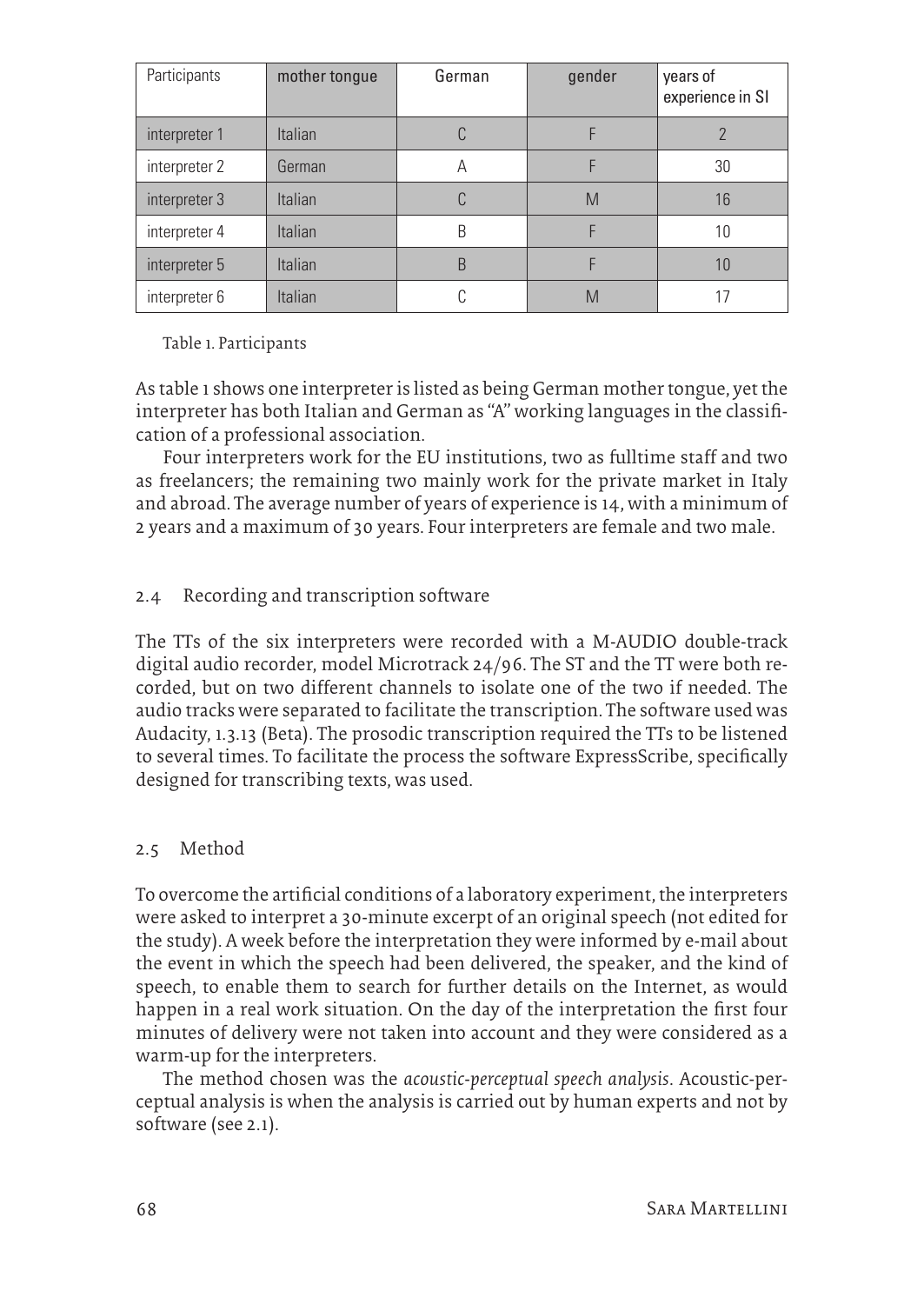| Participants | mother tongue | German | gender | years of experience in SI |
|---|---|---|---|---|
| interpreter 1 | Italian | C | F | 2 |
| interpreter 2 | German | A | F | 30 |
| interpreter 3 | Italian | C | M | 16 |
| interpreter 4 | Italian | B | F | 10 |
| interpreter 5 | Italian | B | F | 10 |
| interpreter 6 | Italian | C | M | 17 |

Table 1. Participants

As table 1 shows one interpreter is listed as being German mother tongue, yet the interpreter has both Italian and German as "A" working languages in the classification of a professional association.

Four interpreters work for the EU institutions, two as fulltime staff and two as freelancers; the remaining two mainly work for the private market in Italy and abroad. The average number of years of experience is 14, with a minimum of 2 years and a maximum of 30 years. Four interpreters are female and two male.

### 2.4 Recording and transcription software

The TTs of the six interpreters were recorded with a M-AUDIO double-track digital audio recorder, model Microtrack 24/96. The ST and the TT were both recorded, but on two different channels to isolate one of the two if needed. The audio tracks were separated to facilitate the transcription. The software used was Audacity, 1.3.13 (Beta). The prosodic transcription required the TTs to be listened to several times. To facilitate the process the software ExpressScribe, specifically designed for transcribing texts, was used.

### 2.5 Method

To overcome the artificial conditions of a laboratory experiment, the interpreters were asked to interpret a 30-minute excerpt of an original speech (not edited for the study). A week before the interpretation they were informed by e-mail about the event in which the speech had been delivered, the speaker, and the kind of speech, to enable them to search for further details on the Internet, as would happen in a real work situation. On the day of the interpretation the first four minutes of delivery were not taken into account and they were considered as a warm-up for the interpreters.

The method chosen was the *acoustic-perceptual speech analysis*. Acoustic-perceptual analysis is when the analysis is carried out by human experts and not by software (see 2.1).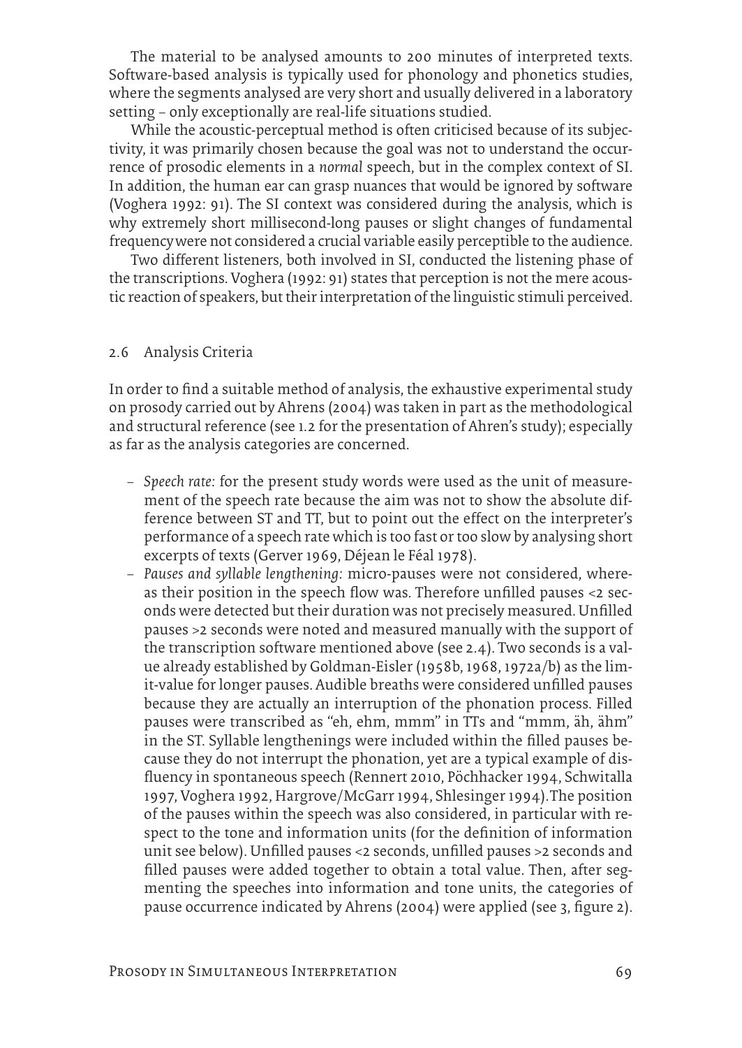The material to be analysed amounts to 200 minutes of interpreted texts. Software-based analysis is typically used for phonology and phonetics studies, where the segments analysed are very short and usually delivered in a laboratory setting – only exceptionally are real-life situations studied.

While the acoustic-perceptual method is often criticised because of its subjectivity, it was primarily chosen because the goal was not to understand the occurrence of prosodic elements in a *normal* speech, but in the complex context of SI. In addition, the human ear can grasp nuances that would be ignored by software (Voghera 1992: 91). The SI context was considered during the analysis, which is why extremely short millisecond-long pauses or slight changes of fundamental frequency were not considered a crucial variable easily perceptible to the audience.

Two different listeners, both involved in SI, conducted the listening phase of the transcriptions. Voghera (1992: 91) states that perception is not the mere acoustic reaction of speakers, but their interpretation of the linguistic stimuli perceived.

## 2.6 Analysis Criteria

In order to find a suitable method of analysis, the exhaustive experimental study on prosody carried out by Ahrens (2004) was taken in part as the methodological and structural reference (see 1.2 for the presentation of Ahren's study); especially as far as the analysis categories are concerned.

- *Speech rate:* for the present study words were used as the unit of measurement of the speech rate because the aim was not to show the absolute difference between ST and TT, but to point out the effect on the interpreter's performance of a speech rate which is too fast or too slow by analysing short excerpts of texts (Gerver 1969, Déjean le Féal 1978).
- *Pauses and syllable lengthening:* micro-pauses were not considered, whereas their position in the speech flow was. Therefore unfilled pauses <2 seconds were detected but their duration was not precisely measured. Unfilled pauses >2 seconds were noted and measured manually with the support of the transcription software mentioned above (see 2.4). Two seconds is a value already established by Goldman-Eisler (1958b, 1968, 1972a/b) as the limit-value for longer pauses. Audible breaths were considered unfilled pauses because they are actually an interruption of the phonation process. Filled pauses were transcribed as "eh, ehm, mmm" in TTs and "mmm, äh, ähm" in the ST. Syllable lengthenings were included within the filled pauses because they do not interrupt the phonation, yet are a typical example of disfluency in spontaneous speech (Rennert 2010, Pöchhacker 1994, Schwitalla 1997, Voghera 1992, Hargrove/McGarr 1994, Shlesinger 1994). The position of the pauses within the speech was also considered, in particular with respect to the tone and information units (for the definition of information unit see below). Unfilled pauses <2 seconds, unfilled pauses >2 seconds and filled pauses were added together to obtain a total value. Then, after segmenting the speeches into information and tone units, the categories of pause occurrence indicated by Ahrens (2004) were applied (see 3, figure 2).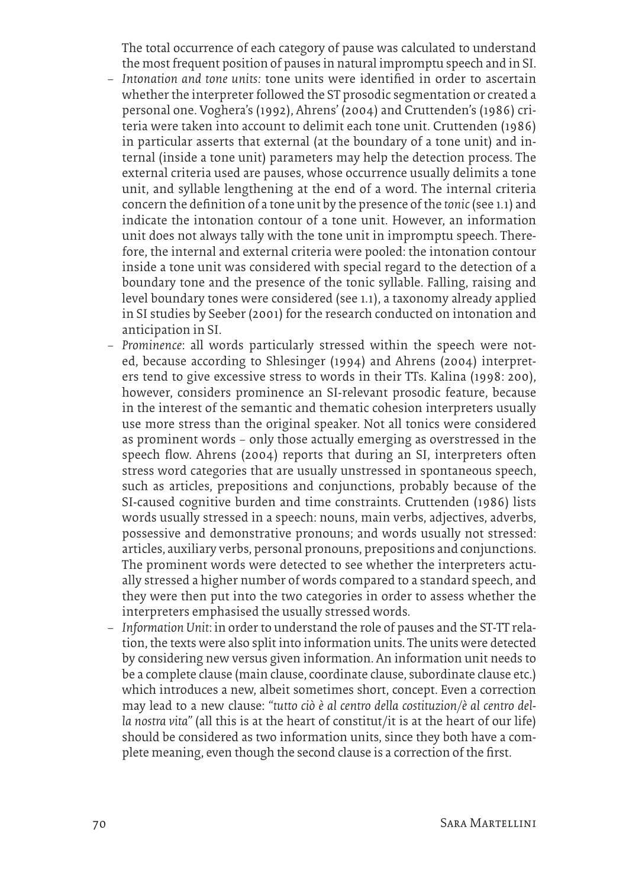The total occurrence of each category of pause was calculated to understand the most frequent position of pauses in natural impromptu speech and in SI.

- *Intonation and tone units:* tone units were identified in order to ascertain whether the interpreter followed the ST prosodic segmentation or created a personal one. Voghera's (1992), Ahrens' (2004) and Cruttenden's (1986) criteria were taken into account to delimit each tone unit. Cruttenden (1986) in particular asserts that external (at the boundary of a tone unit) and internal (inside a tone unit) parameters may help the detection process. The external criteria used are pauses, whose occurrence usually delimits a tone unit, and syllable lengthening at the end of a word. The internal criteria concern the definition of a tone unit by the presence of the *tonic* (see 1.1) and indicate the intonation contour of a tone unit. However, an information unit does not always tally with the tone unit in impromptu speech. Therefore, the internal and external criteria were pooled: the intonation contour inside a tone unit was considered with special regard to the detection of a boundary tone and the presence of the tonic syllable. Falling, raising and level boundary tones were considered (see 1.1), a taxonomy already applied in SI studies by Seeber (2001) for the research conducted on intonation and anticipation in SI.
- *Prominence*: all words particularly stressed within the speech were noted, because according to Shlesinger (1994) and Ahrens (2004) interpreters tend to give excessive stress to words in their TTs. Kalina (1998: 200), however, considers prominence an SI-relevant prosodic feature, because in the interest of the semantic and thematic cohesion interpreters usually use more stress than the original speaker. Not all tonics were considered as prominent words – only those actually emerging as overstressed in the speech flow. Ahrens (2004) reports that during an SI, interpreters often stress word categories that are usually unstressed in spontaneous speech, such as articles, prepositions and conjunctions, probably because of the SI-caused cognitive burden and time constraints. Cruttenden (1986) lists words usually stressed in a speech: nouns, main verbs, adjectives, adverbs, possessive and demonstrative pronouns; and words usually not stressed: articles, auxiliary verbs, personal pronouns, prepositions and conjunctions. The prominent words were detected to see whether the interpreters actually stressed a higher number of words compared to a standard speech, and they were then put into the two categories in order to assess whether the interpreters emphasised the usually stressed words.
- *Information Unit*: in order to understand the role of pauses and the ST-TT relation, the texts were also split into information units. The units were detected by considering new versus given information. An information unit needs to be a complete clause (main clause, coordinate clause, subordinate clause etc.) which introduces a new, albeit sometimes short, concept. Even a correction may lead to a new clause: *"tutto ciò è al centro della costituzion/è al centro della nostra vita"* (all this is at the heart of constitut/it is at the heart of our life) should be considered as two information units, since they both have a complete meaning, even though the second clause is a correction of the first.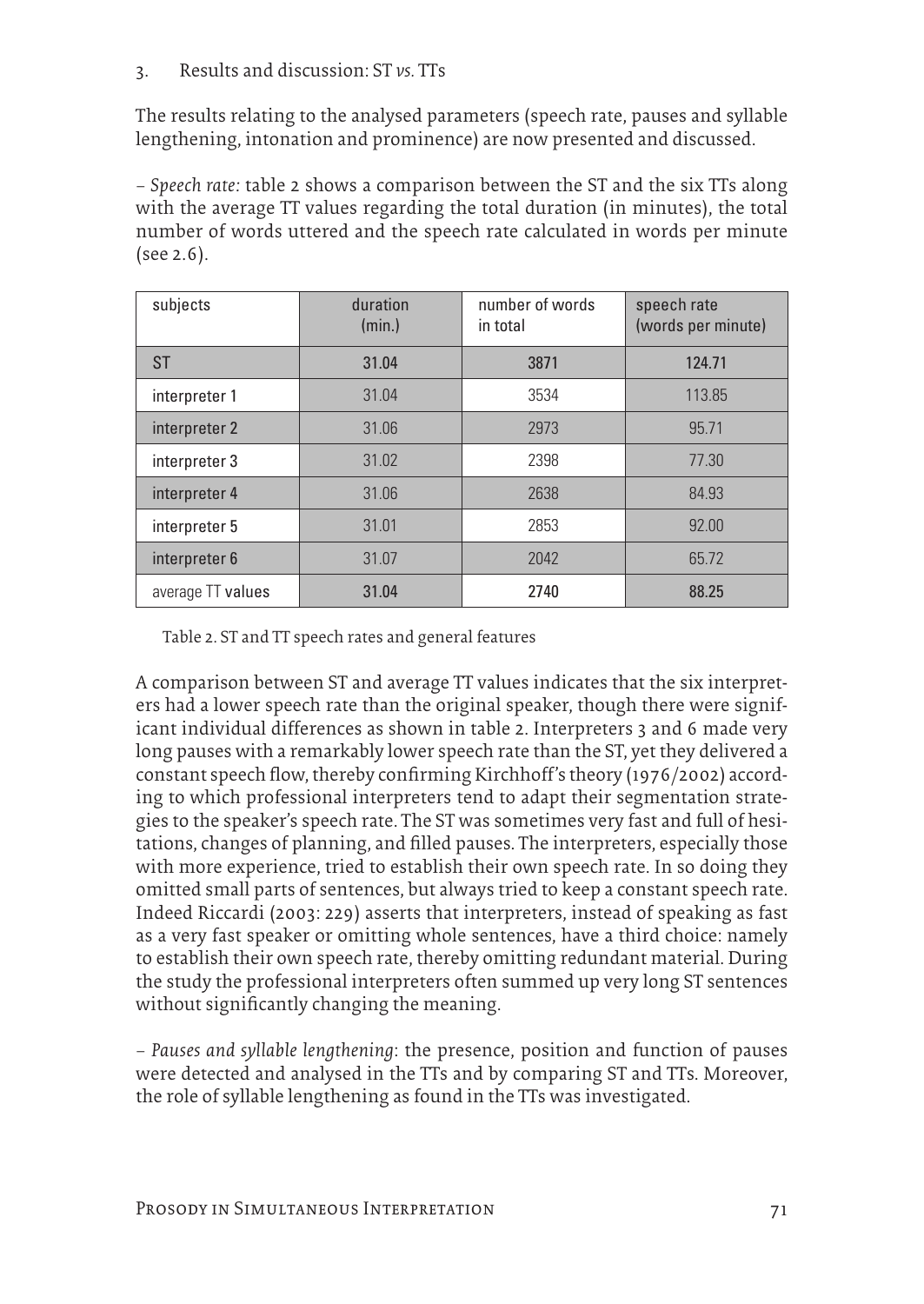## 3. Results and discussion: ST *vs.* TTs

The results relating to the analysed parameters (speech rate, pauses and syllable lengthening, intonation and prominence) are now presented and discussed.

– *Speech rate:* table 2 shows a comparison between the ST and the six TTs along with the average TT values regarding the total duration (in minutes), the total number of words uttered and the speech rate calculated in words per minute (see 2.6).

| subjects | duration (min.) | number of words in total | speech rate (words per minute) |
|---|---|---|---|
| ST | **31.04** | **3871** | **124.71** |
| interpreter 1 | 31.04 | 3534 | 113.85 |
| interpreter 2 | 31.06 | 2973 | 95.71 |
| interpreter 3 | 31.02 | 2398 | 77.30 |
| interpreter 4 | 31.06 | 2638 | 84.93 |
| interpreter 5 | 31.01 | 2853 | 92.00 |
| interpreter 6 | 31.07 | 2042 | 65.72 |
| average TT values | **31.04** | **2740** | **88.25** |

Table 2. ST and TT speech rates and general features

A comparison between ST and average TT values indicates that the six interpreters had a lower speech rate than the original speaker, though there were significant individual differences as shown in table 2. Interpreters 3 and 6 made very long pauses with a remarkably lower speech rate than the ST, yet they delivered a constant speech flow, thereby confirming Kirchhoff's theory (1976/2002) according to which professional interpreters tend to adapt their segmentation strategies to the speaker's speech rate. The ST was sometimes very fast and full of hesitations, changes of planning, and filled pauses. The interpreters, especially those with more experience, tried to establish their own speech rate. In so doing they omitted small parts of sentences, but always tried to keep a constant speech rate. Indeed Riccardi (2003: 229) asserts that interpreters, instead of speaking as fast as a very fast speaker or omitting whole sentences, have a third choice: namely to establish their own speech rate, thereby omitting redundant material. During the study the professional interpreters often summed up very long ST sentences without significantly changing the meaning.

– *Pauses and syllable lengthening*: the presence, position and function of pauses were detected and analysed in the TTs and by comparing ST and TTs. Moreover, the role of syllable lengthening as found in the TTs was investigated.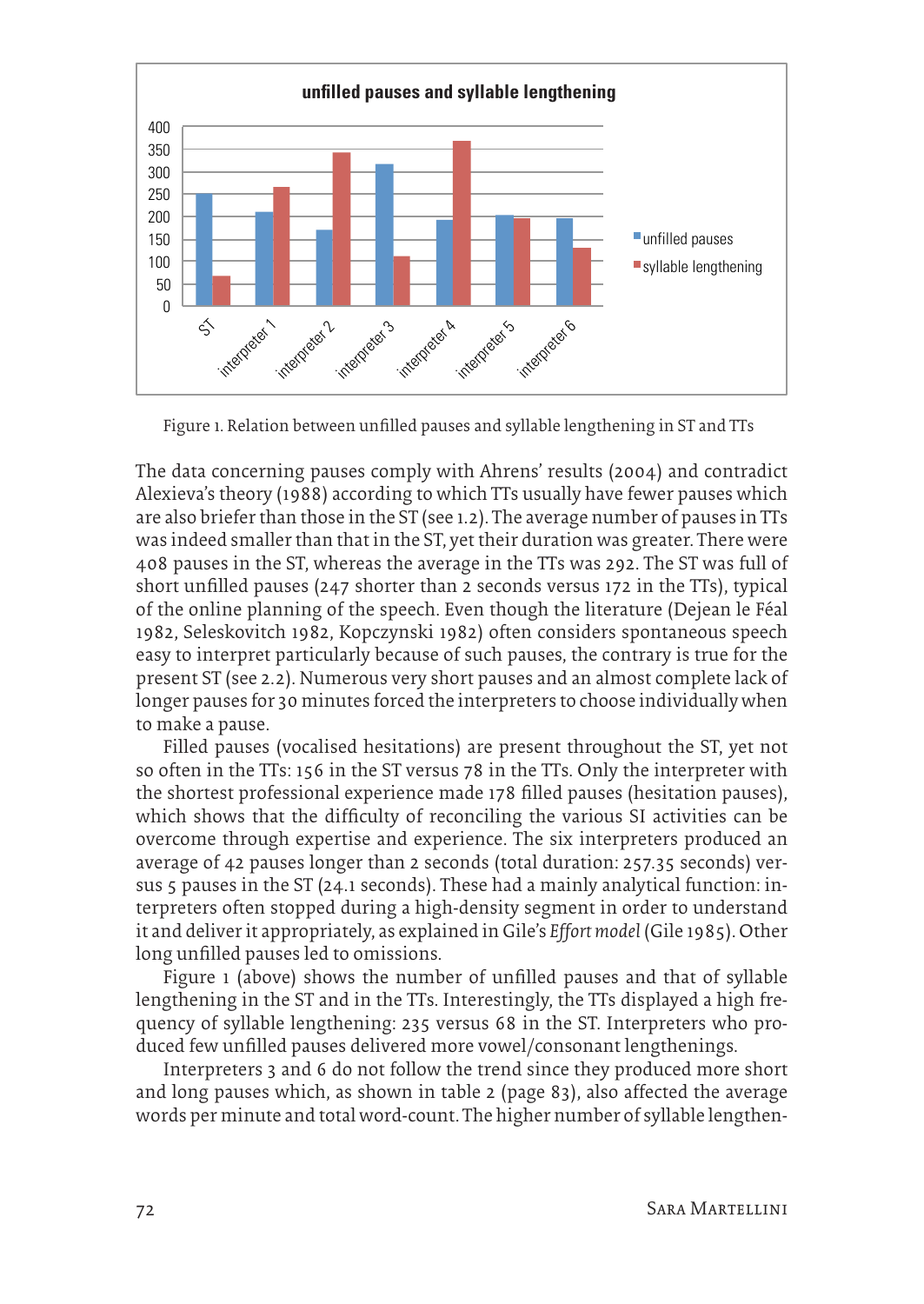Figure 1. Relation between unfilled pauses and syllable lengthening in ST and TTs

The data concerning pauses comply with Ahrens' results (2004) and contradict Alexieva's theory (1988) according to which TTs usually have fewer pauses which are also briefer than those in the ST (see 1.2). The average number of pauses in TTs was indeed smaller than that in the ST, yet their duration was greater. There were 408 pauses in the ST, whereas the average in the TTs was 292. The ST was full of short unfilled pauses (247 shorter than 2 seconds versus 172 in the TTs), typical of the online planning of the speech. Even though the literature (Dejean le Féal 1982, Seleskovitch 1982, Kopczynski 1982) often considers spontaneous speech easy to interpret particularly because of such pauses, the contrary is true for the present ST (see 2.2). Numerous very short pauses and an almost complete lack of longer pauses for 30 minutes forced the interpreters to choose individually when to make a pause.

Filled pauses (vocalised hesitations) are present throughout the ST, yet not so often in the TTs: 156 in the ST versus 78 in the TTs. Only the interpreter with the shortest professional experience made 178 filled pauses (hesitation pauses), which shows that the difficulty of reconciling the various SI activities can be overcome through expertise and experience. The six interpreters produced an average of 42 pauses longer than 2 seconds (total duration: 257.35 seconds) versus 5 pauses in the ST (24.1 seconds). These had a mainly analytical function: interpreters often stopped during a high-density segment in order to understand it and deliver it appropriately, as explained in Gile's *Effort model* (Gile 1985). Other long unfilled pauses led to omissions.

Figure 1 (above) shows the number of unfilled pauses and that of syllable lengthening in the ST and in the TTs. Interestingly, the TTs displayed a high frequency of syllable lengthening: 235 versus 68 in the ST. Interpreters who produced few unfilled pauses delivered more vowel/consonant lengthenings.

Interpreters 3 and 6 do not follow the trend since they produced more short and long pauses which, as shown in table 2 (page 83), also affected the average words per minute and total word-count. The higher number of syllable lengthen-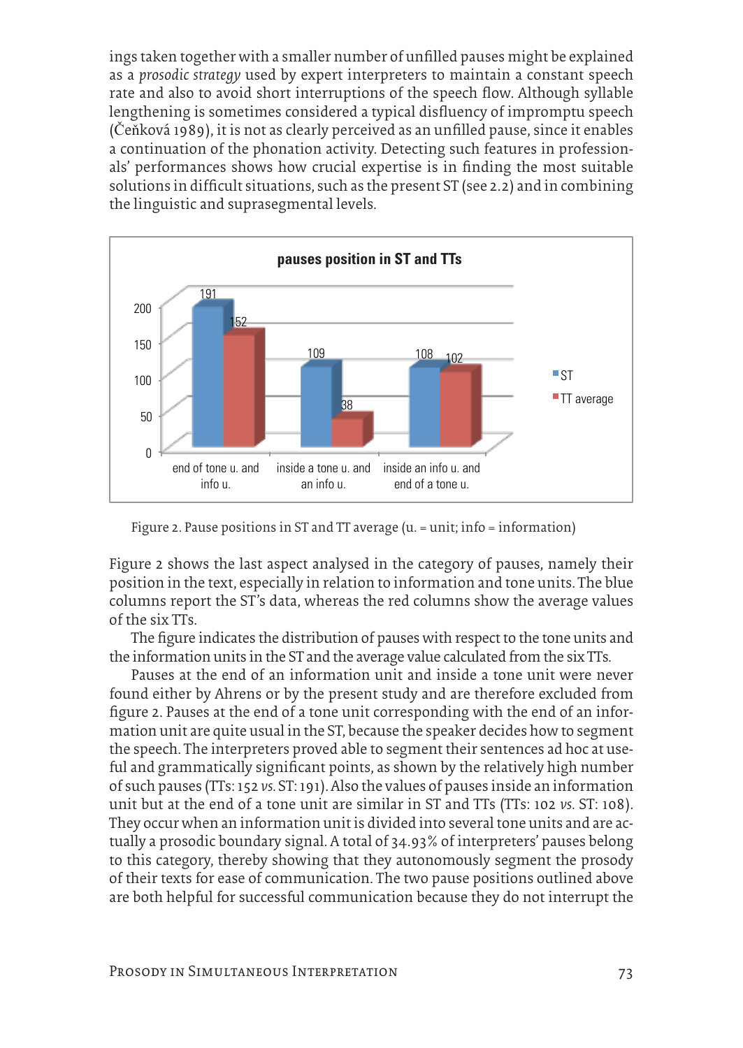ings taken together with a smaller number of unfilled pauses might be explained as a *prosodic strategy* used by expert interpreters to maintain a constant speech rate and also to avoid short interruptions of the speech flow. Although syllable lengthening is sometimes considered a typical disfluency of impromptu speech (Čeňková 1989), it is not as clearly perceived as an unfilled pause, since it enables a continuation of the phonation activity. Detecting such features in professionals' performances shows how crucial expertise is in finding the most suitable solutions in difficult situations, such as the present ST (see 2.2) and in combining the linguistic and suprasegmental levels.

**pauses position in ST and TTs**

| | ST | TT average |
|---|---|---|
| end of tone u. and info u. | 191 | 152 |
| inside a tone u. and an info u. | 109 | 38 |
| inside an info u. and end of a tone u. | 108 | 102 |

Figure 2. Pause positions in ST and TT average (u. = unit; info = information)

Figure 2 shows the last aspect analysed in the category of pauses, namely their position in the text, especially in relation to information and tone units. The blue columns report the ST's data, whereas the red columns show the average values of the six TTs.

The figure indicates the distribution of pauses with respect to the tone units and the information units in the ST and the average value calculated from the six TTs.

Pauses at the end of an information unit and inside a tone unit were never found either by Ahrens or by the present study and are therefore excluded from figure 2. Pauses at the end of a tone unit corresponding with the end of an information unit are quite usual in the ST, because the speaker decides how to segment the speech. The interpreters proved able to segment their sentences ad hoc at useful and grammatically significant points, as shown by the relatively high number of such pauses (TTs: 152 *vs.* ST: 191). Also the values of pauses inside an information unit but at the end of a tone unit are similar in ST and TTs (TTs: 102 *vs.* ST: 108). They occur when an information unit is divided into several tone units and are actually a prosodic boundary signal. A total of 34.93% of interpreters' pauses belong to this category, thereby showing that they autonomously segment the prosody of their texts for ease of communication. The two pause positions outlined above are both helpful for successful communication because they do not interrupt the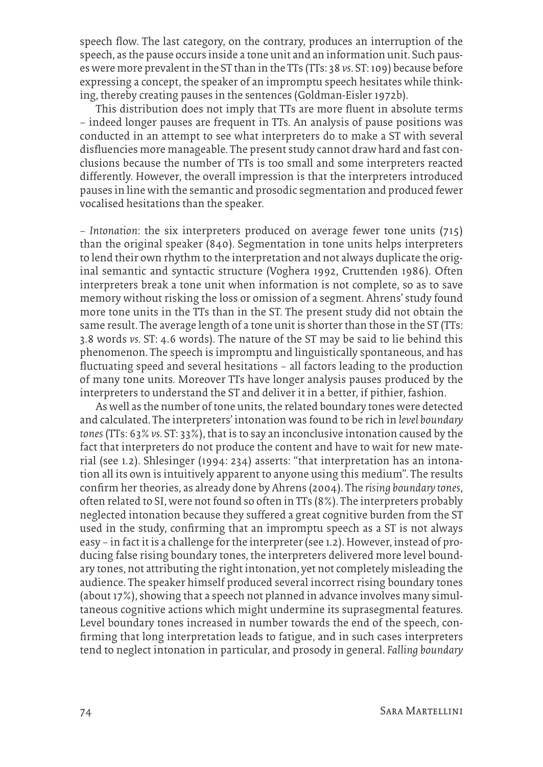speech flow. The last category, on the contrary, produces an interruption of the speech, as the pause occurs inside a tone unit and an information unit. Such pauses were more prevalent in the ST than in the TTs (TTs: 38 *vs.* ST: 109) because before expressing a concept, the speaker of an impromptu speech hesitates while thinking, thereby creating pauses in the sentences (Goldman-Eisler 1972b).

This distribution does not imply that TTs are more fluent in absolute terms – indeed longer pauses are frequent in TTs. An analysis of pause positions was conducted in an attempt to see what interpreters do to make a ST with several disfluencies more manageable. The present study cannot draw hard and fast conclusions because the number of TTs is too small and some interpreters reacted differently. However, the overall impression is that the interpreters introduced pauses in line with the semantic and prosodic segmentation and produced fewer vocalised hesitations than the speaker.

– *Intonation*: the six interpreters produced on average fewer tone units (715) than the original speaker (840). Segmentation in tone units helps interpreters to lend their own rhythm to the interpretation and not always duplicate the original semantic and syntactic structure (Voghera 1992, Cruttenden 1986). Often interpreters break a tone unit when information is not complete, so as to save memory without risking the loss or omission of a segment. Ahrens' study found more tone units in the TTs than in the ST. The present study did not obtain the same result. The average length of a tone unit is shorter than those in the ST (TTs: 3.8 words *vs.* ST: 4.6 words). The nature of the ST may be said to lie behind this phenomenon. The speech is impromptu and linguistically spontaneous, and has fluctuating speed and several hesitations – all factors leading to the production of many tone units. Moreover TTs have longer analysis pauses produced by the interpreters to understand the ST and deliver it in a better, if pithier, fashion.

As well as the number of tone units, the related boundary tones were detected and calculated. The interpreters' intonation was found to be rich in *level boundary tones* (TTs: 63% *vs.* ST: 33%), that is to say an inconclusive intonation caused by the fact that interpreters do not produce the content and have to wait for new material (see 1.2). Shlesinger (1994: 234) asserts: "that interpretation has an intonation all its own is intuitively apparent to anyone using this medium". The results confirm her theories, as already done by Ahrens (2004). The *rising boundary tones*, often related to SI, were not found so often in TTs (8%). The interpreters probably neglected intonation because they suffered a great cognitive burden from the ST used in the study, confirming that an impromptu speech as a ST is not always easy – in fact it is a challenge for the interpreter (see 1.2). However, instead of producing false rising boundary tones, the interpreters delivered more level boundary tones, not attributing the right intonation, yet not completely misleading the audience. The speaker himself produced several incorrect rising boundary tones (about 17%), showing that a speech not planned in advance involves many simultaneous cognitive actions which might undermine its suprasegmental features. Level boundary tones increased in number towards the end of the speech, confirming that long interpretation leads to fatigue, and in such cases interpreters tend to neglect intonation in particular, and prosody in general. *Falling boundary*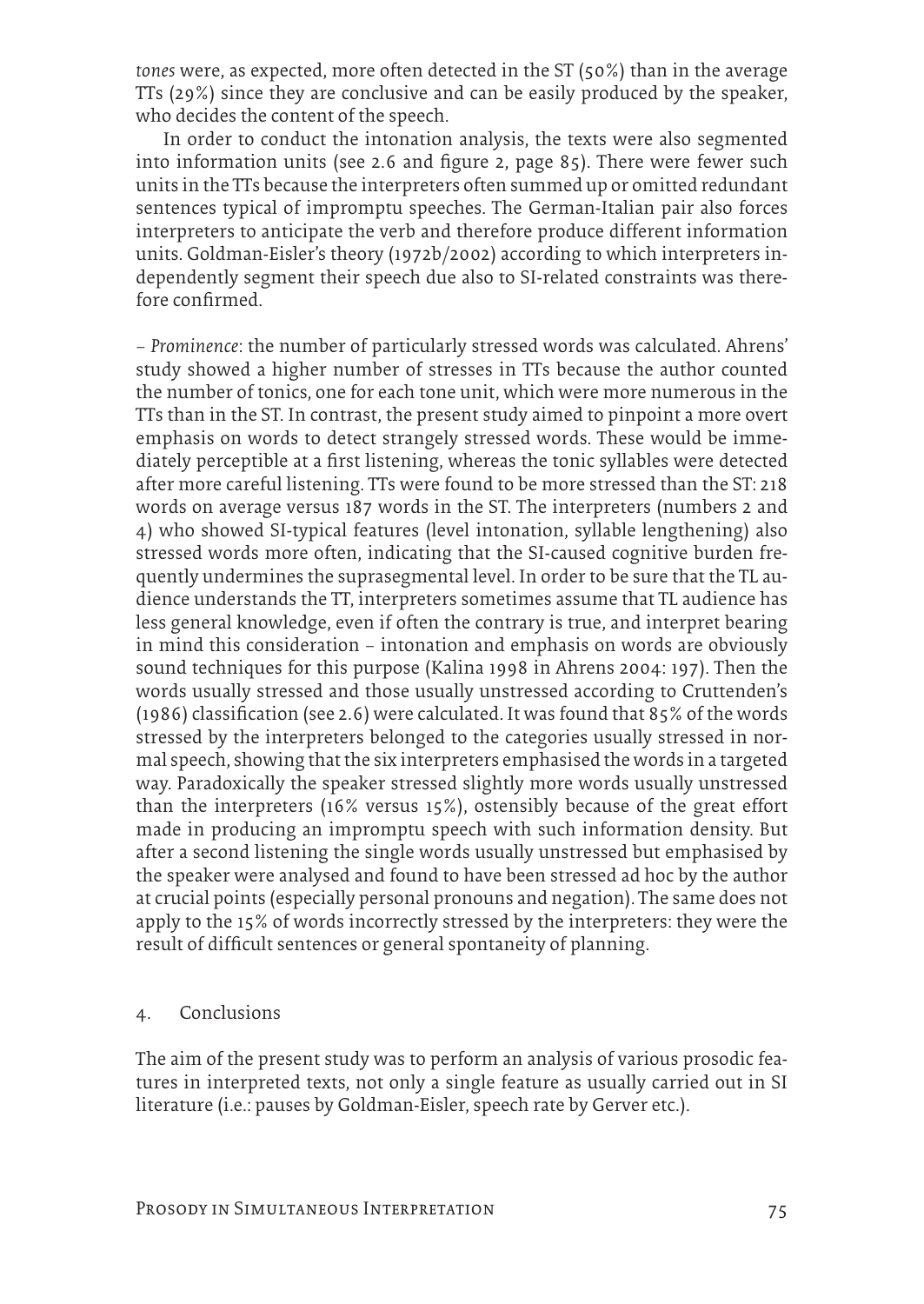*tones* were, as expected, more often detected in the ST (50%) than in the average TTs (29%) since they are conclusive and can be easily produced by the speaker, who decides the content of the speech.

In order to conduct the intonation analysis, the texts were also segmented into information units (see 2.6 and figure 2, page 85). There were fewer such units in the TTs because the interpreters often summed up or omitted redundant sentences typical of impromptu speeches. The German-Italian pair also forces interpreters to anticipate the verb and therefore produce different information units. Goldman-Eisler's theory (1972b/2002) according to which interpreters independently segment their speech due also to SI-related constraints was therefore confirmed.

– *Prominence*: the number of particularly stressed words was calculated. Ahrens' study showed a higher number of stresses in TTs because the author counted the number of tonics, one for each tone unit, which were more numerous in the TTs than in the ST. In contrast, the present study aimed to pinpoint a more overt emphasis on words to detect strangely stressed words. These would be immediately perceptible at a first listening, whereas the tonic syllables were detected after more careful listening. TTs were found to be more stressed than the ST: 218 words on average versus 187 words in the ST. The interpreters (numbers 2 and 4) who showed SI-typical features (level intonation, syllable lengthening) also stressed words more often, indicating that the SI-caused cognitive burden frequently undermines the suprasegmental level. In order to be sure that the TL audience understands the TT, interpreters sometimes assume that TL audience has less general knowledge, even if often the contrary is true, and interpret bearing in mind this consideration – intonation and emphasis on words are obviously sound techniques for this purpose (Kalina 1998 in Ahrens 2004: 197). Then the words usually stressed and those usually unstressed according to Cruttenden's (1986) classification (see 2.6) were calculated. It was found that 85% of the words stressed by the interpreters belonged to the categories usually stressed in normal speech, showing that the six interpreters emphasised the words in a targeted way. Paradoxically the speaker stressed slightly more words usually unstressed than the interpreters (16% versus 15%), ostensibly because of the great effort made in producing an impromptu speech with such information density. But after a second listening the single words usually unstressed but emphasised by the speaker were analysed and found to have been stressed ad hoc by the author at crucial points (especially personal pronouns and negation). The same does not apply to the 15% of words incorrectly stressed by the interpreters: they were the result of difficult sentences or general spontaneity of planning.

## 4. Conclusions

The aim of the present study was to perform an analysis of various prosodic features in interpreted texts, not only a single feature as usually carried out in SI literature (i.e.: pauses by Goldman-Eisler, speech rate by Gerver etc.).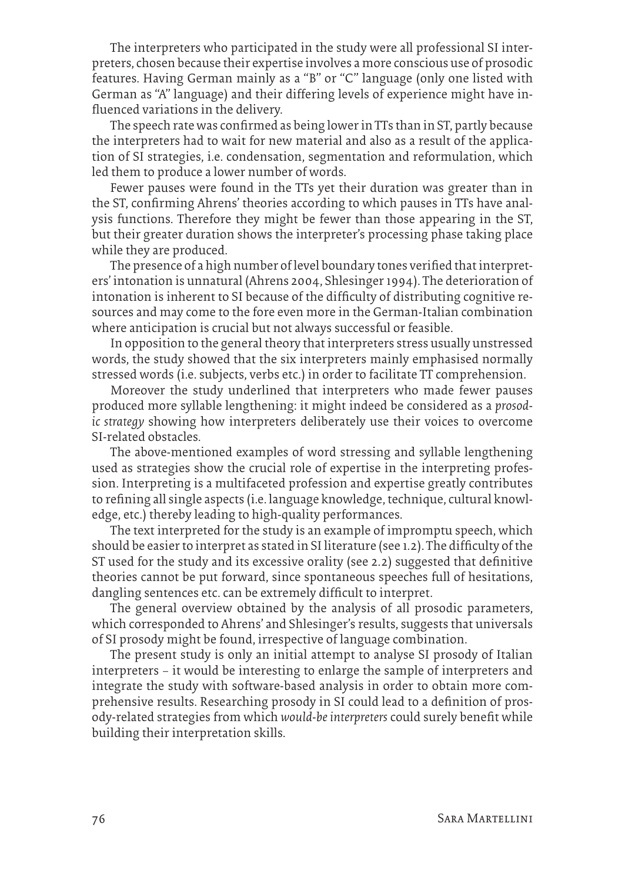The interpreters who participated in the study were all professional SI interpreters, chosen because their expertise involves a more conscious use of prosodic features. Having German mainly as a "B" or "C" language (only one listed with German as "A" language) and their differing levels of experience might have influenced variations in the delivery.

The speech rate was confirmed as being lower in TTs than in ST, partly because the interpreters had to wait for new material and also as a result of the application of SI strategies, i.e. condensation, segmentation and reformulation, which led them to produce a lower number of words.

Fewer pauses were found in the TTs yet their duration was greater than in the ST, confirming Ahrens' theories according to which pauses in TTs have analysis functions. Therefore they might be fewer than those appearing in the ST, but their greater duration shows the interpreter's processing phase taking place while they are produced.

The presence of a high number of level boundary tones verified that interpreters' intonation is unnatural (Ahrens 2004, Shlesinger 1994). The deterioration of intonation is inherent to SI because of the difficulty of distributing cognitive resources and may come to the fore even more in the German-Italian combination where anticipation is crucial but not always successful or feasible.

In opposition to the general theory that interpreters stress usually unstressed words, the study showed that the six interpreters mainly emphasised normally stressed words (i.e. subjects, verbs etc.) in order to facilitate TT comprehension.

Moreover the study underlined that interpreters who made fewer pauses produced more syllable lengthening: it might indeed be considered as a *prosodic strategy* showing how interpreters deliberately use their voices to overcome SI-related obstacles.

The above-mentioned examples of word stressing and syllable lengthening used as strategies show the crucial role of expertise in the interpreting profession. Interpreting is a multifaceted profession and expertise greatly contributes to refining all single aspects (i.e. language knowledge, technique, cultural knowledge, etc.) thereby leading to high-quality performances.

The text interpreted for the study is an example of impromptu speech, which should be easier to interpret as stated in SI literature (see 1.2). The difficulty of the ST used for the study and its excessive orality (see 2.2) suggested that definitive theories cannot be put forward, since spontaneous speeches full of hesitations, dangling sentences etc. can be extremely difficult to interpret.

The general overview obtained by the analysis of all prosodic parameters, which corresponded to Ahrens' and Shlesinger's results, suggests that universals of SI prosody might be found, irrespective of language combination.

The present study is only an initial attempt to analyse SI prosody of Italian interpreters – it would be interesting to enlarge the sample of interpreters and integrate the study with software-based analysis in order to obtain more comprehensive results. Researching prosody in SI could lead to a definition of prosody-related strategies from which *would-be interpreters* could surely benefit while building their interpretation skills.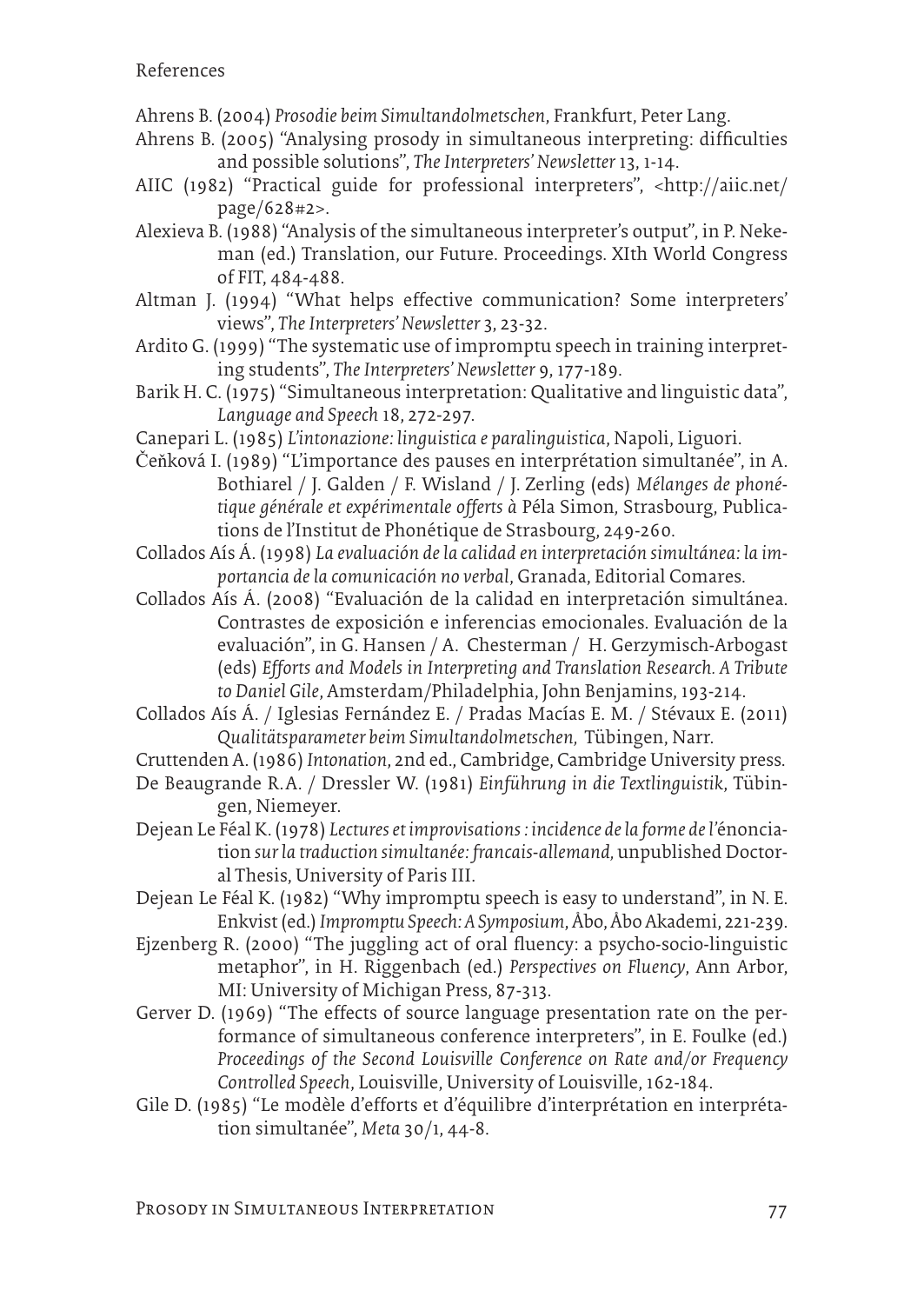References

Ahrens B. (2004) *Prosodie beim Simultandolmetschen*, Frankfurt, Peter Lang.

Ahrens B. (2005) "Analysing prosody in simultaneous interpreting: difficulties and possible solutions", *The Interpreters' Newsletter* 13, 1-14.

AIIC (1982) "Practical guide for professional interpreters", <http://aiic.net/page/628#2>.

Alexieva B. (1988) "Analysis of the simultaneous interpreter's output", in P. Nekeman (ed.) Translation, our Future. Proceedings. XIth World Congress of FIT, 484-488.

Altman J. (1994) "What helps effective communication? Some interpreters' views", *The Interpreters' Newsletter* 3, 23-32.

Ardito G. (1999) "The systematic use of impromptu speech in training interpreting students", *The Interpreters' Newsletter* 9, 177-189.

Barik H. C. (1975) "Simultaneous interpretation: Qualitative and linguistic data", *Language and Speech* 18, 272-297.

Canepari L. (1985) *L'intonazione: linguistica e paralinguistica*, Napoli, Liguori.

Čeňková I. (1989) "L'importance des pauses en interprétation simultanée", in A. Bothiarel / J. Galden / F. Wisland / J. Zerling (eds) *Mélanges de phonétique générale et expérimentale offerts à* Péla Simon, Strasbourg, Publications de l'Institut de Phonétique de Strasbourg, 249-260.

Collados Aís Á. (1998) *La evaluación de la calidad en interpretación simultánea: la importancia de la comunicación no verbal*, Granada, Editorial Comares.

Collados Aís Á. (2008) "Evaluación de la calidad en interpretación simultánea. Contrastes de exposición e inferencias emocionales. Evaluación de la evaluación", in G. Hansen / A. Chesterman / H. Gerzymisch-Arbogast (eds) *Efforts and Models in Interpreting and Translation Research. A Tribute to Daniel Gile*, Amsterdam/Philadelphia, John Benjamins, 193-214.

Collados Aís Á. / Iglesias Fernández E. / Pradas Macías E. M. / Stévaux E. (2011) *Qualitätsparameter beim Simultandolmetschen*, Tübingen, Narr.

Cruttenden A. (1986) *Intonation*, 2nd ed., Cambridge, Cambridge University press.

De Beaugrande R.A. / Dressler W. (1981) *Einführung in die Textlinguistik*, Tübingen, Niemeyer.

Dejean Le Féal K. (1978) *Lectures et improvisations : incidence de la forme de l'*énonciation *sur la traduction simultanée: francais-allemand*, unpublished Doctoral Thesis, University of Paris III.

Dejean Le Féal K. (1982) "Why impromptu speech is easy to understand", in N. E. Enkvist (ed.) *Impromptu Speech: A Symposium*, Åbo, Åbo Akademi, 221-239.

Ejzenberg R. (2000) "The juggling act of oral fluency: a psycho-socio-linguistic metaphor", in H. Riggenbach (ed.) *Perspectives on Fluency*, Ann Arbor, MI: University of Michigan Press, 87-313.

Gerver D. (1969) "The effects of source language presentation rate on the performance of simultaneous conference interpreters", in E. Foulke (ed.) *Proceedings of the Second Louisville Conference on Rate and/or Frequency Controlled Speech*, Louisville, University of Louisville, 162-184.

Gile D. (1985) "Le modèle d'efforts et d'équilibre d'interprétation en interprétation simultanée", *Meta* 30/1, 44-8.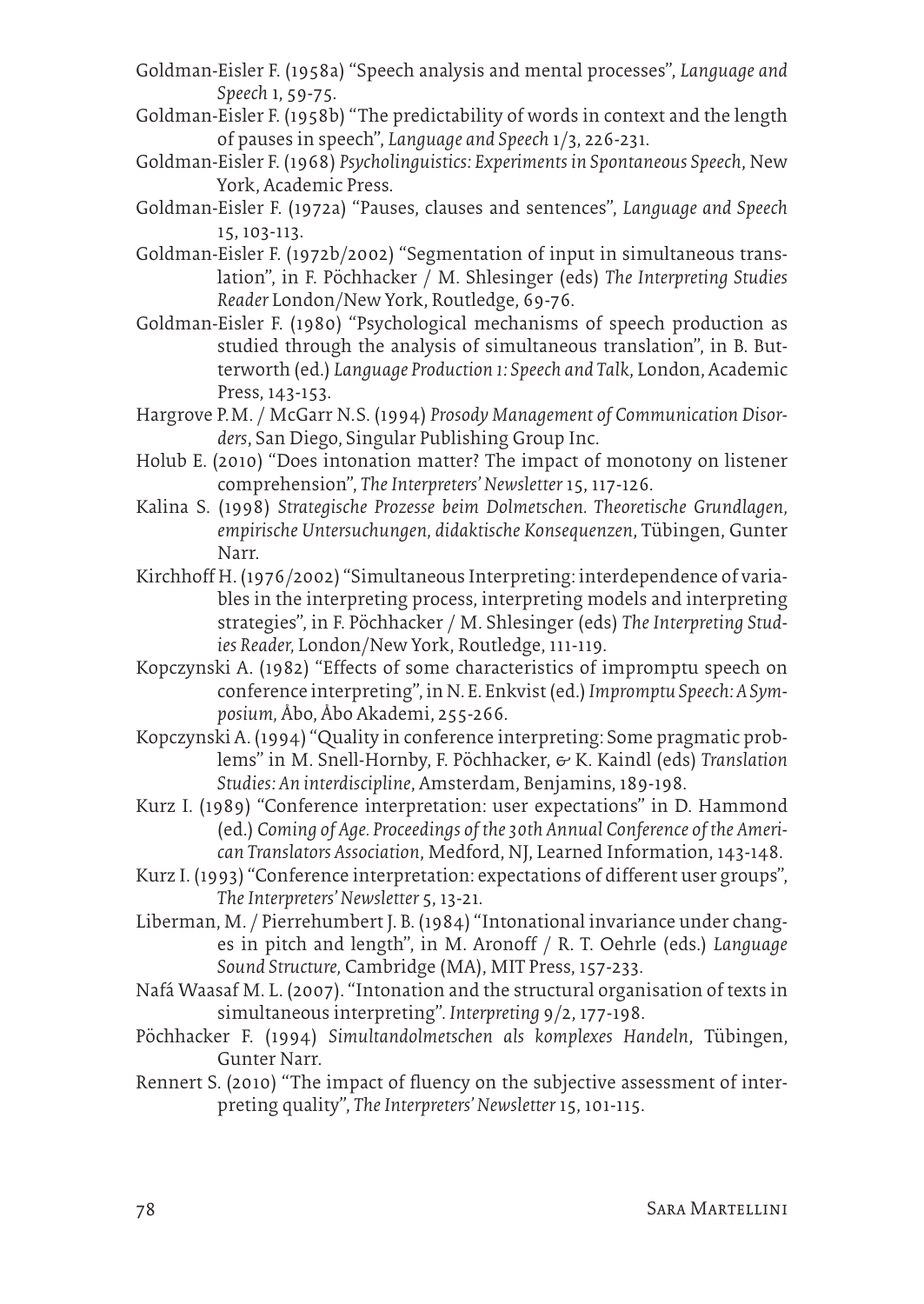Goldman-Eisler F. (1958a) "Speech analysis and mental processes", *Language and Speech* 1, 59-75.

Goldman-Eisler F. (1958b) "The predictability of words in context and the length of pauses in speech", *Language and Speech* 1/3, 226-231.

Goldman-Eisler F. (1968) *Psycholinguistics: Experiments in Spontaneous Speech*, New York, Academic Press.

Goldman-Eisler F. (1972a) "Pauses, clauses and sentences", *Language and Speech* 15, 103-113.

Goldman-Eisler F. (1972b/2002) "Segmentation of input in simultaneous translation", in F. Pöchhacker / M. Shlesinger (eds) *The Interpreting Studies Reader* London/New York, Routledge, 69-76.

Goldman-Eisler F. (1980) "Psychological mechanisms of speech production as studied through the analysis of simultaneous translation", in B. Butterworth (ed.) *Language Production 1: Speech and Talk*, London, Academic Press, 143-153.

Hargrove P.M. / McGarr N.S. (1994) *Prosody Management of Communication Disorders*, San Diego, Singular Publishing Group Inc.

Holub E. (2010) "Does intonation matter? The impact of monotony on listener comprehension", *The Interpreters' Newsletter* 15, 117-126.

Kalina S. (1998) *Strategische Prozesse beim Dolmetschen. Theoretische Grundlagen, empirische Untersuchungen, didaktische Konsequenzen*, Tübingen, Gunter Narr.

Kirchhoff H. (1976/2002) "Simultaneous Interpreting: interdependence of variables in the interpreting process, interpreting models and interpreting strategies", in F. Pöchhacker / M. Shlesinger (eds) *The Interpreting Studies Reader,* London/New York, Routledge, 111-119.

Kopczynski A. (1982) "Effects of some characteristics of impromptu speech on conference interpreting", in N. E. Enkvist (ed.) *Impromptu Speech: A Symposium,* Åbo, Åbo Akademi, 255-266.

Kopczynski A. (1994) "Quality in conference interpreting: Some pragmatic problems" in M. Snell-Hornby, F. Pöchhacker, & K. Kaindl (eds) *Translation Studies: An interdiscipline*, Amsterdam, Benjamins, 189-198.

Kurz I. (1989) "Conference interpretation: user expectations" in D. Hammond (ed.) *Coming of Age. Proceedings of the 30th Annual Conference of the American Translators Association*, Medford, NJ, Learned Information, 143-148.

Kurz I. (1993) "Conference interpretation: expectations of different user groups", *The Interpreters' Newsletter* 5, 13-21.

Liberman, M. / Pierrehumbert J. B. (1984) "Intonational invariance under changes in pitch and length", in M. Aronoff / R. T. Oehrle (eds.) *Language Sound Structure,* Cambridge (MA), MIT Press, 157-233.

Nafá Waasaf M. L. (2007). "Intonation and the structural organisation of texts in simultaneous interpreting". *Interpreting* 9/2, 177-198.

Pöchhacker F. (1994) *Simultandolmetschen als komplexes Handeln*, Tübingen, Gunter Narr.

Rennert S. (2010) "The impact of fluency on the subjective assessment of interpreting quality", *The Interpreters' Newsletter* 15, 101-115.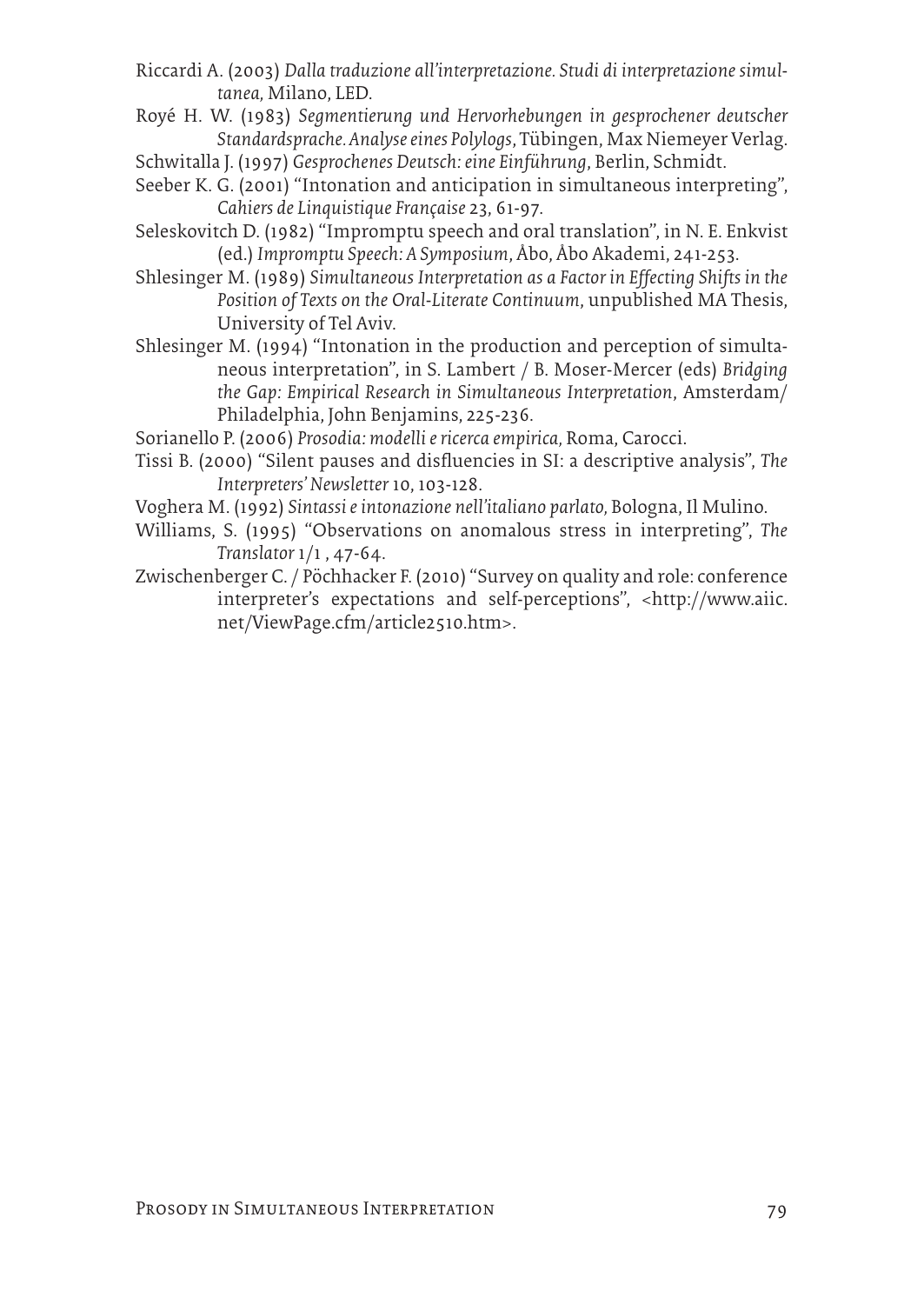Riccardi A. (2003) *Dalla traduzione all'interpretazione. Studi di interpretazione simultanea*, Milano, LED.

Roýe H. W. (1983) *Segmentierung und Hervorhebungen in gesprochener deutscher Standardsprache. Analyse eines Polylogs*, Tübingen, Max Niemeyer Verlag.

Schwitalla J. (1997) *Gesprochenes Deutsch: eine Einführung*, Berlin, Schmidt.

Seeber K. G. (2001) "Intonation and anticipation in simultaneous interpreting", *Cahiers de Linquistique Française* 23, 61-97.

Seleskovitch D. (1982) "Impromptu speech and oral translation", in N. E. Enkvist (ed.) *Impromptu Speech: A Symposium*, Åbo, Åbo Akademi, 241-253.

Shlesinger M. (1989) *Simultaneous Interpretation as a Factor in Effecting Shifts in the Position of Texts on the Oral-Literate Continuum*, unpublished MA Thesis, University of Tel Aviv.

Shlesinger M. (1994) "Intonation in the production and perception of simultaneous interpretation", in S. Lambert / B. Moser-Mercer (eds) *Bridging the Gap: Empirical Research in Simultaneous Interpretation*, Amsterdam/Philadelphia, John Benjamins, 225-236.

Sorianello P. (2006) *Prosodia: modelli e ricerca empirica*, Roma, Carocci.

Tissi B. (2000) "Silent pauses and disfluencies in SI: a descriptive analysis", *The Interpreters' Newsletter* 10, 103-128.

Voghera M. (1992) *Sintassi e intonazione nell'italiano parlato*, Bologna, Il Mulino.

Williams, S. (1995) "Observations on anomalous stress in interpreting", *The Translator* 1/1 , 47-64.

Zwischenberger C. / Pöchhacker F. (2010) "Survey on quality and role: conference interpreter's expectations and self-perceptions", <http://www.aiic.net/ViewPage.cfm/article2510.htm>.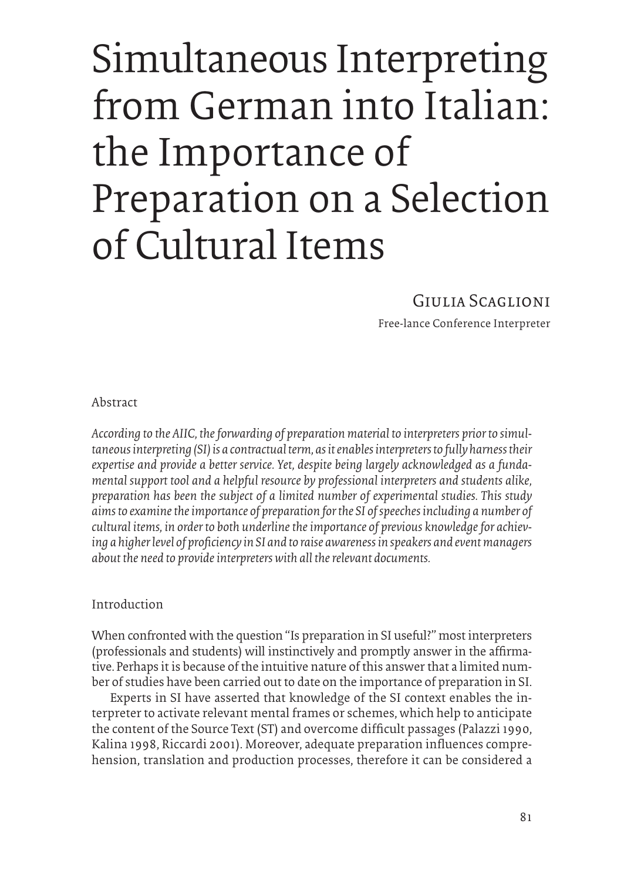# Simultaneous Interpreting from German into Italian: the Importance of Preparation on a Selection of Cultural Items

Giulia Scaglioni

Free-lance Conference Interpreter

## Abstract

*According to the AIIC, the forwarding of preparation material to interpreters prior to simultaneous interpreting (SI) is a contractual term, as it enables interpreters to fully harness their expertise and provide a better service. Yet, despite being largely acknowledged as a fundamental support tool and a helpful resource by professional interpreters and students alike, preparation has been the subject of a limited number of experimental studies. This study aims to examine the importance of preparation for the SI of speeches including a number of cultural items, in order to both underline the importance of previous knowledge for achieving a higher level of proficiency in SI and to raise awareness in speakers and event managers about the need to provide interpreters with all the relevant documents.*

## Introduction

When confronted with the question "Is preparation in SI useful?" most interpreters (professionals and students) will instinctively and promptly answer in the affirmative. Perhaps it is because of the intuitive nature of this answer that a limited number of studies have been carried out to date on the importance of preparation in SI.

Experts in SI have asserted that knowledge of the SI context enables the interpreter to activate relevant mental frames or schemes, which help to anticipate the content of the Source Text (ST) and overcome difficult passages (Palazzi 1990, Kalina 1998, Riccardi 2001). Moreover, adequate preparation influences comprehension, translation and production processes, therefore it can be considered a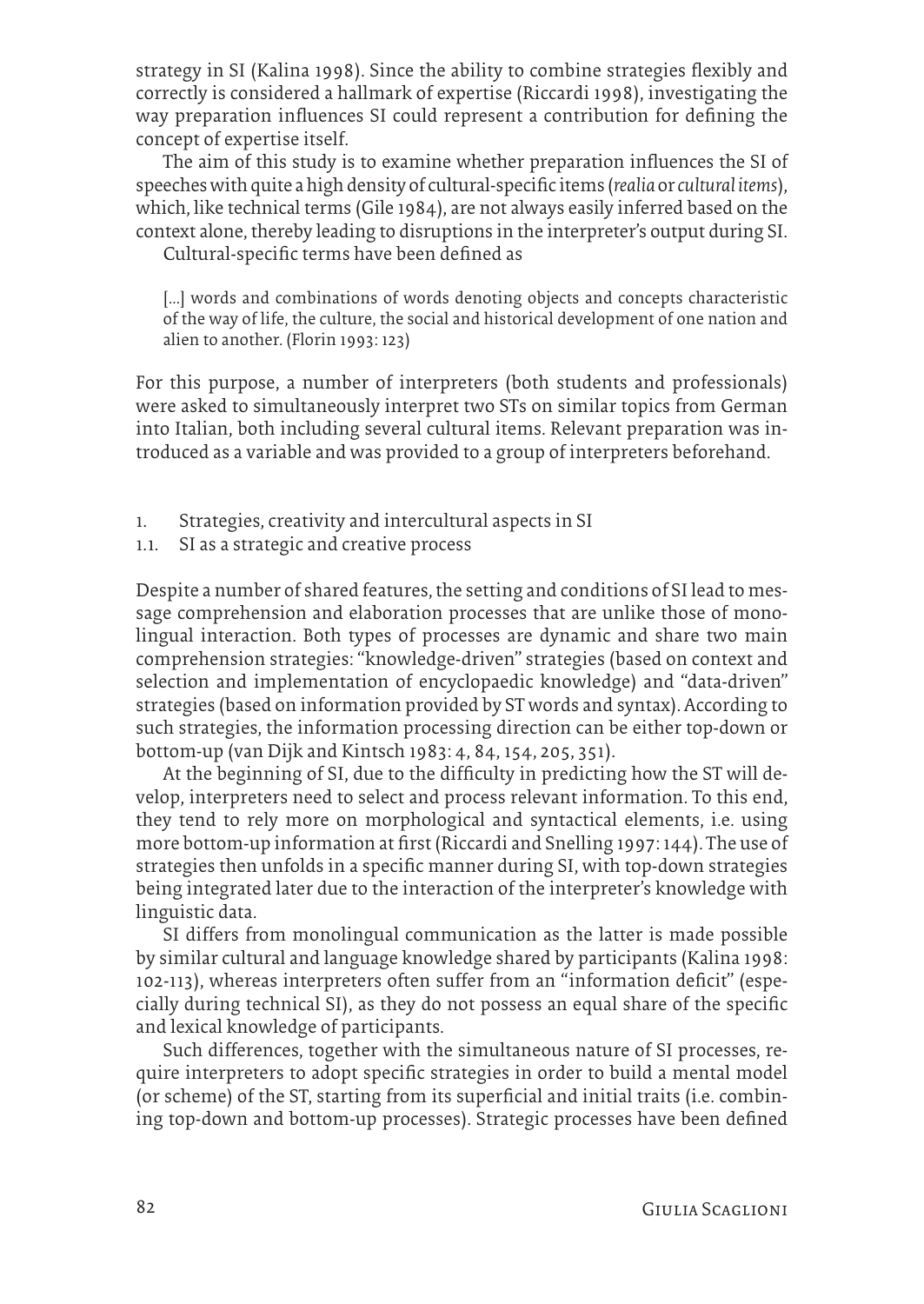strategy in SI (Kalina 1998). Since the ability to combine strategies flexibly and correctly is considered a hallmark of expertise (Riccardi 1998), investigating the way preparation influences SI could represent a contribution for defining the concept of expertise itself.

The aim of this study is to examine whether preparation influences the SI of speeches with quite a high density of cultural-specific items (*realia* or *cultural items*), which, like technical terms (Gile 1984), are not always easily inferred based on the context alone, thereby leading to disruptions in the interpreter's output during SI.

Cultural-specific terms have been defined as

> [...] words and combinations of words denoting objects and concepts characteristic of the way of life, the culture, the social and historical development of one nation and alien to another. (Florin 1993: 123)

For this purpose, a number of interpreters (both students and professionals) were asked to simultaneously interpret two STs on similar topics from German into Italian, both including several cultural items. Relevant preparation was introduced as a variable and was provided to a group of interpreters beforehand.

## 1. Strategies, creativity and intercultural aspects in SI

### 1.1. SI as a strategic and creative process

Despite a number of shared features, the setting and conditions of SI lead to message comprehension and elaboration processes that are unlike those of monolingual interaction. Both types of processes are dynamic and share two main comprehension strategies: "knowledge-driven" strategies (based on context and selection and implementation of encyclopaedic knowledge) and "data-driven" strategies (based on information provided by ST words and syntax). According to such strategies, the information processing direction can be either top-down or bottom-up (van Dijk and Kintsch 1983: 4, 84, 154, 205, 351).

At the beginning of SI, due to the difficulty in predicting how the ST will develop, interpreters need to select and process relevant information. To this end, they tend to rely more on morphological and syntactical elements, i.e. using more bottom-up information at first (Riccardi and Snelling 1997: 144). The use of strategies then unfolds in a specific manner during SI, with top-down strategies being integrated later due to the interaction of the interpreter's knowledge with linguistic data.

SI differs from monolingual communication as the latter is made possible by similar cultural and language knowledge shared by participants (Kalina 1998: 102-113), whereas interpreters often suffer from an "information deficit" (especially during technical SI), as they do not possess an equal share of the specific and lexical knowledge of participants.

Such differences, together with the simultaneous nature of SI processes, require interpreters to adopt specific strategies in order to build a mental model (or scheme) of the ST, starting from its superficial and initial traits (i.e. combining top-down and bottom-up processes). Strategic processes have been defined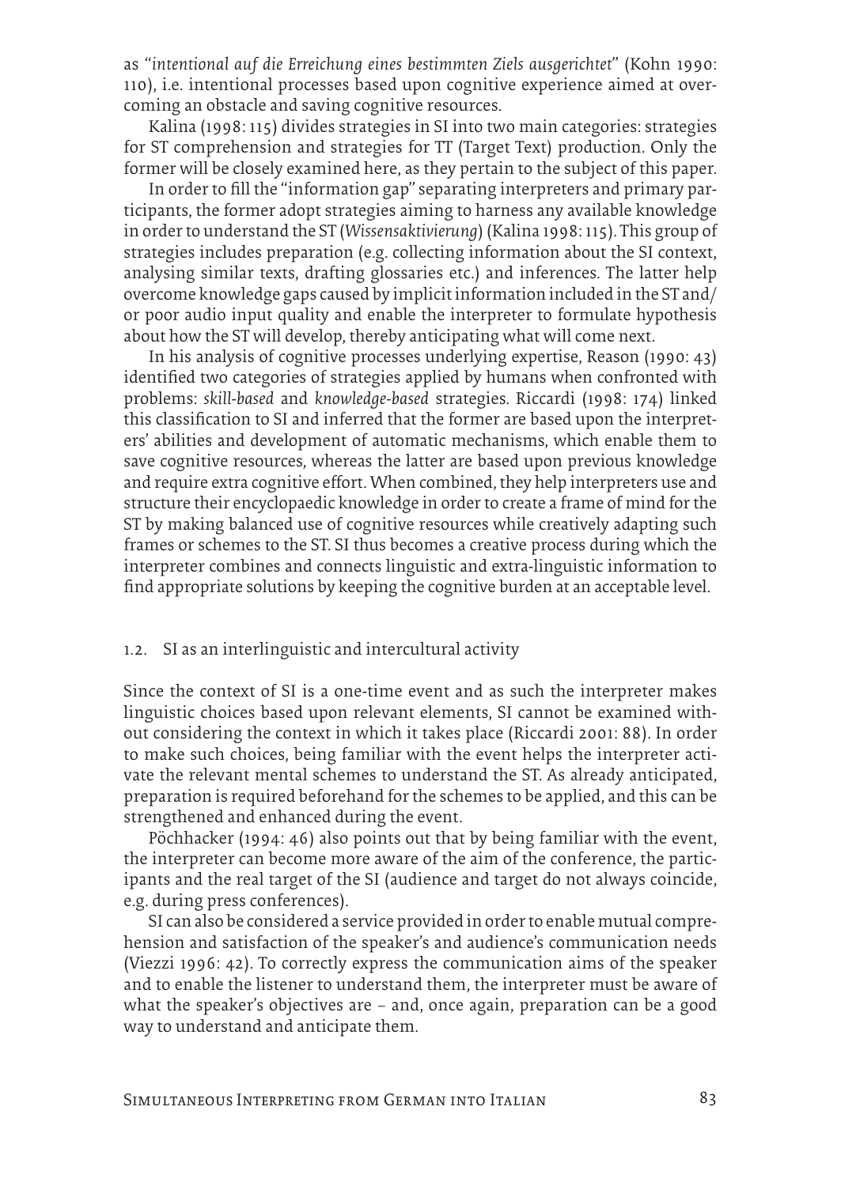as "*intentional auf die Erreichung eines bestimmten Ziels ausgerichtet*" (Kohn 1990: 110), i.e. intentional processes based upon cognitive experience aimed at overcoming an obstacle and saving cognitive resources.

Kalina (1998: 115) divides strategies in SI into two main categories: strategies for ST comprehension and strategies for TT (Target Text) production. Only the former will be closely examined here, as they pertain to the subject of this paper.

In order to fill the "information gap" separating interpreters and primary participants, the former adopt strategies aiming to harness any available knowledge in order to understand the ST (*Wissensaktivierung*) (Kalina 1998: 115). This group of strategies includes preparation (e.g. collecting information about the SI context, analysing similar texts, drafting glossaries etc.) and inferences. The latter help overcome knowledge gaps caused by implicit information included in the ST and/or poor audio input quality and enable the interpreter to formulate hypothesis about how the ST will develop, thereby anticipating what will come next.

In his analysis of cognitive processes underlying expertise, Reason (1990: 43) identified two categories of strategies applied by humans when confronted with problems: *skill-based* and *knowledge-based* strategies. Riccardi (1998: 174) linked this classification to SI and inferred that the former are based upon the interpreters' abilities and development of automatic mechanisms, which enable them to save cognitive resources, whereas the latter are based upon previous knowledge and require extra cognitive effort. When combined, they help interpreters use and structure their encyclopaedic knowledge in order to create a frame of mind for the ST by making balanced use of cognitive resources while creatively adapting such frames or schemes to the ST. SI thus becomes a creative process during which the interpreter combines and connects linguistic and extra-linguistic information to find appropriate solutions by keeping the cognitive burden at an acceptable level.

### 1.2. SI as an interlinguistic and intercultural activity

Since the context of SI is a one-time event and as such the interpreter makes linguistic choices based upon relevant elements, SI cannot be examined without considering the context in which it takes place (Riccardi 2001: 88). In order to make such choices, being familiar with the event helps the interpreter activate the relevant mental schemes to understand the ST. As already anticipated, preparation is required beforehand for the schemes to be applied, and this can be strengthened and enhanced during the event.

Pöchhacker (1994: 46) also points out that by being familiar with the event, the interpreter can become more aware of the aim of the conference, the participants and the real target of the SI (audience and target do not always coincide, e.g. during press conferences).

SI can also be considered a service provided in order to enable mutual comprehension and satisfaction of the speaker's and audience's communication needs (Viezzi 1996: 42). To correctly express the communication aims of the speaker and to enable the listener to understand them, the interpreter must be aware of what the speaker's objectives are – and, once again, preparation can be a good way to understand and anticipate them.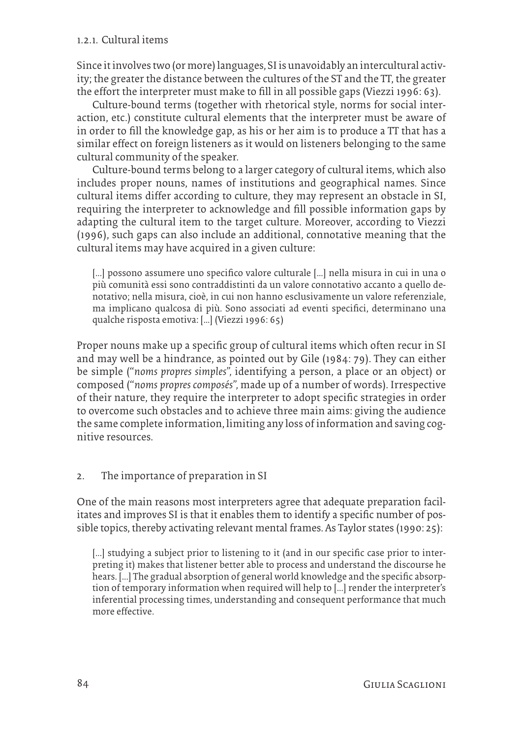### 1.2.1. Cultural items

Since it involves two (or more) languages, SI is unavoidably an intercultural activity; the greater the distance between the cultures of the ST and the TT, the greater the effort the interpreter must make to fill in all possible gaps (Viezzi 1996: 63).

Culture-bound terms (together with rhetorical style, norms for social interaction, etc.) constitute cultural elements that the interpreter must be aware of in order to fill the knowledge gap, as his or her aim is to produce a TT that has a similar effect on foreign listeners as it would on listeners belonging to the same cultural community of the speaker.

Culture-bound terms belong to a larger category of cultural items, which also includes proper nouns, names of institutions and geographical names. Since cultural items differ according to culture, they may represent an obstacle in SI, requiring the interpreter to acknowledge and fill possible information gaps by adapting the cultural item to the target culture. Moreover, according to Viezzi (1996), such gaps can also include an additional, connotative meaning that the cultural items may have acquired in a given culture:

> […] possono assumere uno specifico valore culturale […] nella misura in cui in una o più comunità essi sono contraddistinti da un valore connotativo accanto a quello denotativo; nella misura, cioè, in cui non hanno esclusivamente un valore referenziale, ma implicano qualcosa di più. Sono associati ad eventi specifici, determinano una qualche risposta emotiva: […] (Viezzi 1996: 65)

Proper nouns make up a specific group of cultural items which often recur in SI and may well be a hindrance, as pointed out by Gile (1984: 79). They can either be simple ("*noms propres simples*", identifying a person, a place or an object) or composed ("*noms propres composés*", made up of a number of words). Irrespective of their nature, they require the interpreter to adopt specific strategies in order to overcome such obstacles and to achieve three main aims: giving the audience the same complete information, limiting any loss of information and saving cognitive resources.

## 2. The importance of preparation in SI

One of the main reasons most interpreters agree that adequate preparation facilitates and improves SI is that it enables them to identify a specific number of possible topics, thereby activating relevant mental frames. As Taylor states (1990: 25):

> […] studying a subject prior to listening to it (and in our specific case prior to interpreting it) makes that listener better able to process and understand the discourse he hears. […] The gradual absorption of general world knowledge and the specific absorption of temporary information when required will help to […] render the interpreter's inferential processing times, understanding and consequent performance that much more effective.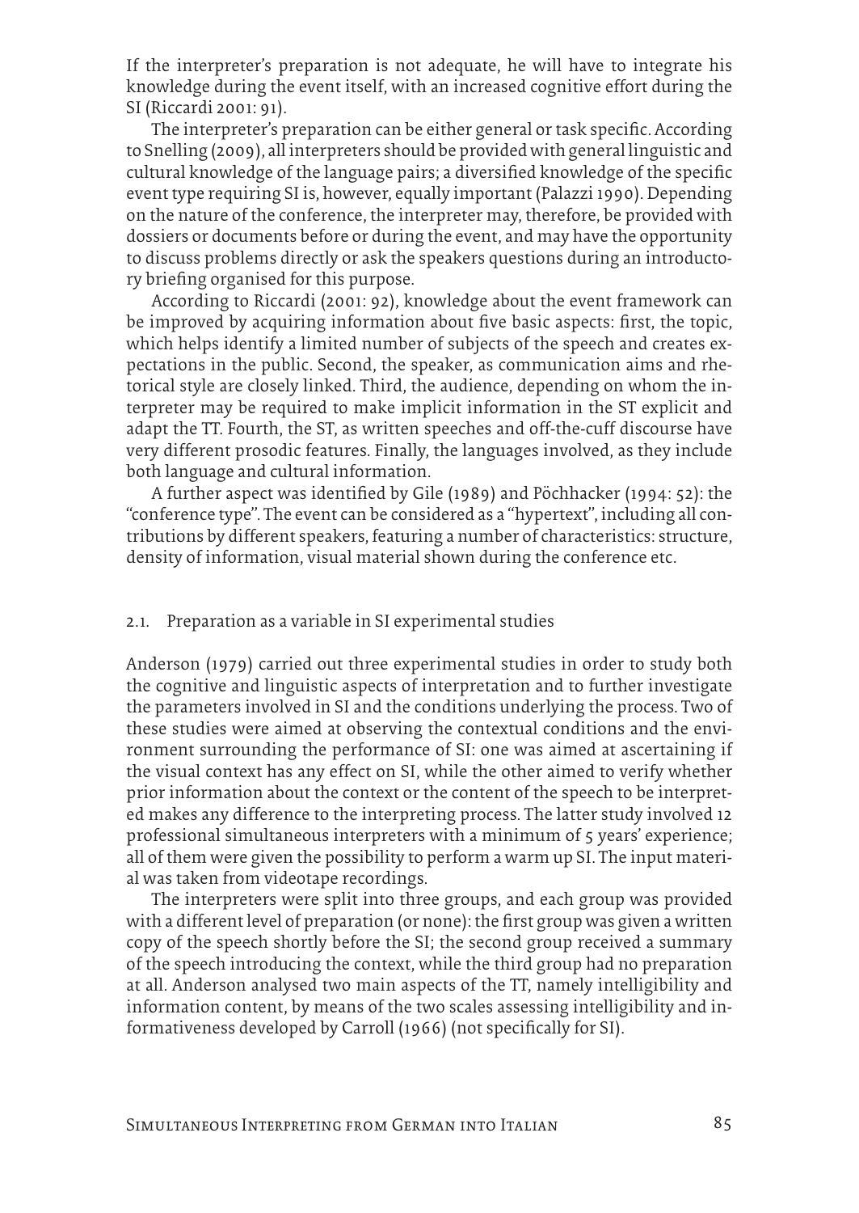If the interpreter's preparation is not adequate, he will have to integrate his knowledge during the event itself, with an increased cognitive effort during the SI (Riccardi 2001: 91).

The interpreter's preparation can be either general or task specific. According to Snelling (2009), all interpreters should be provided with general linguistic and cultural knowledge of the language pairs; a diversified knowledge of the specific event type requiring SI is, however, equally important (Palazzi 1990). Depending on the nature of the conference, the interpreter may, therefore, be provided with dossiers or documents before or during the event, and may have the opportunity to discuss problems directly or ask the speakers questions during an introductory briefing organised for this purpose.

According to Riccardi (2001: 92), knowledge about the event framework can be improved by acquiring information about five basic aspects: first, the topic, which helps identify a limited number of subjects of the speech and creates expectations in the public. Second, the speaker, as communication aims and rhetorical style are closely linked. Third, the audience, depending on whom the interpreter may be required to make implicit information in the ST explicit and adapt the TT. Fourth, the ST, as written speeches and off-the-cuff discourse have very different prosodic features. Finally, the languages involved, as they include both language and cultural information.

A further aspect was identified by Gile (1989) and Pöchhacker (1994: 52): the "conference type". The event can be considered as a "hypertext", including all contributions by different speakers, featuring a number of characteristics: structure, density of information, visual material shown during the conference etc.

## 2.1. Preparation as a variable in SI experimental studies

Anderson (1979) carried out three experimental studies in order to study both the cognitive and linguistic aspects of interpretation and to further investigate the parameters involved in SI and the conditions underlying the process. Two of these studies were aimed at observing the contextual conditions and the environment surrounding the performance of SI: one was aimed at ascertaining if the visual context has any effect on SI, while the other aimed to verify whether prior information about the context or the content of the speech to be interpreted makes any difference to the interpreting process. The latter study involved 12 professional simultaneous interpreters with a minimum of 5 years' experience; all of them were given the possibility to perform a warm up SI. The input material was taken from videotape recordings.

The interpreters were split into three groups, and each group was provided with a different level of preparation (or none): the first group was given a written copy of the speech shortly before the SI; the second group received a summary of the speech introducing the context, while the third group had no preparation at all. Anderson analysed two main aspects of the TT, namely intelligibility and information content, by means of the two scales assessing intelligibility and informativeness developed by Carroll (1966) (not specifically for SI).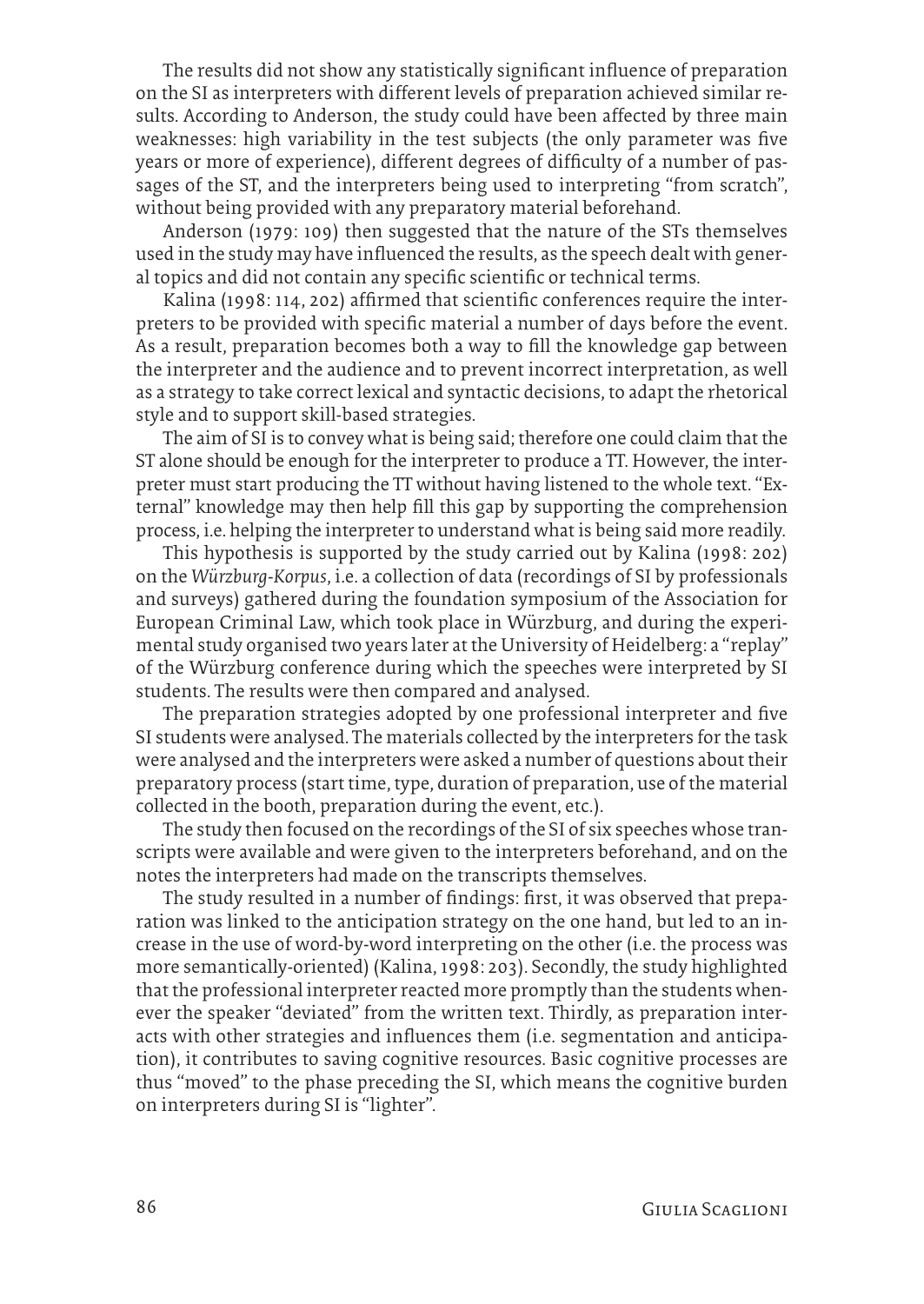The results did not show any statistically significant influence of preparation on the SI as interpreters with different levels of preparation achieved similar results. According to Anderson, the study could have been affected by three main weaknesses: high variability in the test subjects (the only parameter was five years or more of experience), different degrees of difficulty of a number of passages of the ST, and the interpreters being used to interpreting "from scratch", without being provided with any preparatory material beforehand.

Anderson (1979: 109) then suggested that the nature of the STs themselves used in the study may have influenced the results, as the speech dealt with general topics and did not contain any specific scientific or technical terms.

Kalina (1998: 114, 202) affirmed that scientific conferences require the interpreters to be provided with specific material a number of days before the event. As a result, preparation becomes both a way to fill the knowledge gap between the interpreter and the audience and to prevent incorrect interpretation, as well as a strategy to take correct lexical and syntactic decisions, to adapt the rhetorical style and to support skill-based strategies.

The aim of SI is to convey what is being said; therefore one could claim that the ST alone should be enough for the interpreter to produce a TT. However, the interpreter must start producing the TT without having listened to the whole text. "External" knowledge may then help fill this gap by supporting the comprehension process, i.e. helping the interpreter to understand what is being said more readily.

This hypothesis is supported by the study carried out by Kalina (1998: 202) on the *Würzburg-Korpus*, i.e. a collection of data (recordings of SI by professionals and surveys) gathered during the foundation symposium of the Association for European Criminal Law, which took place in Würzburg, and during the experimental study organised two years later at the University of Heidelberg: a "replay" of the Würzburg conference during which the speeches were interpreted by SI students. The results were then compared and analysed.

The preparation strategies adopted by one professional interpreter and five SI students were analysed. The materials collected by the interpreters for the task were analysed and the interpreters were asked a number of questions about their preparatory process (start time, type, duration of preparation, use of the material collected in the booth, preparation during the event, etc.).

The study then focused on the recordings of the SI of six speeches whose transcripts were available and were given to the interpreters beforehand, and on the notes the interpreters had made on the transcripts themselves.

The study resulted in a number of findings: first, it was observed that preparation was linked to the anticipation strategy on the one hand, but led to an increase in the use of word-by-word interpreting on the other (i.e. the process was more semantically-oriented) (Kalina, 1998: 203). Secondly, the study highlighted that the professional interpreter reacted more promptly than the students whenever the speaker "deviated" from the written text. Thirdly, as preparation interacts with other strategies and influences them (i.e. segmentation and anticipation), it contributes to saving cognitive resources. Basic cognitive processes are thus "moved" to the phase preceding the SI, which means the cognitive burden on interpreters during SI is "lighter".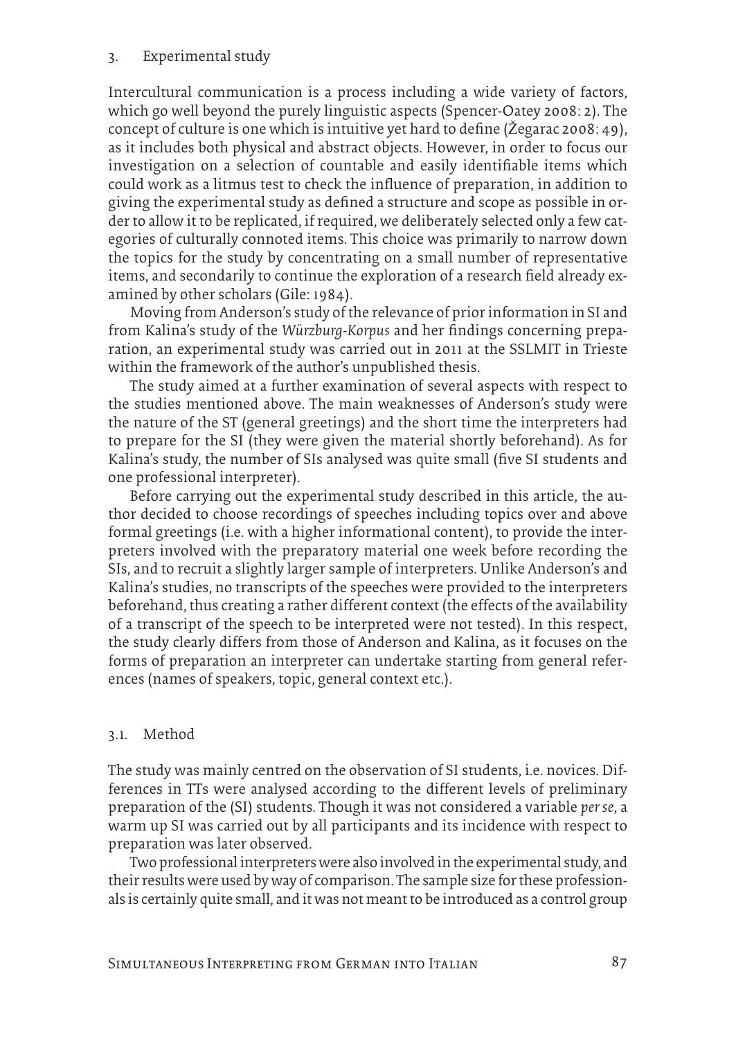## 3. Experimental study

Intercultural communication is a process including a wide variety of factors, which go well beyond the purely linguistic aspects (Spencer-Oatey 2008: 2). The concept of culture is one which is intuitive yet hard to define (Žegarac 2008: 49), as it includes both physical and abstract objects. However, in order to focus our investigation on a selection of countable and easily identifiable items which could work as a litmus test to check the influence of preparation, in addition to giving the experimental study as defined a structure and scope as possible in order to allow it to be replicated, if required, we deliberately selected only a few categories of culturally connoted items. This choice was primarily to narrow down the topics for the study by concentrating on a small number of representative items, and secondarily to continue the exploration of a research field already examined by other scholars (Gile: 1984).

Moving from Anderson's study of the relevance of prior information in SI and from Kalina's study of the *Würzburg-Korpus* and her findings concerning preparation, an experimental study was carried out in 2011 at the SSLMIT in Trieste within the framework of the author's unpublished thesis.

The study aimed at a further examination of several aspects with respect to the studies mentioned above. The main weaknesses of Anderson's study were the nature of the ST (general greetings) and the short time the interpreters had to prepare for the SI (they were given the material shortly beforehand). As for Kalina's study, the number of SIs analysed was quite small (five SI students and one professional interpreter).

Before carrying out the experimental study described in this article, the author decided to choose recordings of speeches including topics over and above formal greetings (i.e. with a higher informational content), to provide the interpreters involved with the preparatory material one week before recording the SIs, and to recruit a slightly larger sample of interpreters. Unlike Anderson's and Kalina's studies, no transcripts of the speeches were provided to the interpreters beforehand, thus creating a rather different context (the effects of the availability of a transcript of the speech to be interpreted were not tested). In this respect, the study clearly differs from those of Anderson and Kalina, as it focuses on the forms of preparation an interpreter can undertake starting from general references (names of speakers, topic, general context etc.).

### 3.1. Method

The study was mainly centred on the observation of SI students, i.e. novices. Differences in TTs were analysed according to the different levels of preliminary preparation of the (SI) students. Though it was not considered a variable *per se*, a warm up SI was carried out by all participants and its incidence with respect to preparation was later observed.

Two professional interpreters were also involved in the experimental study, and their results were used by way of comparison. The sample size for these professionals is certainly quite small, and it was not meant to be introduced as a control group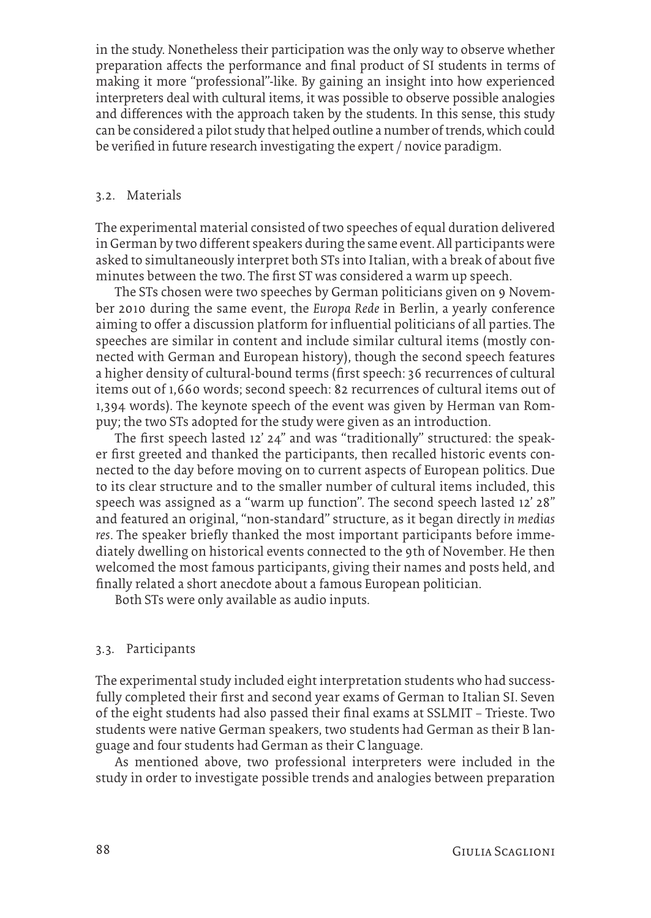in the study. Nonetheless their participation was the only way to observe whether preparation affects the performance and final product of SI students in terms of making it more "professional"-like. By gaining an insight into how experienced interpreters deal with cultural items, it was possible to observe possible analogies and differences with the approach taken by the students. In this sense, this study can be considered a pilot study that helped outline a number of trends, which could be verified in future research investigating the expert / novice paradigm.

### 3.2. Materials

The experimental material consisted of two speeches of equal duration delivered in German by two different speakers during the same event. All participants were asked to simultaneously interpret both STs into Italian, with a break of about five minutes between the two. The first ST was considered a warm up speech.

The STs chosen were two speeches by German politicians given on 9 November 2010 during the same event, the *Europa Rede* in Berlin, a yearly conference aiming to offer a discussion platform for influential politicians of all parties. The speeches are similar in content and include similar cultural items (mostly connected with German and European history), though the second speech features a higher density of cultural-bound terms (first speech: 36 recurrences of cultural items out of 1,660 words; second speech: 82 recurrences of cultural items out of 1,394 words). The keynote speech of the event was given by Herman van Rompuy; the two STs adopted for the study were given as an introduction.

The first speech lasted 12' 24" and was "traditionally" structured: the speaker first greeted and thanked the participants, then recalled historic events connected to the day before moving on to current aspects of European politics. Due to its clear structure and to the smaller number of cultural items included, this speech was assigned as a "warm up function". The second speech lasted 12' 28" and featured an original, "non-standard" structure, as it began directly *in medias res*. The speaker briefly thanked the most important participants before immediately dwelling on historical events connected to the 9th of November. He then welcomed the most famous participants, giving their names and posts held, and finally related a short anecdote about a famous European politician.

Both STs were only available as audio inputs.

### 3.3. Participants

The experimental study included eight interpretation students who had successfully completed their first and second year exams of German to Italian SI. Seven of the eight students had also passed their final exams at SSLMIT – Trieste. Two students were native German speakers, two students had German as their B language and four students had German as their C language.

As mentioned above, two professional interpreters were included in the study in order to investigate possible trends and analogies between preparation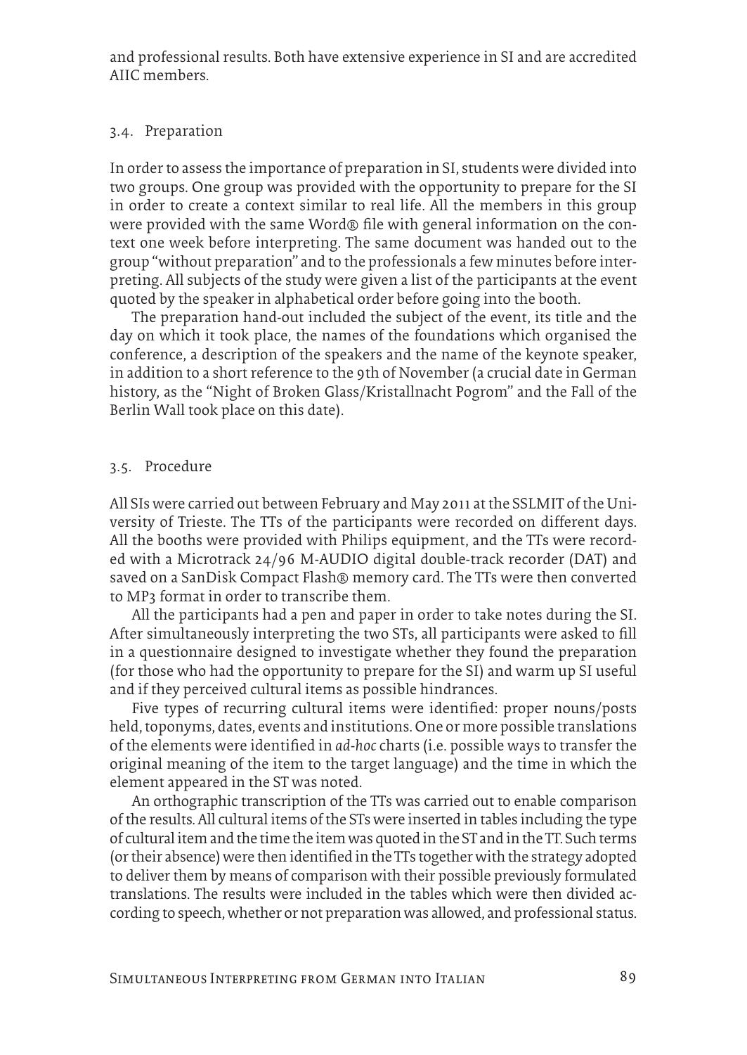and professional results. Both have extensive experience in SI and are accredited AIIC members.

### 3.4. Preparation

In order to assess the importance of preparation in SI, students were divided into two groups. One group was provided with the opportunity to prepare for the SI in order to create a context similar to real life. All the members in this group were provided with the same Word® file with general information on the context one week before interpreting. The same document was handed out to the group "without preparation" and to the professionals a few minutes before interpreting. All subjects of the study were given a list of the participants at the event quoted by the speaker in alphabetical order before going into the booth.

The preparation hand-out included the subject of the event, its title and the day on which it took place, the names of the foundations which organised the conference, a description of the speakers and the name of the keynote speaker, in addition to a short reference to the 9th of November (a crucial date in German history, as the "Night of Broken Glass/Kristallnacht Pogrom" and the Fall of the Berlin Wall took place on this date).

### 3.5. Procedure

All SIs were carried out between February and May 2011 at the SSLMIT of the University of Trieste. The TTs of the participants were recorded on different days. All the booths were provided with Philips equipment, and the TTs were recorded with a Microtrack 24/96 M-AUDIO digital double-track recorder (DAT) and saved on a SanDisk Compact Flash® memory card. The TTs were then converted to MP3 format in order to transcribe them.

All the participants had a pen and paper in order to take notes during the SI. After simultaneously interpreting the two STs, all participants were asked to fill in a questionnaire designed to investigate whether they found the preparation (for those who had the opportunity to prepare for the SI) and warm up SI useful and if they perceived cultural items as possible hindrances.

Five types of recurring cultural items were identified: proper nouns/posts held, toponyms, dates, events and institutions. One or more possible translations of the elements were identified in *ad-hoc* charts (i.e. possible ways to transfer the original meaning of the item to the target language) and the time in which the element appeared in the ST was noted.

An orthographic transcription of the TTs was carried out to enable comparison of the results. All cultural items of the STs were inserted in tables including the type of cultural item and the time the item was quoted in the ST and in the TT. Such terms (or their absence) were then identified in the TTs together with the strategy adopted to deliver them by means of comparison with their possible previously formulated translations. The results were included in the tables which were then divided according to speech, whether or not preparation was allowed, and professional status.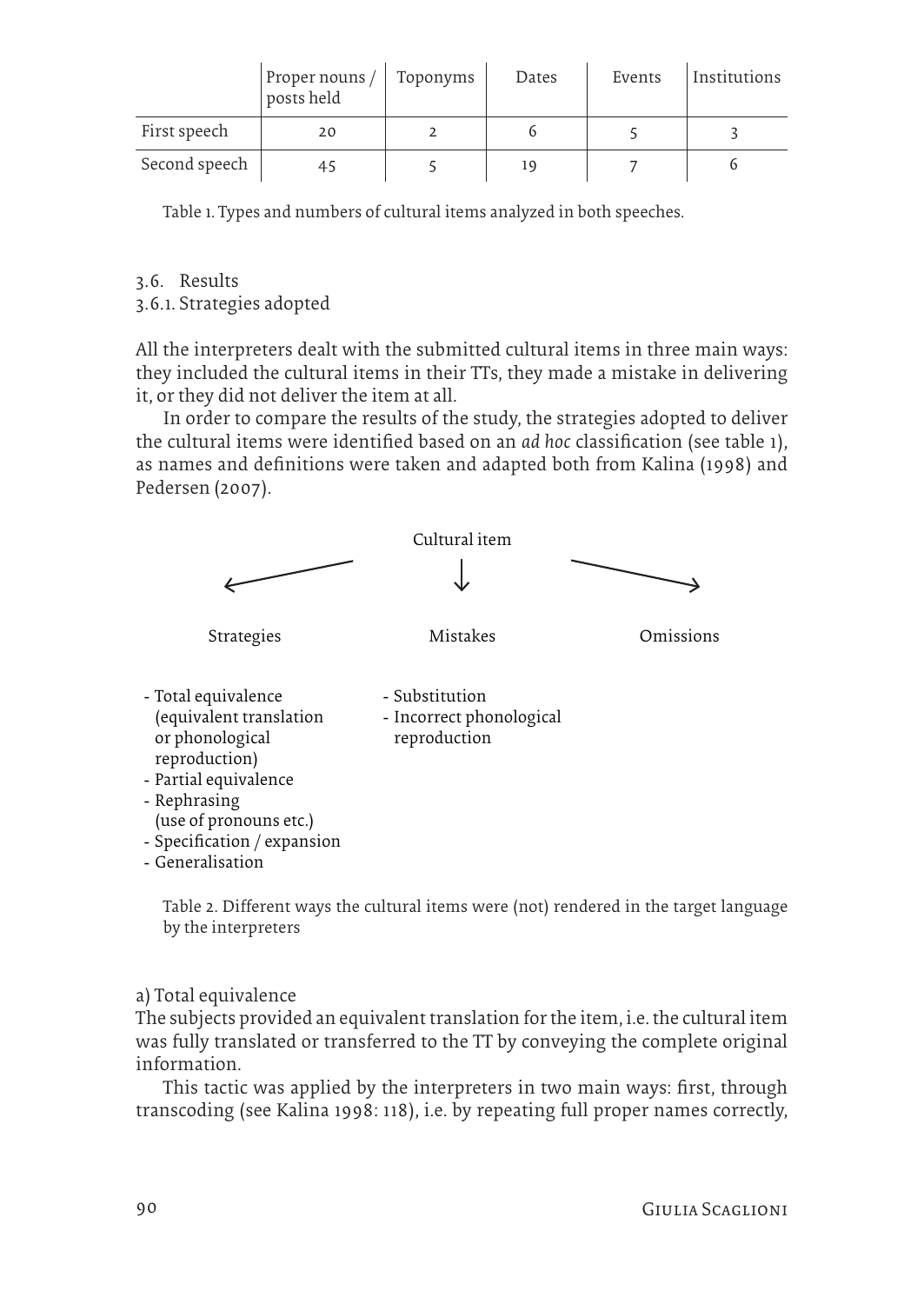| | Proper nouns / posts held | Toponyms | Dates | Events | Institutions |
|---|---|---|---|---|---|
| First speech | 20 | 2 | 6 | 5 | 3 |
| Second speech | 45 | 5 | 19 | 7 | 6 |

Table 1. Types and numbers of cultural items analyzed in both speeches.

### 3.6. Results

#### 3.6.1. Strategies adopted

All the interpreters dealt with the submitted cultural items in three main ways: they included the cultural items in their TTs, they made a mistake in delivering it, or they did not deliver the item at all.

In order to compare the results of the study, the strategies adopted to deliver the cultural items were identified based on an *ad hoc* classification (see table 1), as names and definitions were taken and adapted both from Kalina (1998) and Pedersen (2007).

Cultural item

| Strategies | Mistakes | Omissions |
|---|---|---|
| - Total equivalence (equivalent translation or phonological reproduction)<br>- Partial equivalence<br>- Rephrasing (use of pronouns etc.)<br>- Specification / expansion<br>- Generalisation | - Substitution<br>- Incorrect phonological reproduction | |

Table 2. Different ways the cultural items were (not) rendered in the target language by the interpreters

a) Total equivalence

The subjects provided an equivalent translation for the item, i.e. the cultural item was fully translated or transferred to the TT by conveying the complete original information.

This tactic was applied by the interpreters in two main ways: first, through transcoding (see Kalina 1998: 118), i.e. by repeating full proper names correctly,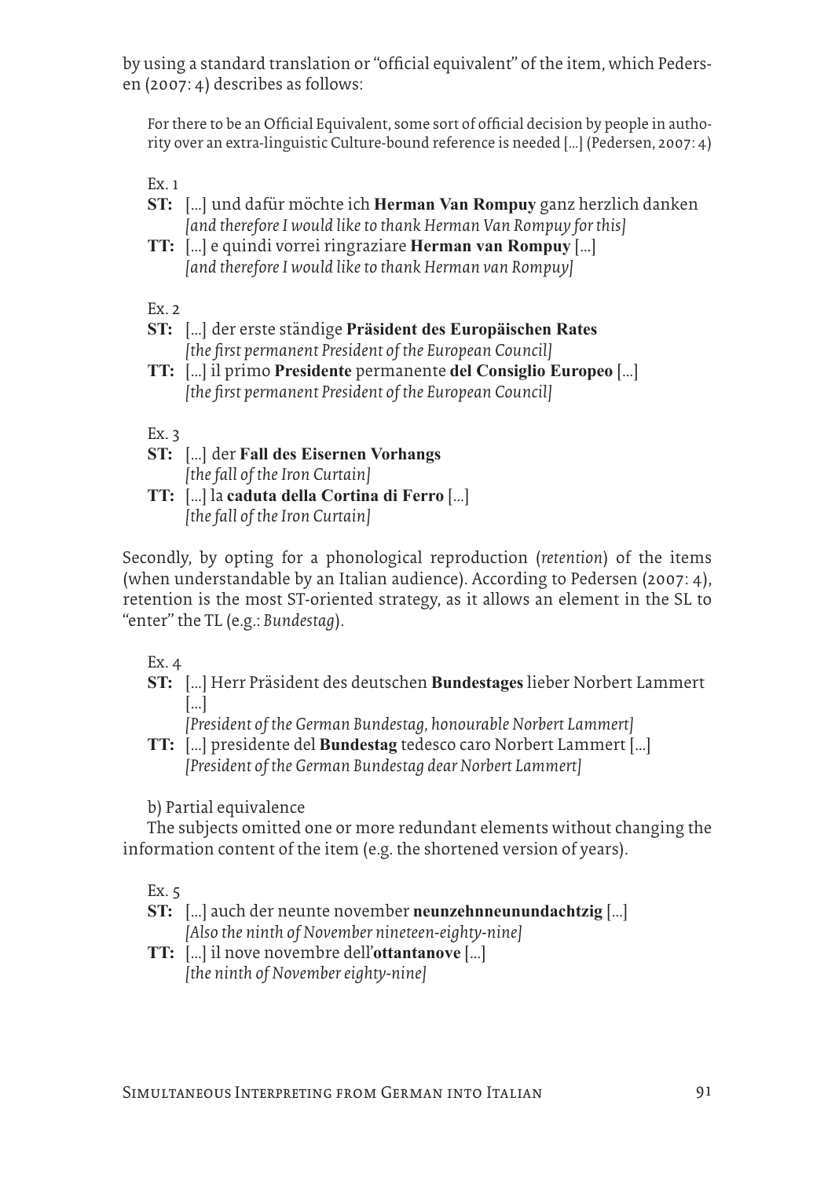by using a standard translation or "official equivalent" of the item, which Pedersen (2007: 4) describes as follows:

> For there to be an Official Equivalent, some sort of official decision by people in authority over an extra-linguistic Culture-bound reference is needed […] (Pedersen, 2007: 4)

Ex. 1

**ST:** […] und dafür möchte ich **Herman Van Rompuy** ganz herzlich danken
*[and therefore I would like to thank Herman Van Rompuy for this]*

**TT:** […] e quindi vorrei ringraziare **Herman van Rompuy** […]
*[and therefore I would like to thank Herman van Rompuy]*

Ex. 2

**ST:** […] der erste ständige **Präsident des Europäischen Rates**
*[the first permanent President of the European Council]*

**TT:** […] il primo **Presidente** permanente **del Consiglio Europeo** […]
*[the first permanent President of the European Council]*

Ex. 3

**ST:** […] der **Fall des Eisernen Vorhangs**
*[the fall of the Iron Curtain]*

**TT:** […] la **caduta della Cortina di Ferro** […]
*[the fall of the Iron Curtain]*

Secondly, by opting for a phonological reproduction (*retention*) of the items (when understandable by an Italian audience). According to Pedersen (2007: 4), retention is the most ST-oriented strategy, as it allows an element in the SL to "enter" the TL (e.g.: *Bundestag*).

Ex. 4

**ST:** […] Herr Präsident des deutschen **Bundestages** lieber Norbert Lammert […]
*[President of the German Bundestag, honourable Norbert Lammert]*

**TT:** […] presidente del **Bundestag** tedesco caro Norbert Lammert […]
*[President of the German Bundestag dear Norbert Lammert]*

b) Partial equivalence

The subjects omitted one or more redundant elements without changing the information content of the item (e.g. the shortened version of years).

Ex. 5

**ST:** […] auch der neunte november **neunzehnneunundachtzig** […]
*[Also the ninth of November nineteen-eighty-nine]*

**TT:** […] il nove novembre dell'**ottantanove** […]
*[the ninth of November eighty-nine]*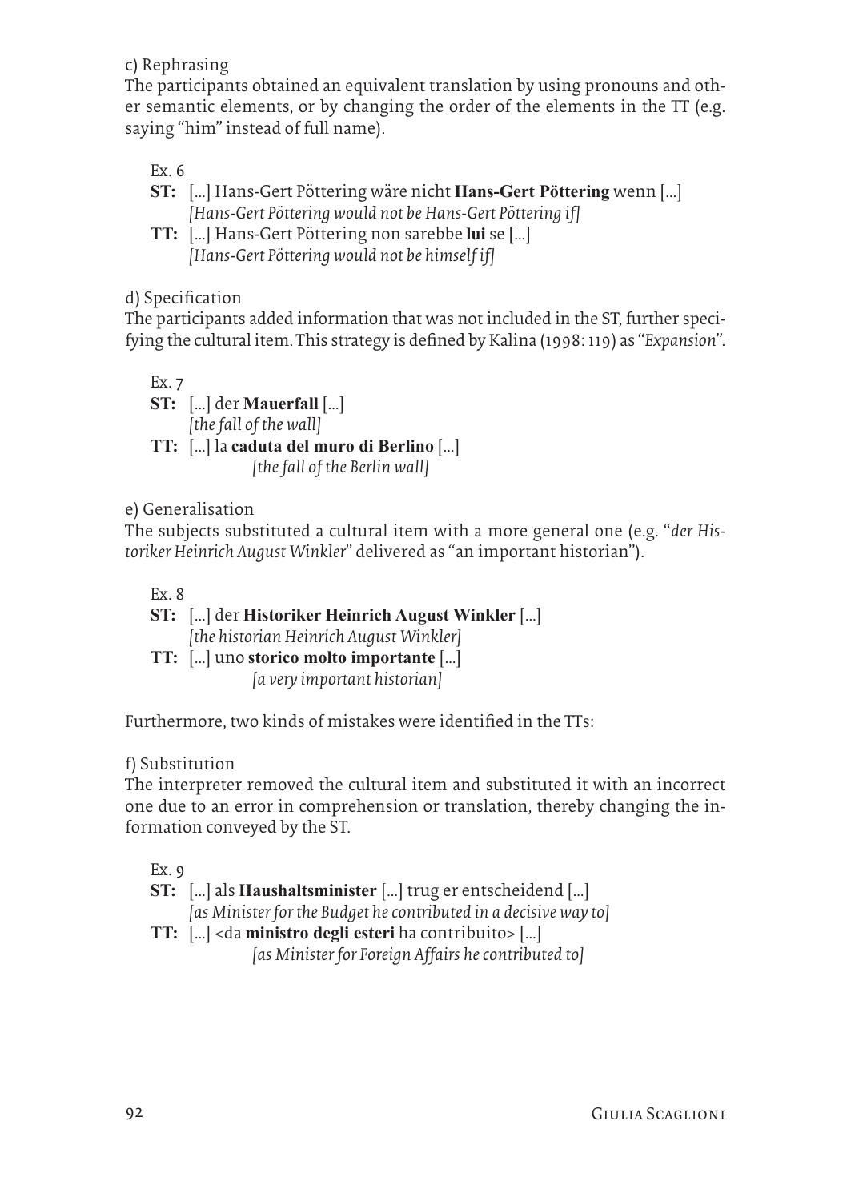c) Rephrasing

The participants obtained an equivalent translation by using pronouns and other semantic elements, or by changing the order of the elements in the TT (e.g. saying "him" instead of full name).

Ex. 6

**ST:** […] Hans-Gert Pöttering wäre nicht **Hans-Gert Pöttering** wenn […]
*[Hans-Gert Pöttering would not be Hans-Gert Pöttering if]*

**TT:** […] Hans-Gert Pöttering non sarebbe **lui** se […]
*[Hans-Gert Pöttering would not be himself if]*

d) Specification

The participants added information that was not included in the ST, further specifying the cultural item. This strategy is defined by Kalina (1998: 119) as "*Expansion*".

Ex. 7

**ST:** […] der **Mauerfall** […]
*[the fall of the wall]*

**TT:** […] la **caduta del muro di Berlino** […]
*[the fall of the Berlin wall]*

e) Generalisation

The subjects substituted a cultural item with a more general one (e.g. "*der Historiker Heinrich August Winkler*" delivered as "an important historian").

Ex. 8

**ST:** […] der **Historiker Heinrich August Winkler** […]
*[the historian Heinrich August Winkler]*

**TT:** […] uno **storico molto importante** […]
*[a very important historian]*

Furthermore, two kinds of mistakes were identified in the TTs:

f) Substitution

The interpreter removed the cultural item and substituted it with an incorrect one due to an error in comprehension or translation, thereby changing the information conveyed by the ST.

Ex. 9

**ST:** […] als **Haushaltsminister** […] trug er entscheidend […]
*[as Minister for the Budget he contributed in a decisive way to]*

**TT:** […] <da **ministro degli esteri** ha contribuito> […]
*[as Minister for Foreign Affairs he contributed to]*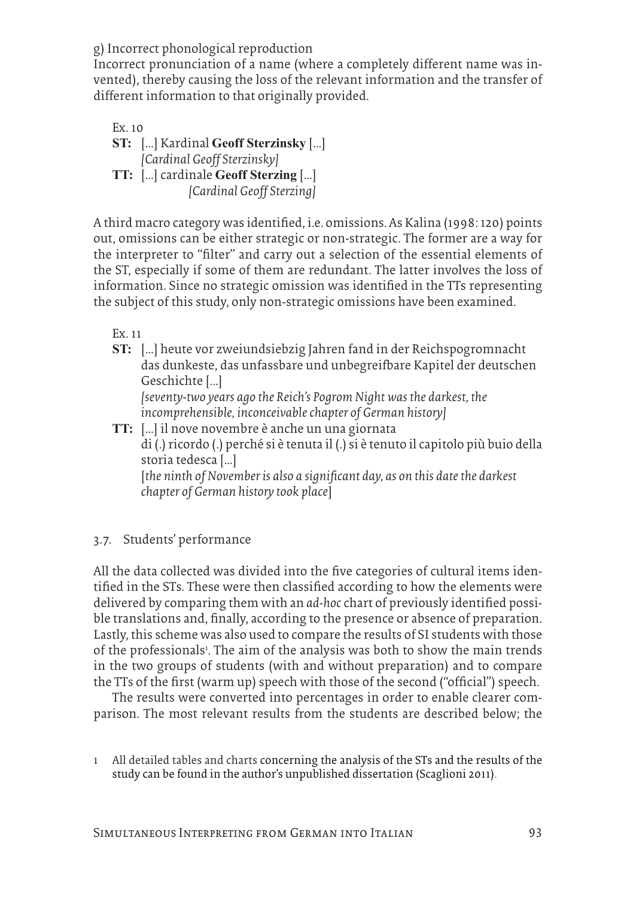g) Incorrect phonological reproduction

Incorrect pronunciation of a name (where a completely different name was invented), thereby causing the loss of the relevant information and the transfer of different information to that originally provided.

Ex. 10

**ST:** [...] Kardinal **Geoff Sterzinsky** [...]
*[Cardinal Geoff Sterzinsky]*

**TT:** [...] cardinale **Geoff Sterzing** [...]
*[Cardinal Geoff Sterzing]*

A third macro category was identified, i.e. omissions. As Kalina (1998: 120) points out, omissions can be either strategic or non-strategic. The former are a way for the interpreter to "filter" and carry out a selection of the essential elements of the ST, especially if some of them are redundant. The latter involves the loss of information. Since no strategic omission was identified in the TTs representing the subject of this study, only non-strategic omissions have been examined.

Ex. 11

**ST:** [...] heute vor zweiundsiebzig Jahren fand in der Reichspogromnacht das dunkeste, das unfassbare und unbegreifbare Kapitel der deutschen Geschichte [...]
*[seventy-two years ago the Reich's Pogrom Night was the darkest, the incomprehensible, inconceivable chapter of German history]*

**TT:** [...] il nove novembre è anche un una giornata di (.) ricordo (.) perché si è tenuta il (.) si è tenuto il capitolo più buio della storia tedesca [...]
[*the ninth of November is also a significant day, as on this date the darkest chapter of German history took place*]

### 3.7. Students' performance

All the data collected was divided into the five categories of cultural items identified in the STs. These were then classified according to how the elements were delivered by comparing them with an *ad-hoc* chart of previously identified possible translations and, finally, according to the presence or absence of preparation. Lastly, this scheme was also used to compare the results of SI students with those of the professionals[1]. The aim of the analysis was both to show the main trends in the two groups of students (with and without preparation) and to compare the TTs of the first (warm up) speech with those of the second ("official") speech.

The results were converted into percentages in order to enable clearer comparison. The most relevant results from the students are described below; the

1 All detailed tables and charts concerning the analysis of the STs and the results of the study can be found in the author's unpublished dissertation (Scaglioni 2011).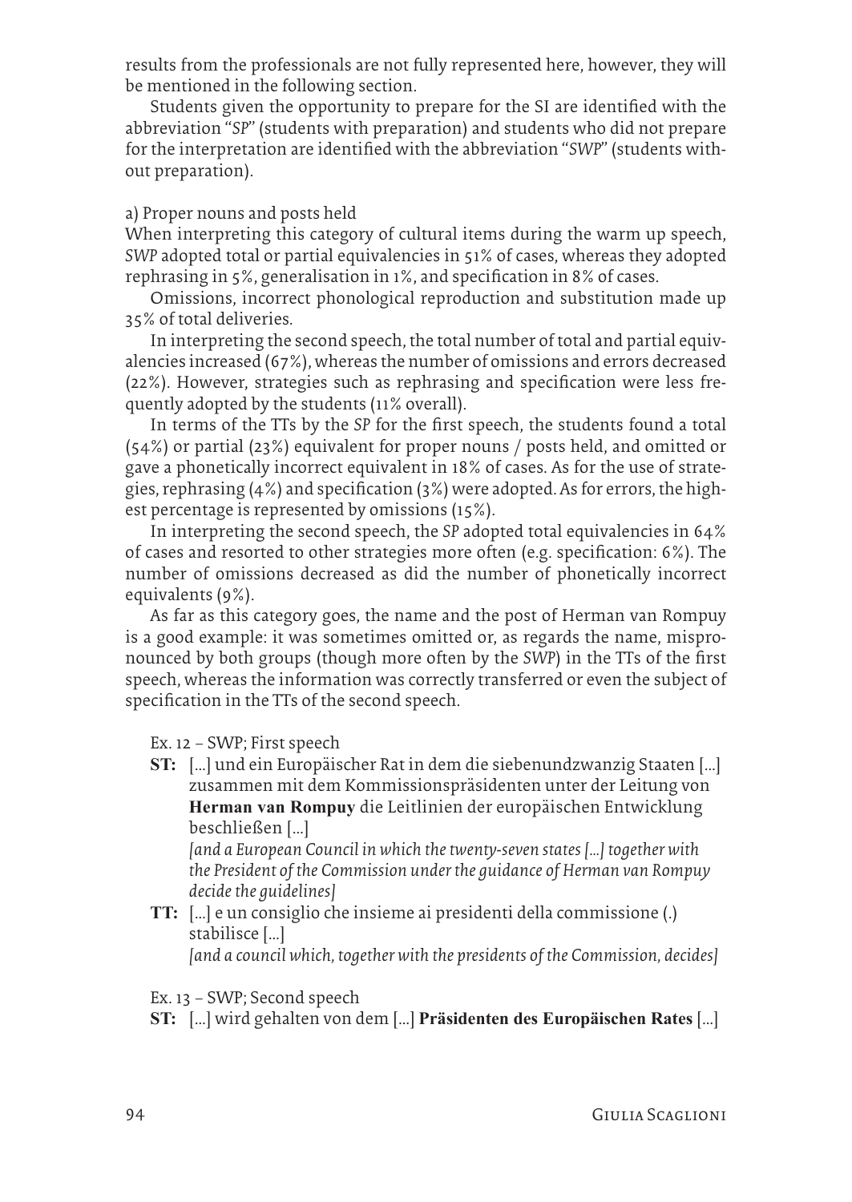results from the professionals are not fully represented here, however, they will be mentioned in the following section.

Students given the opportunity to prepare for the SI are identified with the abbreviation "*SP*" (students with preparation) and students who did not prepare for the interpretation are identified with the abbreviation "*SWP*" (students without preparation).

a) Proper nouns and posts held

When interpreting this category of cultural items during the warm up speech, *SWP* adopted total or partial equivalencies in 51% of cases, whereas they adopted rephrasing in 5%, generalisation in 1%, and specification in 8% of cases.

Omissions, incorrect phonological reproduction and substitution made up 35% of total deliveries.

In interpreting the second speech, the total number of total and partial equivalencies increased (67%), whereas the number of omissions and errors decreased (22%). However, strategies such as rephrasing and specification were less frequently adopted by the students (11% overall).

In terms of the TTs by the *SP* for the first speech, the students found a total (54%) or partial (23%) equivalent for proper nouns / posts held, and omitted or gave a phonetically incorrect equivalent in 18% of cases. As for the use of strategies, rephrasing (4%) and specification (3%) were adopted. As for errors, the highest percentage is represented by omissions (15%).

In interpreting the second speech, the *SP* adopted total equivalencies in 64% of cases and resorted to other strategies more often (e.g. specification: 6%). The number of omissions decreased as did the number of phonetically incorrect equivalents (9%).

As far as this category goes, the name and the post of Herman van Rompuy is a good example: it was sometimes omitted or, as regards the name, mispronounced by both groups (though more often by the *SWP*) in the TTs of the first speech, whereas the information was correctly transferred or even the subject of specification in the TTs of the second speech.

Ex. 12 – SWP; First speech

**ST:** […] und ein Europäischer Rat in dem die siebenundzwanzig Staaten […] zusammen mit dem Kommissionspräsidenten unter der Leitung von **Herman van Rompuy** die Leitlinien der europäischen Entwicklung beschließen […]
*[and a European Council in which the twenty-seven states […] together with the President of the Commission under the guidance of Herman van Rompuy decide the guidelines]*

**TT:** […] e un consiglio che insieme ai presidenti della commissione (.) stabilisce […]
*[and a council which, together with the presidents of the Commission, decides]*

Ex. 13 – SWP; Second speech

**ST:** […] wird gehalten von dem […] **Präsidenten des Europäischen Rates** […]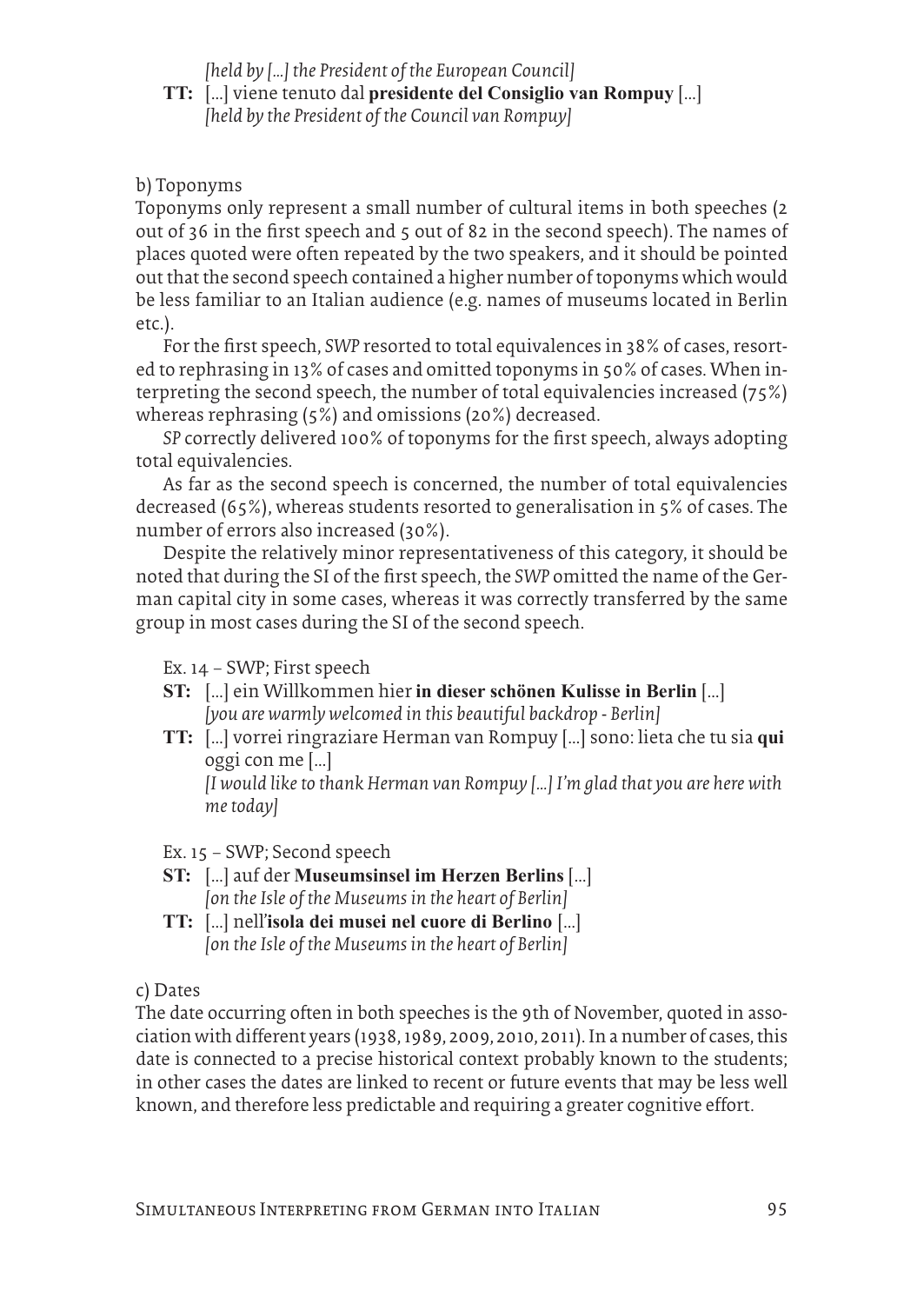*[held by […] the President of the European Council]*

**TT:** […] viene tenuto dal **presidente del Consiglio van Rompuy** […]
*[held by the President of the Council van Rompuy]*

b) Toponyms

Toponyms only represent a small number of cultural items in both speeches (2 out of 36 in the first speech and 5 out of 82 in the second speech). The names of places quoted were often repeated by the two speakers, and it should be pointed out that the second speech contained a higher number of toponyms which would be less familiar to an Italian audience (e.g. names of museums located in Berlin etc.).

For the first speech, *SWP* resorted to total equivalences in 38% of cases, resorted to rephrasing in 13% of cases and omitted toponyms in 50% of cases. When interpreting the second speech, the number of total equivalencies increased (75%) whereas rephrasing (5%) and omissions (20%) decreased.

*SP* correctly delivered 100% of toponyms for the first speech, always adopting total equivalencies.

As far as the second speech is concerned, the number of total equivalencies decreased (65%), whereas students resorted to generalisation in 5% of cases. The number of errors also increased (30%).

Despite the relatively minor representativeness of this category, it should be noted that during the SI of the first speech, the *SWP* omitted the name of the German capital city in some cases, whereas it was correctly transferred by the same group in most cases during the SI of the second speech.

Ex. 14 – SWP; First speech

**ST:** […] ein Willkommen hier **in dieser schönen Kulisse in Berlin** […]
*[you are warmly welcomed in this beautiful backdrop - Berlin]*

**TT:** […] vorrei ringraziare Herman van Rompuy […] sono: lieta che tu sia **qui** oggi con me […]
*[I would like to thank Herman van Rompuy […] I'm glad that you are here with me today]*

Ex. 15 – SWP; Second speech

**ST:** […] auf der **Museumsinsel im Herzen Berlins** […]
*[on the Isle of the Museums in the heart of Berlin]*

**TT:** […] nell'**isola dei musei nel cuore di Berlino** […]
*[on the Isle of the Museums in the heart of Berlin]*

c) Dates

The date occurring often in both speeches is the 9th of November, quoted in association with different years (1938, 1989, 2009, 2010, 2011). In a number of cases, this date is connected to a precise historical context probably known to the students; in other cases the dates are linked to recent or future events that may be less well known, and therefore less predictable and requiring a greater cognitive effort.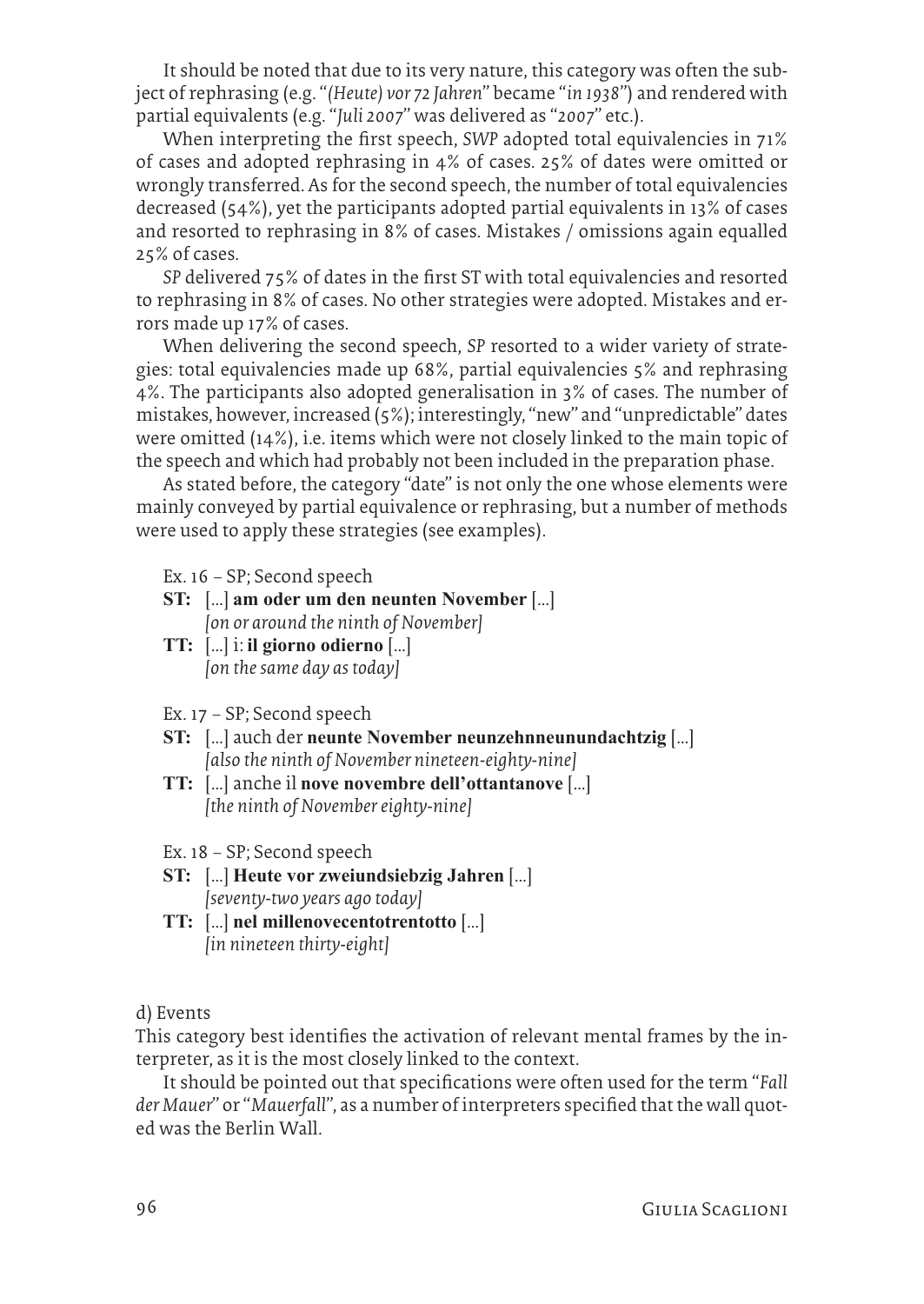It should be noted that due to its very nature, this category was often the subject of rephrasing (e.g. "*(Heute) vor 72 Jahren*" became "*in 1938*") and rendered with partial equivalents (e.g. "*Juli 2007*" was delivered as "*2007*" etc.).

When interpreting the first speech, *SWP* adopted total equivalencies in 71% of cases and adopted rephrasing in 4% of cases. 25% of dates were omitted or wrongly transferred. As for the second speech, the number of total equivalencies decreased (54%), yet the participants adopted partial equivalents in 13% of cases and resorted to rephrasing in 8% of cases. Mistakes / omissions again equalled 25% of cases.

*SP* delivered 75% of dates in the first ST with total equivalencies and resorted to rephrasing in 8% of cases. No other strategies were adopted. Mistakes and errors made up 17% of cases.

When delivering the second speech, *SP* resorted to a wider variety of strategies: total equivalencies made up 68%, partial equivalencies 5% and rephrasing 4%. The participants also adopted generalisation in 3% of cases. The number of mistakes, however, increased (5%); interestingly, "new" and "unpredictable" dates were omitted (14%), i.e. items which were not closely linked to the main topic of the speech and which had probably not been included in the preparation phase.

As stated before, the category "date" is not only the one whose elements were mainly conveyed by partial equivalence or rephrasing, but a number of methods were used to apply these strategies (see examples).

Ex. 16 – SP; Second speech

**ST:** [...] **am oder um den neunten November** [...]
*[on or around the ninth of November]*

**TT:** [...] i: **il giorno odierno** [...]
*[on the same day as today]*

Ex. 17 – SP; Second speech

**ST:** [...] auch der **neunte November neunzehnneunundachtzig** [...]
*[also the ninth of November nineteen-eighty-nine]*

**TT:** [...] anche il **nove novembre dell'ottantanove** [...]
*[the ninth of November eighty-nine]*

Ex. 18 – SP; Second speech

**ST:** [...] **Heute vor zweiundsiebzig Jahren** [...]
*[seventy-two years ago today]*

**TT:** [...] **nel millenovecentotrentotto** [...]
*[in nineteen thirty-eight]*

d) Events

This category best identifies the activation of relevant mental frames by the interpreter, as it is the most closely linked to the context.

It should be pointed out that specifications were often used for the term "*Fall der Mauer*" or "*Mauerfall*", as a number of interpreters specified that the wall quoted was the Berlin Wall.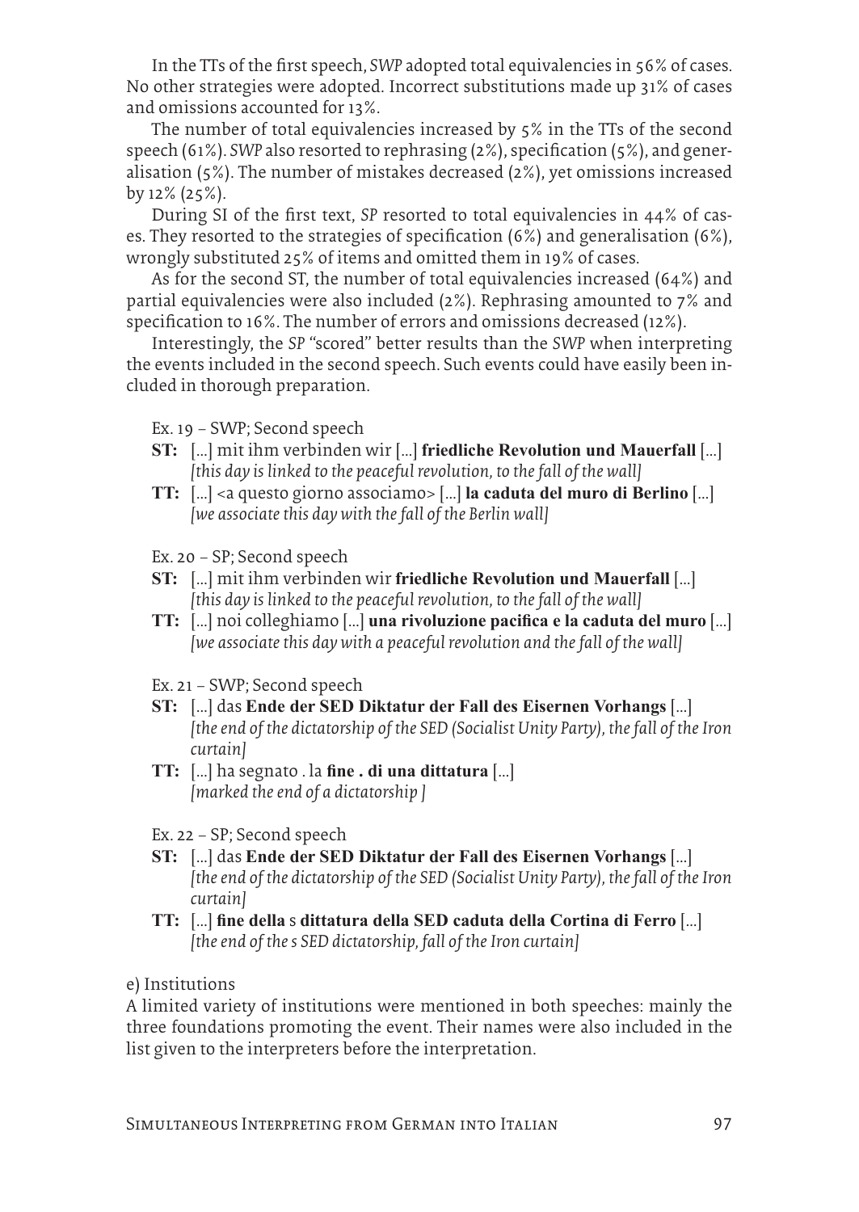In the TTs of the first speech, *SWP* adopted total equivalencies in 56% of cases. No other strategies were adopted. Incorrect substitutions made up 31% of cases and omissions accounted for 13%.

The number of total equivalencies increased by 5% in the TTs of the second speech (61%). *SWP* also resorted to rephrasing (2%), specification (5%), and generalisation (5%). The number of mistakes decreased (2%), yet omissions increased by 12% (25%).

During SI of the first text, *SP* resorted to total equivalencies in 44% of cases. They resorted to the strategies of specification (6%) and generalisation (6%), wrongly substituted 25% of items and omitted them in 19% of cases.

As for the second ST, the number of total equivalencies increased (64%) and partial equivalencies were also included (2%). Rephrasing amounted to 7% and specification to 16%. The number of errors and omissions decreased (12%).

Interestingly, the *SP* "scored" better results than the *SWP* when interpreting the events included in the second speech. Such events could have easily been included in thorough preparation.

Ex. 19 – SWP; Second speech

**ST:** […] mit ihm verbinden wir […] **friedliche Revolution und Mauerfall** […]
*[this day is linked to the peaceful revolution, to the fall of the wall]*

**TT:** […] <a questo giorno associamo> […] **la caduta del muro di Berlino** […]
*[we associate this day with the fall of the Berlin wall]*

Ex. 20 – SP; Second speech

**ST:** […] mit ihm verbinden wir **friedliche Revolution und Mauerfall** […]
*[this day is linked to the peaceful revolution, to the fall of the wall]*

**TT:** […] noi colleghiamo […] **una rivoluzione pacifica e la caduta del muro** […]
*[we associate this day with a peaceful revolution and the fall of the wall]*

Ex. 21 – SWP; Second speech

**ST:** […] das **Ende der SED Diktatur der Fall des Eisernen Vorhangs** […]
*[the end of the dictatorship of the SED (Socialist Unity Party), the fall of the Iron curtain]*

**TT:** […] ha segnato . la **fine . di una dittatura** […]
*[marked the end of a dictatorship ]*

Ex. 22 – SP; Second speech

**ST:** […] das **Ende der SED Diktatur der Fall des Eisernen Vorhangs** […]
*[the end of the dictatorship of the SED (Socialist Unity Party), the fall of the Iron curtain]*

**TT:** […] **fine della** s **dittatura della SED caduta della Cortina di Ferro** […]
*[the end of the s SED dictatorship, fall of the Iron curtain]*

e) Institutions

A limited variety of institutions were mentioned in both speeches: mainly the three foundations promoting the event. Their names were also included in the list given to the interpreters before the interpretation.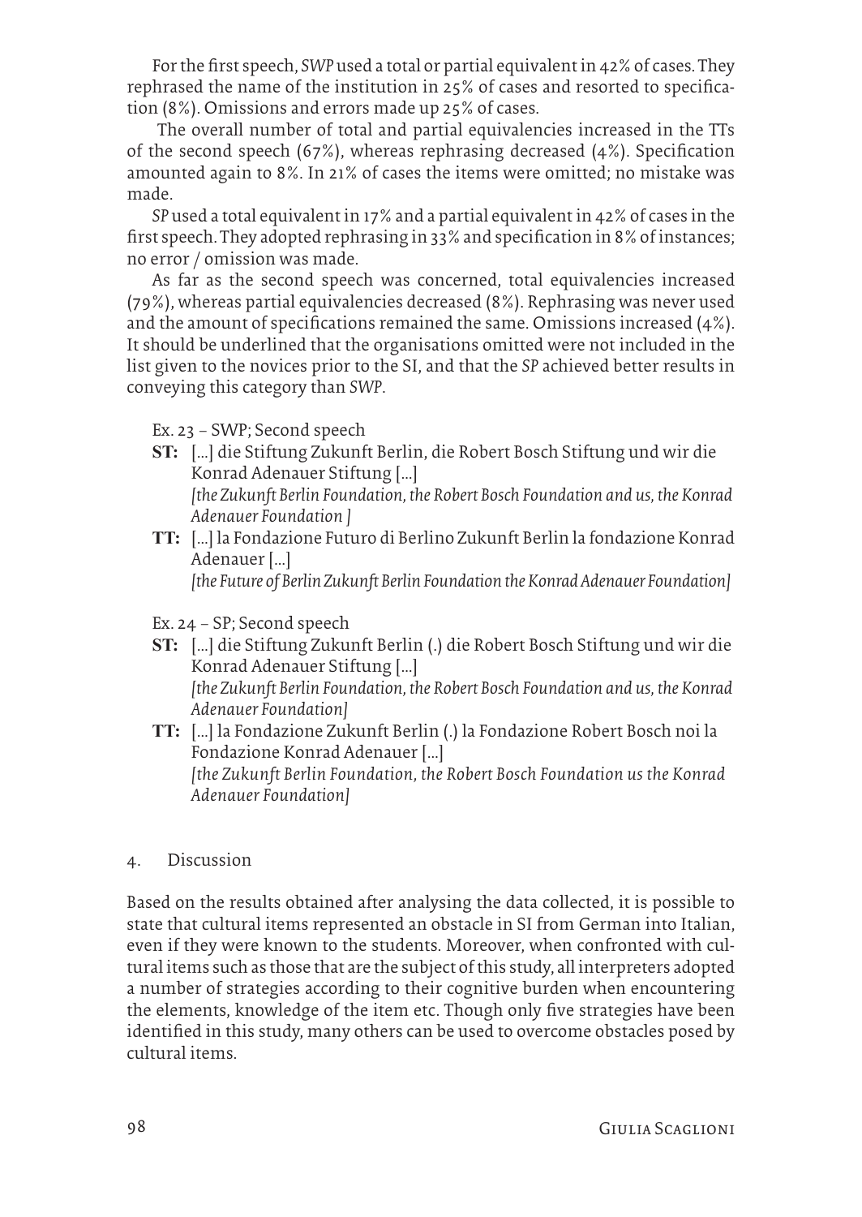For the first speech, *SWP* used a total or partial equivalent in 42% of cases. They rephrased the name of the institution in 25% of cases and resorted to specification (8%). Omissions and errors made up 25% of cases.

The overall number of total and partial equivalencies increased in the TTs of the second speech (67%), whereas rephrasing decreased (4%). Specification amounted again to 8%. In 21% of cases the items were omitted; no mistake was made.

*SP* used a total equivalent in 17% and a partial equivalent in 42% of cases in the first speech. They adopted rephrasing in 33% and specification in 8% of instances; no error / omission was made.

As far as the second speech was concerned, total equivalencies increased (79%), whereas partial equivalencies decreased (8%). Rephrasing was never used and the amount of specifications remained the same. Omissions increased (4%). It should be underlined that the organisations omitted were not included in the list given to the novices prior to the SI, and that the *SP* achieved better results in conveying this category than *SWP*.

Ex. 23 – SWP; Second speech

**ST:** […] die Stiftung Zukunft Berlin, die Robert Bosch Stiftung und wir die Konrad Adenauer Stiftung […]
*[the Zukunft Berlin Foundation, the Robert Bosch Foundation and us, the Konrad Adenauer Foundation ]*

**TT:** […] la Fondazione Futuro di Berlino Zukunft Berlin la fondazione Konrad Adenauer […]
*[the Future of Berlin Zukunft Berlin Foundation the Konrad Adenauer Foundation]*

Ex. 24 – SP; Second speech

**ST:** […] die Stiftung Zukunft Berlin (.) die Robert Bosch Stiftung und wir die Konrad Adenauer Stiftung […]
*[the Zukunft Berlin Foundation, the Robert Bosch Foundation and us, the Konrad Adenauer Foundation]*

**TT:** […] la Fondazione Zukunft Berlin (.) la Fondazione Robert Bosch noi la Fondazione Konrad Adenauer […]
*[the Zukunft Berlin Foundation, the Robert Bosch Foundation us the Konrad Adenauer Foundation]*

## 4. Discussion

Based on the results obtained after analysing the data collected, it is possible to state that cultural items represented an obstacle in SI from German into Italian, even if they were known to the students. Moreover, when confronted with cultural items such as those that are the subject of this study, all interpreters adopted a number of strategies according to their cognitive burden when encountering the elements, knowledge of the item etc. Though only five strategies have been identified in this study, many others can be used to overcome obstacles posed by cultural items.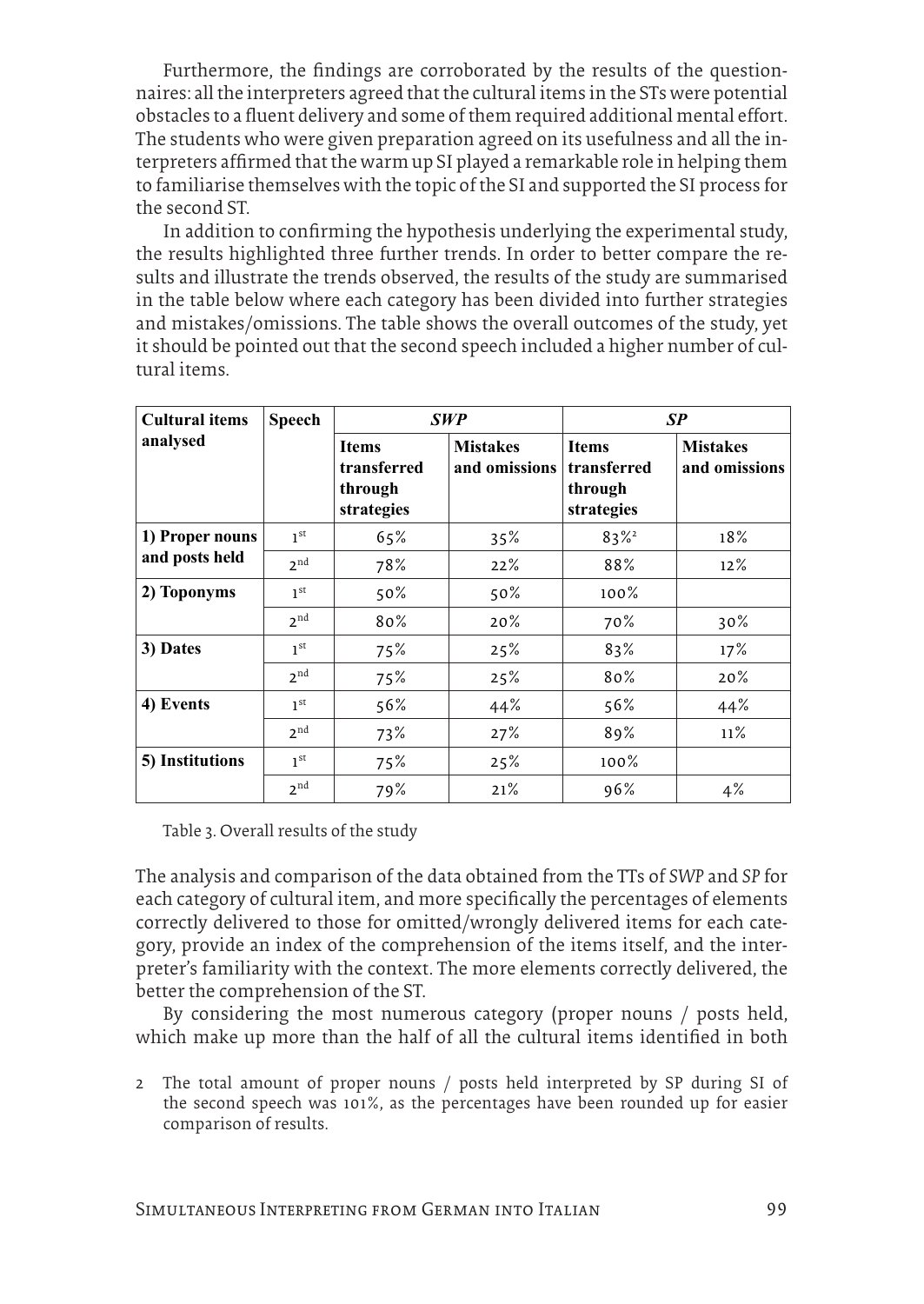Furthermore, the findings are corroborated by the results of the questionnaires: all the interpreters agreed that the cultural items in the STs were potential obstacles to a fluent delivery and some of them required additional mental effort. The students who were given preparation agreed on its usefulness and all the interpreters affirmed that the warm up SI played a remarkable role in helping them to familiarise themselves with the topic of the SI and supported the SI process for the second ST.

In addition to confirming the hypothesis underlying the experimental study, the results highlighted three further trends. In order to better compare the results and illustrate the trends observed, the results of the study are summarised in the table below where each category has been divided into further strategies and mistakes/omissions. The table shows the overall outcomes of the study, yet it should be pointed out that the second speech included a higher number of cultural items.

| Cultural items analysed | Speech | *SWP* | | *SP* | |
|---|---|---|---|---|---|
| | | Items transferred through strategies | Mistakes and omissions | Items transferred through strategies | Mistakes and omissions |
| 1) Proper nouns and posts held | 1st | 65% | 35% | 83%[2] | 18% |
| | 2nd | 78% | 22% | 88% | 12% |
| 2) Toponyms | 1st | 50% | 50% | 100% | |
| | 2nd | 80% | 20% | 70% | 30% |
| 3) Dates | 1st | 75% | 25% | 83% | 17% |
| | 2nd | 75% | 25% | 80% | 20% |
| 4) Events | 1st | 56% | 44% | 56% | 44% |
| | 2nd | 73% | 27% | 89% | 11% |
| 5) Institutions | 1st | 75% | 25% | 100% | |
| | 2nd | 79% | 21% | 96% | 4% |

Table 3. Overall results of the study

The analysis and comparison of the data obtained from the TTs of *SWP* and *SP* for each category of cultural item, and more specifically the percentages of elements correctly delivered to those for omitted/wrongly delivered items for each category, provide an index of the comprehension of the items itself, and the interpreter's familiarity with the context. The more elements correctly delivered, the better the comprehension of the ST.

By considering the most numerous category (proper nouns / posts held, which make up more than the half of all the cultural items identified in both

2 The total amount of proper nouns / posts held interpreted by SP during SI of the second speech was 101%, as the percentages have been rounded up for easier comparison of results.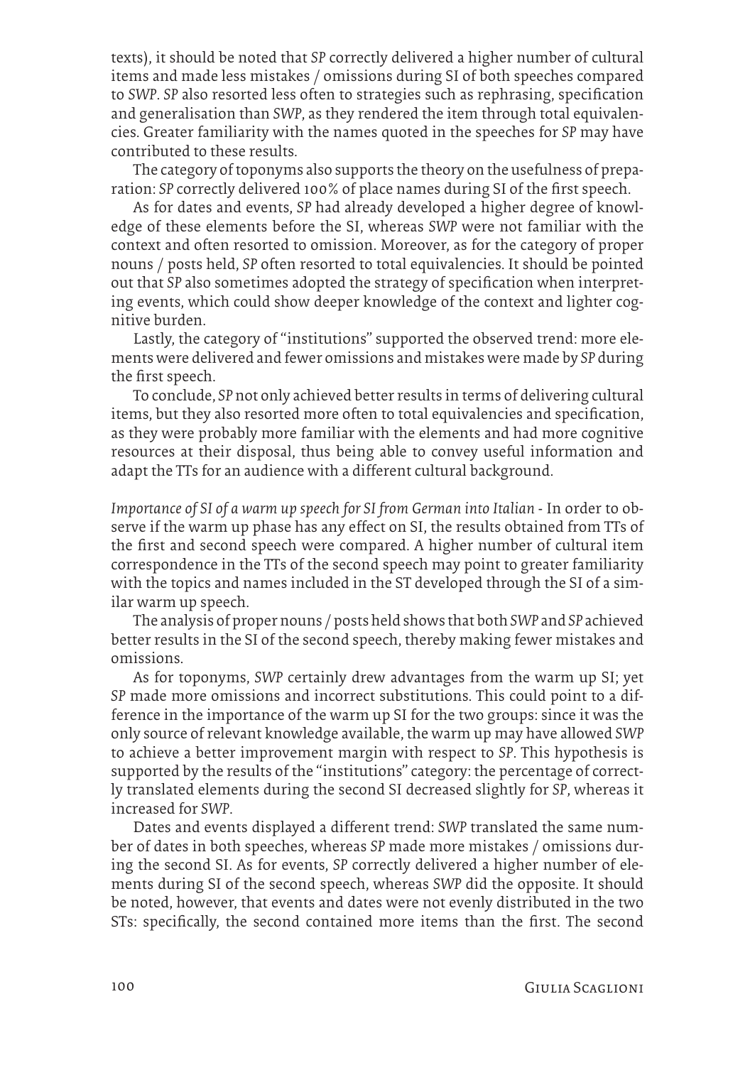texts), it should be noted that *SP* correctly delivered a higher number of cultural items and made less mistakes / omissions during SI of both speeches compared to *SWP*. *SP* also resorted less often to strategies such as rephrasing, specification and generalisation than *SWP*, as they rendered the item through total equivalencies. Greater familiarity with the names quoted in the speeches for *SP* may have contributed to these results.

The category of toponyms also supports the theory on the usefulness of preparation: *SP* correctly delivered 100% of place names during SI of the first speech.

As for dates and events, *SP* had already developed a higher degree of knowledge of these elements before the SI, whereas *SWP* were not familiar with the context and often resorted to omission. Moreover, as for the category of proper nouns / posts held, *SP* often resorted to total equivalencies. It should be pointed out that *SP* also sometimes adopted the strategy of specification when interpreting events, which could show deeper knowledge of the context and lighter cognitive burden.

Lastly, the category of "institutions" supported the observed trend: more elements were delivered and fewer omissions and mistakes were made by *SP* during the first speech.

To conclude, *SP* not only achieved better results in terms of delivering cultural items, but they also resorted more often to total equivalencies and specification, as they were probably more familiar with the elements and had more cognitive resources at their disposal, thus being able to convey useful information and adapt the TTs for an audience with a different cultural background.

*Importance of SI of a warm up speech for SI from German into Italian* - In order to observe if the warm up phase has any effect on SI, the results obtained from TTs of the first and second speech were compared. A higher number of cultural item correspondence in the TTs of the second speech may point to greater familiarity with the topics and names included in the ST developed through the SI of a similar warm up speech.

The analysis of proper nouns / posts held shows that both *SWP* and *SP* achieved better results in the SI of the second speech, thereby making fewer mistakes and omissions.

As for toponyms, *SWP* certainly drew advantages from the warm up SI; yet *SP* made more omissions and incorrect substitutions. This could point to a difference in the importance of the warm up SI for the two groups: since it was the only source of relevant knowledge available, the warm up may have allowed *SWP* to achieve a better improvement margin with respect to *SP*. This hypothesis is supported by the results of the "institutions" category: the percentage of correctly translated elements during the second SI decreased slightly for *SP*, whereas it increased for *SWP*.

Dates and events displayed a different trend: *SWP* translated the same number of dates in both speeches, whereas *SP* made more mistakes / omissions during the second SI. As for events, *SP* correctly delivered a higher number of elements during SI of the second speech, whereas *SWP* did the opposite. It should be noted, however, that events and dates were not evenly distributed in the two STs: specifically, the second contained more items than the first. The second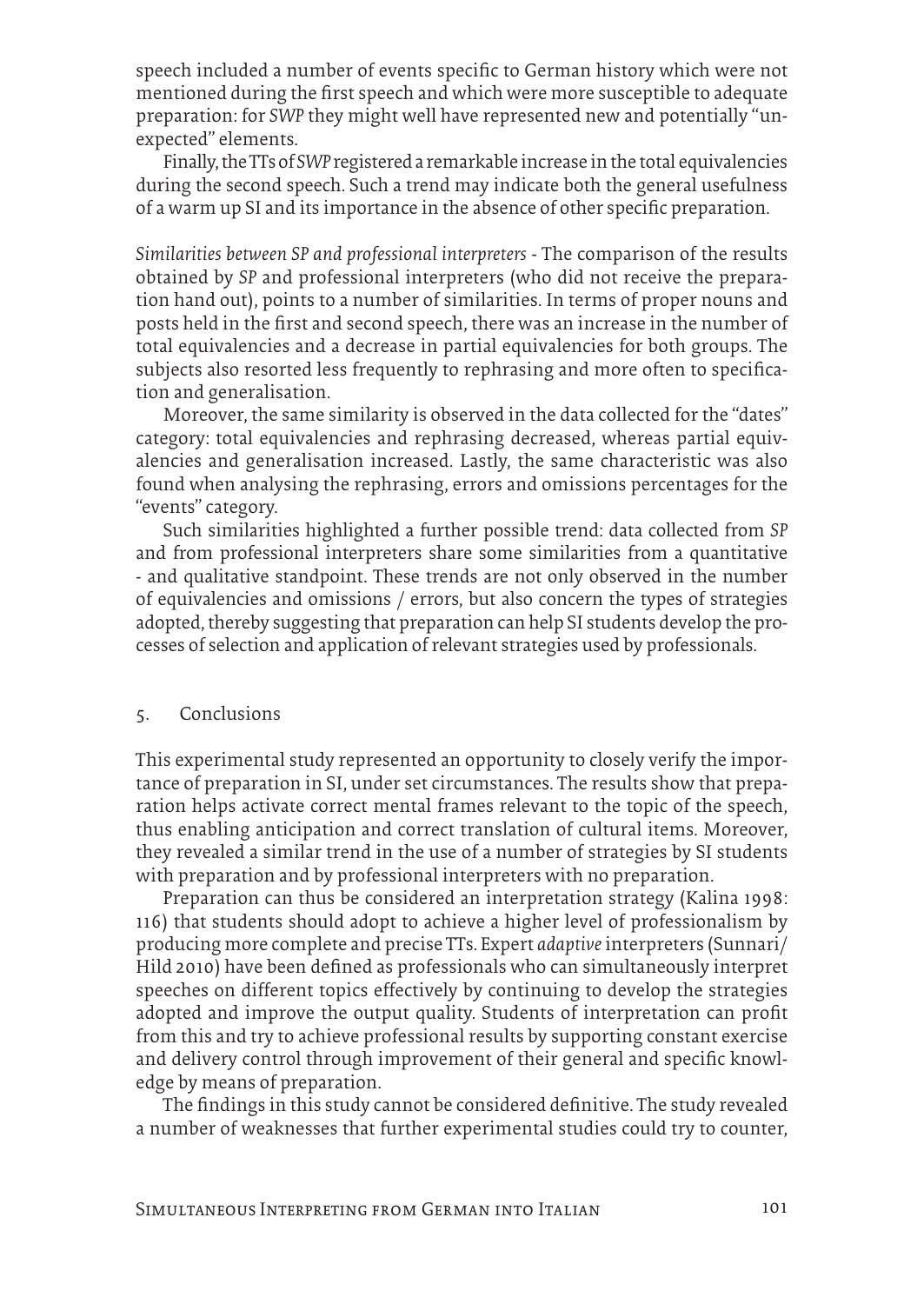speech included a number of events specific to German history which were not mentioned during the first speech and which were more susceptible to adequate preparation: for *SWP* they might well have represented new and potentially "unexpected" elements.

Finally, the TTs of *SWP* registered a remarkable increase in the total equivalencies during the second speech. Such a trend may indicate both the general usefulness of a warm up SI and its importance in the absence of other specific preparation.

*Similarities between SP and professional interpreters* - The comparison of the results obtained by *SP* and professional interpreters (who did not receive the preparation hand out), points to a number of similarities. In terms of proper nouns and posts held in the first and second speech, there was an increase in the number of total equivalencies and a decrease in partial equivalencies for both groups. The subjects also resorted less frequently to rephrasing and more often to specification and generalisation.

Moreover, the same similarity is observed in the data collected for the "dates" category: total equivalencies and rephrasing decreased, whereas partial equivalencies and generalisation increased. Lastly, the same characteristic was also found when analysing the rephrasing, errors and omissions percentages for the "events" category.

Such similarities highlighted a further possible trend: data collected from *SP* and from professional interpreters share some similarities from a quantitative - and qualitative standpoint. These trends are not only observed in the number of equivalencies and omissions / errors, but also concern the types of strategies adopted, thereby suggesting that preparation can help SI students develop the processes of selection and application of relevant strategies used by professionals.

## 5. Conclusions

This experimental study represented an opportunity to closely verify the importance of preparation in SI, under set circumstances. The results show that preparation helps activate correct mental frames relevant to the topic of the speech, thus enabling anticipation and correct translation of cultural items. Moreover, they revealed a similar trend in the use of a number of strategies by SI students with preparation and by professional interpreters with no preparation.

Preparation can thus be considered an interpretation strategy (Kalina 1998: 116) that students should adopt to achieve a higher level of professionalism by producing more complete and precise TTs. Expert *adaptive* interpreters (Sunnari/Hild 2010) have been defined as professionals who can simultaneously interpret speeches on different topics effectively by continuing to develop the strategies adopted and improve the output quality. Students of interpretation can profit from this and try to achieve professional results by supporting constant exercise and delivery control through improvement of their general and specific knowledge by means of preparation.

The findings in this study cannot be considered definitive. The study revealed a number of weaknesses that further experimental studies could try to counter,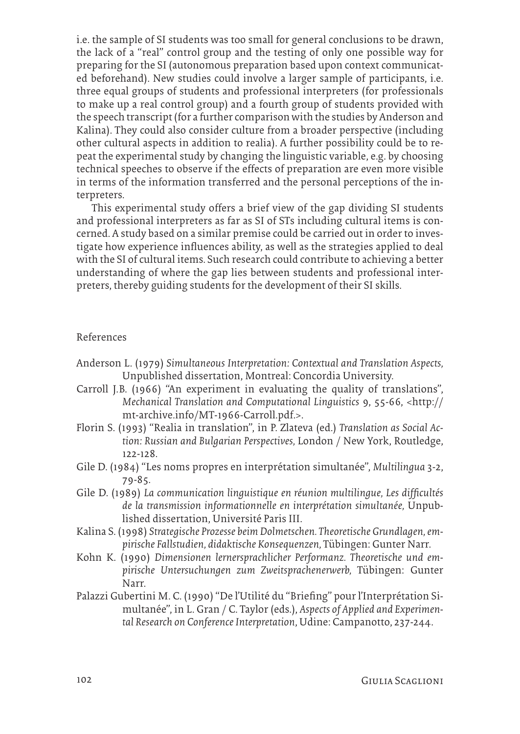i.e. the sample of SI students was too small for general conclusions to be drawn, the lack of a "real" control group and the testing of only one possible way for preparing for the SI (autonomous preparation based upon context communicated beforehand). New studies could involve a larger sample of participants, i.e. three equal groups of students and professional interpreters (for professionals to make up a real control group) and a fourth group of students provided with the speech transcript (for a further comparison with the studies by Anderson and Kalina). They could also consider culture from a broader perspective (including other cultural aspects in addition to realia). A further possibility could be to repeat the experimental study by changing the linguistic variable, e.g. by choosing technical speeches to observe if the effects of preparation are even more visible in terms of the information transferred and the personal perceptions of the interpreters.

This experimental study offers a brief view of the gap dividing SI students and professional interpreters as far as SI of STs including cultural items is concerned. A study based on a similar premise could be carried out in order to investigate how experience influences ability, as well as the strategies applied to deal with the SI of cultural items. Such research could contribute to achieving a better understanding of where the gap lies between students and professional interpreters, thereby guiding students for the development of their SI skills.

## References

Anderson L. (1979) *Simultaneous Interpretation: Contextual and Translation Aspects*, Unpublished dissertation, Montreal: Concordia University.

Carroll J.B. (1966) "An experiment in evaluating the quality of translations", *Mechanical Translation and Computational Linguistics* 9, 55-66, <http://mt-archive.info/MT-1966-Carroll.pdf.>.

Florin S. (1993) "Realia in translation", in P. Zlateva (ed.) *Translation as Social Action: Russian and Bulgarian Perspectives*, London / New York, Routledge, 122-128.

Gile D. (1984) "Les noms propres en interprétation simultanée", *Multilingua* 3-2, 79-85.

Gile D. (1989) *La communication linguistique en réunion multilingue, Les difficultés de la transmission informationnelle en interprétation simultanée*, Unpublished dissertation, Université Paris III.

Kalina S. (1998) *Strategische Prozesse beim Dolmetschen. Theoretische Grundlagen, empirische Fallstudien, didaktische Konsequenzen*, Tübingen: Gunter Narr.

Kohn K. (1990) *Dimensionen lernersprachlicher Performanz. Theoretische und empirische Untersuchungen zum Zweitsprachenerwerb*, Tübingen: Gunter Narr.

Palazzi Gubertini M. C. (1990) "De l'Utilité du "Briefing" pour l'Interprétation Simultanée", in L. Gran / C. Taylor (eds.), *Aspects of Applied and Experimental Research on Conference Interpretation*, Udine: Campanotto, 237-244.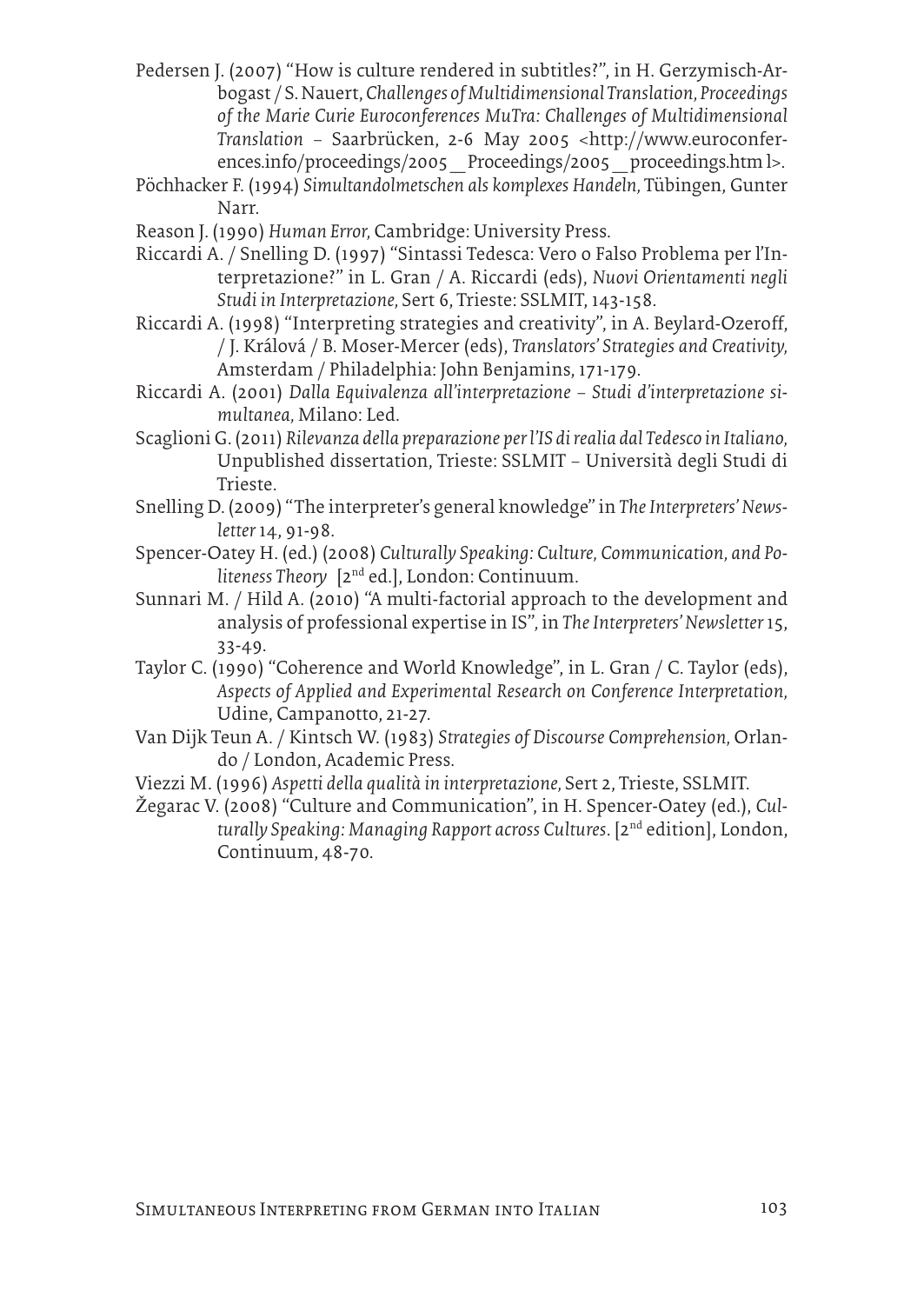Pedersen J. (2007) "How is culture rendered in subtitles?", in H. Gerzymisch-Arbogast / S. Nauert, *Challenges of Multidimensional Translation, Proceedings of the Marie Curie Euroconferences MuTra: Challenges of Multidimensional Translation* – Saarbrücken, 2-6 May 2005 <http://www.euroconferences.info/proceedings/2005_Proceedings/2005_proceedings.html>.

Pöchhacker F. (1994) *Simultandolmetschen als komplexes Handeln*, Tübingen, Gunter Narr.

Reason J. (1990) *Human Error*, Cambridge: University Press.

Riccardi A. / Snelling D. (1997) "Sintassi Tedesca: Vero o Falso Problema per l'Interpretazione?" in L. Gran / A. Riccardi (eds), *Nuovi Orientamenti negli Studi in Interpretazione*, Sert 6, Trieste: SSLMIT, 143-158.

Riccardi A. (1998) "Interpreting strategies and creativity", in A. Beylard-Ozeroff, / J. Králová / B. Moser-Mercer (eds), *Translators' Strategies and Creativity*, Amsterdam / Philadelphia: John Benjamins, 171-179.

Riccardi A. (2001) *Dalla Equivalenza all'interpretazione – Studi d'interpretazione simultanea*, Milano: Led.

Scaglioni G. (2011) *Rilevanza della preparazione per l'IS di realia dal Tedesco in Italiano*, Unpublished dissertation, Trieste: SSLMIT – Università degli Studi di Trieste.

Snelling D. (2009) "The interpreter's general knowledge" in *The Interpreters' Newsletter* 14, 91-98.

Spencer-Oatey H. (ed.) (2008) *Culturally Speaking: Culture, Communication, and Politeness Theory* [2nd ed.], London: Continuum.

Sunnari M. / Hild A. (2010) "A multi-factorial approach to the development and analysis of professional expertise in IS", in *The Interpreters' Newsletter* 15, 33-49.

Taylor C. (1990) "Coherence and World Knowledge", in L. Gran / C. Taylor (eds), *Aspects of Applied and Experimental Research on Conference Interpretation*, Udine, Campanotto, 21-27.

Van Dijk Teun A. / Kintsch W. (1983) *Strategies of Discourse Comprehension*, Orlando / London, Academic Press.

Viezzi M. (1996) *Aspetti della qualità in interpretazione*, Sert 2, Trieste, SSLMIT.

Žegarac V. (2008) "Culture and Communication", in H. Spencer-Oatey (ed.), *Culturally Speaking: Managing Rapport across Cultures*. [2nd edition], London, Continuum, 48-70.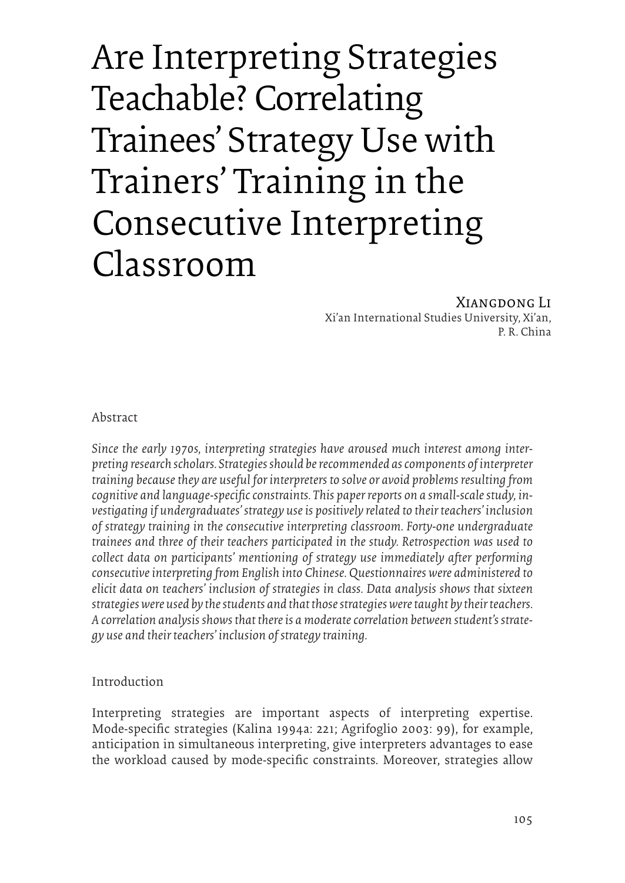# Are Interpreting Strategies Teachable? Correlating Trainees' Strategy Use with Trainers' Training in the Consecutive Interpreting Classroom

Xiangdong Li
Xi'an International Studies University, Xi'an, P. R. China

## Abstract

*Since the early 1970s, interpreting strategies have aroused much interest among interpreting research scholars. Strategies should be recommended as components of interpreter training because they are useful for interpreters to solve or avoid problems resulting from cognitive and language-specific constraints. This paper reports on a small-scale study, investigating if undergraduates' strategy use is positively related to their teachers' inclusion of strategy training in the consecutive interpreting classroom. Forty-one undergraduate trainees and three of their teachers participated in the study. Retrospection was used to collect data on participants' mentioning of strategy use immediately after performing consecutive interpreting from English into Chinese. Questionnaires were administered to elicit data on teachers' inclusion of strategies in class. Data analysis shows that sixteen strategies were used by the students and that those strategies were taught by their teachers. A correlation analysis shows that there is a moderate correlation between student's strategy use and their teachers' inclusion of strategy training.*

## Introduction

Interpreting strategies are important aspects of interpreting expertise. Mode-specific strategies (Kalina 1994a: 221; Agrifoglio 2003: 99), for example, anticipation in simultaneous interpreting, give interpreters advantages to ease the workload caused by mode-specific constraints. Moreover, strategies allow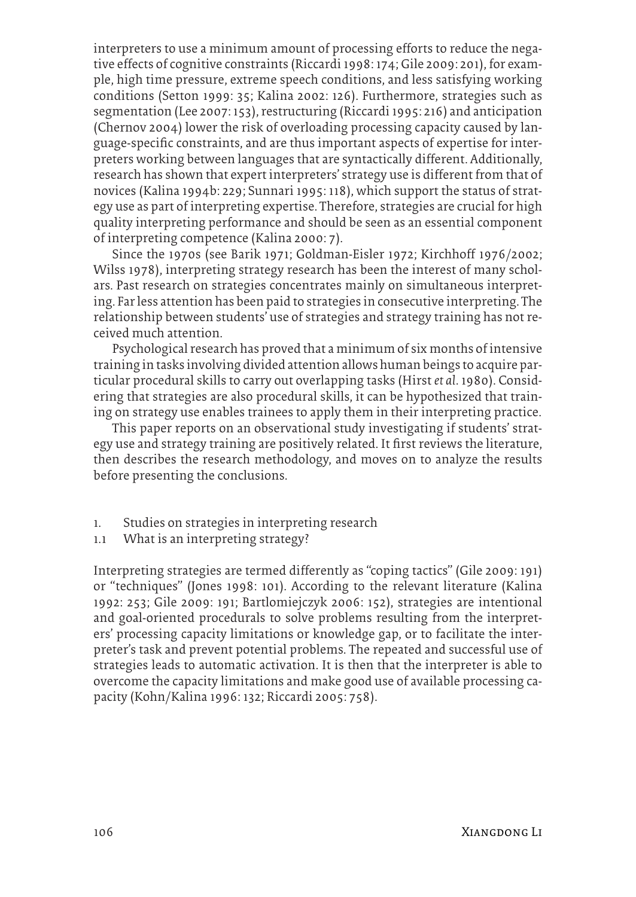interpreters to use a minimum amount of processing efforts to reduce the negative effects of cognitive constraints (Riccardi 1998: 174; Gile 2009: 201), for example, high time pressure, extreme speech conditions, and less satisfying working conditions (Setton 1999: 35; Kalina 2002: 126). Furthermore, strategies such as segmentation (Lee 2007: 153), restructuring (Riccardi 1995: 216) and anticipation (Chernov 2004) lower the risk of overloading processing capacity caused by language-specific constraints, and are thus important aspects of expertise for interpreters working between languages that are syntactically different. Additionally, research has shown that expert interpreters' strategy use is different from that of novices (Kalina 1994b: 229; Sunnari 1995: 118), which support the status of strategy use as part of interpreting expertise. Therefore, strategies are crucial for high quality interpreting performance and should be seen as an essential component of interpreting competence (Kalina 2000: 7).

Since the 1970s (see Barik 1971; Goldman-Eisler 1972; Kirchhoff 1976/2002; Wilss 1978), interpreting strategy research has been the interest of many scholars. Past research on strategies concentrates mainly on simultaneous interpreting. Far less attention has been paid to strategies in consecutive interpreting. The relationship between students' use of strategies and strategy training has not received much attention.

Psychological research has proved that a minimum of six months of intensive training in tasks involving divided attention allows human beings to acquire particular procedural skills to carry out overlapping tasks (Hirst *et al*. 1980). Considering that strategies are also procedural skills, it can be hypothesized that training on strategy use enables trainees to apply them in their interpreting practice.

This paper reports on an observational study investigating if students' strategy use and strategy training are positively related. It first reviews the literature, then describes the research methodology, and moves on to analyze the results before presenting the conclusions.

## 1. Studies on strategies in interpreting research

### 1.1 What is an interpreting strategy?

Interpreting strategies are termed differently as "coping tactics" (Gile 2009: 191) or "techniques" (Jones 1998: 101). According to the relevant literature (Kalina 1992: 253; Gile 2009: 191; Bartlomiejczyk 2006: 152), strategies are intentional and goal-oriented procedurals to solve problems resulting from the interpreters' processing capacity limitations or knowledge gap, or to facilitate the interpreter's task and prevent potential problems. The repeated and successful use of strategies leads to automatic activation. It is then that the interpreter is able to overcome the capacity limitations and make good use of available processing capacity (Kohn/Kalina 1996: 132; Riccardi 2005: 758).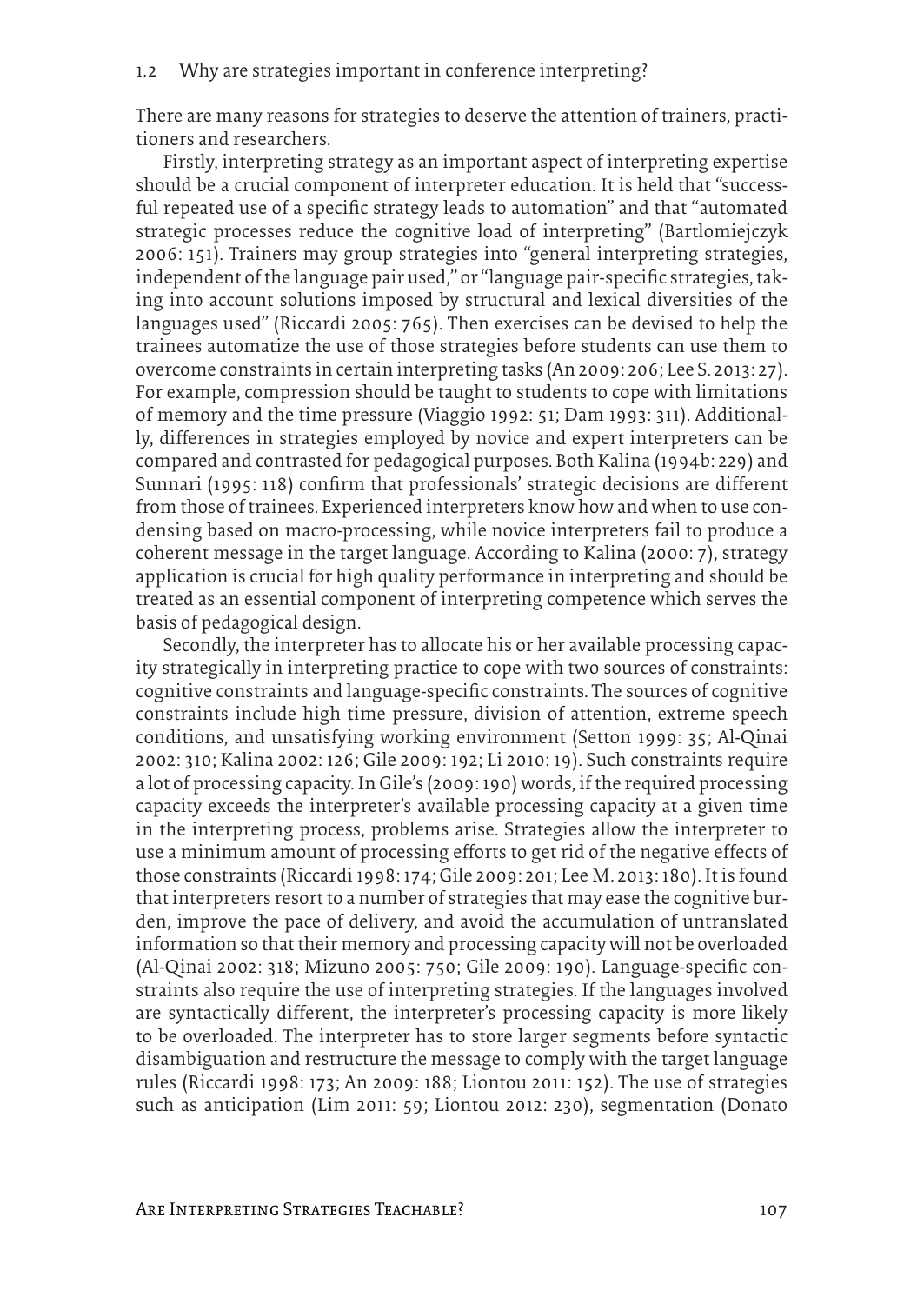## 1.2 Why are strategies important in conference interpreting?

There are many reasons for strategies to deserve the attention of trainers, practitioners and researchers.

Firstly, interpreting strategy as an important aspect of interpreting expertise should be a crucial component of interpreter education. It is held that "successful repeated use of a specific strategy leads to automation" and that "automated strategic processes reduce the cognitive load of interpreting" (Bartlomiejczyk 2006: 151). Trainers may group strategies into "general interpreting strategies, independent of the language pair used," or "language pair-specific strategies, taking into account solutions imposed by structural and lexical diversities of the languages used" (Riccardi 2005: 765). Then exercises can be devised to help the trainees automatize the use of those strategies before students can use them to overcome constraints in certain interpreting tasks (An 2009: 206; Lee S. 2013: 27). For example, compression should be taught to students to cope with limitations of memory and the time pressure (Viaggio 1992: 51; Dam 1993: 311). Additionally, differences in strategies employed by novice and expert interpreters can be compared and contrasted for pedagogical purposes. Both Kalina (1994b: 229) and Sunnari (1995: 118) confirm that professionals' strategic decisions are different from those of trainees. Experienced interpreters know how and when to use condensing based on macro-processing, while novice interpreters fail to produce a coherent message in the target language. According to Kalina (2000: 7), strategy application is crucial for high quality performance in interpreting and should be treated as an essential component of interpreting competence which serves the basis of pedagogical design.

Secondly, the interpreter has to allocate his or her available processing capacity strategically in interpreting practice to cope with two sources of constraints: cognitive constraints and language-specific constraints. The sources of cognitive constraints include high time pressure, division of attention, extreme speech conditions, and unsatisfying working environment (Setton 1999: 35; Al-Qinai 2002: 310; Kalina 2002: 126; Gile 2009: 192; Li 2010: 19). Such constraints require a lot of processing capacity. In Gile's (2009: 190) words, if the required processing capacity exceeds the interpreter's available processing capacity at a given time in the interpreting process, problems arise. Strategies allow the interpreter to use a minimum amount of processing efforts to get rid of the negative effects of those constraints (Riccardi 1998: 174; Gile 2009: 201; Lee M. 2013: 180). It is found that interpreters resort to a number of strategies that may ease the cognitive burden, improve the pace of delivery, and avoid the accumulation of untranslated information so that their memory and processing capacity will not be overloaded (Al-Qinai 2002: 318; Mizuno 2005: 750; Gile 2009: 190). Language-specific constraints also require the use of interpreting strategies. If the languages involved are syntactically different, the interpreter's processing capacity is more likely to be overloaded. The interpreter has to store larger segments before syntactic disambiguation and restructure the message to comply with the target language rules (Riccardi 1998: 173; An 2009: 188; Liontou 2011: 152). The use of strategies such as anticipation (Lim 2011: 59; Liontou 2012: 230), segmentation (Donato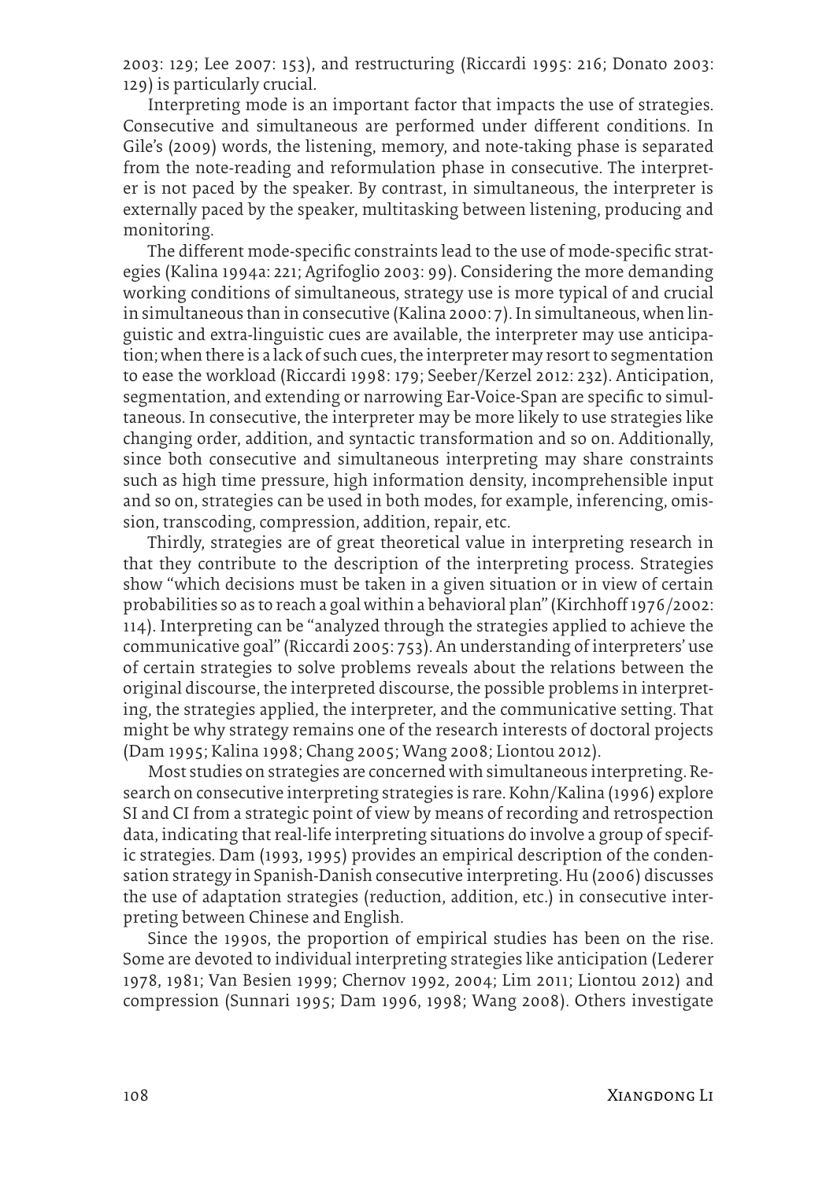2003: 129; Lee 2007: 153), and restructuring (Riccardi 1995: 216; Donato 2003: 129) is particularly crucial.

Interpreting mode is an important factor that impacts the use of strategies. Consecutive and simultaneous are performed under different conditions. In Gile's (2009) words, the listening, memory, and note-taking phase is separated from the note-reading and reformulation phase in consecutive. The interpreter is not paced by the speaker. By contrast, in simultaneous, the interpreter is externally paced by the speaker, multitasking between listening, producing and monitoring.

The different mode-specific constraints lead to the use of mode-specific strategies (Kalina 1994a: 221; Agrifoglio 2003: 99). Considering the more demanding working conditions of simultaneous, strategy use is more typical of and crucial in simultaneous than in consecutive (Kalina 2000: 7). In simultaneous, when linguistic and extra-linguistic cues are available, the interpreter may use anticipation; when there is a lack of such cues, the interpreter may resort to segmentation to ease the workload (Riccardi 1998: 179; Seeber/Kerzel 2012: 232). Anticipation, segmentation, and extending or narrowing Ear-Voice-Span are specific to simultaneous. In consecutive, the interpreter may be more likely to use strategies like changing order, addition, and syntactic transformation and so on. Additionally, since both consecutive and simultaneous interpreting may share constraints such as high time pressure, high information density, incomprehensible input and so on, strategies can be used in both modes, for example, inferencing, omission, transcoding, compression, addition, repair, etc.

Thirdly, strategies are of great theoretical value in interpreting research in that they contribute to the description of the interpreting process. Strategies show "which decisions must be taken in a given situation or in view of certain probabilities so as to reach a goal within a behavioral plan" (Kirchhoff 1976/2002: 114). Interpreting can be "analyzed through the strategies applied to achieve the communicative goal" (Riccardi 2005: 753). An understanding of interpreters' use of certain strategies to solve problems reveals about the relations between the original discourse, the interpreted discourse, the possible problems in interpreting, the strategies applied, the interpreter, and the communicative setting. That might be why strategy remains one of the research interests of doctoral projects (Dam 1995; Kalina 1998; Chang 2005; Wang 2008; Liontou 2012).

Most studies on strategies are concerned with simultaneous interpreting. Research on consecutive interpreting strategies is rare. Kohn/Kalina (1996) explore SI and CI from a strategic point of view by means of recording and retrospection data, indicating that real-life interpreting situations do involve a group of specific strategies. Dam (1993, 1995) provides an empirical description of the condensation strategy in Spanish-Danish consecutive interpreting. Hu (2006) discusses the use of adaptation strategies (reduction, addition, etc.) in consecutive interpreting between Chinese and English.

Since the 1990s, the proportion of empirical studies has been on the rise. Some are devoted to individual interpreting strategies like anticipation (Lederer 1978, 1981; Van Besien 1999; Chernov 1992, 2004; Lim 2011; Liontou 2012) and compression (Sunnari 1995; Dam 1996, 1998; Wang 2008). Others investigate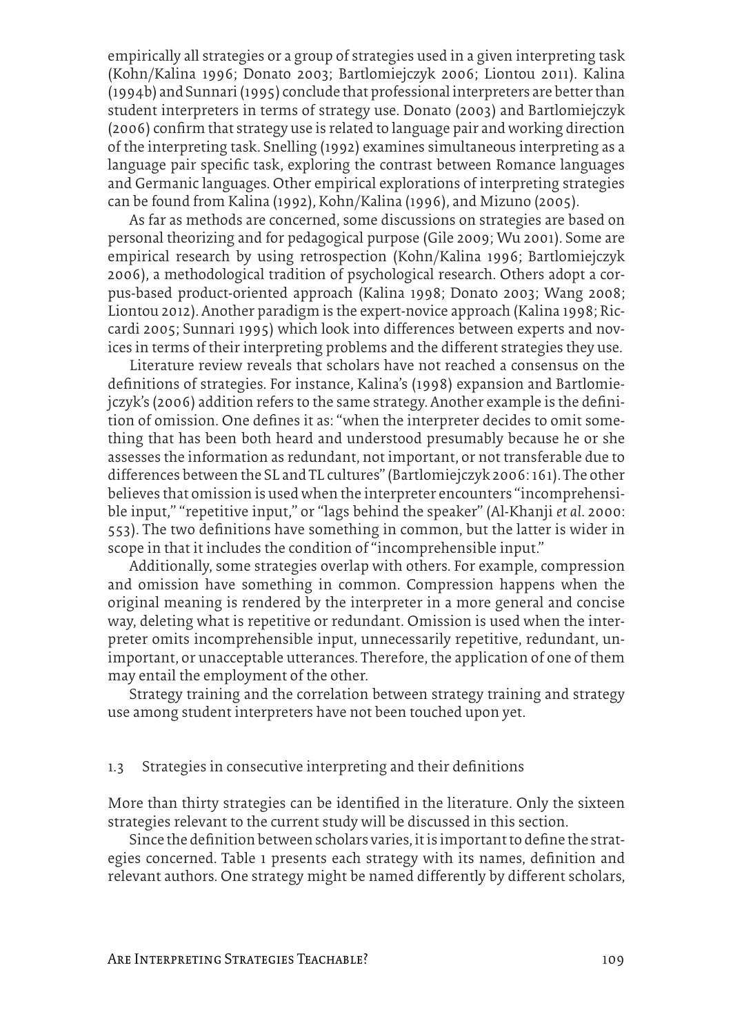empirically all strategies or a group of strategies used in a given interpreting task (Kohn/Kalina 1996; Donato 2003; Bartlomiejczyk 2006; Liontou 2011). Kalina (1994b) and Sunnari (1995) conclude that professional interpreters are better than student interpreters in terms of strategy use. Donato (2003) and Bartlomiejczyk (2006) confirm that strategy use is related to language pair and working direction of the interpreting task. Snelling (1992) examines simultaneous interpreting as a language pair specific task, exploring the contrast between Romance languages and Germanic languages. Other empirical explorations of interpreting strategies can be found from Kalina (1992), Kohn/Kalina (1996), and Mizuno (2005).

As far as methods are concerned, some discussions on strategies are based on personal theorizing and for pedagogical purpose (Gile 2009; Wu 2001). Some are empirical research by using retrospection (Kohn/Kalina 1996; Bartlomiejczyk 2006), a methodological tradition of psychological research. Others adopt a corpus-based product-oriented approach (Kalina 1998; Donato 2003; Wang 2008; Liontou 2012). Another paradigm is the expert-novice approach (Kalina 1998; Riccardi 2005; Sunnari 1995) which look into differences between experts and novices in terms of their interpreting problems and the different strategies they use.

Literature review reveals that scholars have not reached a consensus on the definitions of strategies. For instance, Kalina's (1998) expansion and Bartlomiejczyk's (2006) addition refers to the same strategy. Another example is the definition of omission. One defines it as: "when the interpreter decides to omit something that has been both heard and understood presumably because he or she assesses the information as redundant, not important, or not transferable due to differences between the SL and TL cultures" (Bartlomiejczyk 2006: 161). The other believes that omission is used when the interpreter encounters "incomprehensible input," "repetitive input," or "lags behind the speaker" (Al-Khanji *et al*. 2000: 553). The two definitions have something in common, but the latter is wider in scope in that it includes the condition of "incomprehensible input."

Additionally, some strategies overlap with others. For example, compression and omission have something in common. Compression happens when the original meaning is rendered by the interpreter in a more general and concise way, deleting what is repetitive or redundant. Omission is used when the interpreter omits incomprehensible input, unnecessarily repetitive, redundant, unimportant, or unacceptable utterances. Therefore, the application of one of them may entail the employment of the other.

Strategy training and the correlation between strategy training and strategy use among student interpreters have not been touched upon yet.

### 1.3 Strategies in consecutive interpreting and their definitions

More than thirty strategies can be identified in the literature. Only the sixteen strategies relevant to the current study will be discussed in this section.

Since the definition between scholars varies, it is important to define the strategies concerned. Table 1 presents each strategy with its names, definition and relevant authors. One strategy might be named differently by different scholars,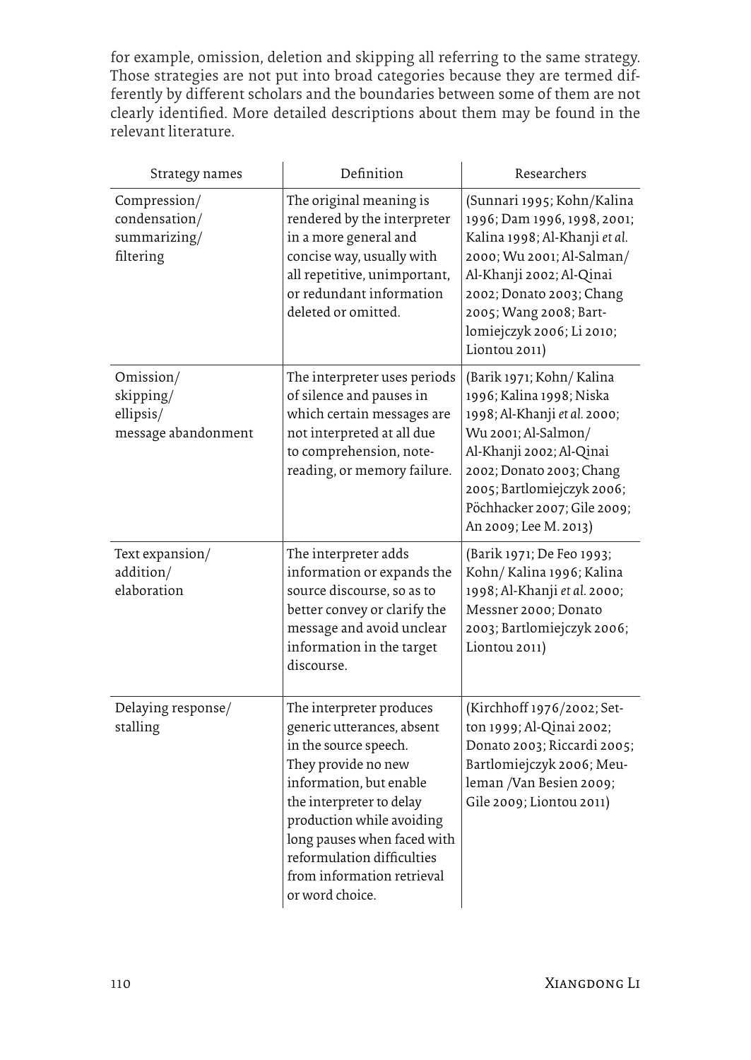for example, omission, deletion and skipping all referring to the same strategy. Those strategies are not put into broad categories because they are termed differently by different scholars and the boundaries between some of them are not clearly identified. More detailed descriptions about them may be found in the relevant literature.

| Strategy names | Definition | Researchers |
|---|---|---|
| Compression/ condensation/ summarizing/ filtering | The original meaning is rendered by the interpreter in a more general and concise way, usually with all repetitive, unimportant, or redundant information deleted or omitted. | (Sunnari 1995; Kohn/Kalina 1996; Dam 1996, 1998, 2001; Kalina 1998; Al-Khanji *et al.* 2000; Wu 2001; Al-Salman/ Al-Khanji 2002; Al-Qinai 2002; Donato 2003; Chang 2005; Wang 2008; Bartlomiejczyk 2006; Li 2010; Liontou 2011) |
| Omission/ skipping/ ellipsis/ message abandonment | The interpreter uses periods of silence and pauses in which certain messages are not interpreted at all due to comprehension, note-reading, or memory failure. | (Barik 1971; Kohn/ Kalina 1996; Kalina 1998; Niska 1998; Al-Khanji *et al.* 2000; Wu 2001; Al-Salmon/ Al-Khanji 2002; Al-Qinai 2002; Donato 2003; Chang 2005; Bartlomiejczyk 2006; Pöchhacker 2007; Gile 2009; An 2009; Lee M. 2013) |
| Text expansion/ addition/ elaboration | The interpreter adds information or expands the source discourse, so as to better convey or clarify the message and avoid unclear information in the target discourse. | (Barik 1971; De Feo 1993; Kohn/ Kalina 1996; Kalina 1998; Al-Khanji *et al.* 2000; Messner 2000; Donato 2003; Bartlomiejczyk 2006; Liontou 2011) |
| Delaying response/ stalling | The interpreter produces generic utterances, absent in the source speech. They provide no new information, but enable the interpreter to delay production while avoiding long pauses when faced with reformulation difficulties from information retrieval or word choice. | (Kirchhoff 1976/2002; Setton 1999; Al-Qinai 2002; Donato 2003; Riccardi 2005; Bartlomiejczyk 2006; Meuleman /Van Besien 2009; Gile 2009; Liontou 2011) |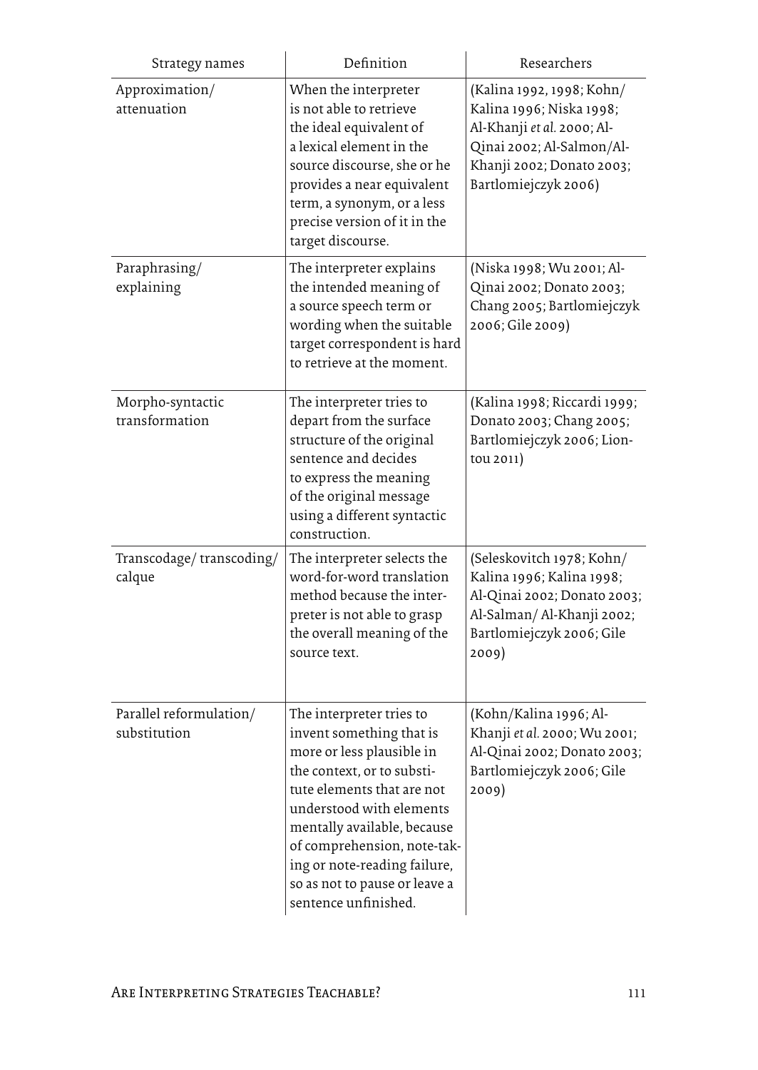| Strategy names | Definition | Researchers |
|---|---|---|
| Approximation/ attenuation | When the interpreter is not able to retrieve the ideal equivalent of a lexical element in the source discourse, she or he provides a near equivalent term, a synonym, or a less precise version of it in the target discourse. | (Kalina 1992, 1998; Kohn/ Kalina 1996; Niska 1998; Al-Khanji *et al.* 2000; Al-Qinai 2002; Al-Salmon/Al-Khanji 2002; Donato 2003; Bartlomiejczyk 2006) |
| Paraphrasing/ explaining | The interpreter explains the intended meaning of a source speech term or wording when the suitable target correspondent is hard to retrieve at the moment. | (Niska 1998; Wu 2001; Al-Qinai 2002; Donato 2003; Chang 2005; Bartlomiejczyk 2006; Gile 2009) |
| Morpho-syntactic transformation | The interpreter tries to depart from the surface structure of the original sentence and decides to express the meaning of the original message using a different syntactic construction. | (Kalina 1998; Riccardi 1999; Donato 2003; Chang 2005; Bartlomiejczyk 2006; Liontou 2011) |
| Transcodage/ transcoding/ calque | The interpreter selects the word-for-word translation method because the interpreter is not able to grasp the overall meaning of the source text. | (Seleskovitch 1978; Kohn/ Kalina 1996; Kalina 1998; Al-Qinai 2002; Donato 2003; Al-Salman/ Al-Khanji 2002; Bartlomiejczyk 2006; Gile 2009) |
| Parallel reformulation/ substitution | The interpreter tries to invent something that is more or less plausible in the context, or to substitute elements that are not understood with elements mentally available, because of comprehension, note-taking or note-reading failure, so as not to pause or leave a sentence unfinished. | (Kohn/Kalina 1996; Al-Khanji *et al.* 2000; Wu 2001; Al-Qinai 2002; Donato 2003; Bartlomiejczyk 2006; Gile 2009) |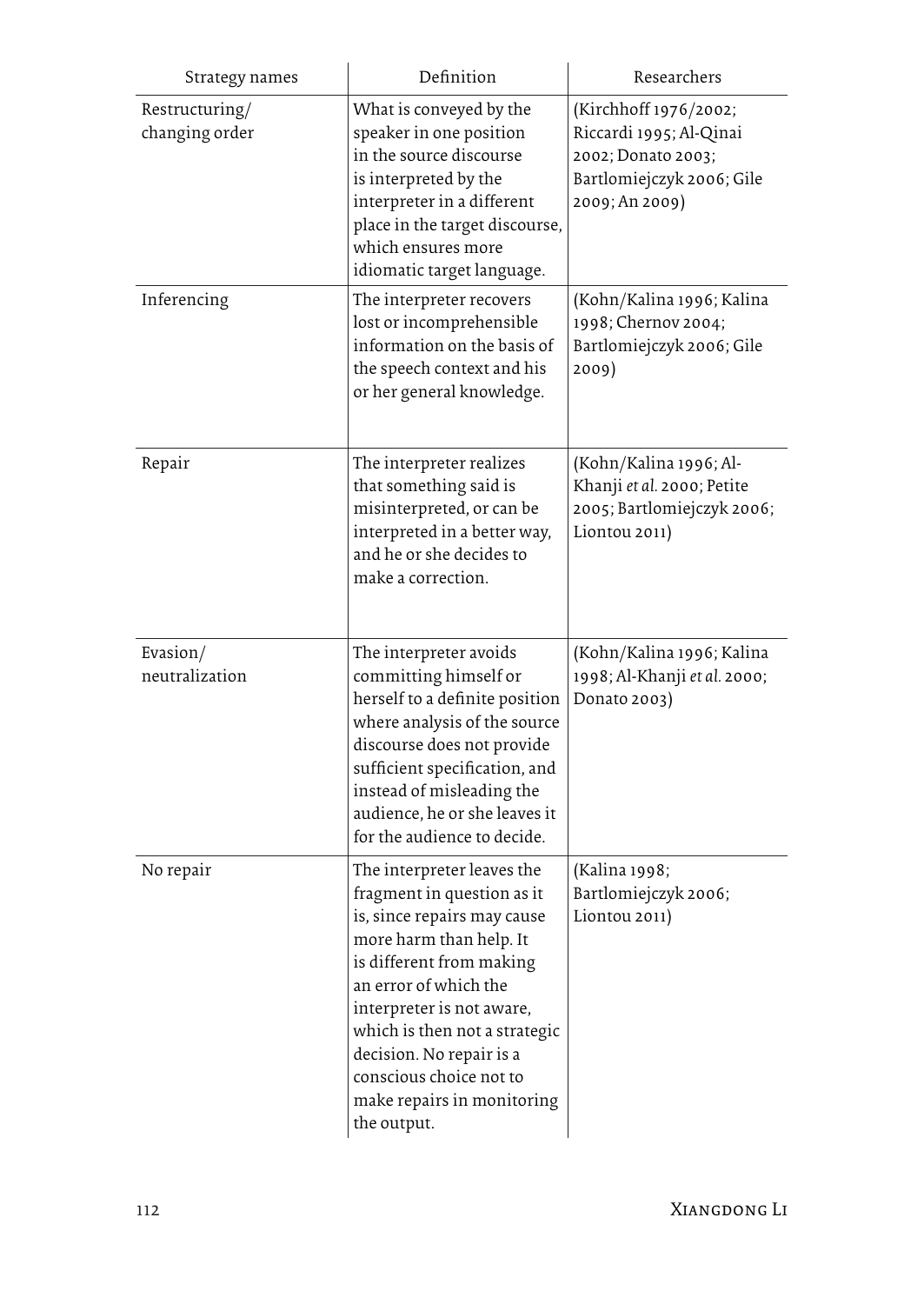| Strategy names | Definition | Researchers |
|---|---|---|
| Restructuring/ changing order | What is conveyed by the speaker in one position in the source discourse is interpreted by the interpreter in a different place in the target discourse, which ensures more idiomatic target language. | (Kirchhoff 1976/2002; Riccardi 1995; Al-Qinai 2002; Donato 2003; Bartlomiejczyk 2006; Gile 2009; An 2009) |
| Inferencing | The interpreter recovers lost or incomprehensible information on the basis of the speech context and his or her general knowledge. | (Kohn/Kalina 1996; Kalina 1998; Chernov 2004; Bartlomiejczyk 2006; Gile 2009) |
| Repair | The interpreter realizes that something said is misinterpreted, or can be interpreted in a better way, and he or she decides to make a correction. | (Kohn/Kalina 1996; Al-Khanji *et al.* 2000; Petite 2005; Bartlomiejczyk 2006; Liontou 2011) |
| Evasion/ neutralization | The interpreter avoids committing himself or herself to a definite position where analysis of the source discourse does not provide sufficient specification, and instead of misleading the audience, he or she leaves it for the audience to decide. | (Kohn/Kalina 1996; Kalina 1998; Al-Khanji *et al.* 2000; Donato 2003) |
| No repair | The interpreter leaves the fragment in question as it is, since repairs may cause more harm than help. It is different from making an error of which the interpreter is not aware, which is then not a strategic decision. No repair is a conscious choice not to make repairs in monitoring the output. | (Kalina 1998; Bartlomiejczyk 2006; Liontou 2011) |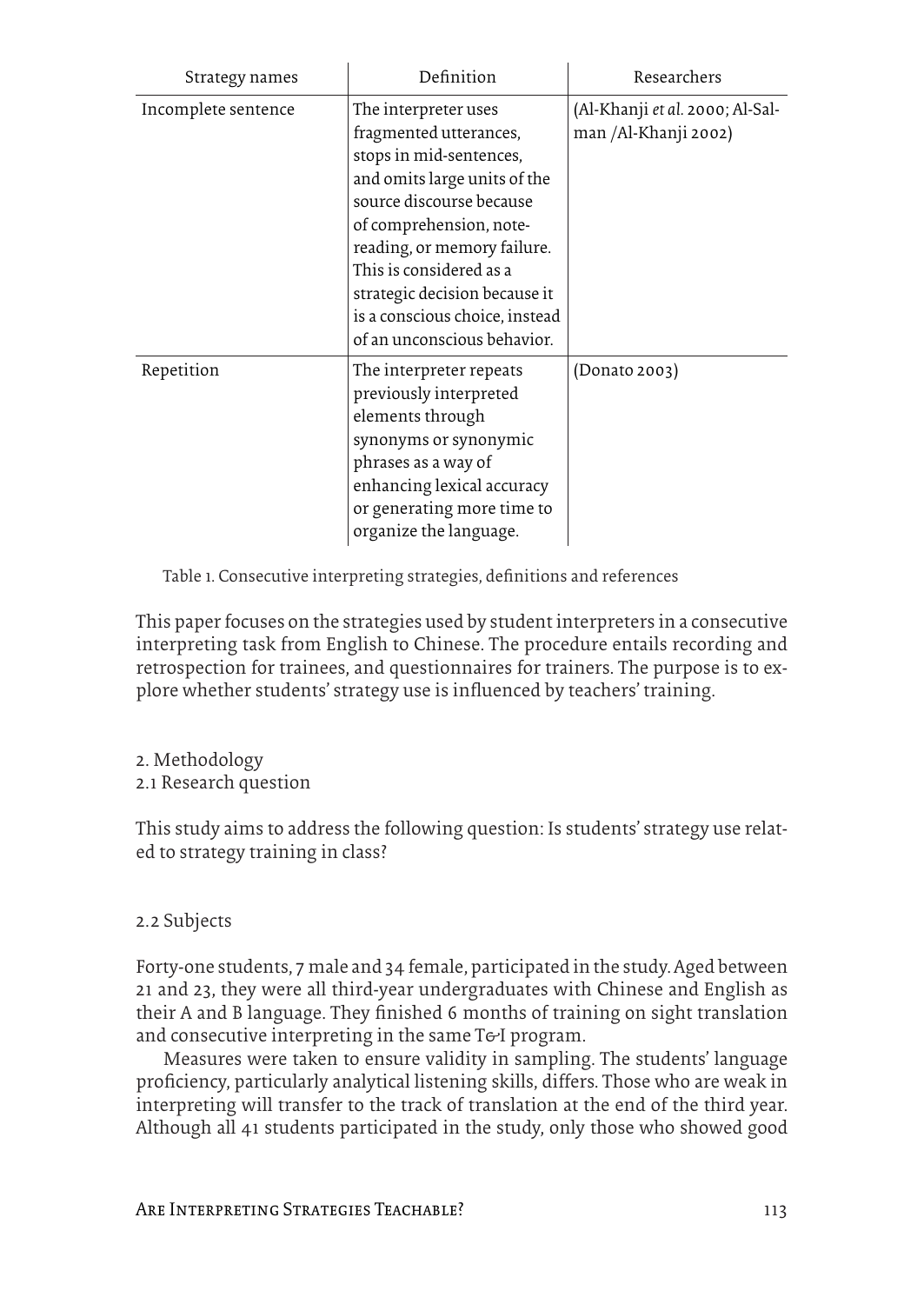| Strategy names | Definition | Researchers |
|---|---|---|
| Incomplete sentence | The interpreter uses fragmented utterances, stops in mid-sentences, and omits large units of the source discourse because of comprehension, note-reading, or memory failure. This is considered as a strategic decision because it is a conscious choice, instead of an unconscious behavior. | (Al-Khanji *et al.* 2000; Al-Salman /Al-Khanji 2002) |
| Repetition | The interpreter repeats previously interpreted elements through synonyms or synonymic phrases as a way of enhancing lexical accuracy or generating more time to organize the language. | (Donato 2003) |

Table 1. Consecutive interpreting strategies, definitions and references

This paper focuses on the strategies used by student interpreters in a consecutive interpreting task from English to Chinese. The procedure entails recording and retrospection for trainees, and questionnaires for trainers. The purpose is to explore whether students' strategy use is influenced by teachers' training.

## 2. Methodology

### 2.1 Research question

This study aims to address the following question: Is students' strategy use related to strategy training in class?

### 2.2 Subjects

Forty-one students, 7 male and 34 female, participated in the study. Aged between 21 and 23, they were all third-year undergraduates with Chinese and English as their A and B language. They finished 6 months of training on sight translation and consecutive interpreting in the same T&I program.

Measures were taken to ensure validity in sampling. The students' language proficiency, particularly analytical listening skills, differs. Those who are weak in interpreting will transfer to the track of translation at the end of the third year. Although all 41 students participated in the study, only those who showed good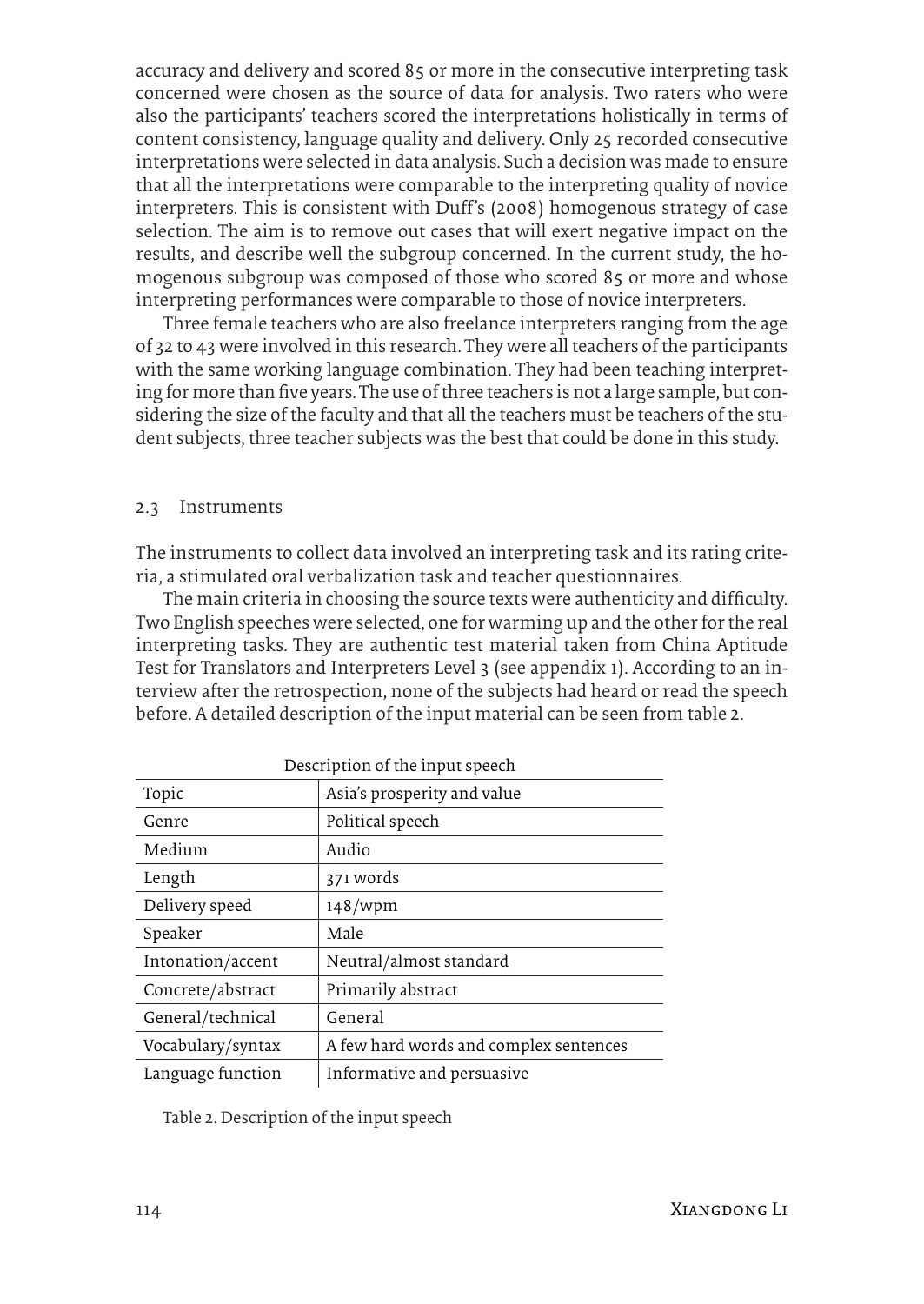accuracy and delivery and scored 85 or more in the consecutive interpreting task concerned were chosen as the source of data for analysis. Two raters who were also the participants' teachers scored the interpretations holistically in terms of content consistency, language quality and delivery. Only 25 recorded consecutive interpretations were selected in data analysis. Such a decision was made to ensure that all the interpretations were comparable to the interpreting quality of novice interpreters. This is consistent with Duff's (2008) homogenous strategy of case selection. The aim is to remove out cases that will exert negative impact on the results, and describe well the subgroup concerned. In the current study, the homogenous subgroup was composed of those who scored 85 or more and whose interpreting performances were comparable to those of novice interpreters.

Three female teachers who are also freelance interpreters ranging from the age of 32 to 43 were involved in this research. They were all teachers of the participants with the same working language combination. They had been teaching interpreting for more than five years. The use of three teachers is not a large sample, but considering the size of the faculty and that all the teachers must be teachers of the student subjects, three teacher subjects was the best that could be done in this study.

### 2.3 Instruments

The instruments to collect data involved an interpreting task and its rating criteria, a stimulated oral verbalization task and teacher questionnaires.

The main criteria in choosing the source texts were authenticity and difficulty. Two English speeches were selected, one for warming up and the other for the real interpreting tasks. They are authentic test material taken from China Aptitude Test for Translators and Interpreters Level 3 (see appendix 1). According to an interview after the retrospection, none of the subjects had heard or read the speech before. A detailed description of the input material can be seen from table 2.

Description of the input speech

| | |
|---|---|
| Topic | Asia's prosperity and value |
| Genre | Political speech |
| Medium | Audio |
| Length | 371 words |
| Delivery speed | 148/wpm |
| Speaker | Male |
| Intonation/accent | Neutral/almost standard |
| Concrete/abstract | Primarily abstract |
| General/technical | General |
| Vocabulary/syntax | A few hard words and complex sentences |
| Language function | Informative and persuasive |

Table 2. Description of the input speech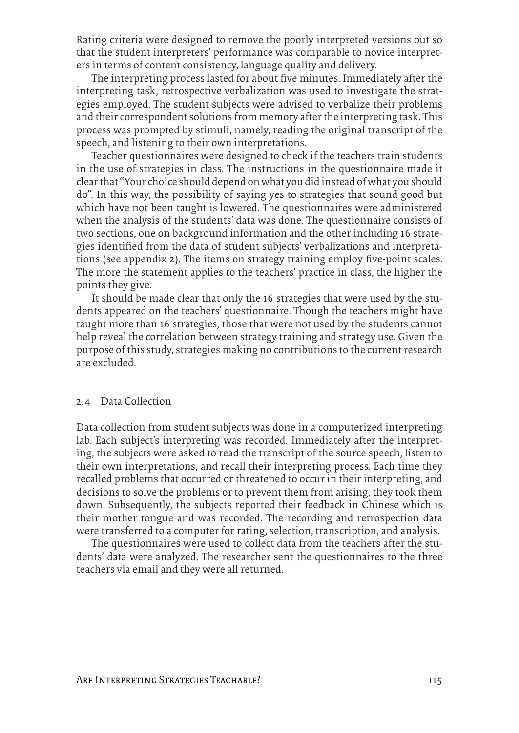Rating criteria were designed to remove the poorly interpreted versions out so that the student interpreters' performance was comparable to novice interpreters in terms of content consistency, language quality and delivery.

The interpreting process lasted for about five minutes. Immediately after the interpreting task, retrospective verbalization was used to investigate the strategies employed. The student subjects were advised to verbalize their problems and their correspondent solutions from memory after the interpreting task. This process was prompted by stimuli, namely, reading the original transcript of the speech, and listening to their own interpretations.

Teacher questionnaires were designed to check if the teachers train students in the use of strategies in class. The instructions in the questionnaire made it clear that "Your choice should depend on what you did instead of what you should do". In this way, the possibility of saying yes to strategies that sound good but which have not been taught is lowered. The questionnaires were administered when the analysis of the students' data was done. The questionnaire consists of two sections, one on background information and the other including 16 strategies identified from the data of student subjects' verbalizations and interpretations (see appendix 2). The items on strategy training employ five-point scales. The more the statement applies to the teachers' practice in class, the higher the points they give.

It should be made clear that only the 16 strategies that were used by the students appeared on the teachers' questionnaire. Though the teachers might have taught more than 16 strategies, those that were not used by the students cannot help reveal the correlation between strategy training and strategy use. Given the purpose of this study, strategies making no contributions to the current research are excluded.

## 2.4 Data Collection

Data collection from student subjects was done in a computerized interpreting lab. Each subject's interpreting was recorded. Immediately after the interpreting, the subjects were asked to read the transcript of the source speech, listen to their own interpretations, and recall their interpreting process. Each time they recalled problems that occurred or threatened to occur in their interpreting, and decisions to solve the problems or to prevent them from arising, they took them down. Subsequently, the subjects reported their feedback in Chinese which is their mother tongue and was recorded. The recording and retrospection data were transferred to a computer for rating, selection, transcription, and analysis.

The questionnaires were used to collect data from the teachers after the students' data were analyzed. The researcher sent the questionnaires to the three teachers via email and they were all returned.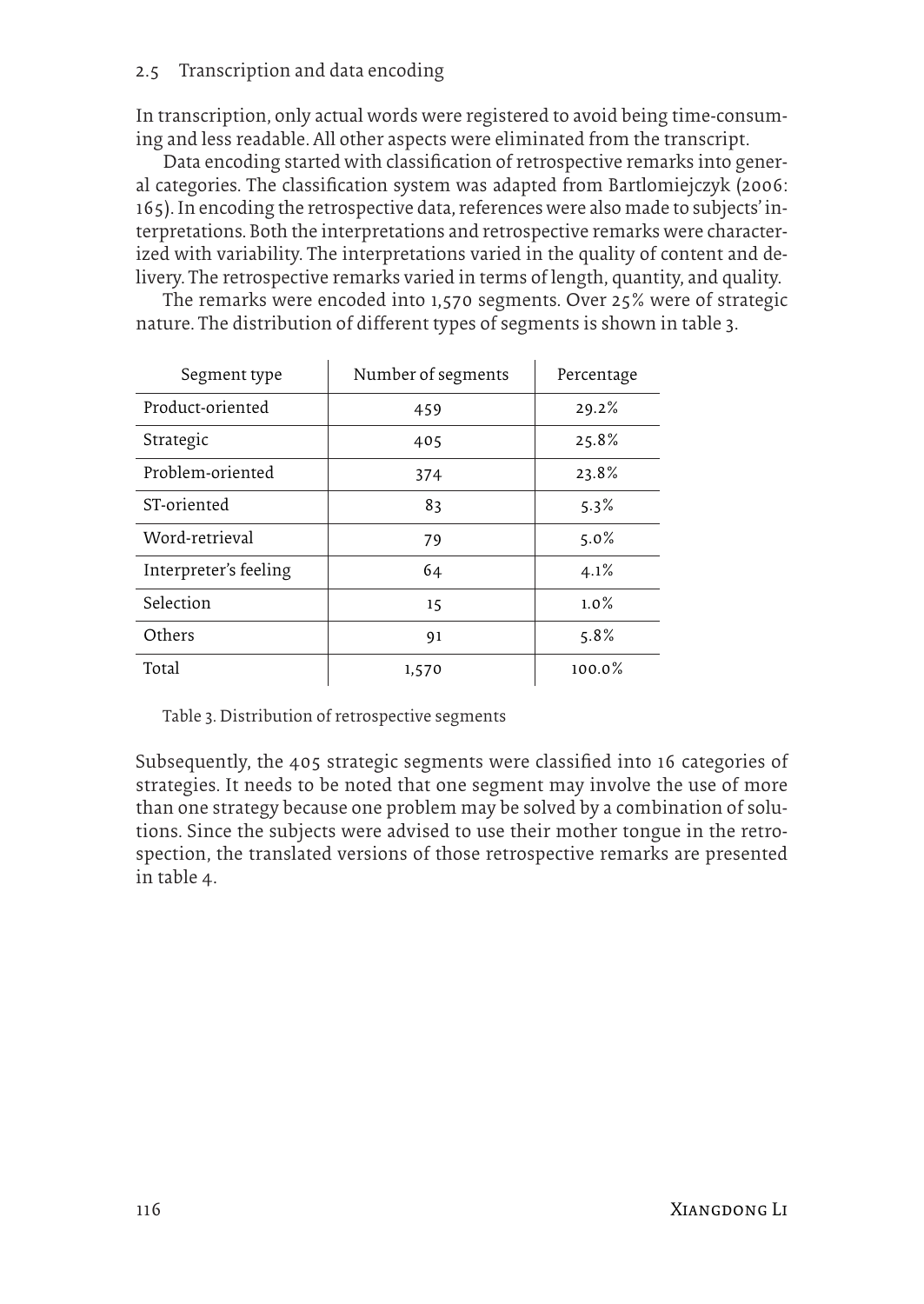### 2.5 Transcription and data encoding

In transcription, only actual words were registered to avoid being time-consuming and less readable. All other aspects were eliminated from the transcript.

Data encoding started with classification of retrospective remarks into general categories. The classification system was adapted from Bartlomiejczyk (2006: 165). In encoding the retrospective data, references were also made to subjects' interpretations. Both the interpretations and retrospective remarks were characterized with variability. The interpretations varied in the quality of content and delivery. The retrospective remarks varied in terms of length, quantity, and quality.

The remarks were encoded into 1,570 segments. Over 25% were of strategic nature. The distribution of different types of segments is shown in table 3.

| Segment type | Number of segments | Percentage |
|---|---|---|
| Product-oriented | 459 | 29.2% |
| Strategic | 405 | 25.8% |
| Problem-oriented | 374 | 23.8% |
| ST-oriented | 83 | 5.3% |
| Word-retrieval | 79 | 5.0% |
| Interpreter's feeling | 64 | 4.1% |
| Selection | 15 | 1.0% |
| Others | 91 | 5.8% |
| Total | 1,570 | 100.0% |

Table 3. Distribution of retrospective segments

Subsequently, the 405 strategic segments were classified into 16 categories of strategies. It needs to be noted that one segment may involve the use of more than one strategy because one problem may be solved by a combination of solutions. Since the subjects were advised to use their mother tongue in the retrospection, the translated versions of those retrospective remarks are presented in table 4.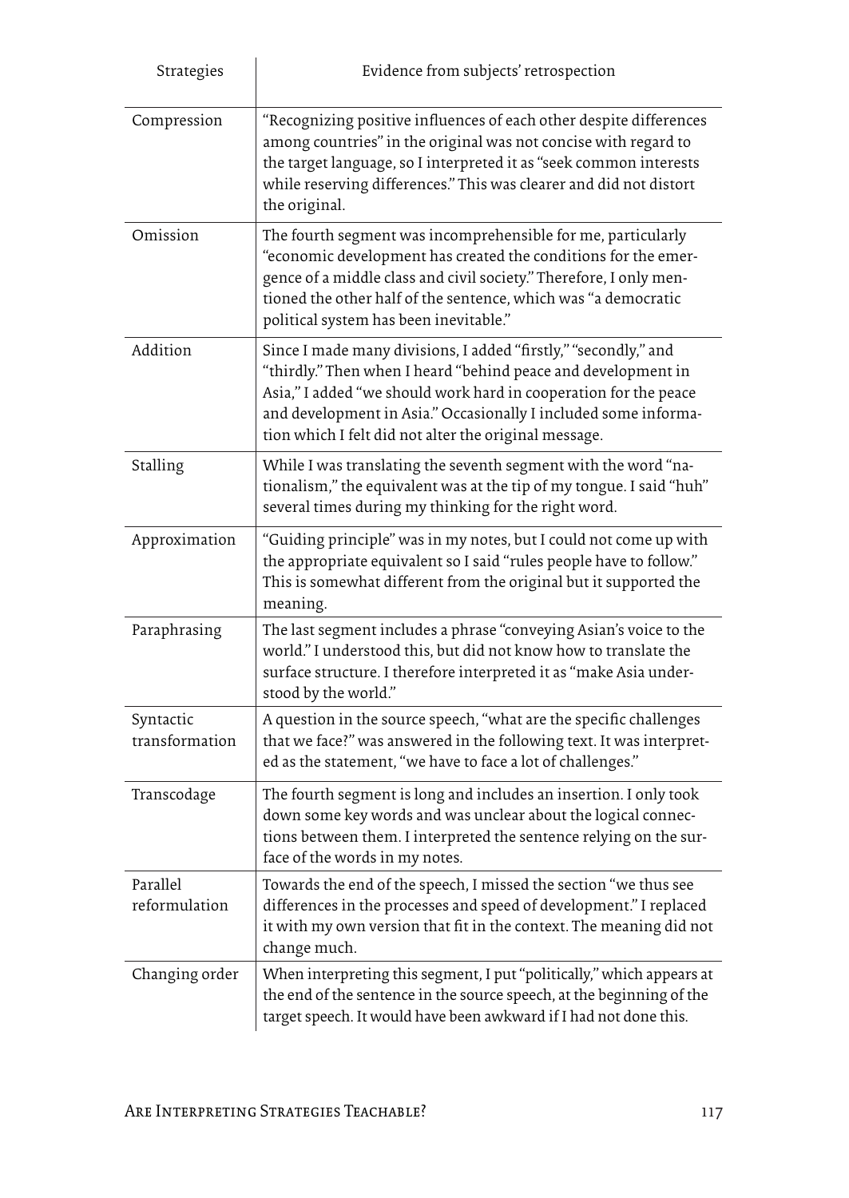| Strategies | Evidence from subjects' retrospection |
|---|---|
| Compression | "Recognizing positive influences of each other despite differences among countries" in the original was not concise with regard to the target language, so I interpreted it as "seek common interests while reserving differences." This was clearer and did not distort the original. |
| Omission | The fourth segment was incomprehensible for me, particularly "economic development has created the conditions for the emergence of a middle class and civil society." Therefore, I only mentioned the other half of the sentence, which was "a democratic political system has been inevitable." |
| Addition | Since I made many divisions, I added "firstly," "secondly," and "thirdly." Then when I heard "behind peace and development in Asia," I added "we should work hard in cooperation for the peace and development in Asia." Occasionally I included some information which I felt did not alter the original message. |
| Stalling | While I was translating the seventh segment with the word "nationalism," the equivalent was at the tip of my tongue. I said "huh" several times during my thinking for the right word. |
| Approximation | "Guiding principle" was in my notes, but I could not come up with the appropriate equivalent so I said "rules people have to follow." This is somewhat different from the original but it supported the meaning. |
| Paraphrasing | The last segment includes a phrase "conveying Asian's voice to the world." I understood this, but did not know how to translate the surface structure. I therefore interpreted it as "make Asia understood by the world." |
| Syntactic transformation | A question in the source speech, "what are the specific challenges that we face?" was answered in the following text. It was interpreted as the statement, "we have to face a lot of challenges." |
| Transcodage | The fourth segment is long and includes an insertion. I only took down some key words and was unclear about the logical connections between them. I interpreted the sentence relying on the surface of the words in my notes. |
| Parallel reformulation | Towards the end of the speech, I missed the section "we thus see differences in the processes and speed of development." I replaced it with my own version that fit in the context. The meaning did not change much. |
| Changing order | When interpreting this segment, I put "politically," which appears at the end of the sentence in the source speech, at the beginning of the target speech. It would have been awkward if I had not done this. |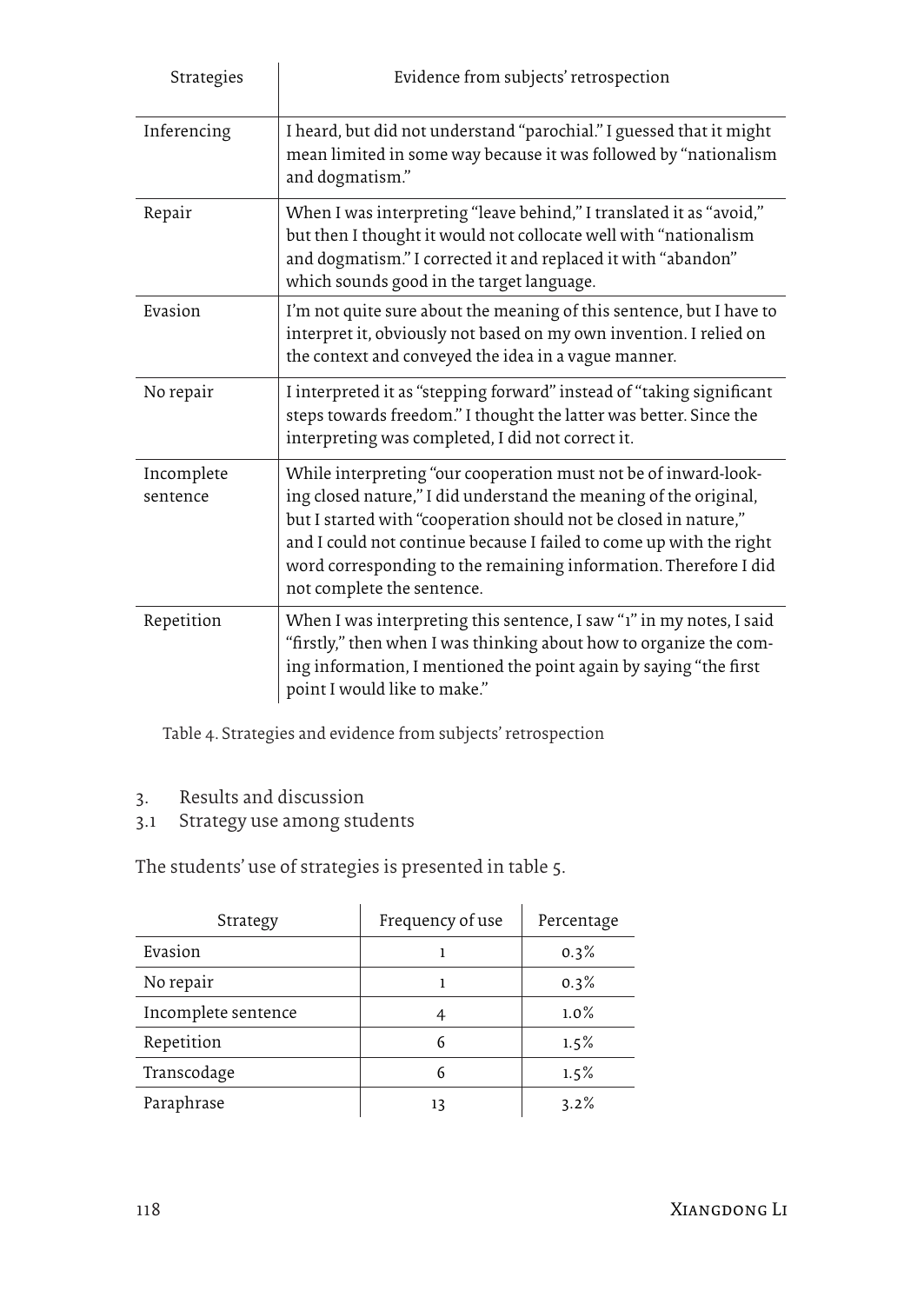| Strategies | Evidence from subjects' retrospection |
|---|---|
| Inferencing | I heard, but did not understand "parochial." I guessed that it might mean limited in some way because it was followed by "nationalism and dogmatism." |
| Repair | When I was interpreting "leave behind," I translated it as "avoid," but then I thought it would not collocate well with "nationalism and dogmatism." I corrected it and replaced it with "abandon" which sounds good in the target language. |
| Evasion | I'm not quite sure about the meaning of this sentence, but I have to interpret it, obviously not based on my own invention. I relied on the context and conveyed the idea in a vague manner. |
| No repair | I interpreted it as "stepping forward" instead of "taking significant steps towards freedom." I thought the latter was better. Since the interpreting was completed, I did not correct it. |
| Incomplete sentence | While interpreting "our cooperation must not be of inward-looking closed nature," I did understand the meaning of the original, but I started with "cooperation should not be closed in nature," and I could not continue because I failed to come up with the right word corresponding to the remaining information. Therefore I did not complete the sentence. |
| Repetition | When I was interpreting this sentence, I saw "1" in my notes, I said "firstly," then when I was thinking about how to organize the coming information, I mentioned the point again by saying "the first point I would like to make." |

Table 4. Strategies and evidence from subjects' retrospection

## 3. Results and discussion

### 3.1 Strategy use among students

The students' use of strategies is presented in table 5.

| Strategy | Frequency of use | Percentage |
|---|---|---|
| Evasion | 1 | 0.3% |
| No repair | 1 | 0.3% |
| Incomplete sentence | 4 | 1.0% |
| Repetition | 6 | 1.5% |
| Transcodage | 6 | 1.5% |
| Paraphrase | 13 | 3.2% |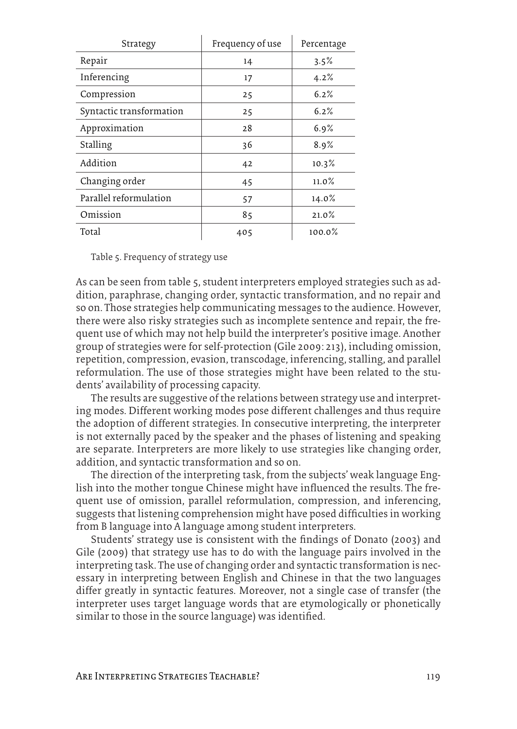| Strategy | Frequency of use | Percentage |
|---|---|---|
| Repair | 14 | 3.5% |
| Inferencing | 17 | 4.2% |
| Compression | 25 | 6.2% |
| Syntactic transformation | 25 | 6.2% |
| Approximation | 28 | 6.9% |
| Stalling | 36 | 8.9% |
| Addition | 42 | 10.3% |
| Changing order | 45 | 11.0% |
| Parallel reformulation | 57 | 14.0% |
| Omission | 85 | 21.0% |
| Total | 405 | 100.0% |

Table 5. Frequency of strategy use

As can be seen from table 5, student interpreters employed strategies such as addition, paraphrase, changing order, syntactic transformation, and no repair and so on. Those strategies help communicating messages to the audience. However, there were also risky strategies such as incomplete sentence and repair, the frequent use of which may not help build the interpreter's positive image. Another group of strategies were for self-protection (Gile 2009: 213), including omission, repetition, compression, evasion, transcodage, inferencing, stalling, and parallel reformulation. The use of those strategies might have been related to the students' availability of processing capacity.

The results are suggestive of the relations between strategy use and interpreting modes. Different working modes pose different challenges and thus require the adoption of different strategies. In consecutive interpreting, the interpreter is not externally paced by the speaker and the phases of listening and speaking are separate. Interpreters are more likely to use strategies like changing order, addition, and syntactic transformation and so on.

The direction of the interpreting task, from the subjects' weak language English into the mother tongue Chinese might have influenced the results. The frequent use of omission, parallel reformulation, compression, and inferencing, suggests that listening comprehension might have posed difficulties in working from B language into A language among student interpreters.

Students' strategy use is consistent with the findings of Donato (2003) and Gile (2009) that strategy use has to do with the language pairs involved in the interpreting task. The use of changing order and syntactic transformation is necessary in interpreting between English and Chinese in that the two languages differ greatly in syntactic features. Moreover, not a single case of transfer (the interpreter uses target language words that are etymologically or phonetically similar to those in the source language) was identified.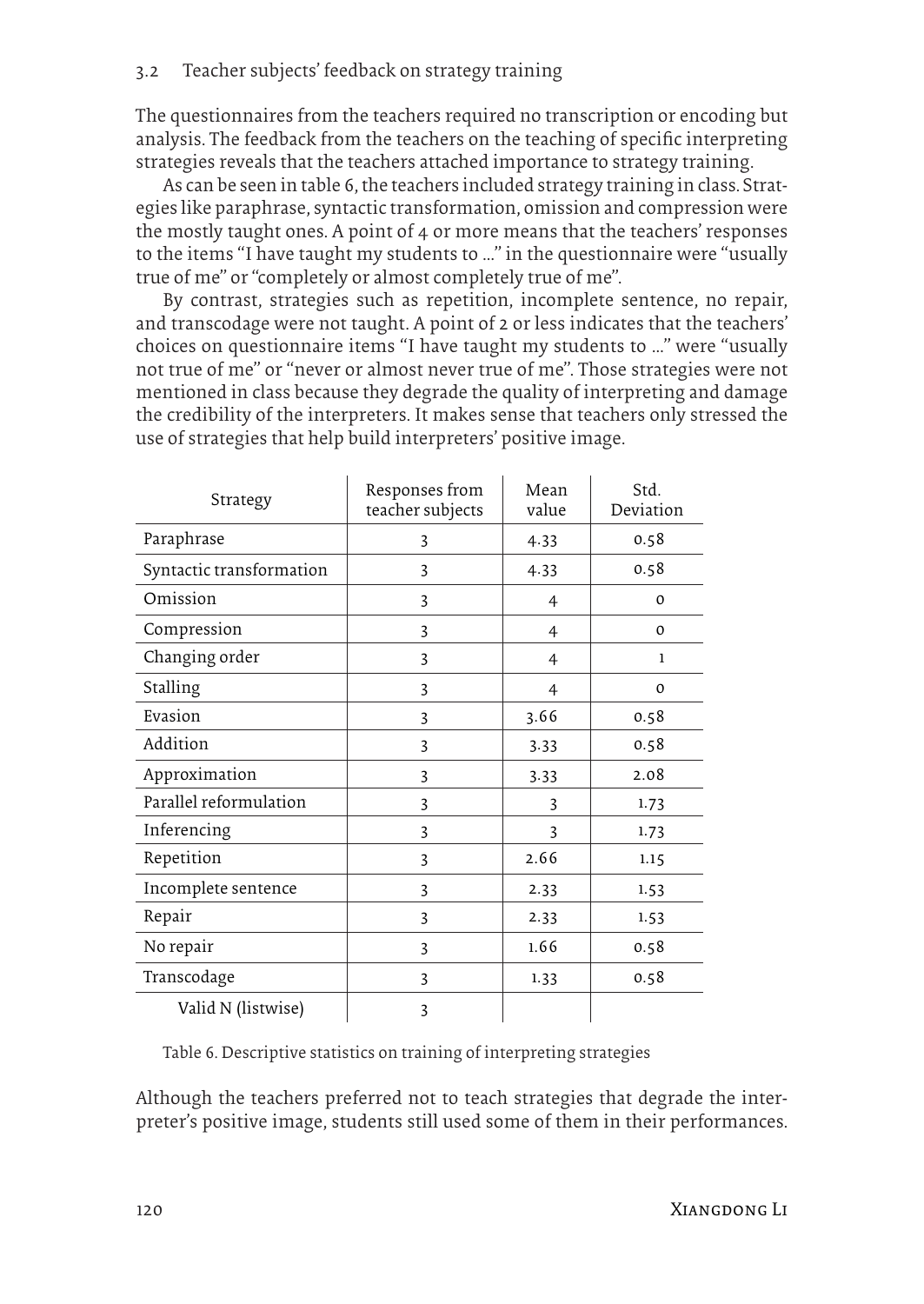### 3.2 Teacher subjects' feedback on strategy training

The questionnaires from the teachers required no transcription or encoding but analysis. The feedback from the teachers on the teaching of specific interpreting strategies reveals that the teachers attached importance to strategy training.

As can be seen in table 6, the teachers included strategy training in class. Strategies like paraphrase, syntactic transformation, omission and compression were the mostly taught ones. A point of 4 or more means that the teachers' responses to the items "I have taught my students to …" in the questionnaire were "usually true of me" or "completely or almost completely true of me".

By contrast, strategies such as repetition, incomplete sentence, no repair, and transcodage were not taught. A point of 2 or less indicates that the teachers' choices on questionnaire items "I have taught my students to …" were "usually not true of me" or "never or almost never true of me". Those strategies were not mentioned in class because they degrade the quality of interpreting and damage the credibility of the interpreters. It makes sense that teachers only stressed the use of strategies that help build interpreters' positive image.

| Strategy | Responses from teacher subjects | Mean value | Std. Deviation |
|---|---|---|---|
| Paraphrase | 3 | 4.33 | 0.58 |
| Syntactic transformation | 3 | 4.33 | 0.58 |
| Omission | 3 | 4 | 0 |
| Compression | 3 | 4 | 0 |
| Changing order | 3 | 4 | 1 |
| Stalling | 3 | 4 | 0 |
| Evasion | 3 | 3.66 | 0.58 |
| Addition | 3 | 3.33 | 0.58 |
| Approximation | 3 | 3.33 | 2.08 |
| Parallel reformulation | 3 | 3 | 1.73 |
| Inferencing | 3 | 3 | 1.73 |
| Repetition | 3 | 2.66 | 1.15 |
| Incomplete sentence | 3 | 2.33 | 1.53 |
| Repair | 3 | 2.33 | 1.53 |
| No repair | 3 | 1.66 | 0.58 |
| Transcodage | 3 | 1.33 | 0.58 |
| Valid N (listwise) | 3 | | |

Table 6. Descriptive statistics on training of interpreting strategies

Although the teachers preferred not to teach strategies that degrade the interpreter's positive image, students still used some of them in their performances.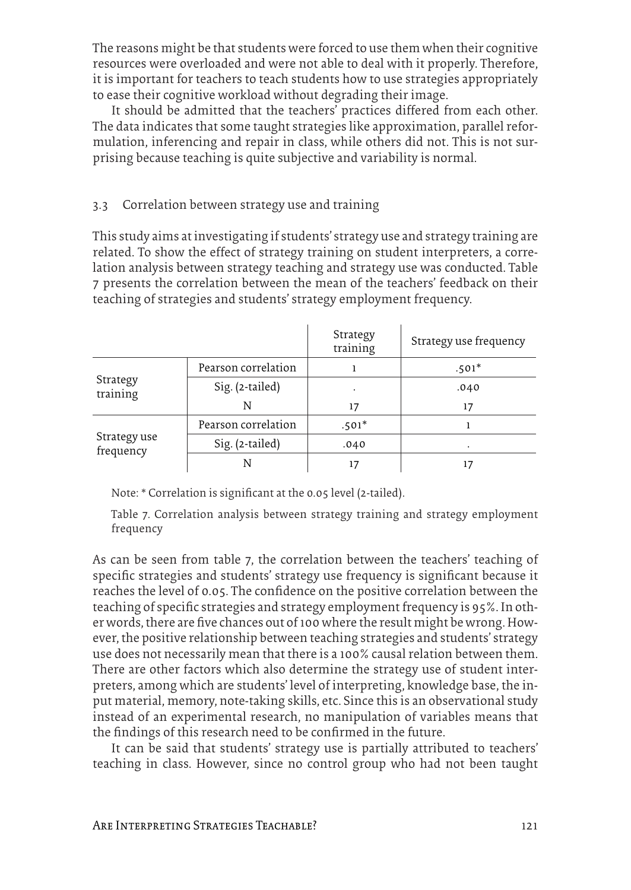The reasons might be that students were forced to use them when their cognitive resources were overloaded and were not able to deal with it properly. Therefore, it is important for teachers to teach students how to use strategies appropriately to ease their cognitive workload without degrading their image.

It should be admitted that the teachers' practices differed from each other. The data indicates that some taught strategies like approximation, parallel reformulation, inferencing and repair in class, while others did not. This is not surprising because teaching is quite subjective and variability is normal.

### 3.3 Correlation between strategy use and training

This study aims at investigating if students' strategy use and strategy training are related. To show the effect of strategy training on student interpreters, a correlation analysis between strategy teaching and strategy use was conducted. Table 7 presents the correlation between the mean of the teachers' feedback on their teaching of strategies and students' strategy employment frequency.

| | | Strategy training | Strategy use frequency |
|---|---|---|---|
| Strategy training | Pearson correlation | 1 | .501* |
| | Sig. (2-tailed) | . | .040 |
| | N | 17 | 17 |
| Strategy use frequency | Pearson correlation | .501* | 1 |
| | Sig. (2-tailed) | .040 | . |
| | N | 17 | 17 |

Note: * Correlation is significant at the 0.05 level (2-tailed).

Table 7. Correlation analysis between strategy training and strategy employment frequency

As can be seen from table 7, the correlation between the teachers' teaching of specific strategies and students' strategy use frequency is significant because it reaches the level of 0.05. The confidence on the positive correlation between the teaching of specific strategies and strategy employment frequency is 95%. In other words, there are five chances out of 100 where the result might be wrong. However, the positive relationship between teaching strategies and students' strategy use does not necessarily mean that there is a 100% causal relation between them. There are other factors which also determine the strategy use of student interpreters, among which are students' level of interpreting, knowledge base, the input material, memory, note-taking skills, etc. Since this is an observational study instead of an experimental research, no manipulation of variables means that the findings of this research need to be confirmed in the future.

It can be said that students' strategy use is partially attributed to teachers' teaching in class. However, since no control group who had not been taught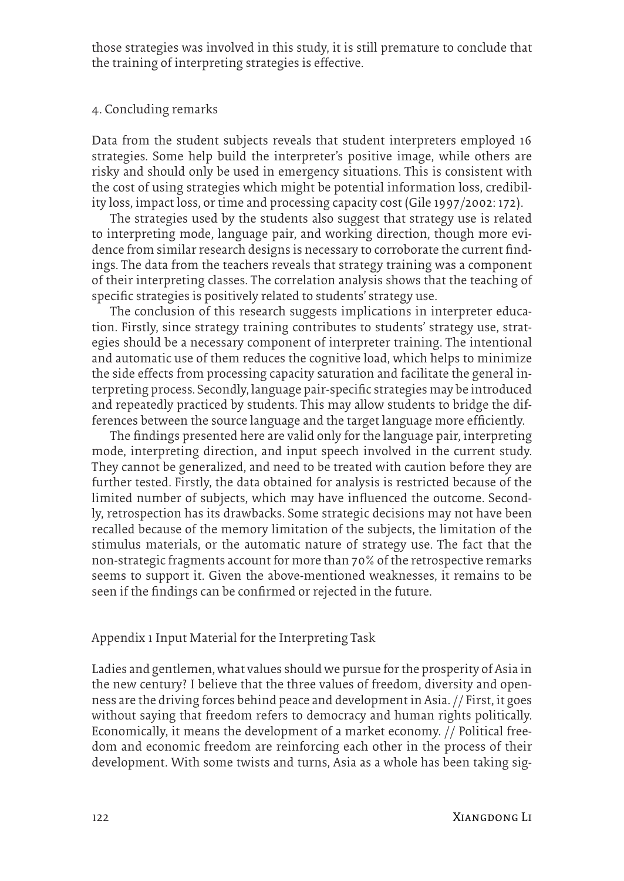those strategies was involved in this study, it is still premature to conclude that the training of interpreting strategies is effective.

## 4. Concluding remarks

Data from the student subjects reveals that student interpreters employed 16 strategies. Some help build the interpreter's positive image, while others are risky and should only be used in emergency situations. This is consistent with the cost of using strategies which might be potential information loss, credibility loss, impact loss, or time and processing capacity cost (Gile 1997/2002: 172).

The strategies used by the students also suggest that strategy use is related to interpreting mode, language pair, and working direction, though more evidence from similar research designs is necessary to corroborate the current findings. The data from the teachers reveals that strategy training was a component of their interpreting classes. The correlation analysis shows that the teaching of specific strategies is positively related to students' strategy use.

The conclusion of this research suggests implications in interpreter education. Firstly, since strategy training contributes to students' strategy use, strategies should be a necessary component of interpreter training. The intentional and automatic use of them reduces the cognitive load, which helps to minimize the side effects from processing capacity saturation and facilitate the general interpreting process. Secondly, language pair-specific strategies may be introduced and repeatedly practiced by students. This may allow students to bridge the differences between the source language and the target language more efficiently.

The findings presented here are valid only for the language pair, interpreting mode, interpreting direction, and input speech involved in the current study. They cannot be generalized, and need to be treated with caution before they are further tested. Firstly, the data obtained for analysis is restricted because of the limited number of subjects, which may have influenced the outcome. Secondly, retrospection has its drawbacks. Some strategic decisions may not have been recalled because of the memory limitation of the subjects, the limitation of the stimulus materials, or the automatic nature of strategy use. The fact that the non-strategic fragments account for more than 70% of the retrospective remarks seems to support it. Given the above-mentioned weaknesses, it remains to be seen if the findings can be confirmed or rejected in the future.

## Appendix 1 Input Material for the Interpreting Task

Ladies and gentlemen, what values should we pursue for the prosperity of Asia in the new century? I believe that the three values of freedom, diversity and openness are the driving forces behind peace and development in Asia. // First, it goes without saying that freedom refers to democracy and human rights politically. Economically, it means the development of a market economy. // Political freedom and economic freedom are reinforcing each other in the process of their development. With some twists and turns, Asia as a whole has been taking sig-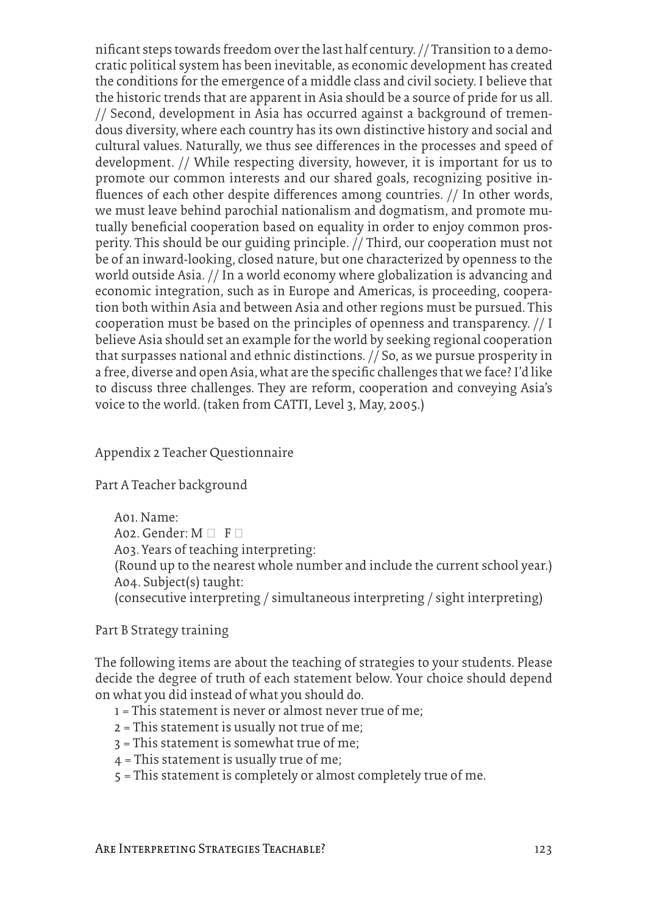nificant steps towards freedom over the last half century. // Transition to a democratic political system has been inevitable, as economic development has created the conditions for the emergence of a middle class and civil society. I believe that the historic trends that are apparent in Asia should be a source of pride for us all. // Second, development in Asia has occurred against a background of tremendous diversity, where each country has its own distinctive history and social and cultural values. Naturally, we thus see differences in the processes and speed of development. // While respecting diversity, however, it is important for us to promote our common interests and our shared goals, recognizing positive influences of each other despite differences among countries. // In other words, we must leave behind parochial nationalism and dogmatism, and promote mutually beneficial cooperation based on equality in order to enjoy common prosperity. This should be our guiding principle. // Third, our cooperation must not be of an inward-looking, closed nature, but one characterized by openness to the world outside Asia. // In a world economy where globalization is advancing and economic integration, such as in Europe and Americas, is proceeding, cooperation both within Asia and between Asia and other regions must be pursued. This cooperation must be based on the principles of openness and transparency. // I believe Asia should set an example for the world by seeking regional cooperation that surpasses national and ethnic distinctions. // So, as we pursue prosperity in a free, diverse and open Asia, what are the specific challenges that we face? I'd like to discuss three challenges. They are reform, cooperation and conveying Asia's voice to the world. (taken from CATTI, Level 3, May, 2005.)

## Appendix 2 Teacher Questionnaire

### Part A Teacher background

A01. Name:
A02. Gender: M □ F □
A03. Years of teaching interpreting:
(Round up to the nearest whole number and include the current school year.)
A04. Subject(s) taught:
(consecutive interpreting / simultaneous interpreting / sight interpreting)

### Part B Strategy training

The following items are about the teaching of strategies to your students. Please decide the degree of truth of each statement below. Your choice should depend on what you did instead of what you should do.

1 = This statement is never or almost never true of me;
2 = This statement is usually not true of me;
3 = This statement is somewhat true of me;
4 = This statement is usually true of me;
5 = This statement is completely or almost completely true of me.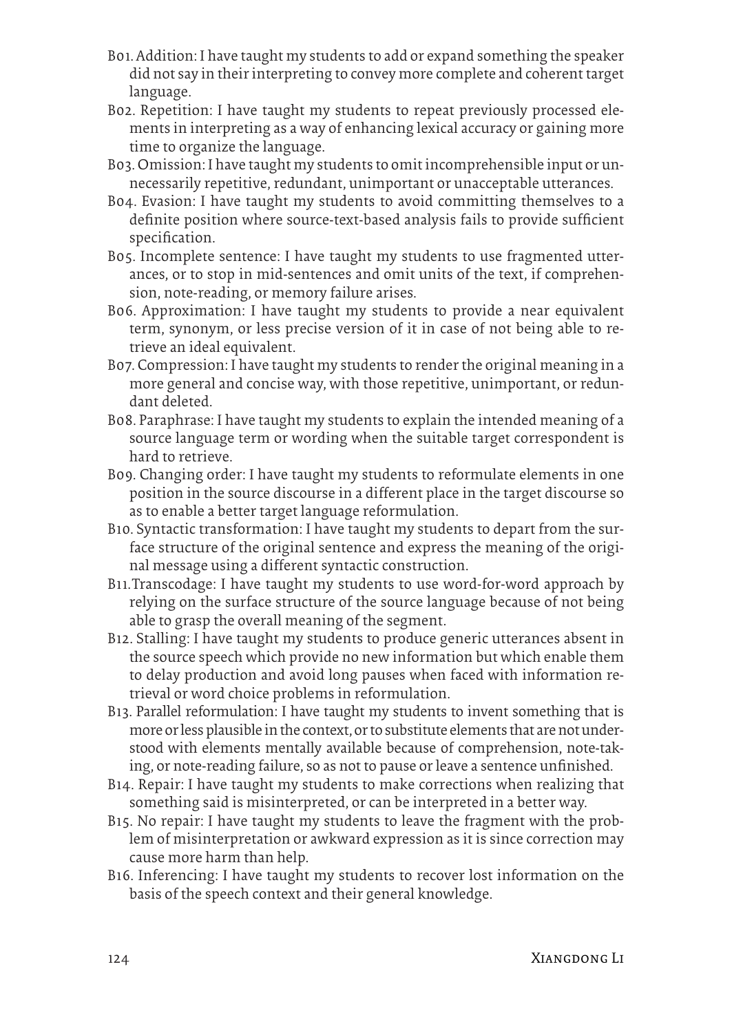B01. Addition: I have taught my students to add or expand something the speaker did not say in their interpreting to convey more complete and coherent target language.

B02. Repetition: I have taught my students to repeat previously processed elements in interpreting as a way of enhancing lexical accuracy or gaining more time to organize the language.

B03. Omission: I have taught my students to omit incomprehensible input or unnecessarily repetitive, redundant, unimportant or unacceptable utterances.

B04. Evasion: I have taught my students to avoid committing themselves to a definite position where source-text-based analysis fails to provide sufficient specification.

B05. Incomplete sentence: I have taught my students to use fragmented utterances, or to stop in mid-sentences and omit units of the text, if comprehension, note-reading, or memory failure arises.

B06. Approximation: I have taught my students to provide a near equivalent term, synonym, or less precise version of it in case of not being able to retrieve an ideal equivalent.

B07. Compression: I have taught my students to render the original meaning in a more general and concise way, with those repetitive, unimportant, or redundant deleted.

B08. Paraphrase: I have taught my students to explain the intended meaning of a source language term or wording when the suitable target correspondent is hard to retrieve.

B09. Changing order: I have taught my students to reformulate elements in one position in the source discourse in a different place in the target discourse so as to enable a better target language reformulation.

B10. Syntactic transformation: I have taught my students to depart from the surface structure of the original sentence and express the meaning of the original message using a different syntactic construction.

B11. Transcodage: I have taught my students to use word-for-word approach by relying on the surface structure of the source language because of not being able to grasp the overall meaning of the segment.

B12. Stalling: I have taught my students to produce generic utterances absent in the source speech which provide no new information but which enable them to delay production and avoid long pauses when faced with information retrieval or word choice problems in reformulation.

B13. Parallel reformulation: I have taught my students to invent something that is more or less plausible in the context, or to substitute elements that are not understood with elements mentally available because of comprehension, note-taking, or note-reading failure, so as not to pause or leave a sentence unfinished.

B14. Repair: I have taught my students to make corrections when realizing that something said is misinterpreted, or can be interpreted in a better way.

B15. No repair: I have taught my students to leave the fragment with the problem of misinterpretation or awkward expression as it is since correction may cause more harm than help.

B16. Inferencing: I have taught my students to recover lost information on the basis of the speech context and their general knowledge.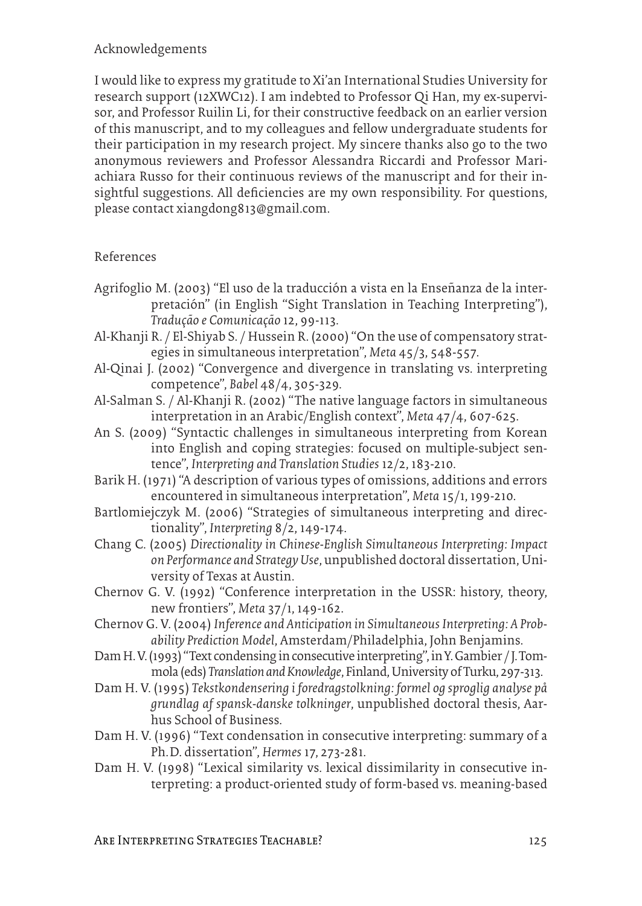## Acknowledgements

I would like to express my gratitude to Xi'an International Studies University for research support (12XWC12). I am indebted to Professor Qi Han, my ex-supervisor, and Professor Ruilin Li, for their constructive feedback on an earlier version of this manuscript, and to my colleagues and fellow undergraduate students for their participation in my research project. My sincere thanks also go to the two anonymous reviewers and Professor Alessandra Riccardi and Professor Mariachiara Russo for their continuous reviews of the manuscript and for their insightful suggestions. All deficiencies are my own responsibility. For questions, please contact xiangdong813@gmail.com.

## References

Agrifoglio M. (2003) "El uso de la traducción a vista en la Enseñanza de la interpretación" (in English "Sight Translation in Teaching Interpreting"), *Tradução e Comunicação* 12, 99-113.

Al-Khanji R. / El-Shiyab S. / Hussein R. (2000) "On the use of compensatory strategies in simultaneous interpretation", *Meta* 45/3, 548-557.

Al-Qinai J. (2002) "Convergence and divergence in translating vs. interpreting competence", *Babel* 48/4, 305-329.

Al-Salman S. / Al-Khanji R. (2002) "The native language factors in simultaneous interpretation in an Arabic/English context", *Meta* 47/4, 607-625.

An S. (2009) "Syntactic challenges in simultaneous interpreting from Korean into English and coping strategies: focused on multiple-subject sentence", *Interpreting and Translation Studies* 12/2, 183-210.

Barik H. (1971) "A description of various types of omissions, additions and errors encountered in simultaneous interpretation", *Meta* 15/1, 199-210.

Bartlomiejczyk M. (2006) "Strategies of simultaneous interpreting and directionality", *Interpreting* 8/2, 149-174.

Chang C. (2005) *Directionality in Chinese-English Simultaneous Interpreting: Impact on Performance and Strategy Use*, unpublished doctoral dissertation, University of Texas at Austin.

Chernov G. V. (1992) "Conference interpretation in the USSR: history, theory, new frontiers", *Meta* 37/1, 149-162.

Chernov G. V. (2004) *Inference and Anticipation in Simultaneous Interpreting: A Probability Prediction Model*, Amsterdam/Philadelphia, John Benjamins.

Dam H. V. (1993) "Text condensing in consecutive interpreting", in Y. Gambier / J. Tommola (eds) *Translation and Knowledge*, Finland, University of Turku, 297-313.

Dam H. V. (1995) *Tekstkondensering i foredragstolkning: formel og sproglig analyse på grundlag af spansk-danske tolkninger*, unpublished doctoral thesis, Aarhus School of Business.

Dam H. V. (1996) "Text condensation in consecutive interpreting: summary of a Ph.D. dissertation", *Hermes* 17, 273-281.

Dam H. V. (1998) "Lexical similarity vs. lexical dissimilarity in consecutive interpreting: a product-oriented study of form-based vs. meaning-based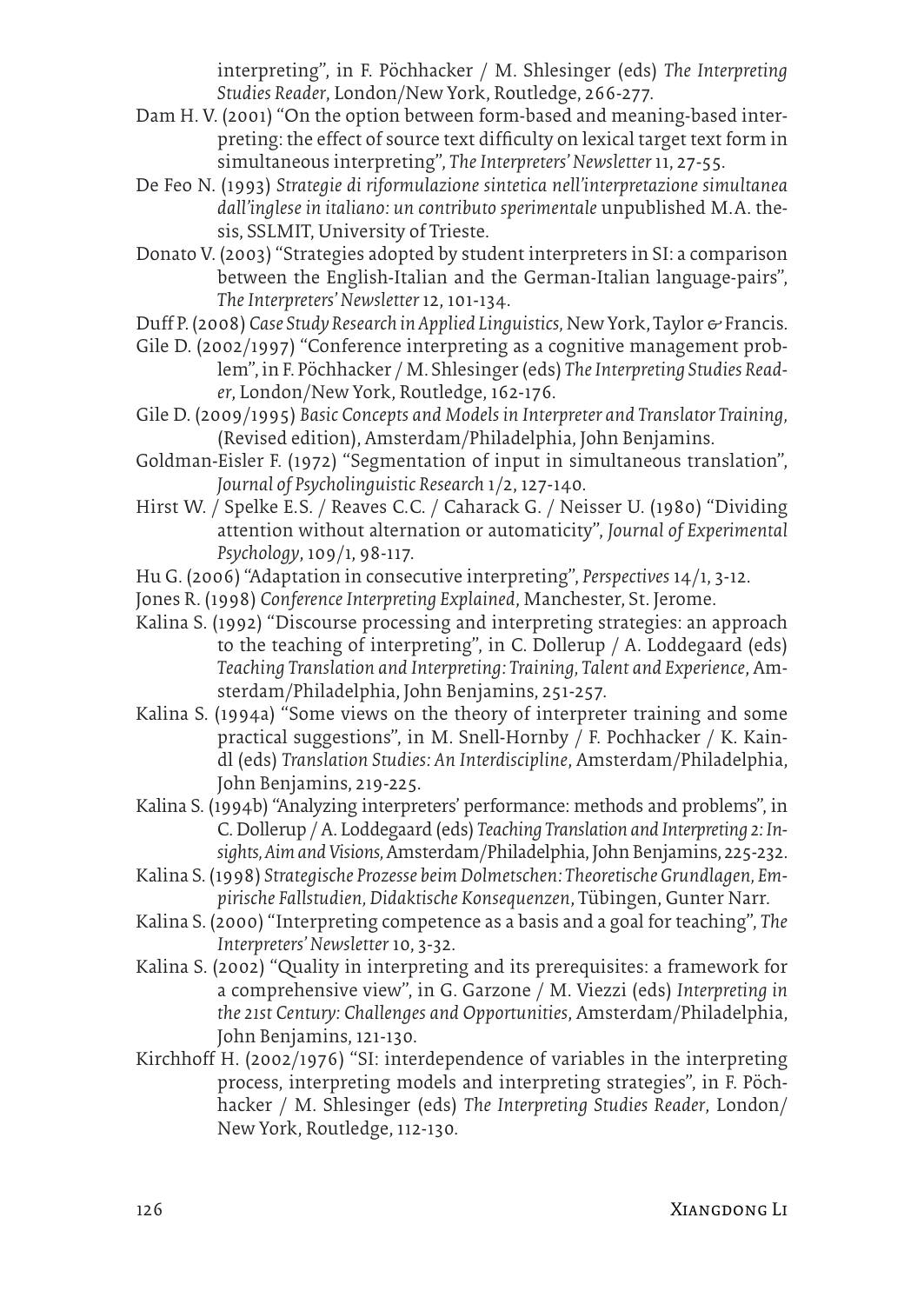interpreting", in F. Pöchhacker / M. Shlesinger (eds) *The Interpreting Studies Reader*, London/New York, Routledge, 266-277.

Dam H. V. (2001) "On the option between form-based and meaning-based interpreting: the effect of source text difficulty on lexical target text form in simultaneous interpreting", *The Interpreters' Newsletter* 11, 27-55.

De Feo N. (1993) *Strategie di riformulazione sintetica nell'interpretazione simultanea dall'inglese in italiano: un contributo sperimentale* unpublished M.A. thesis, SSLMIT, University of Trieste.

Donato V. (2003) "Strategies adopted by student interpreters in SI: a comparison between the English-Italian and the German-Italian language-pairs", *The Interpreters' Newsletter* 12, 101-134.

Duff P. (2008) *Case Study Research in Applied Linguistics*, New York, Taylor & Francis.

Gile D. (2002/1997) "Conference interpreting as a cognitive management problem", in F. Pöchhacker / M. Shlesinger (eds) *The Interpreting Studies Reader*, London/New York, Routledge, 162-176.

Gile D. (2009/1995) *Basic Concepts and Models in Interpreter and Translator Training*, (Revised edition), Amsterdam/Philadelphia, John Benjamins.

Goldman-Eisler F. (1972) "Segmentation of input in simultaneous translation", *Journal of Psycholinguistic Research* 1/2, 127-140.

Hirst W. / Spelke E.S. / Reaves C.C. / Caharack G. / Neisser U. (1980) "Dividing attention without alternation or automaticity", *Journal of Experimental Psychology*, 109/1, 98-117.

Hu G. (2006) "Adaptation in consecutive interpreting", *Perspectives* 14/1, 3-12.

Jones R. (1998) *Conference Interpreting Explained*, Manchester, St. Jerome.

Kalina S. (1992) "Discourse processing and interpreting strategies: an approach to the teaching of interpreting", in C. Dollerup / A. Loddegaard (eds) *Teaching Translation and Interpreting: Training, Talent and Experience*, Amsterdam/Philadelphia, John Benjamins, 251-257.

Kalina S. (1994a) "Some views on the theory of interpreter training and some practical suggestions", in M. Snell-Hornby / F. Pochhacker / K. Kaindl (eds) *Translation Studies: An Interdiscipline*, Amsterdam/Philadelphia, John Benjamins, 219-225.

Kalina S. (1994b) "Analyzing interpreters' performance: methods and problems", in C. Dollerup / A. Loddegaard (eds) *Teaching Translation and Interpreting 2: Insights, Aim and Visions*, Amsterdam/Philadelphia, John Benjamins, 225-232.

Kalina S. (1998) *Strategische Prozesse beim Dolmetschen: Theoretische Grundlagen, Empirische Fallstudien, Didaktische Konsequenzen*, Tübingen, Gunter Narr.

Kalina S. (2000) "Interpreting competence as a basis and a goal for teaching", *The Interpreters' Newsletter* 10, 3-32.

Kalina S. (2002) "Quality in interpreting and its prerequisites: a framework for a comprehensive view", in G. Garzone / M. Viezzi (eds) *Interpreting in the 21st Century: Challenges and Opportunities*, Amsterdam/Philadelphia, John Benjamins, 121-130.

Kirchhoff H. (2002/1976) "SI: interdependence of variables in the interpreting process, interpreting models and interpreting strategies", in F. Pöchhacker / M. Shlesinger (eds) *The Interpreting Studies Reader*, London/New York, Routledge, 112-130.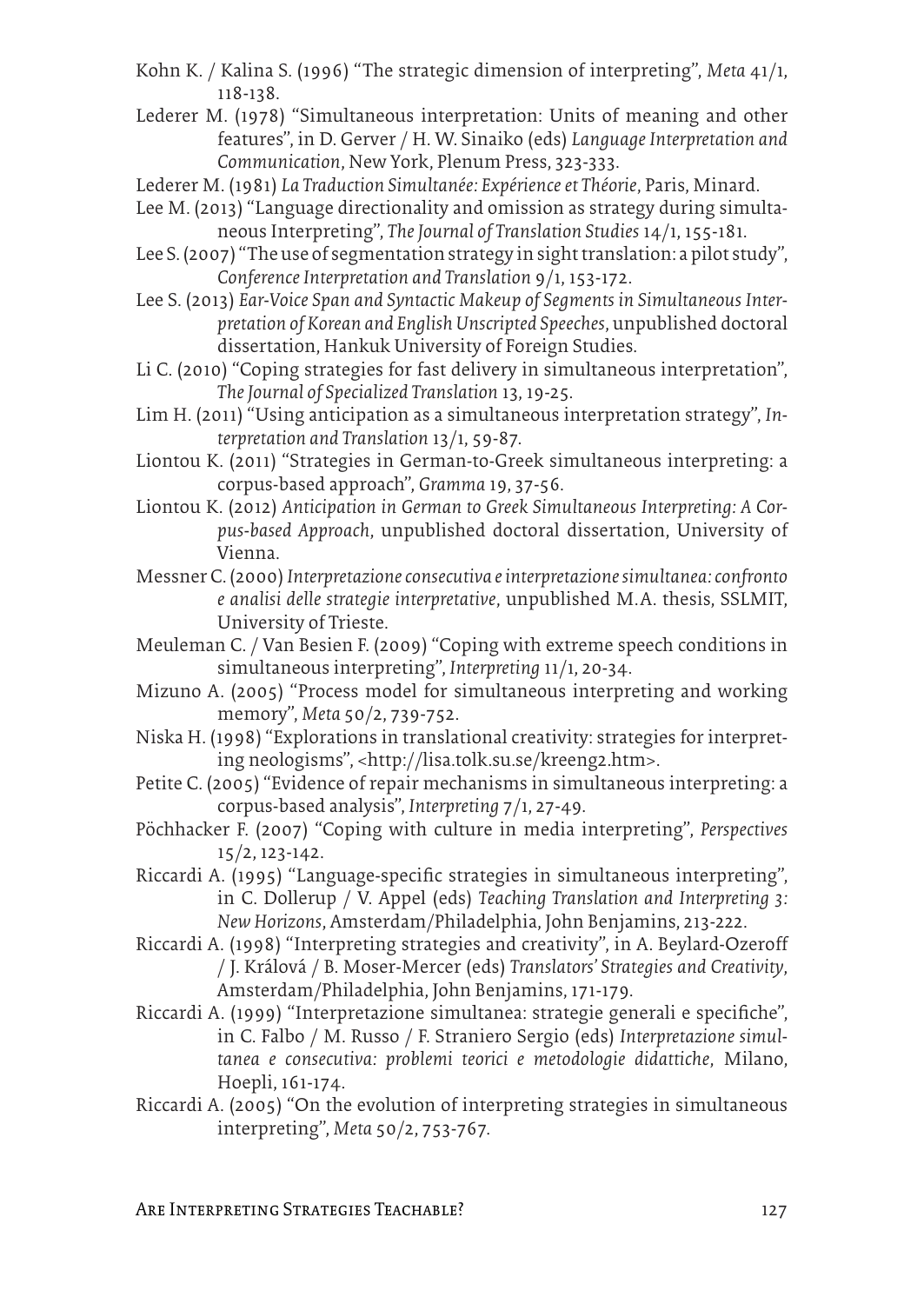Kohn K. / Kalina S. (1996) "The strategic dimension of interpreting", *Meta* 41/1, 118-138.

Lederer M. (1978) "Simultaneous interpretation: Units of meaning and other features", in D. Gerver / H. W. Sinaiko (eds) *Language Interpretation and Communication*, New York, Plenum Press, 323-333.

Lederer M. (1981) *La Traduction Simultanée: Expérience et Théorie*, Paris, Minard.

Lee M. (2013) "Language directionality and omission as strategy during simultaneous Interpreting", *The Journal of Translation Studies* 14/1, 155-181.

Lee S. (2007) "The use of segmentation strategy in sight translation: a pilot study", *Conference Interpretation and Translation* 9/1, 153-172.

Lee S. (2013) *Ear-Voice Span and Syntactic Makeup of Segments in Simultaneous Interpretation of Korean and English Unscripted Speeches*, unpublished doctoral dissertation, Hankuk University of Foreign Studies.

Li C. (2010) "Coping strategies for fast delivery in simultaneous interpretation", *The Journal of Specialized Translation* 13, 19-25.

Lim H. (2011) "Using anticipation as a simultaneous interpretation strategy", *Interpretation and Translation* 13/1, 59-87.

Liontou K. (2011) "Strategies in German-to-Greek simultaneous interpreting: a corpus-based approach", *Gramma* 19, 37-56.

Liontou K. (2012) *Anticipation in German to Greek Simultaneous Interpreting: A Corpus-based Approach*, unpublished doctoral dissertation, University of Vienna.

Messner C. (2000) *Interpretazione consecutiva e interpretazione simultanea: confronto e analisi delle strategie interpretative*, unpublished M.A. thesis, SSLMIT, University of Trieste.

Meuleman C. / Van Besien F. (2009) "Coping with extreme speech conditions in simultaneous interpreting", *Interpreting* 11/1, 20-34.

Mizuno A. (2005) "Process model for simultaneous interpreting and working memory", *Meta* 50/2, 739-752.

Niska H. (1998) "Explorations in translational creativity: strategies for interpreting neologisms", <http://lisa.tolk.su.se/kreeng2.htm>.

Petite C. (2005) "Evidence of repair mechanisms in simultaneous interpreting: a corpus-based analysis", *Interpreting* 7/1, 27-49.

Pöchhacker F. (2007) "Coping with culture in media interpreting", *Perspectives* 15/2, 123-142.

Riccardi A. (1995) "Language-specific strategies in simultaneous interpreting", in C. Dollerup / V. Appel (eds) *Teaching Translation and Interpreting 3: New Horizons*, Amsterdam/Philadelphia, John Benjamins, 213-222.

Riccardi A. (1998) "Interpreting strategies and creativity", in A. Beylard-Ozeroff / J. Králová / B. Moser-Mercer (eds) *Translators' Strategies and Creativity*, Amsterdam/Philadelphia, John Benjamins, 171-179.

Riccardi A. (1999) "Interpretazione simultanea: strategie generali e specifiche", in C. Falbo / M. Russo / F. Straniero Sergio (eds) *Interpretazione simultanea e consecutiva: problemi teorici e metodologie didattiche*, Milano, Hoepli, 161-174.

Riccardi A. (2005) "On the evolution of interpreting strategies in simultaneous interpreting", *Meta* 50/2, 753-767.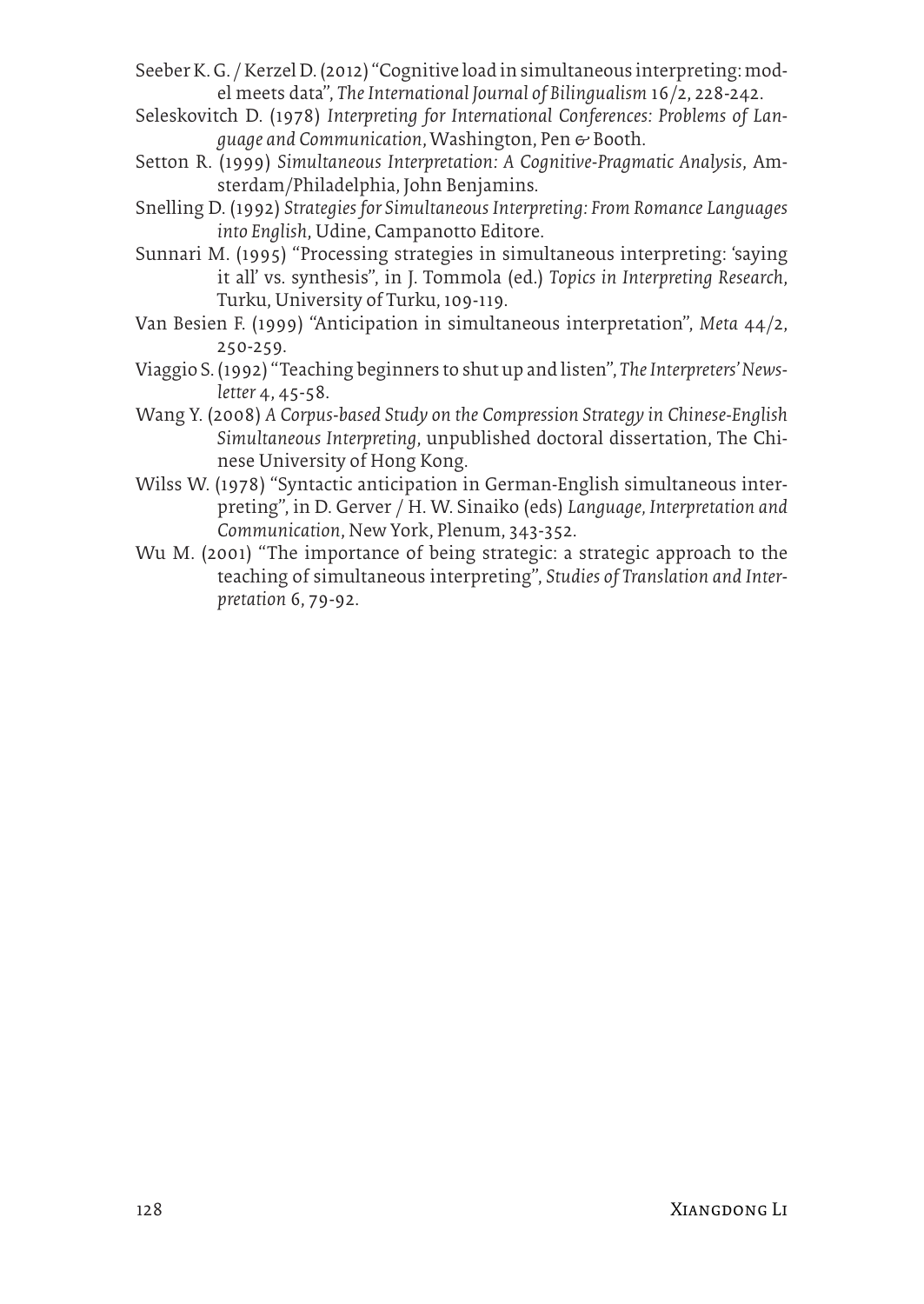Seeber K. G. / Kerzel D. (2012) "Cognitive load in simultaneous interpreting: model meets data", *The International Journal of Bilingualism* 16/2, 228-242.

Seleskovitch D. (1978) *Interpreting for International Conferences: Problems of Language and Communication*, Washington, Pen & Booth.

Setton R. (1999) *Simultaneous Interpretation: A Cognitive-Pragmatic Analysis*, Amsterdam/Philadelphia, John Benjamins.

Snelling D. (1992) *Strategies for Simultaneous Interpreting: From Romance Languages into English*, Udine, Campanotto Editore.

Sunnari M. (1995) "Processing strategies in simultaneous interpreting: 'saying it all' vs. synthesis", in J. Tommola (ed.) *Topics in Interpreting Research*, Turku, University of Turku, 109-119.

Van Besien F. (1999) "Anticipation in simultaneous interpretation", *Meta* 44/2, 250-259.

Viaggio S. (1992) "Teaching beginners to shut up and listen", *The Interpreters' Newsletter* 4, 45-58.

Wang Y. (2008) *A Corpus-based Study on the Compression Strategy in Chinese-English Simultaneous Interpreting*, unpublished doctoral dissertation, The Chinese University of Hong Kong.

Wilss W. (1978) "Syntactic anticipation in German-English simultaneous interpreting", in D. Gerver / H. W. Sinaiko (eds) *Language, Interpretation and Communication*, New York, Plenum, 343-352.

Wu M. (2001) "The importance of being strategic: a strategic approach to the teaching of simultaneous interpreting", *Studies of Translation and Interpretation* 6, 79-92.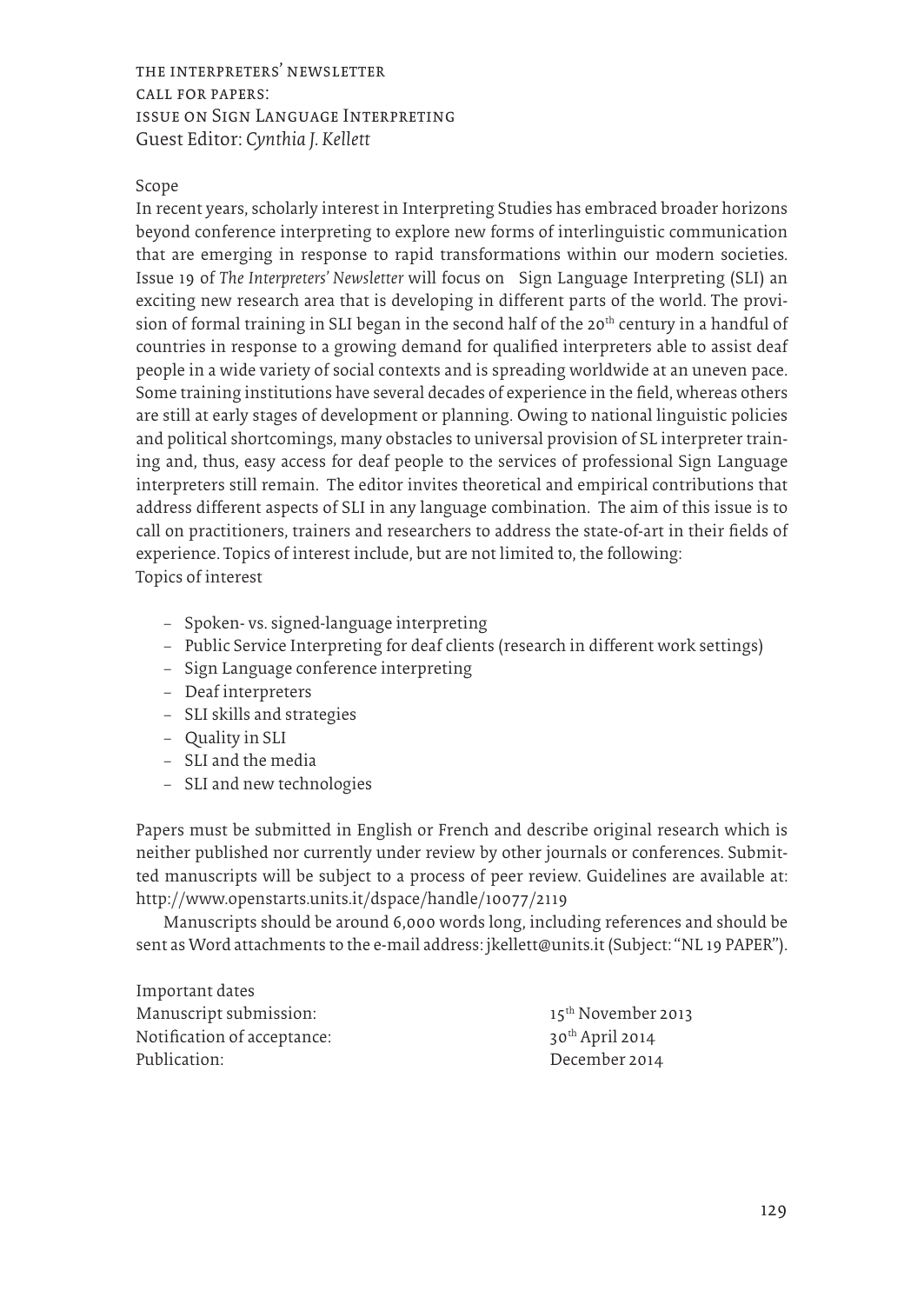# The Interpreters' Newsletter
## Call for Papers:
## Issue on Sign Language Interpreting

Guest Editor: *Cynthia J. Kellett*

### Scope

In recent years, scholarly interest in Interpreting Studies has embraced broader horizons beyond conference interpreting to explore new forms of interlinguistic communication that are emerging in response to rapid transformations within our modern societies. Issue 19 of *The Interpreters' Newsletter* will focus on Sign Language Interpreting (SLI) an exciting new research area that is developing in different parts of the world. The provision of formal training in SLI began in the second half of the 20th century in a handful of countries in response to a growing demand for qualified interpreters able to assist deaf people in a wide variety of social contexts and is spreading worldwide at an uneven pace. Some training institutions have several decades of experience in the field, whereas others are still at early stages of development or planning. Owing to national linguistic policies and political shortcomings, many obstacles to universal provision of SL interpreter training and, thus, easy access for deaf people to the services of professional Sign Language interpreters still remain. The editor invites theoretical and empirical contributions that address different aspects of SLI in any language combination. The aim of this issue is to call on practitioners, trainers and researchers to address the state-of-art in their fields of experience. Topics of interest include, but are not limited to, the following:

### Topics of interest

- Spoken- vs. signed-language interpreting
- Public Service Interpreting for deaf clients (research in different work settings)
- Sign Language conference interpreting
- Deaf interpreters
- SLI skills and strategies
- Quality in SLI
- SLI and the media
- SLI and new technologies

Papers must be submitted in English or French and describe original research which is neither published nor currently under review by other journals or conferences. Submitted manuscripts will be subject to a process of peer review. Guidelines are available at: http://www.openstarts.units.it/dspace/handle/10077/2119

Manuscripts should be around 6,000 words long, including references and should be sent as Word attachments to the e-mail address: jkellett@units.it (Subject: "NL 19 PAPER").

### Important dates

| | |
|---|---|
| Manuscript submission: | 15th November 2013 |
| Notification of acceptance: | 30th April 2014 |
| Publication: | December 2014 |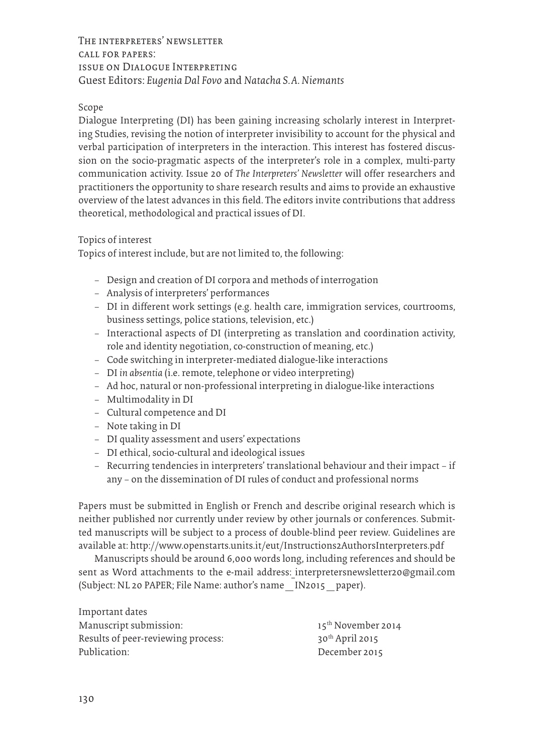# The interpreters' newsletter
## call for papers:
## issue on Dialogue Interpreting
Guest Editors: *Eugenia Dal Fovo* and *Natacha S.A. Niemants*

### Scope

Dialogue Interpreting (DI) has been gaining increasing scholarly interest in Interpreting Studies, revising the notion of interpreter invisibility to account for the physical and verbal participation of interpreters in the interaction. This interest has fostered discussion on the socio-pragmatic aspects of the interpreter's role in a complex, multi-party communication activity. Issue 20 of *The Interpreters' Newsletter* will offer researchers and practitioners the opportunity to share research results and aims to provide an exhaustive overview of the latest advances in this field. The editors invite contributions that address theoretical, methodological and practical issues of DI.

### Topics of interest

Topics of interest include, but are not limited to, the following:

- Design and creation of DI corpora and methods of interrogation
- Analysis of interpreters' performances
- DI in different work settings (e.g. health care, immigration services, courtrooms, business settings, police stations, television, etc.)
- Interactional aspects of DI (interpreting as translation and coordination activity, role and identity negotiation, co-construction of meaning, etc.)
- Code switching in interpreter-mediated dialogue-like interactions
- DI *in absentia* (i.e. remote, telephone or video interpreting)
- Ad hoc, natural or non-professional interpreting in dialogue-like interactions
- Multimodality in DI
- Cultural competence and DI
- Note taking in DI
- DI quality assessment and users' expectations
- DI ethical, socio-cultural and ideological issues
- Recurring tendencies in interpreters' translational behaviour and their impact – if any – on the dissemination of DI rules of conduct and professional norms

Papers must be submitted in English or French and describe original research which is neither published nor currently under review by other journals or conferences. Submitted manuscripts will be subject to a process of double-blind peer review. Guidelines are available at: http://www.openstarts.units.it/eut/Instructions2AuthorsInterpreters.pdf

Manuscripts should be around 6,000 words long, including references and should be sent as Word attachments to the e-mail address: interpretersnewsletter20@gmail.com (Subject: NL 20 PAPER; File Name: author's name _ IN2015 _ paper).

### Important dates

| | |
|---|---|
| Manuscript submission: | 15th November 2014 |
| Results of peer-reviewing process: | 30th April 2015 |
| Publication: | December 2015 |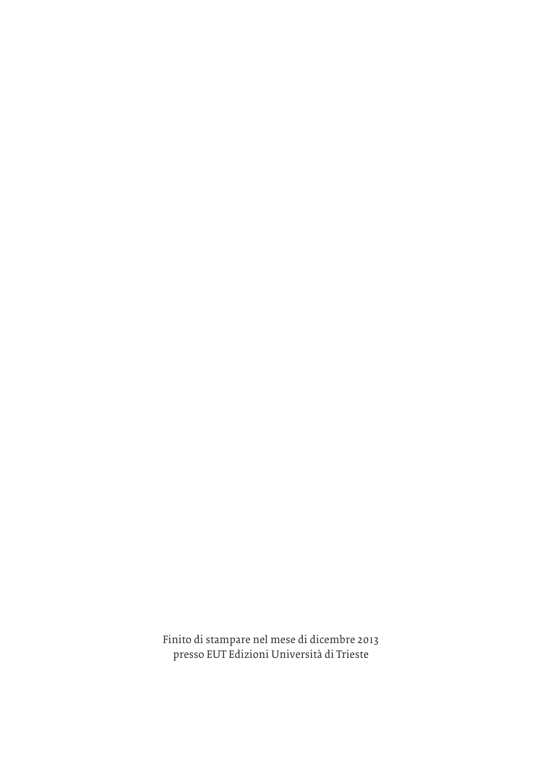Finito di stampare nel mese di dicembre 2013
presso EUT Edizioni Università di Trieste